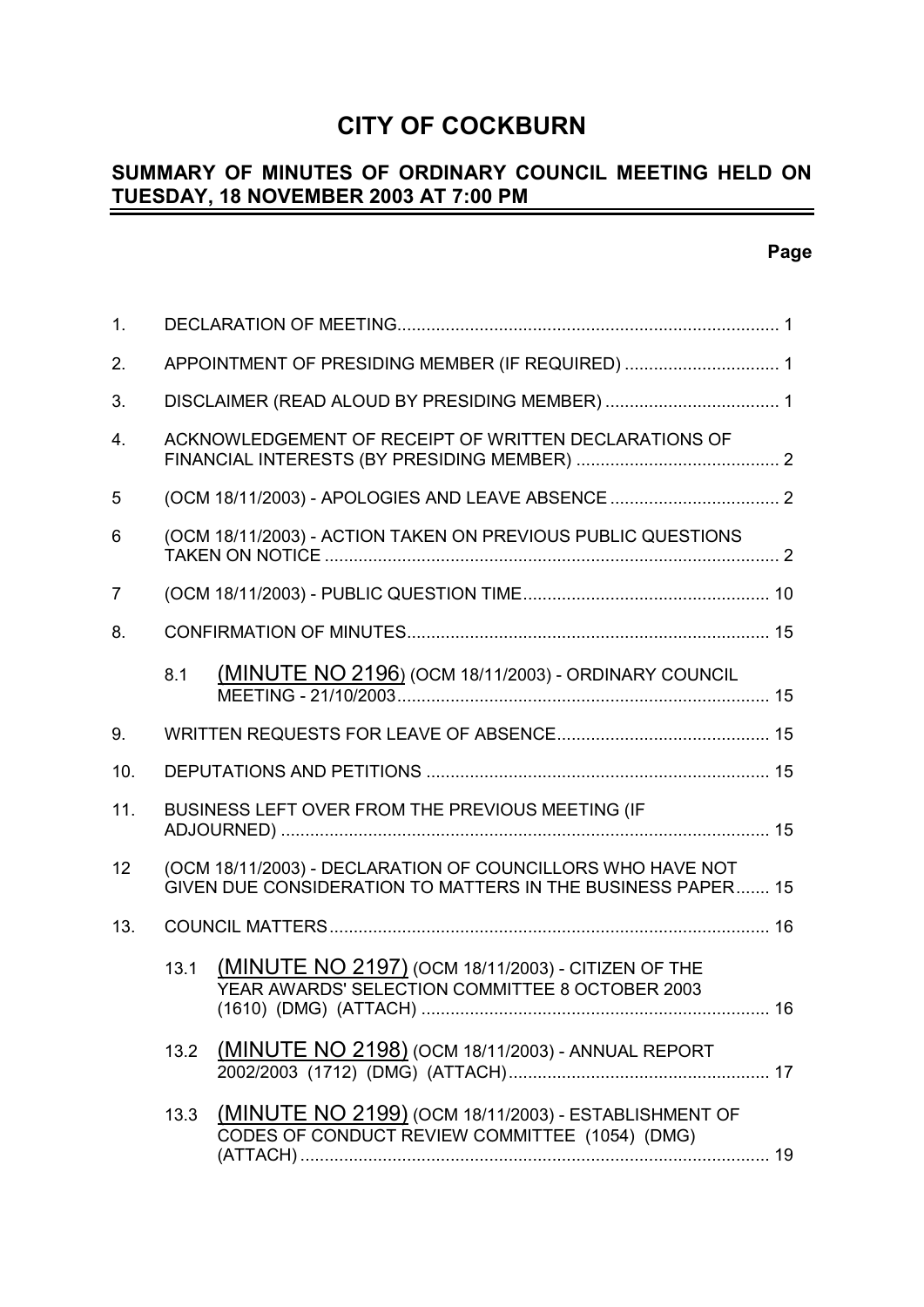# CITY OF COCKBURN

## SUMMARY OF MINUTES OF ORDINARY COUNCIL MEETING HELD ON TUESDAY, 18 NOVEMBER 2003 AT 7:00 PM

**Page**

1. DECLARATION OF MEETING............................................................................... 1
2. APPOINTMENT OF PRESIDING MEMBER (IF REQUIRED) ................................ 1
3. DISCLAIMER (READ ALOUD BY PRESIDING MEMBER) .................................... 1
4. ACKNOWLEDGEMENT OF RECEIPT OF WRITTEN DECLARATIONS OF FINANCIAL INTERESTS (BY PRESIDING MEMBER) .......................................... 2
5. (OCM 18/11/2003) - APOLOGIES AND LEAVE ABSENCE ................................... 2
6. (OCM 18/11/2003) - ACTION TAKEN ON PREVIOUS PUBLIC QUESTIONS TAKEN ON NOTICE ............................................................................................ 2
7. (OCM 18/11/2003) - PUBLIC QUESTION TIME................................................... 10
8. CONFIRMATION OF MINUTES........................................................................... 15
   - 8.1 (MINUTE NO 2196) (OCM 18/11/2003) - ORDINARY COUNCIL MEETING - 21/10/2003............................................................................ 15
9. WRITTEN REQUESTS FOR LEAVE OF ABSENCE............................................ 15
10. DEPUTATIONS AND PETITIONS ....................................................................... 15
11. BUSINESS LEFT OVER FROM THE PREVIOUS MEETING (IF ADJOURNED) .................................................................................................... 15
12. (OCM 18/11/2003) - DECLARATION OF COUNCILLORS WHO HAVE NOT GIVEN DUE CONSIDERATION TO MATTERS IN THE BUSINESS PAPER....... 15
13. COUNCIL MATTERS........................................................................................... 16
    - 13.1 (MINUTE NO 2197) (OCM 18/11/2003) - CITIZEN OF THE YEAR AWARDS' SELECTION COMMITTEE 8 OCTOBER 2003 (1610) (DMG) (ATTACH) ........................................................................ 16
    - 13.2 (MINUTE NO 2198) (OCM 18/11/2003) - ANNUAL REPORT 2002/2003 (1712) (DMG) (ATTACH)...................................................... 17
    - 13.3 (MINUTE NO 2199) (OCM 18/11/2003) - ESTABLISHMENT OF CODES OF CONDUCT REVIEW COMMITTEE (1054) (DMG) (ATTACH) ................................................................................................ 19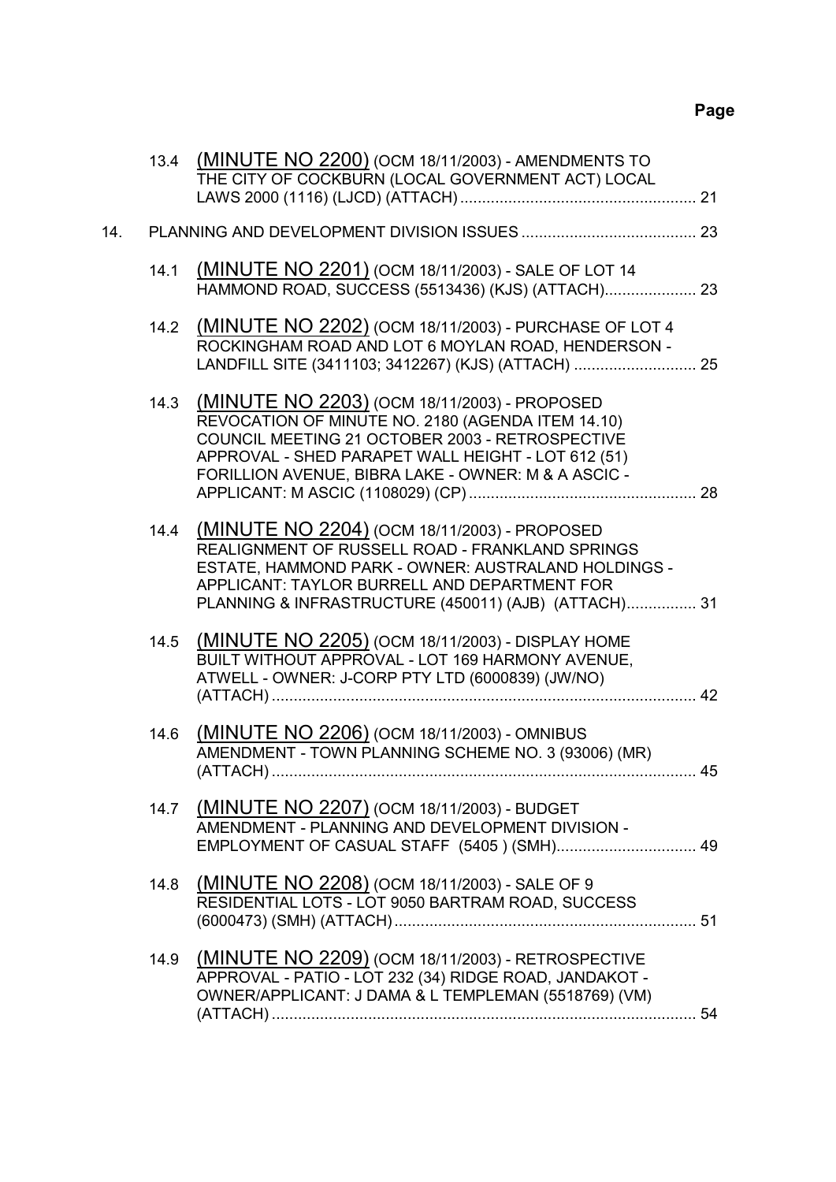**Page**

13.4 (MINUTE NO 2200) (OCM 18/11/2003) - AMENDMENTS TO THE CITY OF COCKBURN (LOCAL GOVERNMENT ACT) LOCAL LAWS 2000 (1116) (LJCD) (ATTACH) ........................................................ 21

14. PLANNING AND DEVELOPMENT DIVISION ISSUES ........................................ 23

14.1 (MINUTE NO 2201) (OCM 18/11/2003) - SALE OF LOT 14 HAMMOND ROAD, SUCCESS (5513436) (KJS) (ATTACH)..................... 23

14.2 (MINUTE NO 2202) (OCM 18/11/2003) - PURCHASE OF LOT 4 ROCKINGHAM ROAD AND LOT 6 MOYLAN ROAD, HENDERSON - LANDFILL SITE (3411103; 3412267) (KJS) (ATTACH) ............................ 25

14.3 (MINUTE NO 2203) (OCM 18/11/2003) - PROPOSED REVOCATION OF MINUTE NO. 2180 (AGENDA ITEM 14.10) COUNCIL MEETING 21 OCTOBER 2003 - RETROSPECTIVE APPROVAL - SHED PARAPET WALL HEIGHT - LOT 612 (51) FORILLION AVENUE, BIBRA LAKE - OWNER: M & A ASCIC - APPLICANT: M ASCIC (1108029) (CP) .................................................... 28

14.4 (MINUTE NO 2204) (OCM 18/11/2003) - PROPOSED REALIGNMENT OF RUSSELL ROAD - FRANKLAND SPRINGS ESTATE, HAMMOND PARK - OWNER: AUSTRALAND HOLDINGS - APPLICANT: TAYLOR BURRELL AND DEPARTMENT FOR PLANNING & INFRASTRUCTURE (450011) (AJB) (ATTACH)................ 31

14.5 (MINUTE NO 2205) (OCM 18/11/2003) - DISPLAY HOME BUILT WITHOUT APPROVAL - LOT 169 HARMONY AVENUE, ATWELL - OWNER: J-CORP PTY LTD (6000839) (JW/NO) (ATTACH) ................................................................................................. 42

14.6 (MINUTE NO 2206) (OCM 18/11/2003) - OMNIBUS AMENDMENT - TOWN PLANNING SCHEME NO. 3 (93006) (MR) (ATTACH) ................................................................................................. 45

14.7 (MINUTE NO 2207) (OCM 18/11/2003) - BUDGET AMENDMENT - PLANNING AND DEVELOPMENT DIVISION - EMPLOYMENT OF CASUAL STAFF (5405 ) (SMH)................................ 49

14.8 (MINUTE NO 2208) (OCM 18/11/2003) - SALE OF 9 RESIDENTIAL LOTS - LOT 9050 BARTRAM ROAD, SUCCESS (6000473) (SMH) (ATTACH)..................................................................... 51

14.9 (MINUTE NO 2209) (OCM 18/11/2003) - RETROSPECTIVE APPROVAL - PATIO - LOT 232 (34) RIDGE ROAD, JANDAKOT - OWNER/APPLICANT: J DAMA & L TEMPLEMAN (5518769) (VM) (ATTACH) ................................................................................................. 54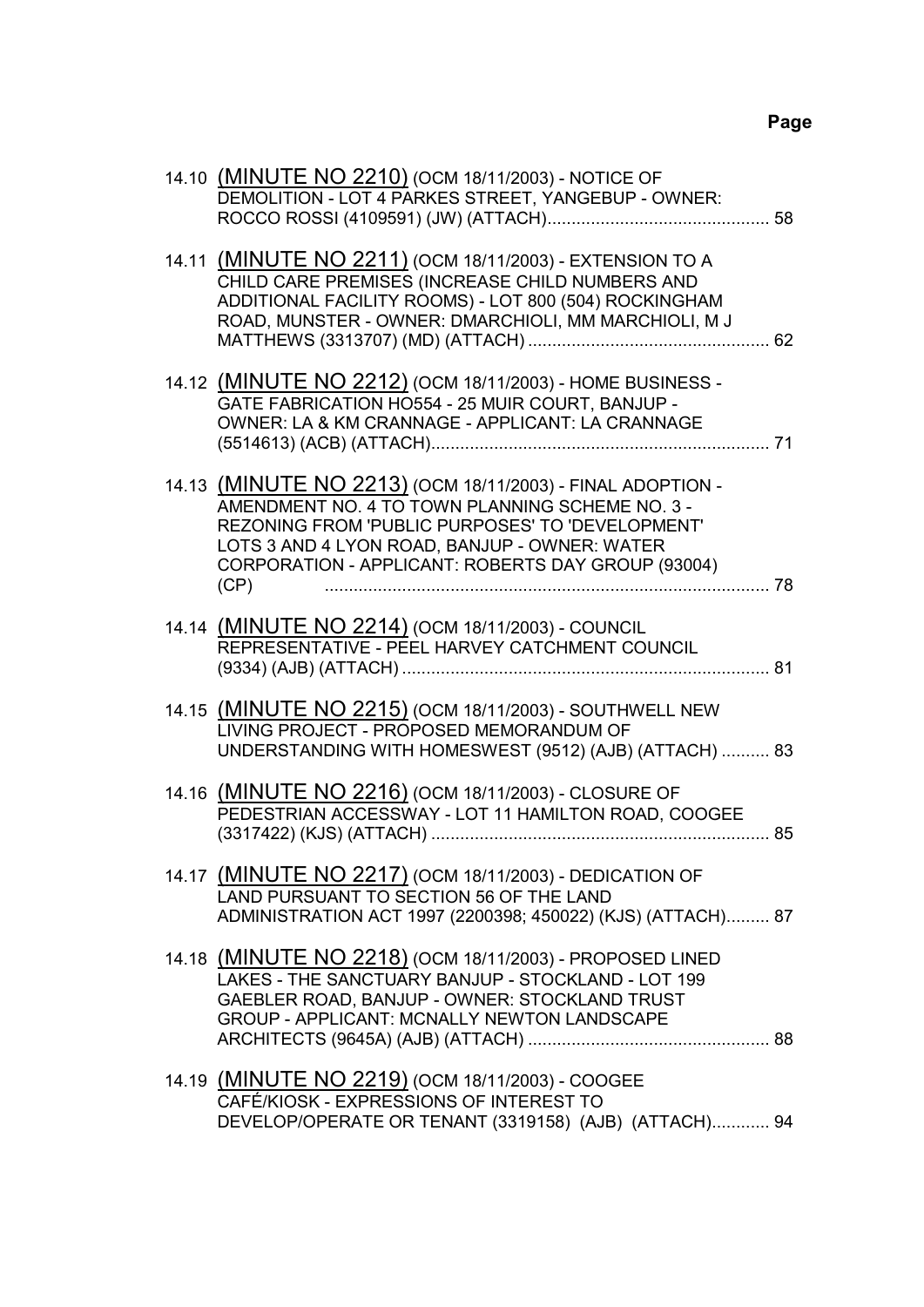**Page**

14.10 (MINUTE NO 2210) (OCM 18/11/2003) - NOTICE OF DEMOLITION - LOT 4 PARKES STREET, YANGEBUP - OWNER: ROCCO ROSSI (4109591) (JW) (ATTACH)............................................... 58

14.11 (MINUTE NO 2211) (OCM 18/11/2003) - EXTENSION TO A CHILD CARE PREMISES (INCREASE CHILD NUMBERS AND ADDITIONAL FACILITY ROOMS) - LOT 800 (504) ROCKINGHAM ROAD, MUNSTER - OWNER: DMARCHIOLI, MM MARCHIOLI, M J MATTHEWS (3313707) (MD) (ATTACH) .................................................. 62

14.12 (MINUTE NO 2212) (OCM 18/11/2003) - HOME BUSINESS - GATE FABRICATION HO554 - 25 MUIR COURT, BANJUP - OWNER: LA & KM CRANNAGE - APPLICANT: LA CRANNAGE (5514613) (ACB) (ATTACH)...................................................................... 71

14.13 (MINUTE NO 2213) (OCM 18/11/2003) - FINAL ADOPTION - AMENDMENT NO. 4 TO TOWN PLANNING SCHEME NO. 3 - REZONING FROM 'PUBLIC PURPOSES' TO 'DEVELOPMENT' LOTS 3 AND 4 LYON ROAD, BANJUP - OWNER: WATER CORPORATION - APPLICANT: ROBERTS DAY GROUP (93004) (CP) ............................................................................................ 78

14.14 (MINUTE NO 2214) (OCM 18/11/2003) - COUNCIL REPRESENTATIVE - PEEL HARVEY CATCHMENT COUNCIL (9334) (AJB) (ATTACH) ............................................................................ 81

14.15 (MINUTE NO 2215) (OCM 18/11/2003) - SOUTHWELL NEW LIVING PROJECT - PROPOSED MEMORANDUM OF UNDERSTANDING WITH HOMESWEST (9512) (AJB) (ATTACH) .......... 83

14.16 (MINUTE NO 2216) (OCM 18/11/2003) - CLOSURE OF PEDESTRIAN ACCESSWAY - LOT 11 HAMILTON ROAD, COOGEE (3317422) (KJS) (ATTACH) ...................................................................... 85

14.17 (MINUTE NO 2217) (OCM 18/11/2003) - DEDICATION OF LAND PURSUANT TO SECTION 56 OF THE LAND ADMINISTRATION ACT 1997 (2200398; 450022) (KJS) (ATTACH)......... 87

14.18 (MINUTE NO 2218) (OCM 18/11/2003) - PROPOSED LINED LAKES - THE SANCTUARY BANJUP - STOCKLAND - LOT 199 GAEBLER ROAD, BANJUP - OWNER: STOCKLAND TRUST GROUP - APPLICANT: MCNALLY NEWTON LANDSCAPE ARCHITECTS (9645A) (AJB) (ATTACH) .................................................. 88

14.19 (MINUTE NO 2219) (OCM 18/11/2003) - COOGEE CAFÉ/KIOSK - EXPRESSIONS OF INTEREST TO DEVELOP/OPERATE OR TENANT (3319158) (AJB) (ATTACH)............ 94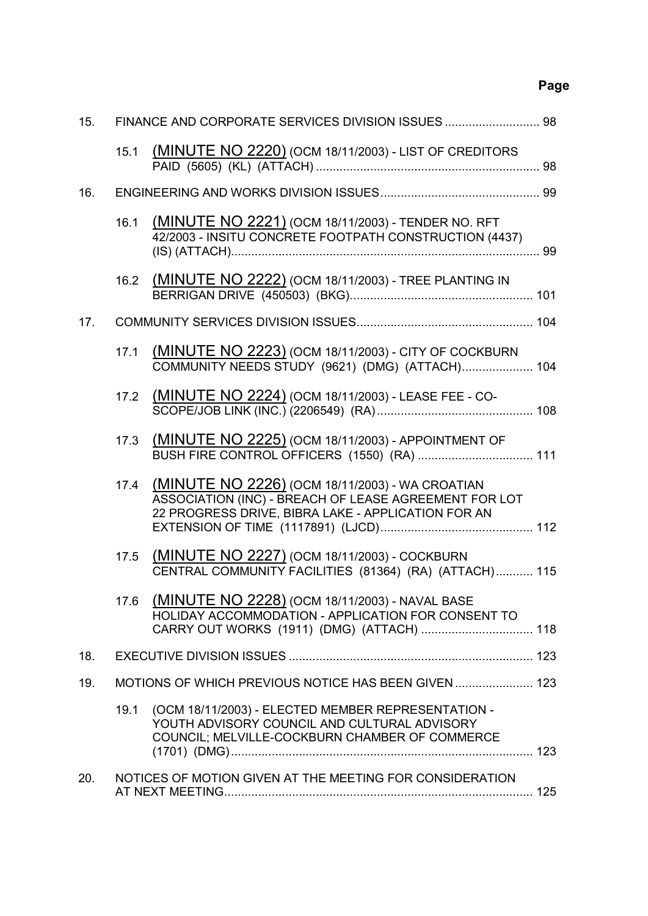**Page**

15. FINANCE AND CORPORATE SERVICES DIVISION ISSUES ............................ 98

 15.1 (MINUTE NO 2220) (OCM 18/11/2003) - LIST OF CREDITORS PAID (5605) (KL) (ATTACH) .................................................................. 98

16. ENGINEERING AND WORKS DIVISION ISSUES............................................... 99

 16.1 (MINUTE NO 2221) (OCM 18/11/2003) - TENDER NO. RFT 42/2003 - INSITU CONCRETE FOOTPATH CONSTRUCTION (4437) (IS) (ATTACH)........................................................................................... 99

 16.2 (MINUTE NO 2222) (OCM 18/11/2003) - TREE PLANTING IN BERRIGAN DRIVE (450503) (BKG)...................................................... 101

17. COMMUNITY SERVICES DIVISION ISSUES.................................................... 104

 17.1 (MINUTE NO 2223) (OCM 18/11/2003) - CITY OF COCKBURN COMMUNITY NEEDS STUDY (9621) (DMG) (ATTACH)..................... 104

 17.2 (MINUTE NO 2224) (OCM 18/11/2003) - LEASE FEE - CO-SCOPE/JOB LINK (INC.) (2206549) (RA).............................................. 108

 17.3 (MINUTE NO 2225) (OCM 18/11/2003) - APPOINTMENT OF BUSH FIRE CONTROL OFFICERS (1550) (RA) .................................. 111

 17.4 (MINUTE NO 2226) (OCM 18/11/2003) - WA CROATIAN ASSOCIATION (INC) - BREACH OF LEASE AGREEMENT FOR LOT 22 PROGRESS DRIVE, BIBRA LAKE - APPLICATION FOR AN EXTENSION OF TIME (1117891) (LJCD)............................................. 112

 17.5 (MINUTE NO 2227) (OCM 18/11/2003) - COCKBURN CENTRAL COMMUNITY FACILITIES (81364) (RA) (ATTACH)........... 115

 17.6 (MINUTE NO 2228) (OCM 18/11/2003) - NAVAL BASE HOLIDAY ACCOMMODATION - APPLICATION FOR CONSENT TO CARRY OUT WORKS (1911) (DMG) (ATTACH) ................................. 118

18. EXECUTIVE DIVISION ISSUES ........................................................................ 123

19. MOTIONS OF WHICH PREVIOUS NOTICE HAS BEEN GIVEN ....................... 123

 19.1 (OCM 18/11/2003) - ELECTED MEMBER REPRESENTATION - YOUTH ADVISORY COUNCIL AND CULTURAL ADVISORY COUNCIL; MELVILLE-COCKBURN CHAMBER OF COMMERCE (1701) (DMG).......................................................................................... 123

20. NOTICES OF MOTION GIVEN AT THE MEETING FOR CONSIDERATION AT NEXT MEETING........................................................................................... 125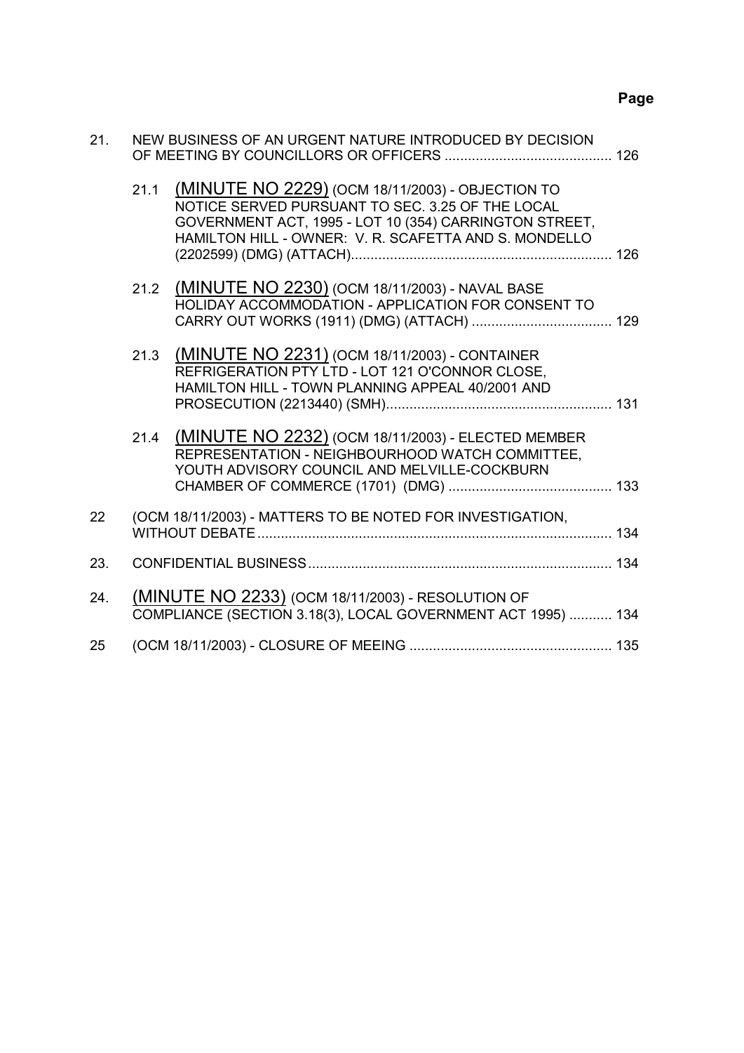**Page**

21. NEW BUSINESS OF AN URGENT NATURE INTRODUCED BY DECISION OF MEETING BY COUNCILLORS OR OFFICERS .......................................... 126

    21.1 (MINUTE NO 2229) (OCM 18/11/2003) - OBJECTION TO NOTICE SERVED PURSUANT TO SEC. 3.25 OF THE LOCAL GOVERNMENT ACT, 1995 - LOT 10 (354) CARRINGTON STREET, HAMILTON HILL - OWNER: V. R. SCAFETTA AND S. MONDELLO (2202599) (DMG) (ATTACH)................................................................... 126

    21.2 (MINUTE NO 2230) (OCM 18/11/2003) - NAVAL BASE HOLIDAY ACCOMMODATION - APPLICATION FOR CONSENT TO CARRY OUT WORKS (1911) (DMG) (ATTACH) .................................... 129

    21.3 (MINUTE NO 2231) (OCM 18/11/2003) - CONTAINER REFRIGERATION PTY LTD - LOT 121 O'CONNOR CLOSE, HAMILTON HILL - TOWN PLANNING APPEAL 40/2001 AND PROSECUTION (2213440) (SMH)......................................................... 131

    21.4 (MINUTE NO 2232) (OCM 18/11/2003) - ELECTED MEMBER REPRESENTATION - NEIGHBOURHOOD WATCH COMMITTEE, YOUTH ADVISORY COUNCIL AND MELVILLE-COCKBURN CHAMBER OF COMMERCE (1701) (DMG) .......................................... 133

22 (OCM 18/11/2003) - MATTERS TO BE NOTED FOR INVESTIGATION, WITHOUT DEBATE.......................................................................................... 134

23. CONFIDENTIAL BUSINESS............................................................................. 134

24. (MINUTE NO 2233) (OCM 18/11/2003) - RESOLUTION OF COMPLIANCE (SECTION 3.18(3), LOCAL GOVERNMENT ACT 1995) ........... 134

25 (OCM 18/11/2003) - CLOSURE OF MEEING ................................................... 135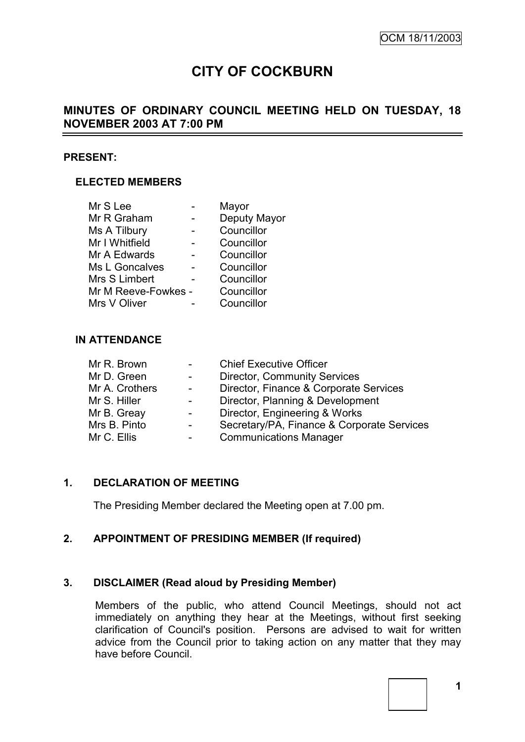OCM 18/11/2003

# CITY OF COCKBURN

## MINUTES OF ORDINARY COUNCIL MEETING HELD ON TUESDAY, 18 NOVEMBER 2003 AT 7:00 PM

**PRESENT:**

**ELECTED MEMBERS**

| | | |
|---|---|---|
| Mr S Lee | - | Mayor |
| Mr R Graham | - | Deputy Mayor |
| Ms A Tilbury | - | Councillor |
| Mr I Whitfield | - | Councillor |
| Mr A Edwards | - | Councillor |
| Ms L Goncalves | - | Councillor |
| Mrs S Limbert | - | Councillor |
| Mr M Reeve-Fowkes | - | Councillor |
| Mrs V Oliver | - | Councillor |

**IN ATTENDANCE**

| | | |
|---|---|---|
| Mr R. Brown | - | Chief Executive Officer |
| Mr D. Green | - | Director, Community Services |
| Mr A. Crothers | - | Director, Finance & Corporate Services |
| Mr S. Hiller | - | Director, Planning & Development |
| Mr B. Greay | - | Director, Engineering & Works |
| Mrs B. Pinto | - | Secretary/PA, Finance & Corporate Services |
| Mr C. Ellis | - | Communications Manager |

**1. DECLARATION OF MEETING**

The Presiding Member declared the Meeting open at 7.00 pm.

**2. APPOINTMENT OF PRESIDING MEMBER (If required)**

**3. DISCLAIMER (Read aloud by Presiding Member)**

Members of the public, who attend Council Meetings, should not act immediately on anything they hear at the Meetings, without first seeking clarification of Council's position. Persons are advised to wait for written advice from the Council prior to taking action on any matter that they may have before Council.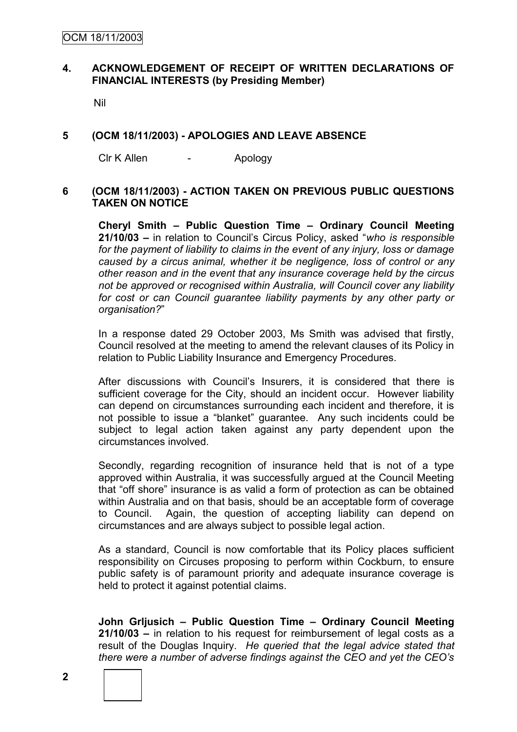## 4. ACKNOWLEDGEMENT OF RECEIPT OF WRITTEN DECLARATIONS OF FINANCIAL INTERESTS (by Presiding Member)

Nil

## 5 (OCM 18/11/2003) - APOLOGIES AND LEAVE ABSENCE

Clr K Allen - Apology

## 6 (OCM 18/11/2003) - ACTION TAKEN ON PREVIOUS PUBLIC QUESTIONS TAKEN ON NOTICE

**Cheryl Smith – Public Question Time – Ordinary Council Meeting 21/10/03 –** in relation to Council's Circus Policy, asked "*who is responsible for the payment of liability to claims in the event of any injury, loss or damage caused by a circus animal, whether it be negligence, loss of control or any other reason and in the event that any insurance coverage held by the circus not be approved or recognised within Australia, will Council cover any liability for cost or can Council guarantee liability payments by any other party or organisation?*"

In a response dated 29 October 2003, Ms Smith was advised that firstly, Council resolved at the meeting to amend the relevant clauses of its Policy in relation to Public Liability Insurance and Emergency Procedures.

After discussions with Council's Insurers, it is considered that there is sufficient coverage for the City, should an incident occur. However liability can depend on circumstances surrounding each incident and therefore, it is not possible to issue a "blanket" guarantee. Any such incidents could be subject to legal action taken against any party dependent upon the circumstances involved.

Secondly, regarding recognition of insurance held that is not of a type approved within Australia, it was successfully argued at the Council Meeting that "off shore" insurance is as valid a form of protection as can be obtained within Australia and on that basis, should be an acceptable form of coverage to Council. Again, the question of accepting liability can depend on circumstances and are always subject to possible legal action.

As a standard, Council is now comfortable that its Policy places sufficient responsibility on Circuses proposing to perform within Cockburn, to ensure public safety is of paramount priority and adequate insurance coverage is held to protect it against potential claims.

**John Grljusich – Public Question Time – Ordinary Council Meeting 21/10/03 –** in relation to his request for reimbursement of legal costs as a result of the Douglas Inquiry. *He queried that the legal advice stated that there were a number of adverse findings against the CEO and yet the CEO's*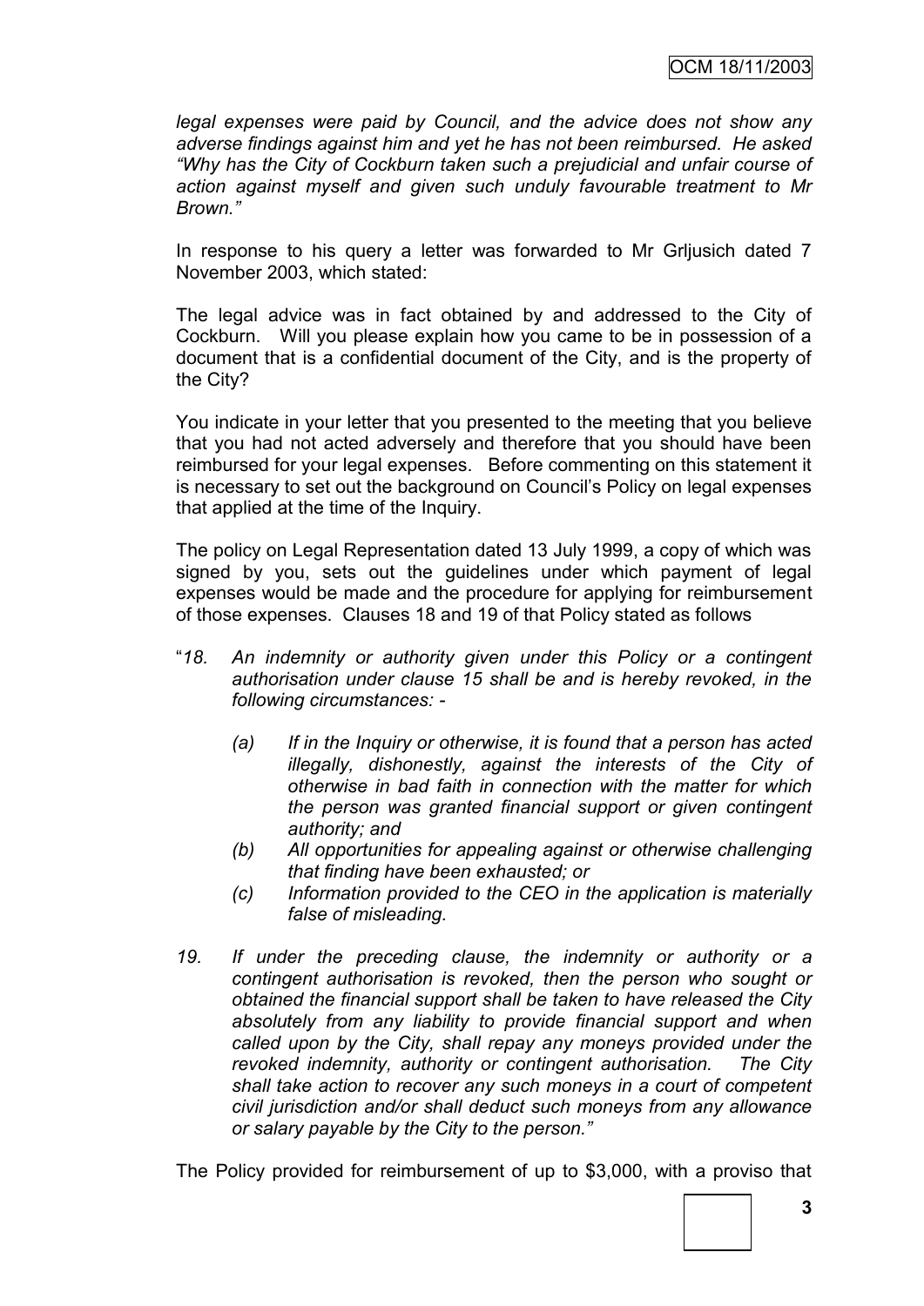*legal expenses were paid by Council, and the advice does not show any adverse findings against him and yet he has not been reimbursed. He asked "Why has the City of Cockburn taken such a prejudicial and unfair course of action against myself and given such unduly favourable treatment to Mr Brown."*

In response to his query a letter was forwarded to Mr Grljusich dated 7 November 2003, which stated:

The legal advice was in fact obtained by and addressed to the City of Cockburn. Will you please explain how you came to be in possession of a document that is a confidential document of the City, and is the property of the City?

You indicate in your letter that you presented to the meeting that you believe that you had not acted adversely and therefore that you should have been reimbursed for your legal expenses. Before commenting on this statement it is necessary to set out the background on Council's Policy on legal expenses that applied at the time of the Inquiry.

The policy on Legal Representation dated 13 July 1999, a copy of which was signed by you, sets out the guidelines under which payment of legal expenses would be made and the procedure for applying for reimbursement of those expenses. Clauses 18 and 19 of that Policy stated as follows

"*18. An indemnity or authority given under this Policy or a contingent authorisation under clause 15 shall be and is hereby revoked, in the following circumstances: -*

- *(a) If in the Inquiry or otherwise, it is found that a person has acted illegally, dishonestly, against the interests of the City of otherwise in bad faith in connection with the matter for which the person was granted financial support or given contingent authority; and*
- *(b) All opportunities for appealing against or otherwise challenging that finding have been exhausted; or*
- *(c) Information provided to the CEO in the application is materially false of misleading.*

*19. If under the preceding clause, the indemnity or authority or a contingent authorisation is revoked, then the person who sought or obtained the financial support shall be taken to have released the City absolutely from any liability to provide financial support and when called upon by the City, shall repay any moneys provided under the revoked indemnity, authority or contingent authorisation. The City shall take action to recover any such moneys in a court of competent civil jurisdiction and/or shall deduct such moneys from any allowance or salary payable by the City to the person."*

The Policy provided for reimbursement of up to $3,000, with a proviso that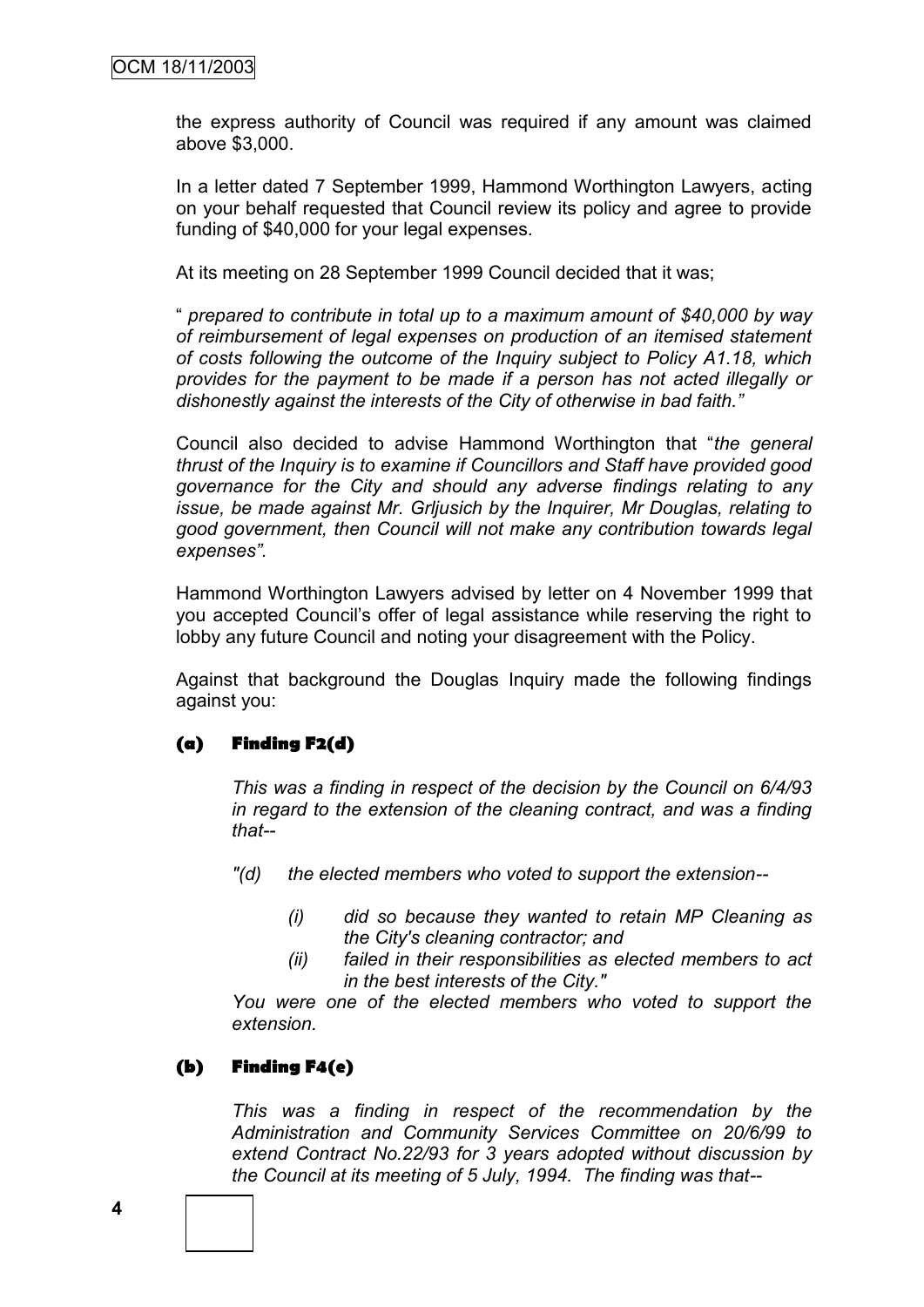the express authority of Council was required if any amount was claimed above $3,000.

In a letter dated 7 September 1999, Hammond Worthington Lawyers, acting on your behalf requested that Council review its policy and agree to provide funding of $40,000 for your legal expenses.

At its meeting on 28 September 1999 Council decided that it was;

" *prepared to contribute in total up to a maximum amount of $40,000 by way of reimbursement of legal expenses on production of an itemised statement of costs following the outcome of the Inquiry subject to Policy A1.18, which provides for the payment to be made if a person has not acted illegally or dishonestly against the interests of the City of otherwise in bad faith."*

Council also decided to advise Hammond Worthington that "*the general thrust of the Inquiry is to examine if Councillors and Staff have provided good governance for the City and should any adverse findings relating to any issue, be made against Mr. Grljusich by the Inquirer, Mr Douglas, relating to good government, then Council will not make any contribution towards legal expenses".*

Hammond Worthington Lawyers advised by letter on 4 November 1999 that you accepted Council's offer of legal assistance while reserving the right to lobby any future Council and noting your disagreement with the Policy.

Against that background the Douglas Inquiry made the following findings against you:

**(a) Finding F2(d)**

*This was a finding in respect of the decision by the Council on 6/4/93 in regard to the extension of the cleaning contract, and was a finding that--*

*"(d) the elected members who voted to support the extension--*

*(i) did so because they wanted to retain MP Cleaning as the City's cleaning contractor; and*

*(ii) failed in their responsibilities as elected members to act in the best interests of the City."*

*You were one of the elected members who voted to support the extension.*

**(b) Finding F4(e)**

*This was a finding in respect of the recommendation by the Administration and Community Services Committee on 20/6/99 to extend Contract No.22/93 for 3 years adopted without discussion by the Council at its meeting of 5 July, 1994. The finding was that--*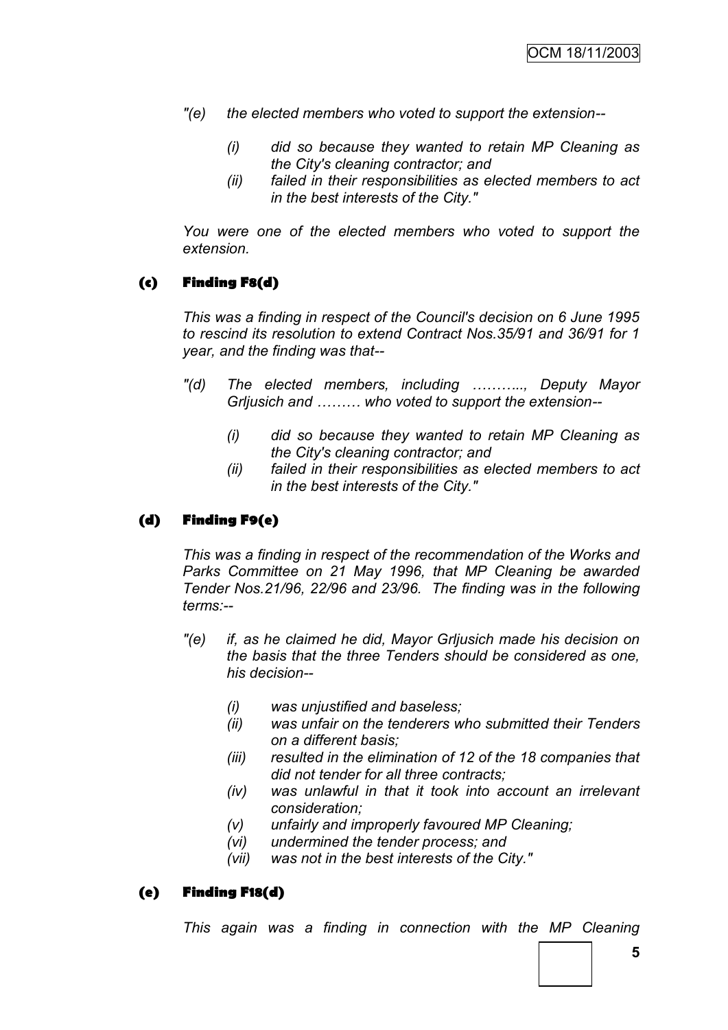*"(e) the elected members who voted to support the extension--*

> *(i) did so because they wanted to retain MP Cleaning as the City's cleaning contractor; and*
>
> *(ii) failed in their responsibilities as elected members to act in the best interests of the City."*

*You were one of the elected members who voted to support the extension.*

### (c) Finding F8(d)

*This was a finding in respect of the Council's decision on 6 June 1995 to rescind its resolution to extend Contract Nos.35/91 and 36/91 for 1 year, and the finding was that--*

*"(d) The elected members, including ……….., Deputy Mayor Grljusich and ……… who voted to support the extension--*

> *(i) did so because they wanted to retain MP Cleaning as the City's cleaning contractor; and*
>
> *(ii) failed in their responsibilities as elected members to act in the best interests of the City."*

### (d) Finding F9(e)

*This was a finding in respect of the recommendation of the Works and Parks Committee on 21 May 1996, that MP Cleaning be awarded Tender Nos.21/96, 22/96 and 23/96. The finding was in the following terms:--*

*"(e) if, as he claimed he did, Mayor Grljusich made his decision on the basis that the three Tenders should be considered as one, his decision--*

> *(i) was unjustified and baseless;*
>
> *(ii) was unfair on the tenderers who submitted their Tenders on a different basis;*
>
> *(iii) resulted in the elimination of 12 of the 18 companies that did not tender for all three contracts;*
>
> *(iv) was unlawful in that it took into account an irrelevant consideration;*
>
> *(v) unfairly and improperly favoured MP Cleaning;*
>
> *(vi) undermined the tender process; and*
>
> *(vii) was not in the best interests of the City."*

### (e) Finding F18(d)

*This again was a finding in connection with the MP Cleaning*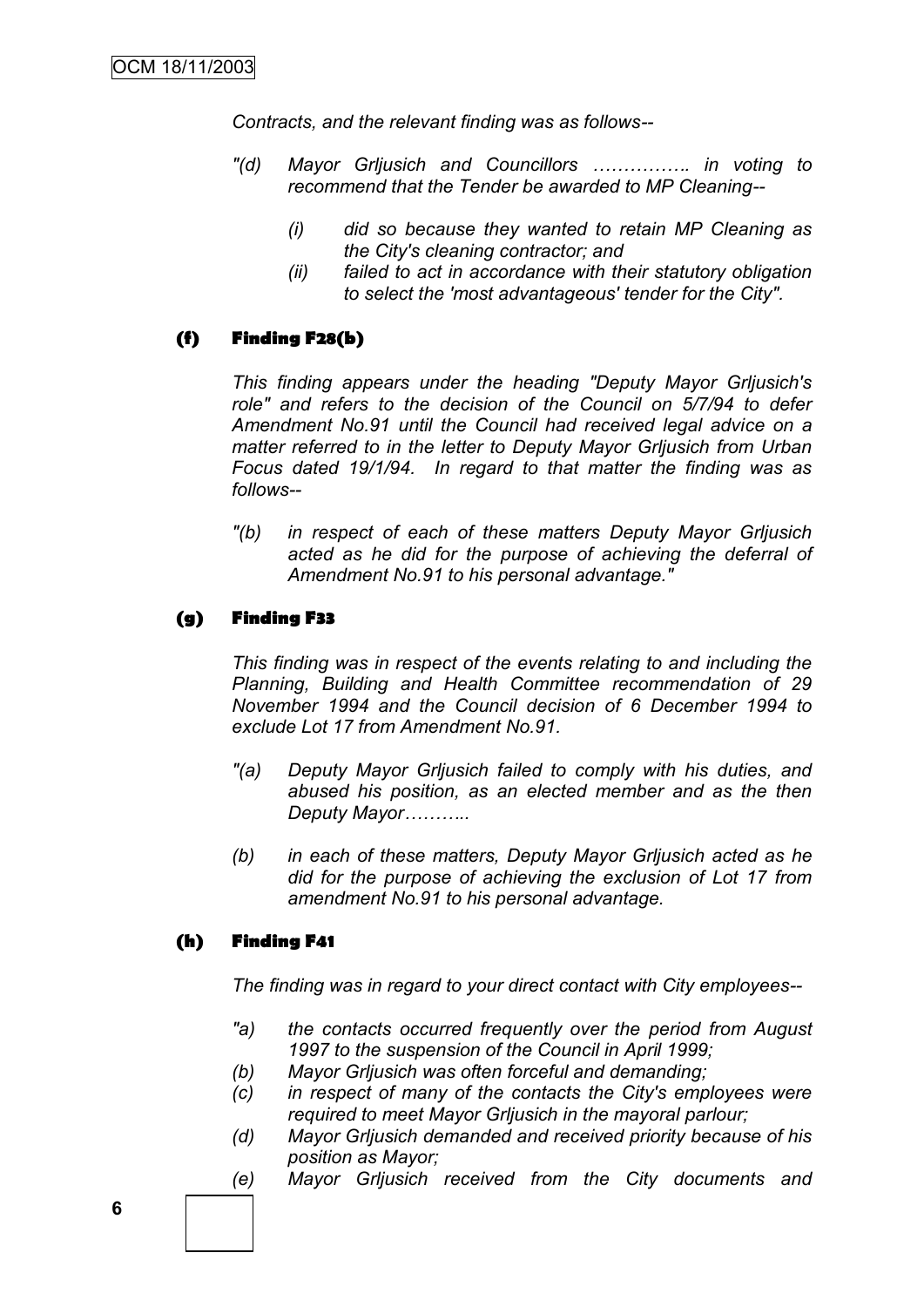*Contracts, and the relevant finding was as follows--*

*"(d) Mayor Grljusich and Councillors ……………. in voting to recommend that the Tender be awarded to MP Cleaning--*

*(i) did so because they wanted to retain MP Cleaning as the City's cleaning contractor; and*

*(ii) failed to act in accordance with their statutory obligation to select the 'most advantageous' tender for the City".*

#### (f) Finding F28(b)

*This finding appears under the heading "Deputy Mayor Grljusich's role" and refers to the decision of the Council on 5/7/94 to defer Amendment No.91 until the Council had received legal advice on a matter referred to in the letter to Deputy Mayor Grljusich from Urban Focus dated 19/1/94. In regard to that matter the finding was as follows--*

*"(b) in respect of each of these matters Deputy Mayor Grljusich acted as he did for the purpose of achieving the deferral of Amendment No.91 to his personal advantage."*

#### (g) Finding F33

*This finding was in respect of the events relating to and including the Planning, Building and Health Committee recommendation of 29 November 1994 and the Council decision of 6 December 1994 to exclude Lot 17 from Amendment No.91.*

*"(a) Deputy Mayor Grljusich failed to comply with his duties, and abused his position, as an elected member and as the then Deputy Mayor………..*

*(b) in each of these matters, Deputy Mayor Grljusich acted as he did for the purpose of achieving the exclusion of Lot 17 from amendment No.91 to his personal advantage.*

#### (h) Finding F41

*The finding was in regard to your direct contact with City employees--*

*"a) the contacts occurred frequently over the period from August 1997 to the suspension of the Council in April 1999;*

*(b) Mayor Grljusich was often forceful and demanding;*

*(c) in respect of many of the contacts the City's employees were required to meet Mayor Grljusich in the mayoral parlour;*

*(d) Mayor Grljusich demanded and received priority because of his position as Mayor;*

*(e) Mayor Grljusich received from the City documents and*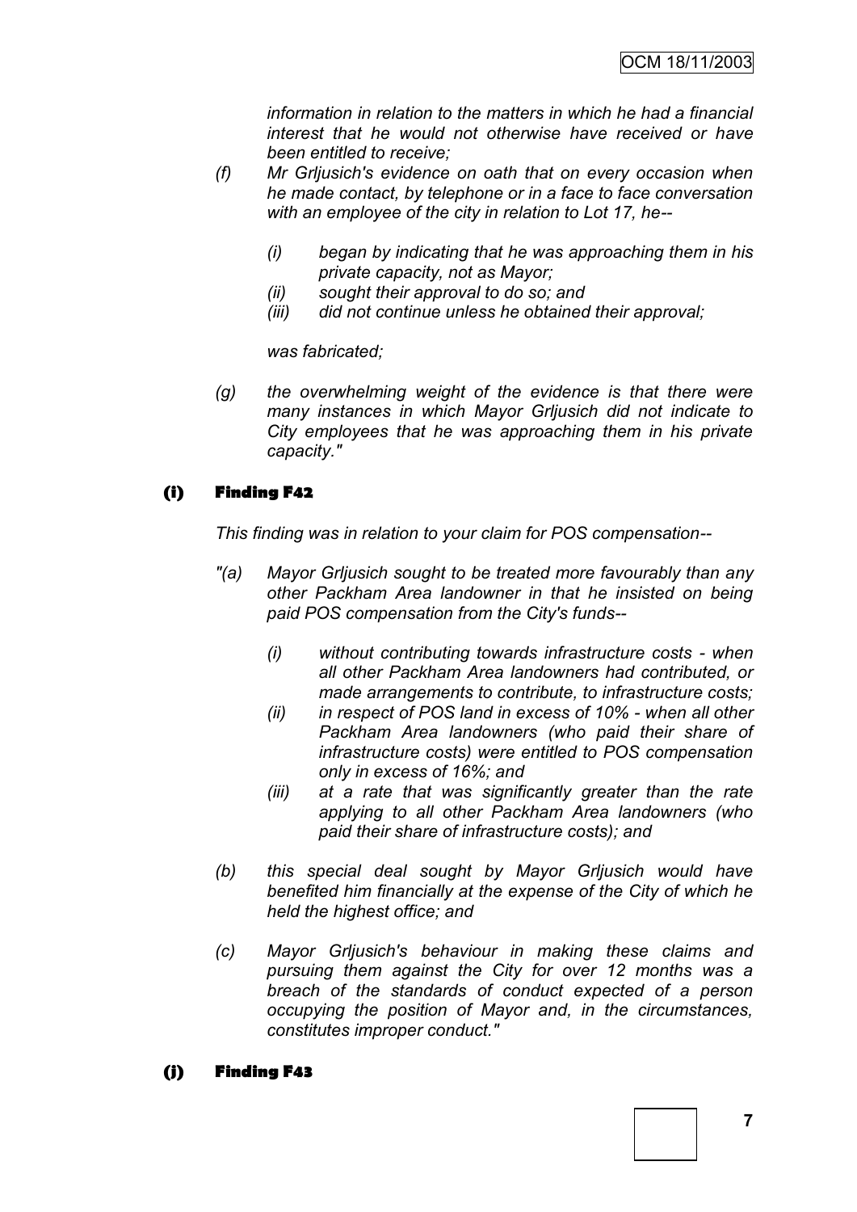*information in relation to the matters in which he had a financial interest that he would not otherwise have received or have been entitled to receive;*

*(f) Mr Grljusich's evidence on oath that on every occasion when he made contact, by telephone or in a face to face conversation with an employee of the city in relation to Lot 17, he--*

*(i) began by indicating that he was approaching them in his private capacity, not as Mayor;*

*(ii) sought their approval to do so; and*

*(iii) did not continue unless he obtained their approval;*

*was fabricated;*

*(g) the overwhelming weight of the evidence is that there were many instances in which Mayor Grljusich did not indicate to City employees that he was approaching them in his private capacity."*

### (i) Finding F42

*This finding was in relation to your claim for POS compensation--*

*"(a) Mayor Grljusich sought to be treated more favourably than any other Packham Area landowner in that he insisted on being paid POS compensation from the City's funds--*

*(i) without contributing towards infrastructure costs - when all other Packham Area landowners had contributed, or made arrangements to contribute, to infrastructure costs;*

*(ii) in respect of POS land in excess of 10% - when all other Packham Area landowners (who paid their share of infrastructure costs) were entitled to POS compensation only in excess of 16%; and*

*(iii) at a rate that was significantly greater than the rate applying to all other Packham Area landowners (who paid their share of infrastructure costs); and*

*(b) this special deal sought by Mayor Grljusich would have benefited him financially at the expense of the City of which he held the highest office; and*

*(c) Mayor Grljusich's behaviour in making these claims and pursuing them against the City for over 12 months was a breach of the standards of conduct expected of a person occupying the position of Mayor and, in the circumstances, constitutes improper conduct."*

### (j) Finding F43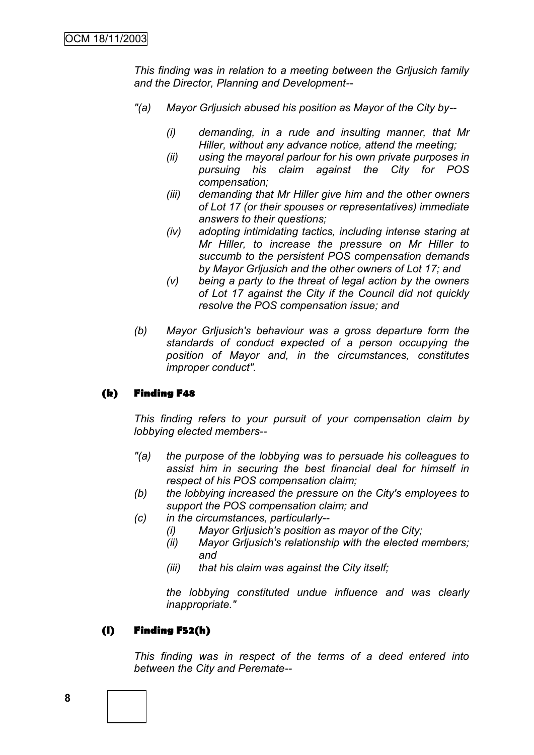*This finding was in relation to a meeting between the Grljusich family and the Director, Planning and Development--*

*"(a) Mayor Grljusich abused his position as Mayor of the City by--*

*(i) demanding, in a rude and insulting manner, that Mr Hiller, without any advance notice, attend the meeting;*
*(ii) using the mayoral parlour for his own private purposes in pursuing his claim against the City for POS compensation;*
*(iii) demanding that Mr Hiller give him and the other owners of Lot 17 (or their spouses or representatives) immediate answers to their questions;*
*(iv) adopting intimidating tactics, including intense staring at Mr Hiller, to increase the pressure on Mr Hiller to succumb to the persistent POS compensation demands by Mayor Grljusich and the other owners of Lot 17; and*
*(v) being a party to the threat of legal action by the owners of Lot 17 against the City if the Council did not quickly resolve the POS compensation issue; and*

*(b) Mayor Grljusich's behaviour was a gross departure form the standards of conduct expected of a person occupying the position of Mayor and, in the circumstances, constitutes improper conduct".*

### (k) Finding F48

*This finding refers to your pursuit of your compensation claim by lobbying elected members--*

*"(a) the purpose of the lobbying was to persuade his colleagues to assist him in securing the best financial deal for himself in respect of his POS compensation claim;*
*(b) the lobbying increased the pressure on the City's employees to support the POS compensation claim; and*
*(c) in the circumstances, particularly--*
*(i) Mayor Grljusich's position as mayor of the City;*
*(ii) Mayor Grljusich's relationship with the elected members; and*
*(iii) that his claim was against the City itself;*

*the lobbying constituted undue influence and was clearly inappropriate."*

### (l) Finding F52(h)

*This finding was in respect of the terms of a deed entered into between the City and Peremate--*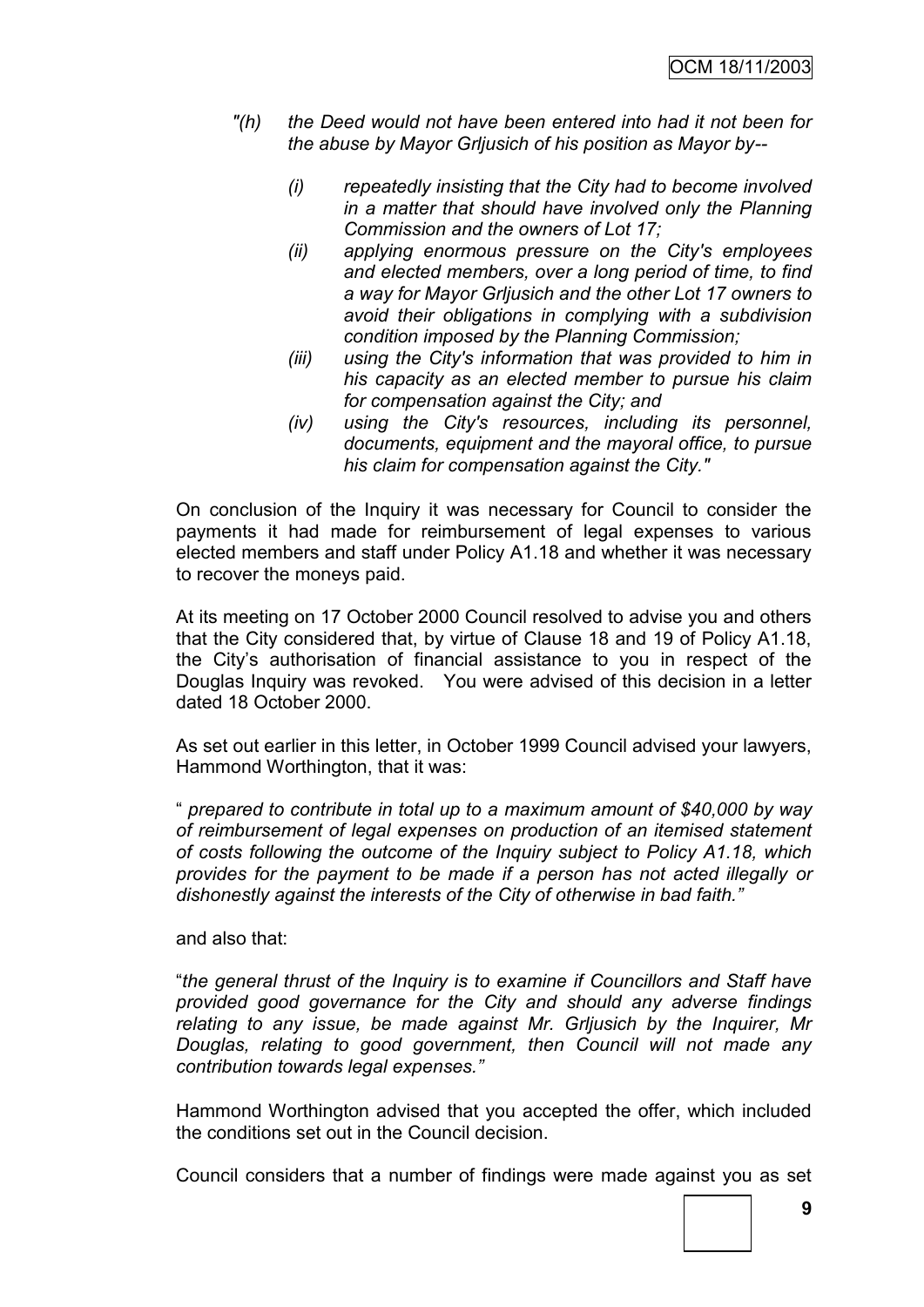*"(h) the Deed would not have been entered into had it not been for the abuse by Mayor Grljusich of his position as Mayor by--*

- *(i) repeatedly insisting that the City had to become involved in a matter that should have involved only the Planning Commission and the owners of Lot 17;*
- *(ii) applying enormous pressure on the City's employees and elected members, over a long period of time, to find a way for Mayor Grljusich and the other Lot 17 owners to avoid their obligations in complying with a subdivision condition imposed by the Planning Commission;*
- *(iii) using the City's information that was provided to him in his capacity as an elected member to pursue his claim for compensation against the City; and*
- *(iv) using the City's resources, including its personnel, documents, equipment and the mayoral office, to pursue his claim for compensation against the City."*

On conclusion of the Inquiry it was necessary for Council to consider the payments it had made for reimbursement of legal expenses to various elected members and staff under Policy A1.18 and whether it was necessary to recover the moneys paid.

At its meeting on 17 October 2000 Council resolved to advise you and others that the City considered that, by virtue of Clause 18 and 19 of Policy A1.18, the City's authorisation of financial assistance to you in respect of the Douglas Inquiry was revoked. You were advised of this decision in a letter dated 18 October 2000.

As set out earlier in this letter, in October 1999 Council advised your lawyers, Hammond Worthington, that it was:

" *prepared to contribute in total up to a maximum amount of $40,000 by way of reimbursement of legal expenses on production of an itemised statement of costs following the outcome of the Inquiry subject to Policy A1.18, which provides for the payment to be made if a person has not acted illegally or dishonestly against the interests of the City of otherwise in bad faith."*

and also that:

"*the general thrust of the Inquiry is to examine if Councillors and Staff have provided good governance for the City and should any adverse findings relating to any issue, be made against Mr. Grljusich by the Inquirer, Mr Douglas, relating to good government, then Council will not made any contribution towards legal expenses."*

Hammond Worthington advised that you accepted the offer, which included the conditions set out in the Council decision.

Council considers that a number of findings were made against you as set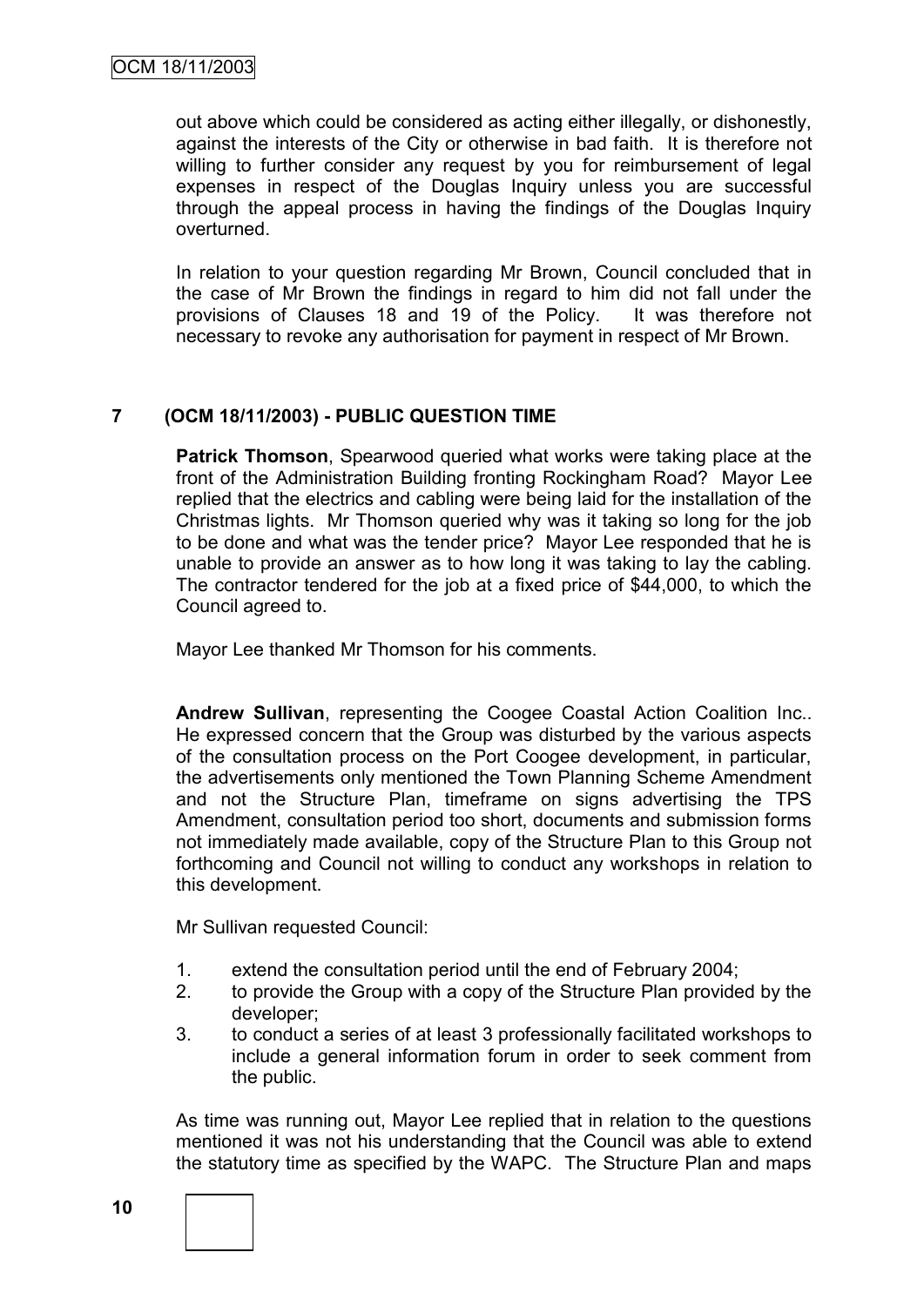out above which could be considered as acting either illegally, or dishonestly, against the interests of the City or otherwise in bad faith. It is therefore not willing to further consider any request by you for reimbursement of legal expenses in respect of the Douglas Inquiry unless you are successful through the appeal process in having the findings of the Douglas Inquiry overturned.

In relation to your question regarding Mr Brown, Council concluded that in the case of Mr Brown the findings in regard to him did not fall under the provisions of Clauses 18 and 19 of the Policy. It was therefore not necessary to revoke any authorisation for payment in respect of Mr Brown.

## 7 (OCM 18/11/2003) - PUBLIC QUESTION TIME

**Patrick Thomson**, Spearwood queried what works were taking place at the front of the Administration Building fronting Rockingham Road? Mayor Lee replied that the electrics and cabling were being laid for the installation of the Christmas lights. Mr Thomson queried why was it taking so long for the job to be done and what was the tender price? Mayor Lee responded that he is unable to provide an answer as to how long it was taking to lay the cabling. The contractor tendered for the job at a fixed price of $44,000, to which the Council agreed to.

Mayor Lee thanked Mr Thomson for his comments.

**Andrew Sullivan**, representing the Coogee Coastal Action Coalition Inc.. He expressed concern that the Group was disturbed by the various aspects of the consultation process on the Port Coogee development, in particular, the advertisements only mentioned the Town Planning Scheme Amendment and not the Structure Plan, timeframe on signs advertising the TPS Amendment, consultation period too short, documents and submission forms not immediately made available, copy of the Structure Plan to this Group not forthcoming and Council not willing to conduct any workshops in relation to this development.

Mr Sullivan requested Council:

1. extend the consultation period until the end of February 2004;
2. to provide the Group with a copy of the Structure Plan provided by the developer;
3. to conduct a series of at least 3 professionally facilitated workshops to include a general information forum in order to seek comment from the public.

As time was running out, Mayor Lee replied that in relation to the questions mentioned it was not his understanding that the Council was able to extend the statutory time as specified by the WAPC. The Structure Plan and maps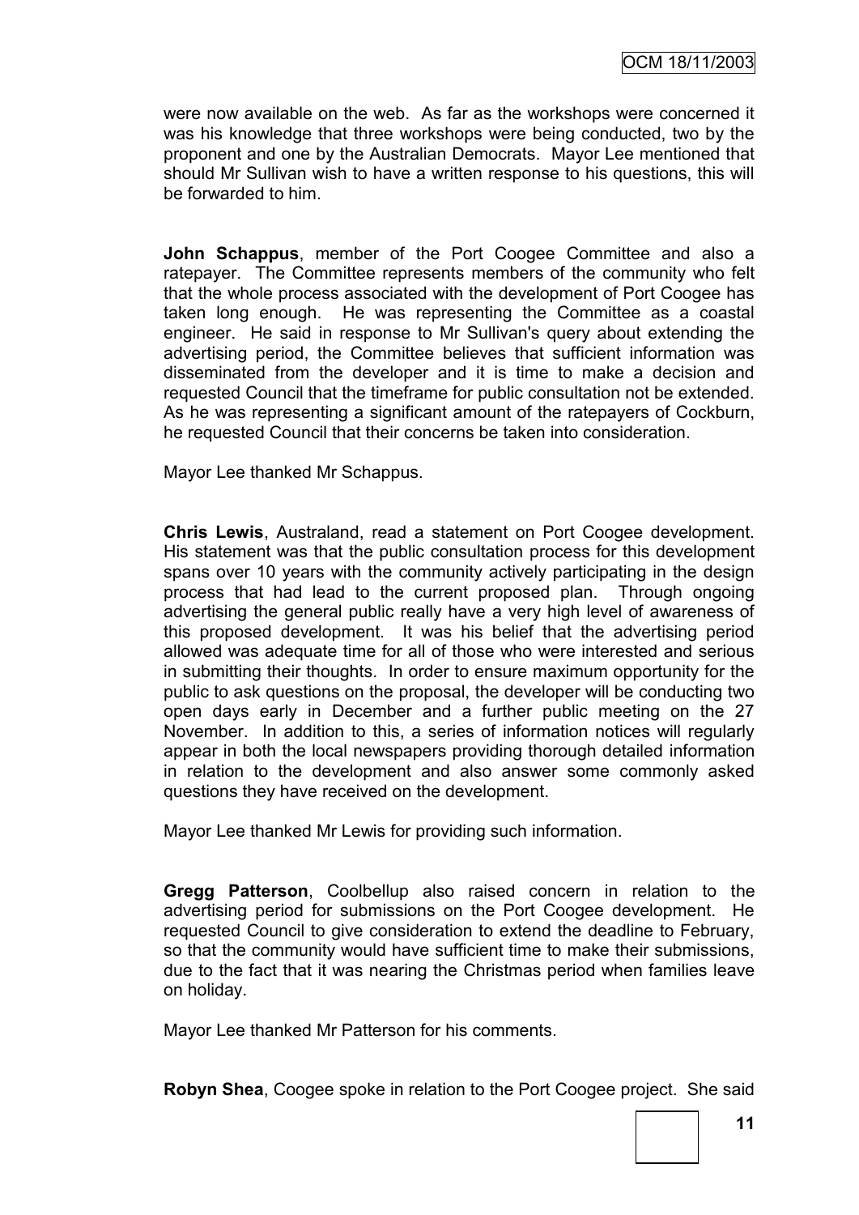were now available on the web. As far as the workshops were concerned it was his knowledge that three workshops were being conducted, two by the proponent and one by the Australian Democrats. Mayor Lee mentioned that should Mr Sullivan wish to have a written response to his questions, this will be forwarded to him.

**John Schappus**, member of the Port Coogee Committee and also a ratepayer. The Committee represents members of the community who felt that the whole process associated with the development of Port Coogee has taken long enough. He was representing the Committee as a coastal engineer. He said in response to Mr Sullivan's query about extending the advertising period, the Committee believes that sufficient information was disseminated from the developer and it is time to make a decision and requested Council that the timeframe for public consultation not be extended. As he was representing a significant amount of the ratepayers of Cockburn, he requested Council that their concerns be taken into consideration.

Mayor Lee thanked Mr Schappus.

**Chris Lewis**, Australand, read a statement on Port Coogee development. His statement was that the public consultation process for this development spans over 10 years with the community actively participating in the design process that had lead to the current proposed plan. Through ongoing advertising the general public really have a very high level of awareness of this proposed development. It was his belief that the advertising period allowed was adequate time for all of those who were interested and serious in submitting their thoughts. In order to ensure maximum opportunity for the public to ask questions on the proposal, the developer will be conducting two open days early in December and a further public meeting on the 27 November. In addition to this, a series of information notices will regularly appear in both the local newspapers providing thorough detailed information in relation to the development and also answer some commonly asked questions they have received on the development.

Mayor Lee thanked Mr Lewis for providing such information.

**Gregg Patterson**, Coolbellup also raised concern in relation to the advertising period for submissions on the Port Coogee development. He requested Council to give consideration to extend the deadline to February, so that the community would have sufficient time to make their submissions, due to the fact that it was nearing the Christmas period when families leave on holiday.

Mayor Lee thanked Mr Patterson for his comments.

**Robyn Shea**, Coogee spoke in relation to the Port Coogee project. She said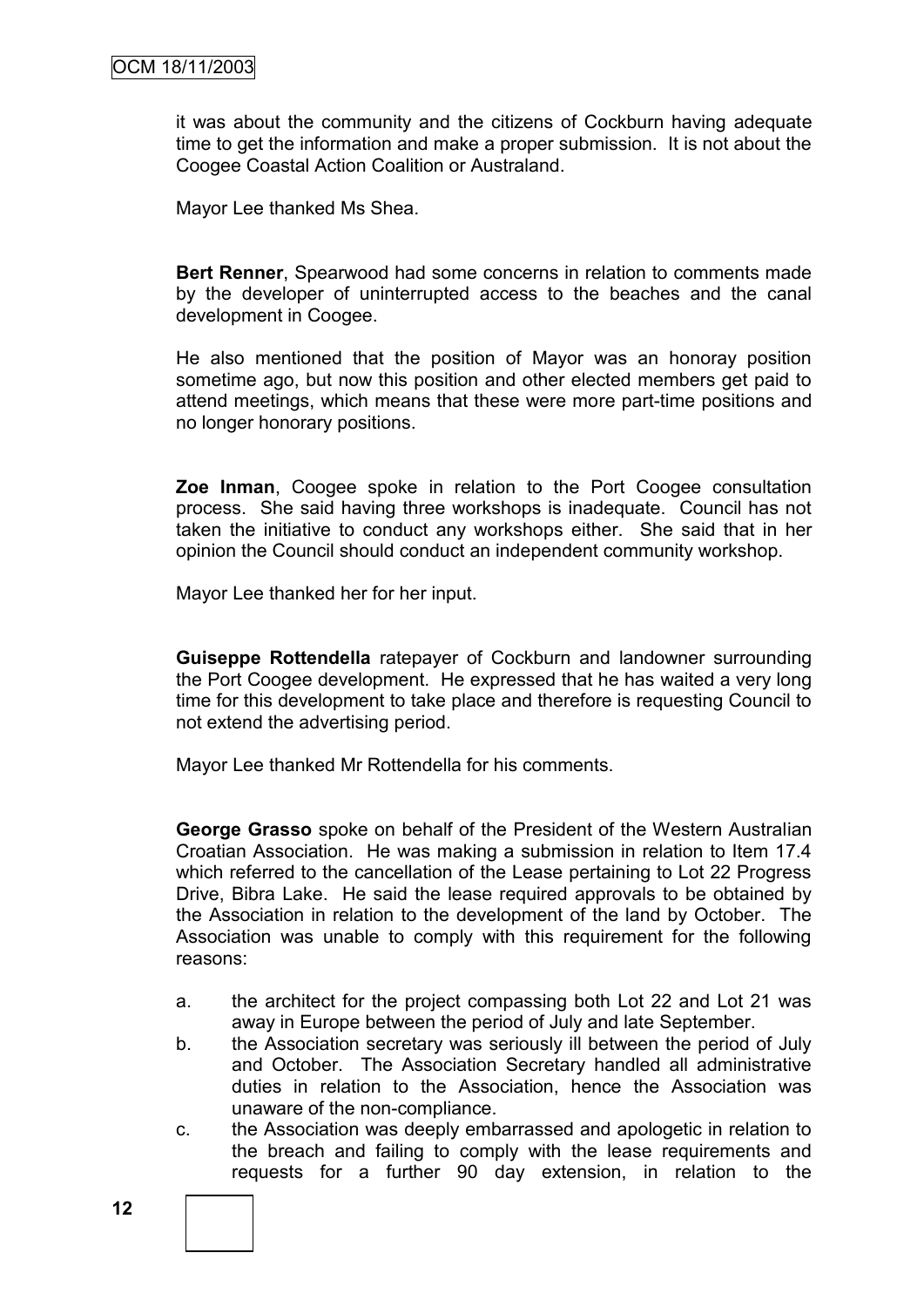it was about the community and the citizens of Cockburn having adequate time to get the information and make a proper submission. It is not about the Coogee Coastal Action Coalition or Australand.

Mayor Lee thanked Ms Shea.

**Bert Renner**, Spearwood had some concerns in relation to comments made by the developer of uninterrupted access to the beaches and the canal development in Coogee.

He also mentioned that the position of Mayor was an honoray position sometime ago, but now this position and other elected members get paid to attend meetings, which means that these were more part-time positions and no longer honorary positions.

**Zoe Inman**, Coogee spoke in relation to the Port Coogee consultation process. She said having three workshops is inadequate. Council has not taken the initiative to conduct any workshops either. She said that in her opinion the Council should conduct an independent community workshop.

Mayor Lee thanked her for her input.

**Guiseppe Rottendella** ratepayer of Cockburn and landowner surrounding the Port Coogee development. He expressed that he has waited a very long time for this development to take place and therefore is requesting Council to not extend the advertising period.

Mayor Lee thanked Mr Rottendella for his comments.

**George Grasso** spoke on behalf of the President of the Western Australian Croatian Association. He was making a submission in relation to Item 17.4 which referred to the cancellation of the Lease pertaining to Lot 22 Progress Drive, Bibra Lake. He said the lease required approvals to be obtained by the Association in relation to the development of the land by October. The Association was unable to comply with this requirement for the following reasons:

a. the architect for the project compassing both Lot 22 and Lot 21 was away in Europe between the period of July and late September.
b. the Association secretary was seriously ill between the period of July and October. The Association Secretary handled all administrative duties in relation to the Association, hence the Association was unaware of the non-compliance.
c. the Association was deeply embarrassed and apologetic in relation to the breach and failing to comply with the lease requirements and requests for a further 90 day extension, in relation to the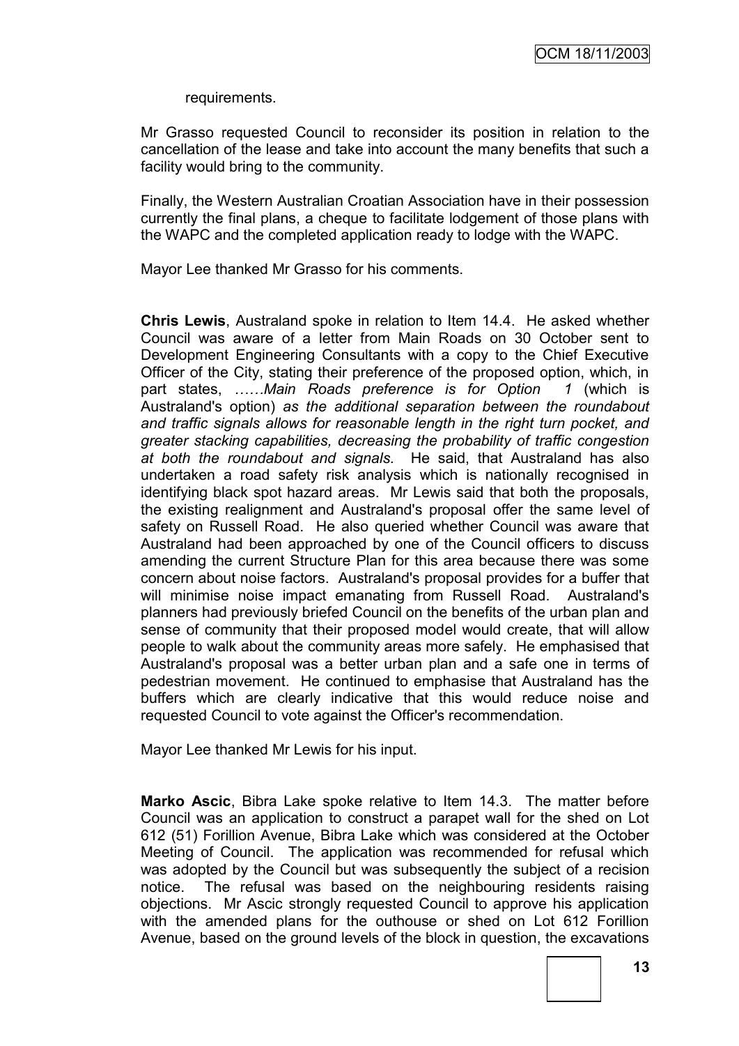requirements.

Mr Grasso requested Council to reconsider its position in relation to the cancellation of the lease and take into account the many benefits that such a facility would bring to the community.

Finally, the Western Australian Croatian Association have in their possession currently the final plans, a cheque to facilitate lodgement of those plans with the WAPC and the completed application ready to lodge with the WAPC.

Mayor Lee thanked Mr Grasso for his comments.

**Chris Lewis**, Australand spoke in relation to Item 14.4. He asked whether Council was aware of a letter from Main Roads on 30 October sent to Development Engineering Consultants with a copy to the Chief Executive Officer of the City, stating their preference of the proposed option, which, in part states, *……Main Roads preference is for Option 1* (which is Australand's option) *as the additional separation between the roundabout and traffic signals allows for reasonable length in the right turn pocket, and greater stacking capabilities, decreasing the probability of traffic congestion at both the roundabout and signals.* He said, that Australand has also undertaken a road safety risk analysis which is nationally recognised in identifying black spot hazard areas. Mr Lewis said that both the proposals, the existing realignment and Australand's proposal offer the same level of safety on Russell Road. He also queried whether Council was aware that Australand had been approached by one of the Council officers to discuss amending the current Structure Plan for this area because there was some concern about noise factors. Australand's proposal provides for a buffer that will minimise noise impact emanating from Russell Road. Australand's planners had previously briefed Council on the benefits of the urban plan and sense of community that their proposed model would create, that will allow people to walk about the community areas more safely. He emphasised that Australand's proposal was a better urban plan and a safe one in terms of pedestrian movement. He continued to emphasise that Australand has the buffers which are clearly indicative that this would reduce noise and requested Council to vote against the Officer's recommendation.

Mayor Lee thanked Mr Lewis for his input.

**Marko Ascic**, Bibra Lake spoke relative to Item 14.3. The matter before Council was an application to construct a parapet wall for the shed on Lot 612 (51) Forillion Avenue, Bibra Lake which was considered at the October Meeting of Council. The application was recommended for refusal which was adopted by the Council but was subsequently the subject of a recision notice. The refusal was based on the neighbouring residents raising objections. Mr Ascic strongly requested Council to approve his application with the amended plans for the outhouse or shed on Lot 612 Forillion Avenue, based on the ground levels of the block in question, the excavations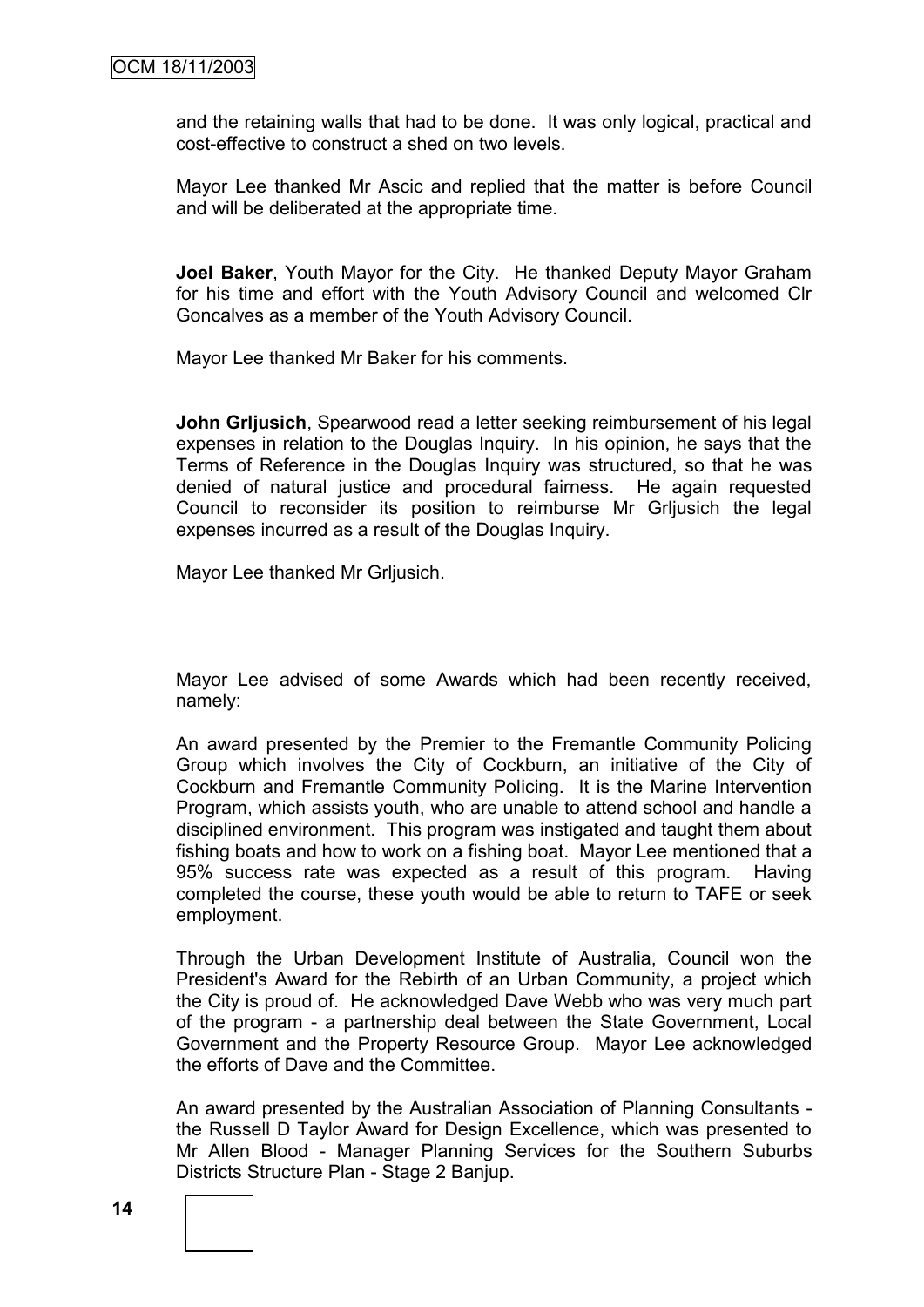and the retaining walls that had to be done. It was only logical, practical and cost-effective to construct a shed on two levels.

Mayor Lee thanked Mr Ascic and replied that the matter is before Council and will be deliberated at the appropriate time.

**Joel Baker**, Youth Mayor for the City. He thanked Deputy Mayor Graham for his time and effort with the Youth Advisory Council and welcomed Clr Goncalves as a member of the Youth Advisory Council.

Mayor Lee thanked Mr Baker for his comments.

**John Grljusich**, Spearwood read a letter seeking reimbursement of his legal expenses in relation to the Douglas Inquiry. In his opinion, he says that the Terms of Reference in the Douglas Inquiry was structured, so that he was denied of natural justice and procedural fairness. He again requested Council to reconsider its position to reimburse Mr Grljusich the legal expenses incurred as a result of the Douglas Inquiry.

Mayor Lee thanked Mr Grljusich.

Mayor Lee advised of some Awards which had been recently received, namely:

An award presented by the Premier to the Fremantle Community Policing Group which involves the City of Cockburn, an initiative of the City of Cockburn and Fremantle Community Policing. It is the Marine Intervention Program, which assists youth, who are unable to attend school and handle a disciplined environment. This program was instigated and taught them about fishing boats and how to work on a fishing boat. Mayor Lee mentioned that a 95% success rate was expected as a result of this program. Having completed the course, these youth would be able to return to TAFE or seek employment.

Through the Urban Development Institute of Australia, Council won the President's Award for the Rebirth of an Urban Community, a project which the City is proud of. He acknowledged Dave Webb who was very much part of the program - a partnership deal between the State Government, Local Government and the Property Resource Group. Mayor Lee acknowledged the efforts of Dave and the Committee.

An award presented by the Australian Association of Planning Consultants - the Russell D Taylor Award for Design Excellence, which was presented to Mr Allen Blood - Manager Planning Services for the Southern Suburbs Districts Structure Plan - Stage 2 Banjup.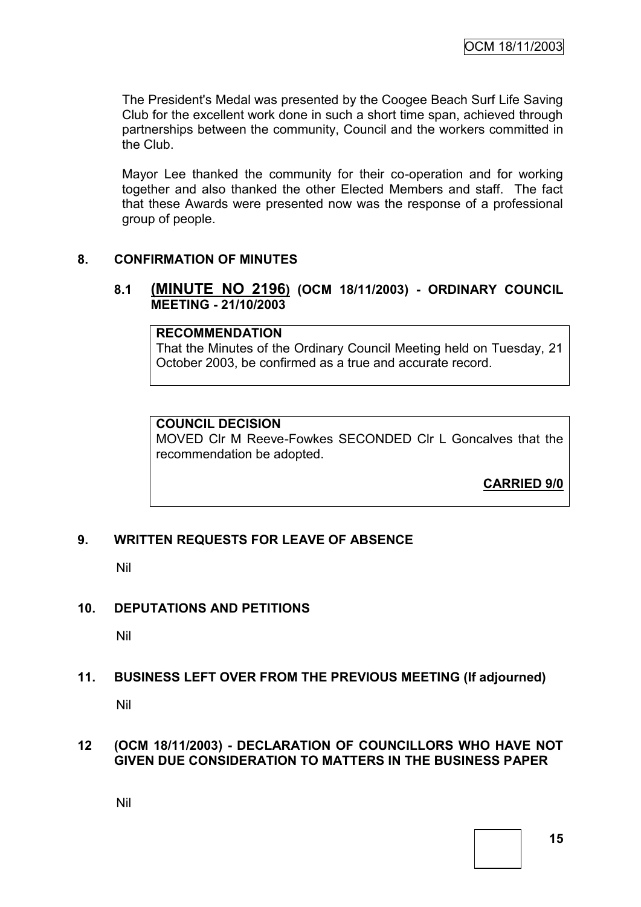The President's Medal was presented by the Coogee Beach Surf Life Saving Club for the excellent work done in such a short time span, achieved through partnerships between the community, Council and the workers committed in the Club.

Mayor Lee thanked the community for their co-operation and for working together and also thanked the other Elected Members and staff. The fact that these Awards were presented now was the response of a professional group of people.

## 8. CONFIRMATION OF MINUTES

### 8.1 (MINUTE NO 2196) (OCM 18/11/2003) - ORDINARY COUNCIL MEETING - 21/10/2003

**RECOMMENDATION**

That the Minutes of the Ordinary Council Meeting held on Tuesday, 21 October 2003, be confirmed as a true and accurate record.

**COUNCIL DECISION**

MOVED Clr M Reeve-Fowkes SECONDED Clr L Goncalves that the recommendation be adopted.

**CARRIED 9/0**

## 9. WRITTEN REQUESTS FOR LEAVE OF ABSENCE

Nil

## 10. DEPUTATIONS AND PETITIONS

Nil

## 11. BUSINESS LEFT OVER FROM THE PREVIOUS MEETING (If adjourned)

Nil

## 12 (OCM 18/11/2003) - DECLARATION OF COUNCILLORS WHO HAVE NOT GIVEN DUE CONSIDERATION TO MATTERS IN THE BUSINESS PAPER

Nil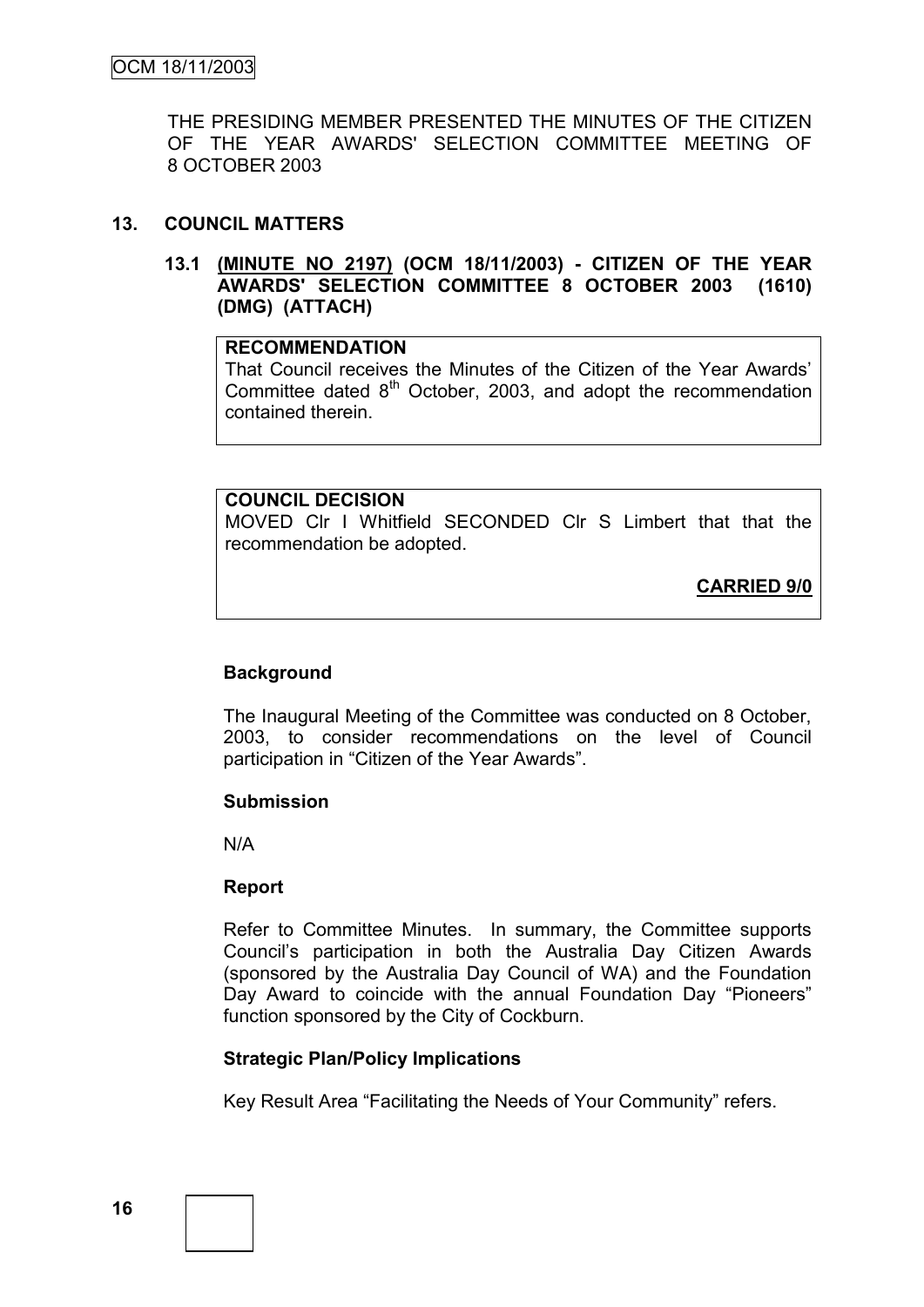THE PRESIDING MEMBER PRESENTED THE MINUTES OF THE CITIZEN OF THE YEAR AWARDS' SELECTION COMMITTEE MEETING OF 8 OCTOBER 2003

## 13. COUNCIL MATTERS

### 13.1 (MINUTE NO 2197) (OCM 18/11/2003) - CITIZEN OF THE YEAR AWARDS' SELECTION COMMITTEE 8 OCTOBER 2003 (1610) (DMG) (ATTACH)

**RECOMMENDATION**

That Council receives the Minutes of the Citizen of the Year Awards' Committee dated 8th October, 2003, and adopt the recommendation contained therein.

**COUNCIL DECISION**

MOVED Clr I Whitfield SECONDED Clr S Limbert that that the recommendation be adopted.

**CARRIED 9/0**

**Background**

The Inaugural Meeting of the Committee was conducted on 8 October, 2003, to consider recommendations on the level of Council participation in "Citizen of the Year Awards".

**Submission**

N/A

**Report**

Refer to Committee Minutes. In summary, the Committee supports Council's participation in both the Australia Day Citizen Awards (sponsored by the Australia Day Council of WA) and the Foundation Day Award to coincide with the annual Foundation Day "Pioneers" function sponsored by the City of Cockburn.

**Strategic Plan/Policy Implications**

Key Result Area "Facilitating the Needs of Your Community" refers.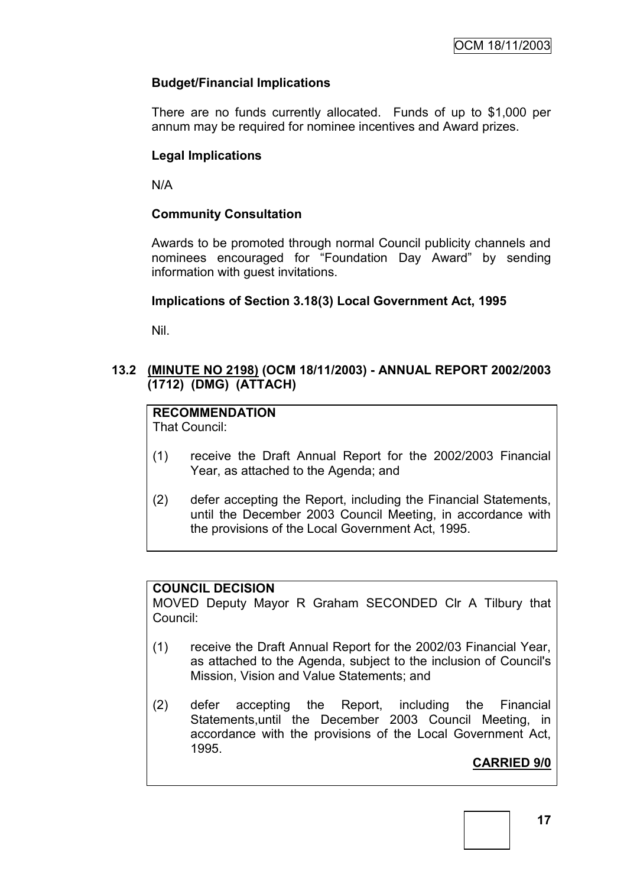**Budget/Financial Implications**

There are no funds currently allocated. Funds of up to $1,000 per annum may be required for nominee incentives and Award prizes.

**Legal Implications**

N/A

**Community Consultation**

Awards to be promoted through normal Council publicity channels and nominees encouraged for "Foundation Day Award" by sending information with guest invitations.

**Implications of Section 3.18(3) Local Government Act, 1995**

Nil.

### 13.2 (MINUTE NO 2198) (OCM 18/11/2003) - ANNUAL REPORT 2002/2003 (1712) (DMG) (ATTACH)

**RECOMMENDATION**
That Council:

(1) receive the Draft Annual Report for the 2002/2003 Financial Year, as attached to the Agenda; and

(2) defer accepting the Report, including the Financial Statements, until the December 2003 Council Meeting, in accordance with the provisions of the Local Government Act, 1995.

**COUNCIL DECISION**
MOVED Deputy Mayor R Graham SECONDED Clr A Tilbury that Council:

(1) receive the Draft Annual Report for the 2002/03 Financial Year, as attached to the Agenda, subject to the inclusion of Council's Mission, Vision and Value Statements; and

(2) defer accepting the Report, including the Financial Statements,until the December 2003 Council Meeting, in accordance with the provisions of the Local Government Act, 1995.

**CARRIED 9/0**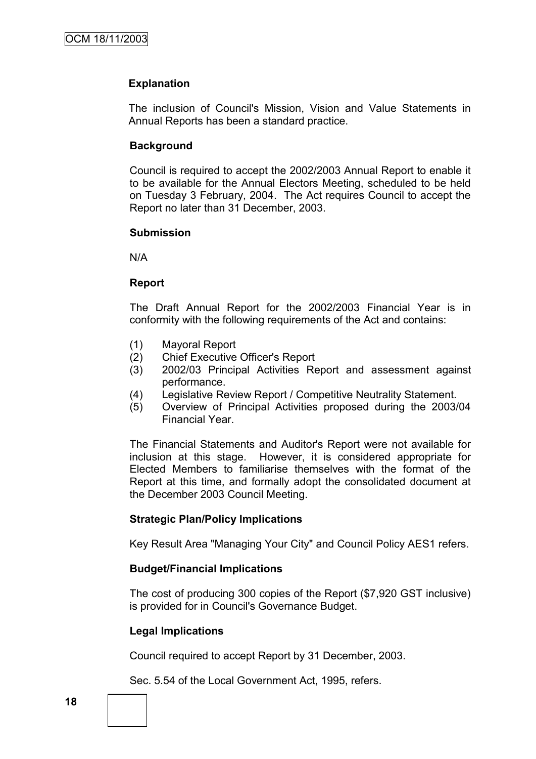**Explanation**

The inclusion of Council's Mission, Vision and Value Statements in Annual Reports has been a standard practice.

**Background**

Council is required to accept the 2002/2003 Annual Report to enable it to be available for the Annual Electors Meeting, scheduled to be held on Tuesday 3 February, 2004. The Act requires Council to accept the Report no later than 31 December, 2003.

**Submission**

N/A

**Report**

The Draft Annual Report for the 2002/2003 Financial Year is in conformity with the following requirements of the Act and contains:

(1) Mayoral Report
(2) Chief Executive Officer's Report
(3) 2002/03 Principal Activities Report and assessment against performance.
(4) Legislative Review Report / Competitive Neutrality Statement.
(5) Overview of Principal Activities proposed during the 2003/04 Financial Year.

The Financial Statements and Auditor's Report were not available for inclusion at this stage. However, it is considered appropriate for Elected Members to familiarise themselves with the format of the Report at this time, and formally adopt the consolidated document at the December 2003 Council Meeting.

**Strategic Plan/Policy Implications**

Key Result Area "Managing Your City" and Council Policy AES1 refers.

**Budget/Financial Implications**

The cost of producing 300 copies of the Report ($7,920 GST inclusive) is provided for in Council's Governance Budget.

**Legal Implications**

Council required to accept Report by 31 December, 2003.

Sec. 5.54 of the Local Government Act, 1995, refers.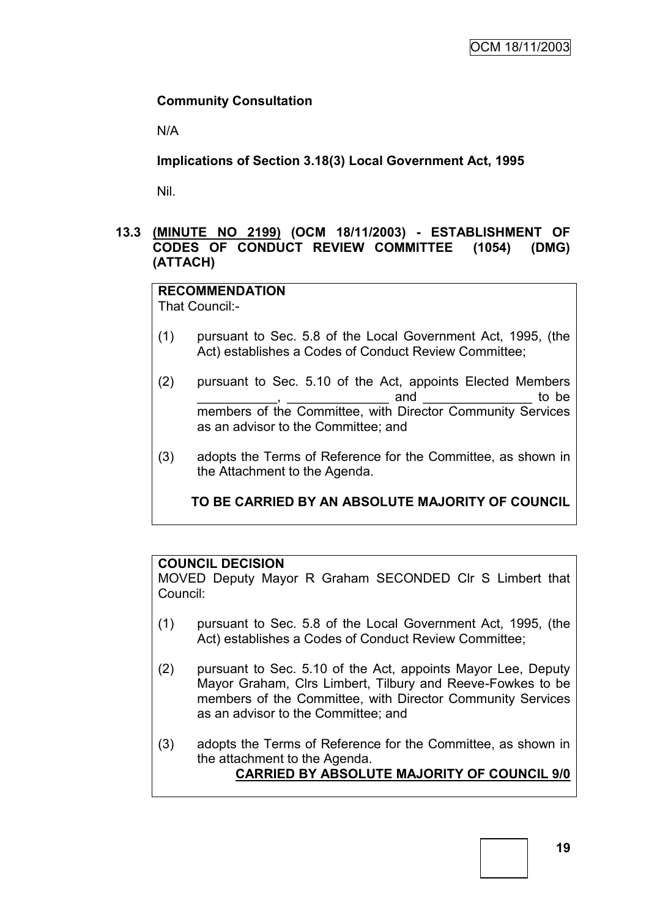**Community Consultation**

N/A

**Implications of Section 3.18(3) Local Government Act, 1995**

Nil.

### 13.3 (MINUTE NO 2199) (OCM 18/11/2003) - ESTABLISHMENT OF CODES OF CONDUCT REVIEW COMMITTEE (1054) (DMG) (ATTACH)

**RECOMMENDATION**
That Council:-

(1) pursuant to Sec. 5.8 of the Local Government Act, 1995, (the Act) establishes a Codes of Conduct Review Committee;

(2) pursuant to Sec. 5.10 of the Act, appoints Elected Members ___________, ______________ and _______________ to be members of the Committee, with Director Community Services as an advisor to the Committee; and

(3) adopts the Terms of Reference for the Committee, as shown in the Attachment to the Agenda.

**TO BE CARRIED BY AN ABSOLUTE MAJORITY OF COUNCIL**

**COUNCIL DECISION**
MOVED Deputy Mayor R Graham SECONDED Clr S Limbert that Council:

(1) pursuant to Sec. 5.8 of the Local Government Act, 1995, (the Act) establishes a Codes of Conduct Review Committee;

(2) pursuant to Sec. 5.10 of the Act, appoints Mayor Lee, Deputy Mayor Graham, Clrs Limbert, Tilbury and Reeve-Fowkes to be members of the Committee, with Director Community Services as an advisor to the Committee; and

(3) adopts the Terms of Reference for the Committee, as shown in the attachment to the Agenda.

**CARRIED BY ABSOLUTE MAJORITY OF COUNCIL 9/0**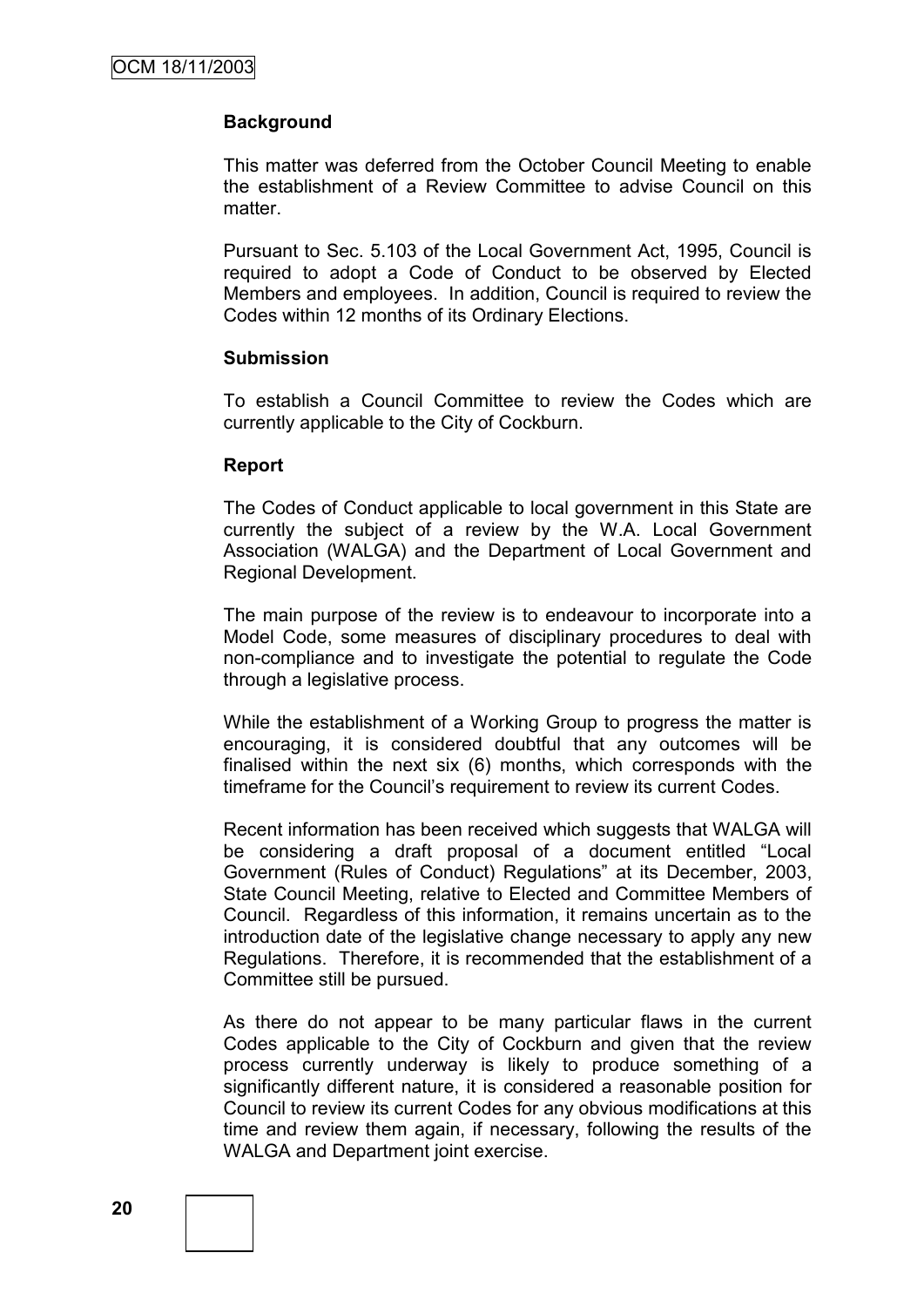**Background**

This matter was deferred from the October Council Meeting to enable the establishment of a Review Committee to advise Council on this matter.

Pursuant to Sec. 5.103 of the Local Government Act, 1995, Council is required to adopt a Code of Conduct to be observed by Elected Members and employees. In addition, Council is required to review the Codes within 12 months of its Ordinary Elections.

**Submission**

To establish a Council Committee to review the Codes which are currently applicable to the City of Cockburn.

**Report**

The Codes of Conduct applicable to local government in this State are currently the subject of a review by the W.A. Local Government Association (WALGA) and the Department of Local Government and Regional Development.

The main purpose of the review is to endeavour to incorporate into a Model Code, some measures of disciplinary procedures to deal with non-compliance and to investigate the potential to regulate the Code through a legislative process.

While the establishment of a Working Group to progress the matter is encouraging, it is considered doubtful that any outcomes will be finalised within the next six (6) months, which corresponds with the timeframe for the Council's requirement to review its current Codes.

Recent information has been received which suggests that WALGA will be considering a draft proposal of a document entitled "Local Government (Rules of Conduct) Regulations" at its December, 2003, State Council Meeting, relative to Elected and Committee Members of Council. Regardless of this information, it remains uncertain as to the introduction date of the legislative change necessary to apply any new Regulations. Therefore, it is recommended that the establishment of a Committee still be pursued.

As there do not appear to be many particular flaws in the current Codes applicable to the City of Cockburn and given that the review process currently underway is likely to produce something of a significantly different nature, it is considered a reasonable position for Council to review its current Codes for any obvious modifications at this time and review them again, if necessary, following the results of the WALGA and Department joint exercise.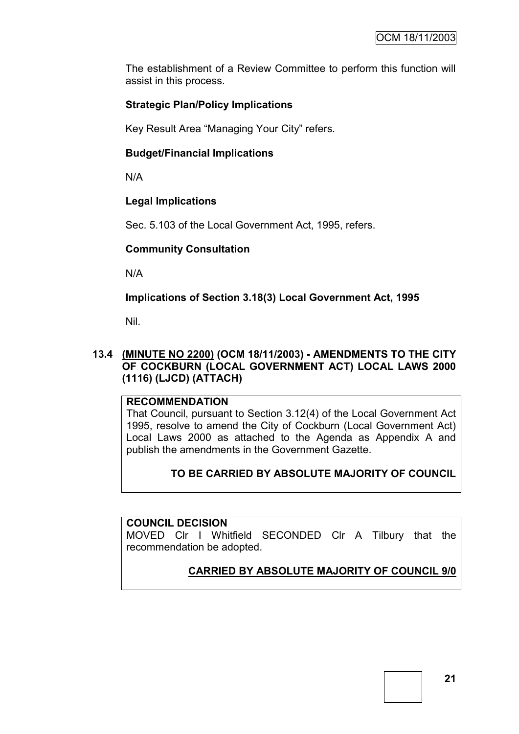The establishment of a Review Committee to perform this function will assist in this process.

**Strategic Plan/Policy Implications**

Key Result Area "Managing Your City" refers.

**Budget/Financial Implications**

N/A

**Legal Implications**

Sec. 5.103 of the Local Government Act, 1995, refers.

**Community Consultation**

N/A

**Implications of Section 3.18(3) Local Government Act, 1995**

Nil.

### 13.4 (MINUTE NO 2200) (OCM 18/11/2003) - AMENDMENTS TO THE CITY OF COCKBURN (LOCAL GOVERNMENT ACT) LOCAL LAWS 2000 (1116) (LJCD) (ATTACH)

**RECOMMENDATION**

That Council, pursuant to Section 3.12(4) of the Local Government Act 1995, resolve to amend the City of Cockburn (Local Government Act) Local Laws 2000 as attached to the Agenda as Appendix A and publish the amendments in the Government Gazette.

**TO BE CARRIED BY ABSOLUTE MAJORITY OF COUNCIL**

**COUNCIL DECISION**

MOVED Clr I Whitfield SECONDED Clr A Tilbury that the recommendation be adopted.

**CARRIED BY ABSOLUTE MAJORITY OF COUNCIL 9/0**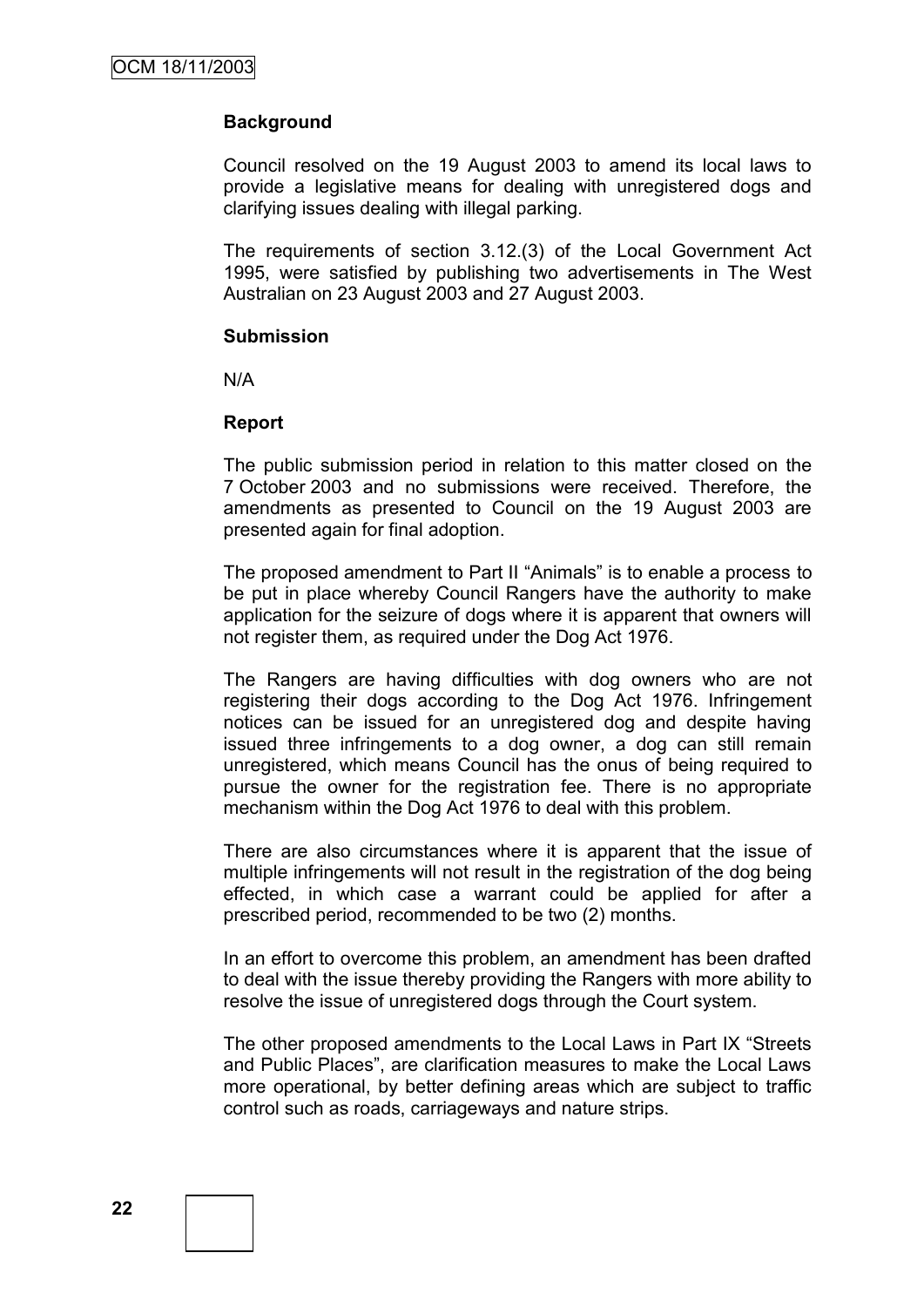**Background**

Council resolved on the 19 August 2003 to amend its local laws to provide a legislative means for dealing with unregistered dogs and clarifying issues dealing with illegal parking.

The requirements of section 3.12.(3) of the Local Government Act 1995, were satisfied by publishing two advertisements in The West Australian on 23 August 2003 and 27 August 2003.

**Submission**

N/A

**Report**

The public submission period in relation to this matter closed on the 7 October 2003 and no submissions were received. Therefore, the amendments as presented to Council on the 19 August 2003 are presented again for final adoption.

The proposed amendment to Part II "Animals" is to enable a process to be put in place whereby Council Rangers have the authority to make application for the seizure of dogs where it is apparent that owners will not register them, as required under the Dog Act 1976.

The Rangers are having difficulties with dog owners who are not registering their dogs according to the Dog Act 1976. Infringement notices can be issued for an unregistered dog and despite having issued three infringements to a dog owner, a dog can still remain unregistered, which means Council has the onus of being required to pursue the owner for the registration fee. There is no appropriate mechanism within the Dog Act 1976 to deal with this problem.

There are also circumstances where it is apparent that the issue of multiple infringements will not result in the registration of the dog being effected, in which case a warrant could be applied for after a prescribed period, recommended to be two (2) months.

In an effort to overcome this problem, an amendment has been drafted to deal with the issue thereby providing the Rangers with more ability to resolve the issue of unregistered dogs through the Court system.

The other proposed amendments to the Local Laws in Part IX "Streets and Public Places", are clarification measures to make the Local Laws more operational, by better defining areas which are subject to traffic control such as roads, carriageways and nature strips.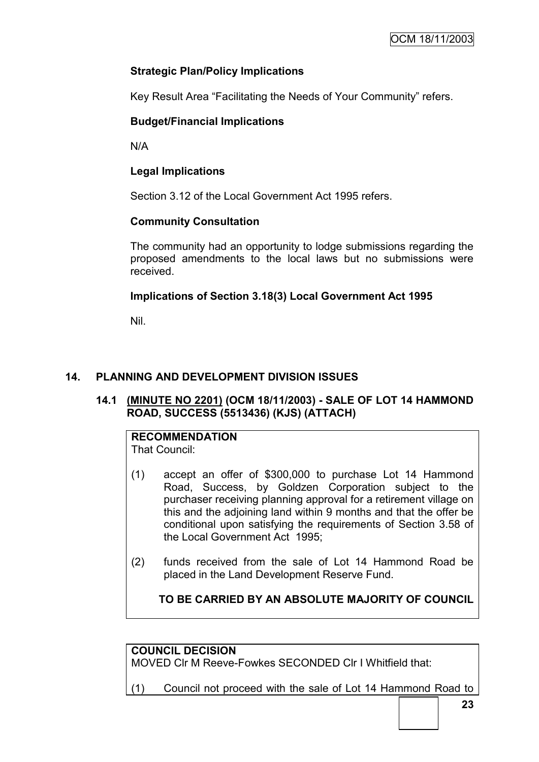**Strategic Plan/Policy Implications**

Key Result Area "Facilitating the Needs of Your Community" refers.

**Budget/Financial Implications**

N/A

**Legal Implications**

Section 3.12 of the Local Government Act 1995 refers.

**Community Consultation**

The community had an opportunity to lodge submissions regarding the proposed amendments to the local laws but no submissions were received.

**Implications of Section 3.18(3) Local Government Act 1995**

Nil.

## 14. PLANNING AND DEVELOPMENT DIVISION ISSUES

### 14.1 (MINUTE NO 2201) (OCM 18/11/2003) - SALE OF LOT 14 HAMMOND ROAD, SUCCESS (5513436) (KJS) (ATTACH)

**RECOMMENDATION**
That Council:

(1) accept an offer of $300,000 to purchase Lot 14 Hammond Road, Success, by Goldzen Corporation subject to the purchaser receiving planning approval for a retirement village on this and the adjoining land within 9 months and that the offer be conditional upon satisfying the requirements of Section 3.58 of the Local Government Act 1995;

(2) funds received from the sale of Lot 14 Hammond Road be placed in the Land Development Reserve Fund.

**TO BE CARRIED BY AN ABSOLUTE MAJORITY OF COUNCIL**

**COUNCIL DECISION**
MOVED Clr M Reeve-Fowkes SECONDED Clr I Whitfield that:

(1) Council not proceed with the sale of Lot 14 Hammond Road to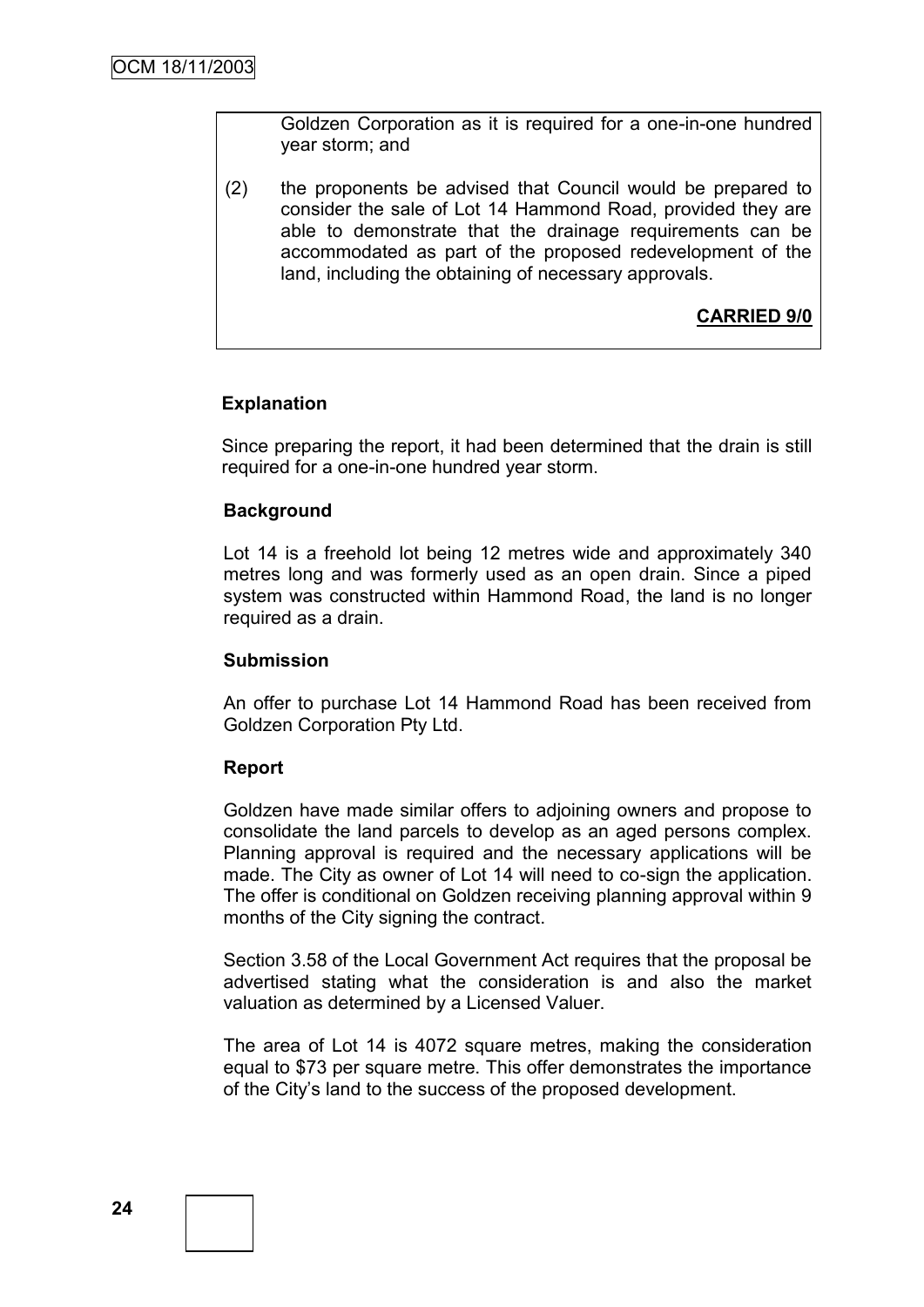Goldzen Corporation as it is required for a one-in-one hundred year storm; and

(2) the proponents be advised that Council would be prepared to consider the sale of Lot 14 Hammond Road, provided they are able to demonstrate that the drainage requirements can be accommodated as part of the proposed redevelopment of the land, including the obtaining of necessary approvals.

**CARRIED 9/0**

**Explanation**

Since preparing the report, it had been determined that the drain is still required for a one-in-one hundred year storm.

**Background**

Lot 14 is a freehold lot being 12 metres wide and approximately 340 metres long and was formerly used as an open drain. Since a piped system was constructed within Hammond Road, the land is no longer required as a drain.

**Submission**

An offer to purchase Lot 14 Hammond Road has been received from Goldzen Corporation Pty Ltd.

**Report**

Goldzen have made similar offers to adjoining owners and propose to consolidate the land parcels to develop as an aged persons complex. Planning approval is required and the necessary applications will be made. The City as owner of Lot 14 will need to co-sign the application. The offer is conditional on Goldzen receiving planning approval within 9 months of the City signing the contract.

Section 3.58 of the Local Government Act requires that the proposal be advertised stating what the consideration is and also the market valuation as determined by a Licensed Valuer.

The area of Lot 14 is 4072 square metres, making the consideration equal to $73 per square metre. This offer demonstrates the importance of the City's land to the success of the proposed development.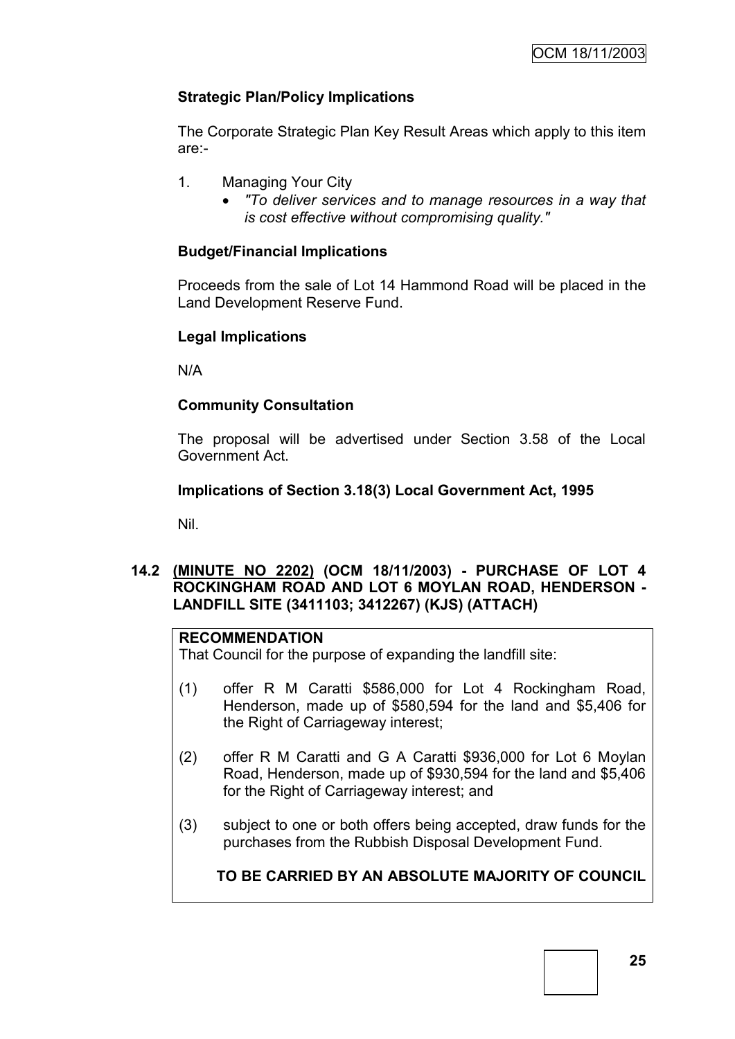**Strategic Plan/Policy Implications**

The Corporate Strategic Plan Key Result Areas which apply to this item are:-

1. Managing Your City
   - *"To deliver services and to manage resources in a way that is cost effective without compromising quality."*

**Budget/Financial Implications**

Proceeds from the sale of Lot 14 Hammond Road will be placed in the Land Development Reserve Fund.

**Legal Implications**

N/A

**Community Consultation**

The proposal will be advertised under Section 3.58 of the Local Government Act.

**Implications of Section 3.18(3) Local Government Act, 1995**

Nil.

### 14.2 (MINUTE NO 2202) (OCM 18/11/2003) - PURCHASE OF LOT 4 ROCKINGHAM ROAD AND LOT 6 MOYLAN ROAD, HENDERSON - LANDFILL SITE (3411103; 3412267) (KJS) (ATTACH)

**RECOMMENDATION**

That Council for the purpose of expanding the landfill site:

(1) offer R M Caratti $586,000 for Lot 4 Rockingham Road, Henderson, made up of $580,594 for the land and $5,406 for the Right of Carriageway interest;

(2) offer R M Caratti and G A Caratti $936,000 for Lot 6 Moylan Road, Henderson, made up of $930,594 for the land and $5,406 for the Right of Carriageway interest; and

(3) subject to one or both offers being accepted, draw funds for the purchases from the Rubbish Disposal Development Fund.

**TO BE CARRIED BY AN ABSOLUTE MAJORITY OF COUNCIL**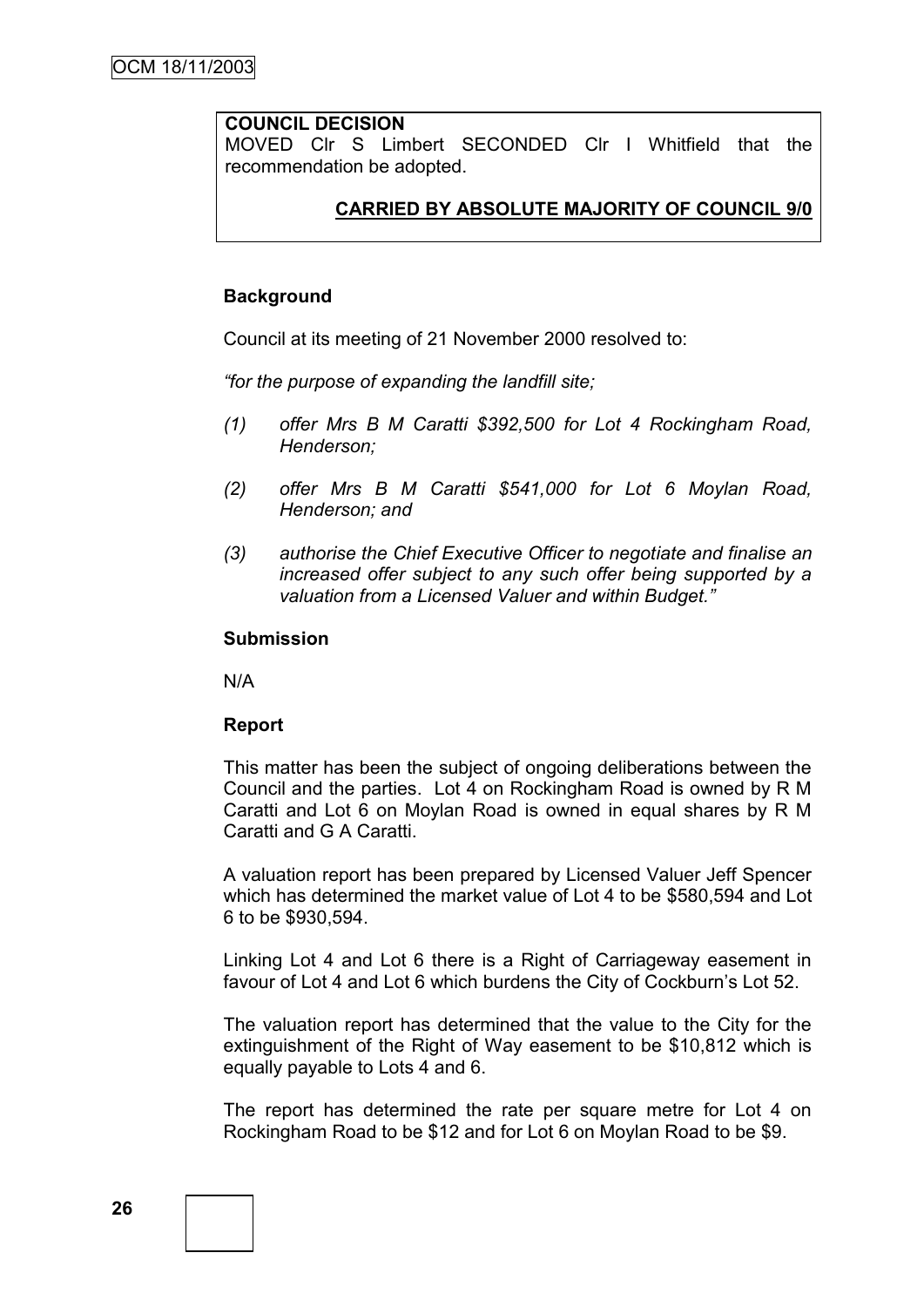**COUNCIL DECISION**
MOVED Clr S Limbert SECONDED Clr I Whitfield that the recommendation be adopted.

**CARRIED BY ABSOLUTE MAJORITY OF COUNCIL 9/0**

**Background**

Council at its meeting of 21 November 2000 resolved to:

*"for the purpose of expanding the landfill site;*

*(1) offer Mrs B M Caratti $392,500 for Lot 4 Rockingham Road, Henderson;*

*(2) offer Mrs B M Caratti $541,000 for Lot 6 Moylan Road, Henderson; and*

*(3) authorise the Chief Executive Officer to negotiate and finalise an increased offer subject to any such offer being supported by a valuation from a Licensed Valuer and within Budget."*

**Submission**

N/A

**Report**

This matter has been the subject of ongoing deliberations between the Council and the parties. Lot 4 on Rockingham Road is owned by R M Caratti and Lot 6 on Moylan Road is owned in equal shares by R M Caratti and G A Caratti.

A valuation report has been prepared by Licensed Valuer Jeff Spencer which has determined the market value of Lot 4 to be $580,594 and Lot 6 to be $930,594.

Linking Lot 4 and Lot 6 there is a Right of Carriageway easement in favour of Lot 4 and Lot 6 which burdens the City of Cockburn's Lot 52.

The valuation report has determined that the value to the City for the extinguishment of the Right of Way easement to be $10,812 which is equally payable to Lots 4 and 6.

The report has determined the rate per square metre for Lot 4 on Rockingham Road to be $12 and for Lot 6 on Moylan Road to be $9.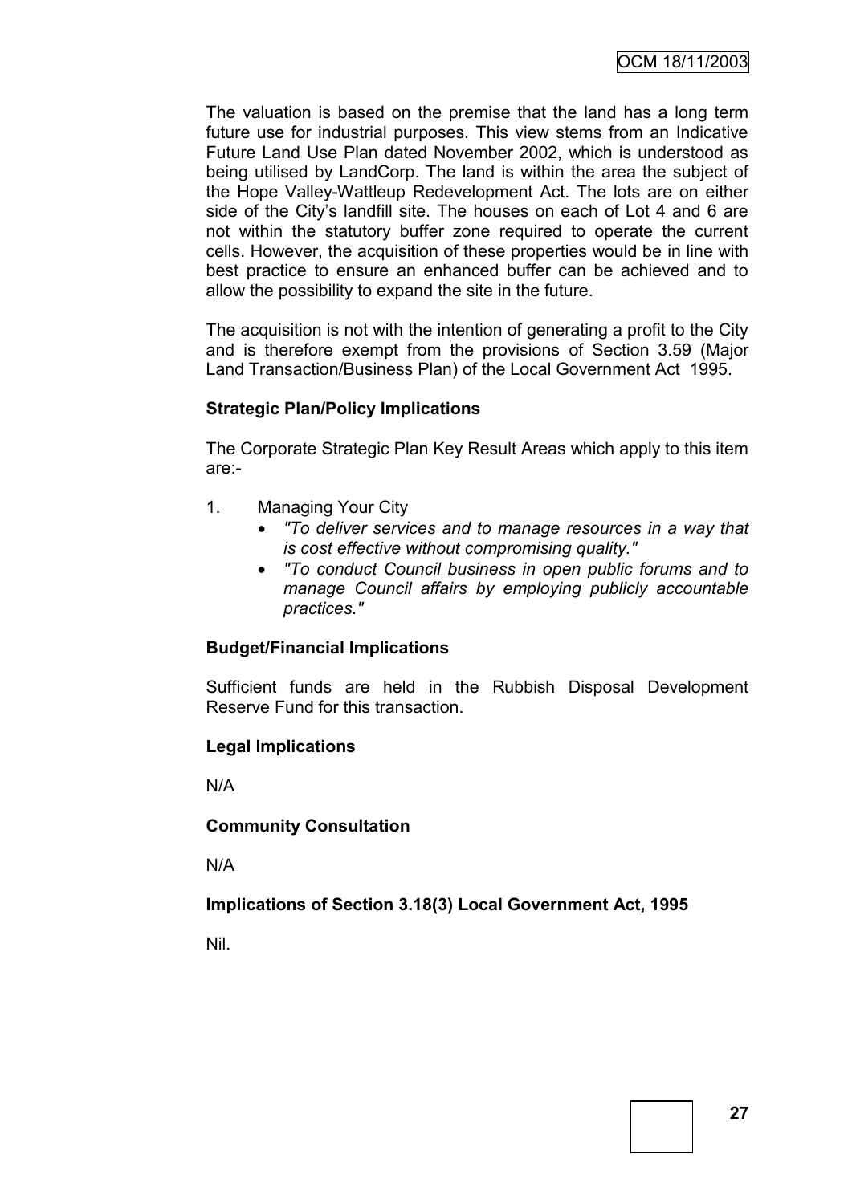The valuation is based on the premise that the land has a long term future use for industrial purposes. This view stems from an Indicative Future Land Use Plan dated November 2002, which is understood as being utilised by LandCorp. The land is within the area the subject of the Hope Valley-Wattleup Redevelopment Act. The lots are on either side of the City's landfill site. The houses on each of Lot 4 and 6 are not within the statutory buffer zone required to operate the current cells. However, the acquisition of these properties would be in line with best practice to ensure an enhanced buffer can be achieved and to allow the possibility to expand the site in the future.

The acquisition is not with the intention of generating a profit to the City and is therefore exempt from the provisions of Section 3.59 (Major Land Transaction/Business Plan) of the Local Government Act 1995.

**Strategic Plan/Policy Implications**

The Corporate Strategic Plan Key Result Areas which apply to this item are:-

1. Managing Your City
   - *"To deliver services and to manage resources in a way that is cost effective without compromising quality."*
   - *"To conduct Council business in open public forums and to manage Council affairs by employing publicly accountable practices."*

**Budget/Financial Implications**

Sufficient funds are held in the Rubbish Disposal Development Reserve Fund for this transaction.

**Legal Implications**

N/A

**Community Consultation**

N/A

**Implications of Section 3.18(3) Local Government Act, 1995**

Nil.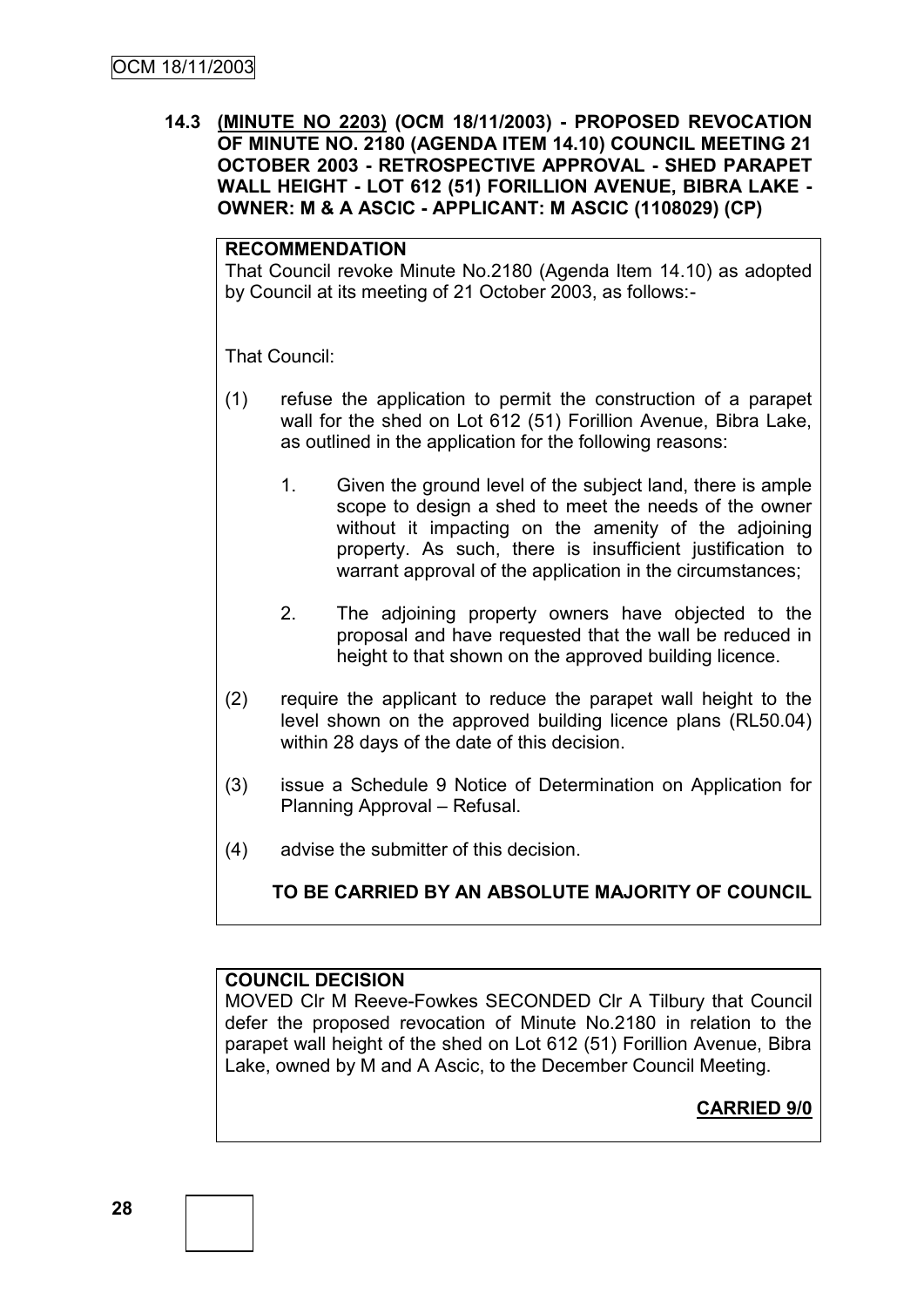**14.3 (MINUTE NO 2203) (OCM 18/11/2003) - PROPOSED REVOCATION OF MINUTE NO. 2180 (AGENDA ITEM 14.10) COUNCIL MEETING 21 OCTOBER 2003 - RETROSPECTIVE APPROVAL - SHED PARAPET WALL HEIGHT - LOT 612 (51) FORILLION AVENUE, BIBRA LAKE - OWNER: M & A ASCIC - APPLICANT: M ASCIC (1108029) (CP)**

**RECOMMENDATION**

That Council revoke Minute No.2180 (Agenda Item 14.10) as adopted by Council at its meeting of 21 October 2003, as follows:-

That Council:

(1) refuse the application to permit the construction of a parapet wall for the shed on Lot 612 (51) Forillion Avenue, Bibra Lake, as outlined in the application for the following reasons:

1. Given the ground level of the subject land, there is ample scope to design a shed to meet the needs of the owner without it impacting on the amenity of the adjoining property. As such, there is insufficient justification to warrant approval of the application in the circumstances;

2. The adjoining property owners have objected to the proposal and have requested that the wall be reduced in height to that shown on the approved building licence.

(2) require the applicant to reduce the parapet wall height to the level shown on the approved building licence plans (RL50.04) within 28 days of the date of this decision.

(3) issue a Schedule 9 Notice of Determination on Application for Planning Approval – Refusal.

(4) advise the submitter of this decision.

**TO BE CARRIED BY AN ABSOLUTE MAJORITY OF COUNCIL**

**COUNCIL DECISION**

MOVED Clr M Reeve-Fowkes SECONDED Clr A Tilbury that Council defer the proposed revocation of Minute No.2180 in relation to the parapet wall height of the shed on Lot 612 (51) Forillion Avenue, Bibra Lake, owned by M and A Ascic, to the December Council Meeting.

**CARRIED 9/0**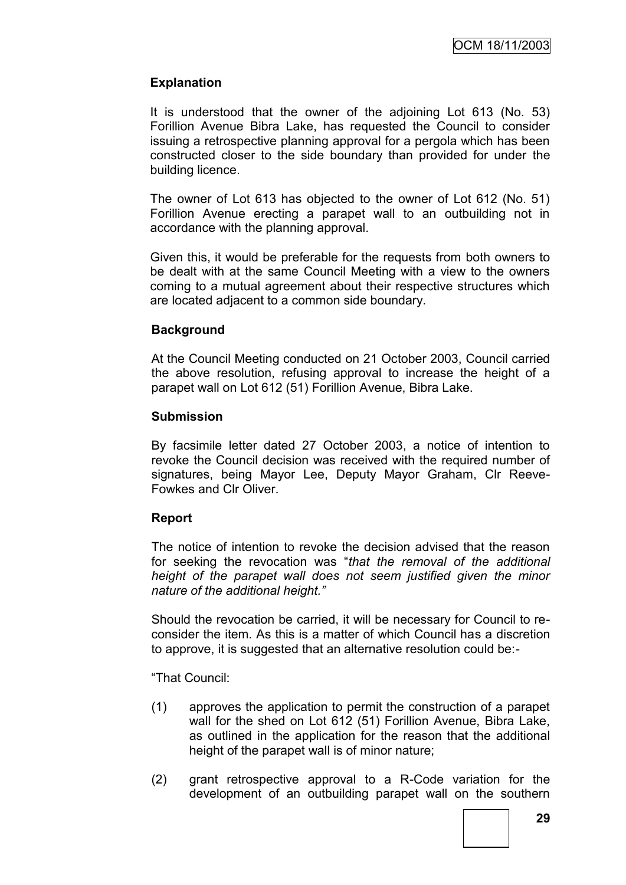**Explanation**

It is understood that the owner of the adjoining Lot 613 (No. 53) Forillion Avenue Bibra Lake, has requested the Council to consider issuing a retrospective planning approval for a pergola which has been constructed closer to the side boundary than provided for under the building licence.

The owner of Lot 613 has objected to the owner of Lot 612 (No. 51) Forillion Avenue erecting a parapet wall to an outbuilding not in accordance with the planning approval.

Given this, it would be preferable for the requests from both owners to be dealt with at the same Council Meeting with a view to the owners coming to a mutual agreement about their respective structures which are located adjacent to a common side boundary.

**Background**

At the Council Meeting conducted on 21 October 2003, Council carried the above resolution, refusing approval to increase the height of a parapet wall on Lot 612 (51) Forillion Avenue, Bibra Lake.

**Submission**

By facsimile letter dated 27 October 2003, a notice of intention to revoke the Council decision was received with the required number of signatures, being Mayor Lee, Deputy Mayor Graham, Clr Reeve-Fowkes and Clr Oliver.

**Report**

The notice of intention to revoke the decision advised that the reason for seeking the revocation was "*that the removal of the additional height of the parapet wall does not seem justified given the minor nature of the additional height.*"

Should the revocation be carried, it will be necessary for Council to re-consider the item. As this is a matter of which Council has a discretion to approve, it is suggested that an alternative resolution could be:-

"That Council:

(1) approves the application to permit the construction of a parapet wall for the shed on Lot 612 (51) Forillion Avenue, Bibra Lake, as outlined in the application for the reason that the additional height of the parapet wall is of minor nature;

(2) grant retrospective approval to a R-Code variation for the development of an outbuilding parapet wall on the southern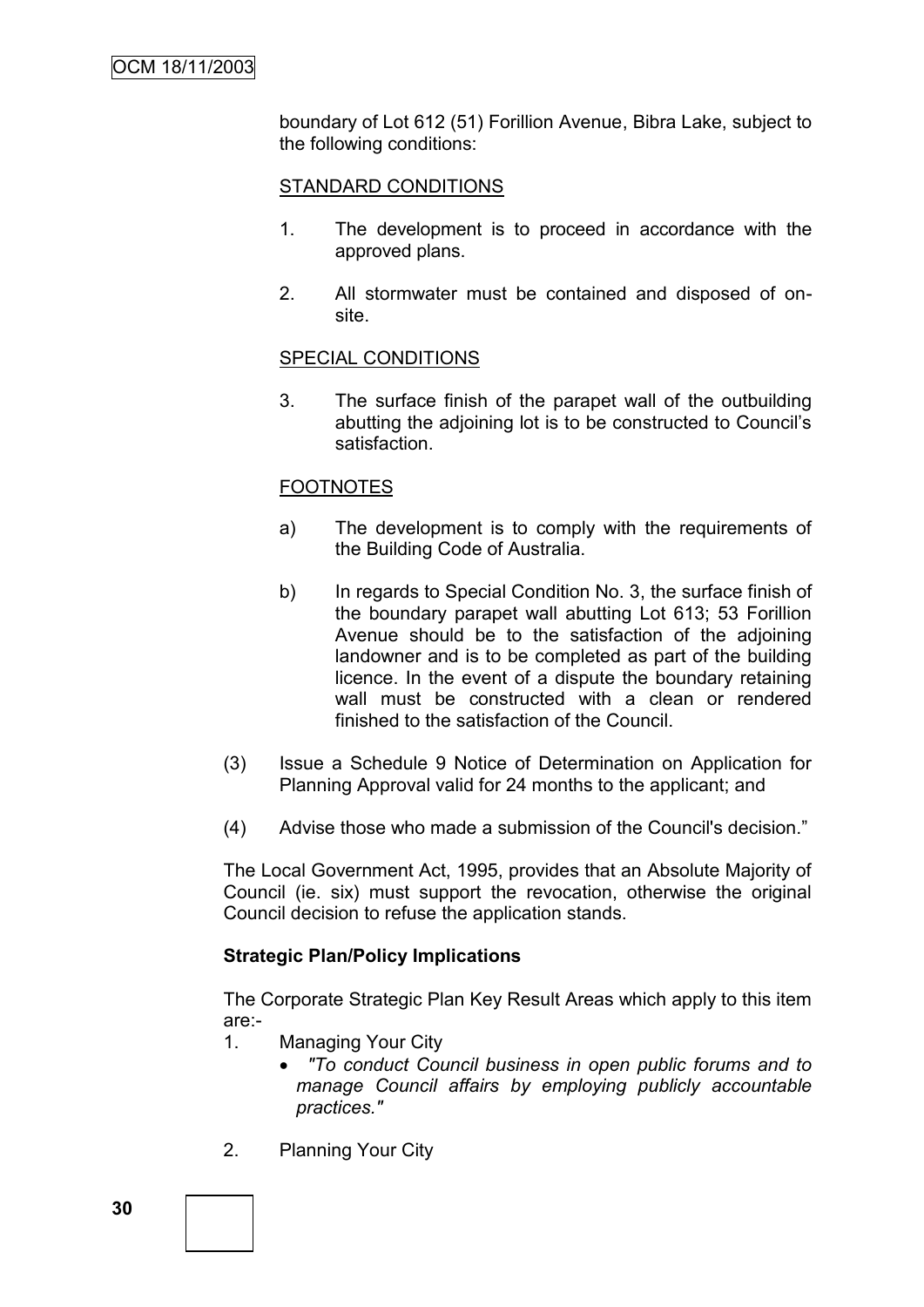boundary of Lot 612 (51) Forillion Avenue, Bibra Lake, subject to the following conditions:

STANDARD CONDITIONS

1. The development is to proceed in accordance with the approved plans.

2. All stormwater must be contained and disposed of on-site.

SPECIAL CONDITIONS

3. The surface finish of the parapet wall of the outbuilding abutting the adjoining lot is to be constructed to Council's satisfaction.

FOOTNOTES

a) The development is to comply with the requirements of the Building Code of Australia.

b) In regards to Special Condition No. 3, the surface finish of the boundary parapet wall abutting Lot 613; 53 Forillion Avenue should be to the satisfaction of the adjoining landowner and is to be completed as part of the building licence. In the event of a dispute the boundary retaining wall must be constructed with a clean or rendered finished to the satisfaction of the Council.

(3) Issue a Schedule 9 Notice of Determination on Application for Planning Approval valid for 24 months to the applicant; and

(4) Advise those who made a submission of the Council's decision."

The Local Government Act, 1995, provides that an Absolute Majority of Council (ie. six) must support the revocation, otherwise the original Council decision to refuse the application stands.

**Strategic Plan/Policy Implications**

The Corporate Strategic Plan Key Result Areas which apply to this item are:-

1. Managing Your City
   - *"To conduct Council business in open public forums and to manage Council affairs by employing publicly accountable practices."*

2. Planning Your City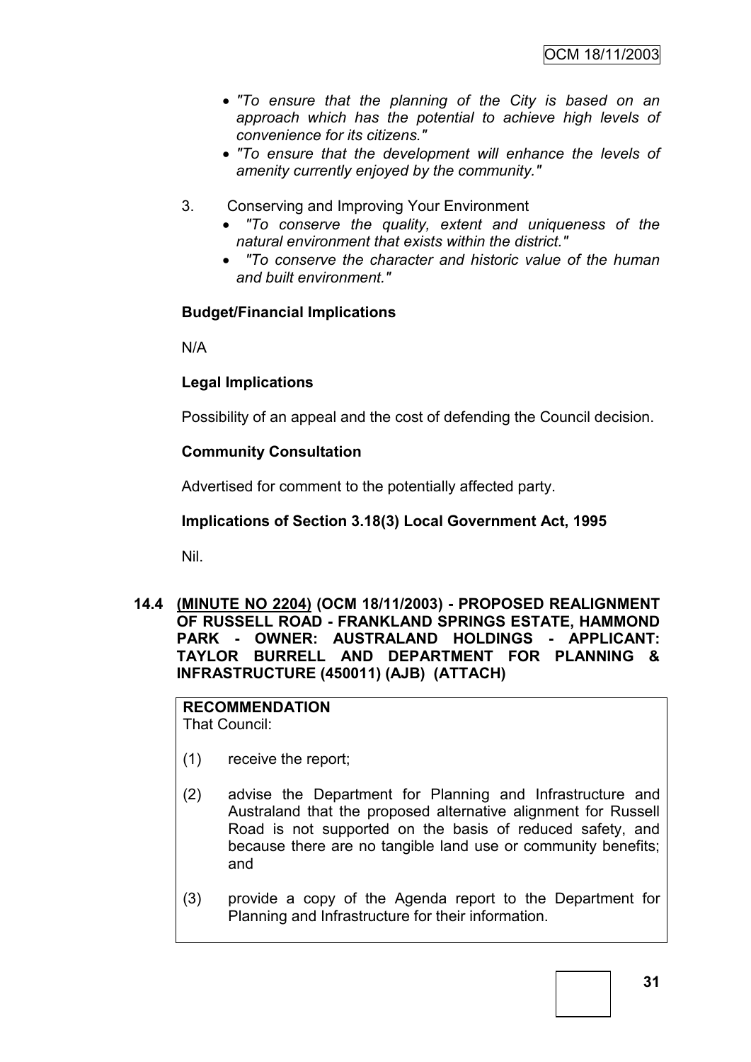- *"To ensure that the planning of the City is based on an approach which has the potential to achieve high levels of convenience for its citizens."*
- *"To ensure that the development will enhance the levels of amenity currently enjoyed by the community."*

3. Conserving and Improving Your Environment
   - *"To conserve the quality, extent and uniqueness of the natural environment that exists within the district."*
   - *"To conserve the character and historic value of the human and built environment."*

**Budget/Financial Implications**

N/A

**Legal Implications**

Possibility of an appeal and the cost of defending the Council decision.

**Community Consultation**

Advertised for comment to the potentially affected party.

**Implications of Section 3.18(3) Local Government Act, 1995**

Nil.

**14.4 (MINUTE NO 2204) (OCM 18/11/2003) - PROPOSED REALIGNMENT OF RUSSELL ROAD - FRANKLAND SPRINGS ESTATE, HAMMOND PARK - OWNER: AUSTRALAND HOLDINGS - APPLICANT: TAYLOR BURRELL AND DEPARTMENT FOR PLANNING & INFRASTRUCTURE (450011) (AJB) (ATTACH)**

**RECOMMENDATION**
That Council:

(1) receive the report;

(2) advise the Department for Planning and Infrastructure and Australand that the proposed alternative alignment for Russell Road is not supported on the basis of reduced safety, and because there are no tangible land use or community benefits; and

(3) provide a copy of the Agenda report to the Department for Planning and Infrastructure for their information.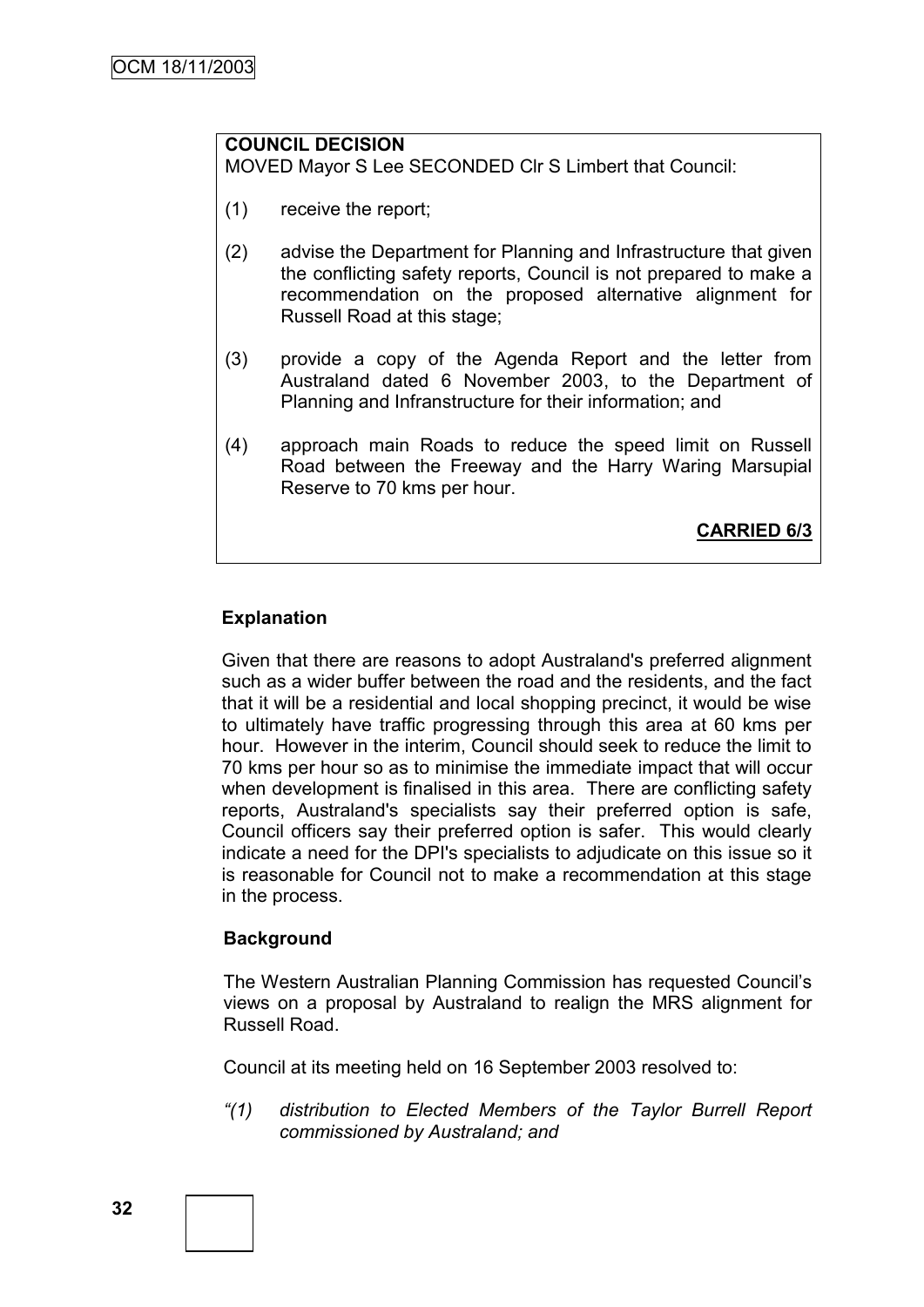**COUNCIL DECISION**

MOVED Mayor S Lee SECONDED Clr S Limbert that Council:

(1) receive the report;

(2) advise the Department for Planning and Infrastructure that given the conflicting safety reports, Council is not prepared to make a recommendation on the proposed alternative alignment for Russell Road at this stage;

(3) provide a copy of the Agenda Report and the letter from Australand dated 6 November 2003, to the Department of Planning and Infranstructure for their information; and

(4) approach main Roads to reduce the speed limit on Russell Road between the Freeway and the Harry Waring Marsupial Reserve to 70 kms per hour.

**CARRIED 6/3**

**Explanation**

Given that there are reasons to adopt Australand's preferred alignment such as a wider buffer between the road and the residents, and the fact that it will be a residential and local shopping precinct, it would be wise to ultimately have traffic progressing through this area at 60 kms per hour. However in the interim, Council should seek to reduce the limit to 70 kms per hour so as to minimise the immediate impact that will occur when development is finalised in this area. There are conflicting safety reports, Australand's specialists say their preferred option is safe, Council officers say their preferred option is safer. This would clearly indicate a need for the DPI's specialists to adjudicate on this issue so it is reasonable for Council not to make a recommendation at this stage in the process.

**Background**

The Western Australian Planning Commission has requested Council's views on a proposal by Australand to realign the MRS alignment for Russell Road.

Council at its meeting held on 16 September 2003 resolved to:

*"(1) distribution to Elected Members of the Taylor Burrell Report commissioned by Australand; and*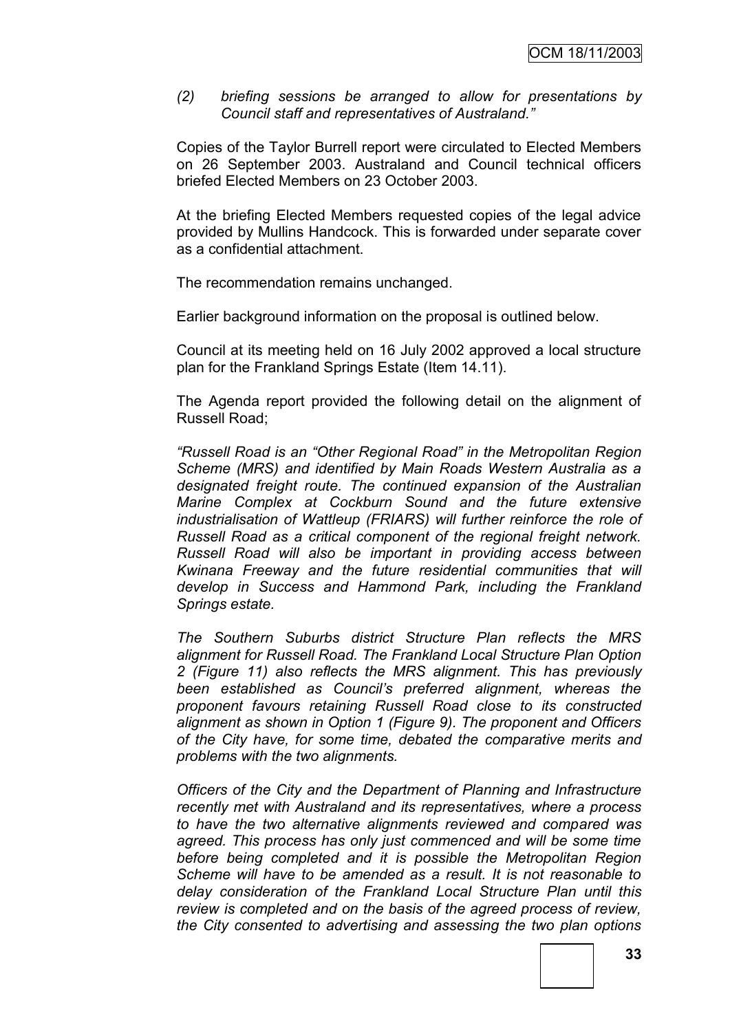*(2) briefing sessions be arranged to allow for presentations by Council staff and representatives of Australand."*

Copies of the Taylor Burrell report were circulated to Elected Members on 26 September 2003. Australand and Council technical officers briefed Elected Members on 23 October 2003.

At the briefing Elected Members requested copies of the legal advice provided by Mullins Handcock. This is forwarded under separate cover as a confidential attachment.

The recommendation remains unchanged.

Earlier background information on the proposal is outlined below.

Council at its meeting held on 16 July 2002 approved a local structure plan for the Frankland Springs Estate (Item 14.11).

The Agenda report provided the following detail on the alignment of Russell Road;

*"Russell Road is an "Other Regional Road" in the Metropolitan Region Scheme (MRS) and identified by Main Roads Western Australia as a designated freight route. The continued expansion of the Australian Marine Complex at Cockburn Sound and the future extensive industrialisation of Wattleup (FRIARS) will further reinforce the role of Russell Road as a critical component of the regional freight network. Russell Road will also be important in providing access between Kwinana Freeway and the future residential communities that will develop in Success and Hammond Park, including the Frankland Springs estate.*

*The Southern Suburbs district Structure Plan reflects the MRS alignment for Russell Road. The Frankland Local Structure Plan Option 2 (Figure 11) also reflects the MRS alignment. This has previously been established as Council's preferred alignment, whereas the proponent favours retaining Russell Road close to its constructed alignment as shown in Option 1 (Figure 9). The proponent and Officers of the City have, for some time, debated the comparative merits and problems with the two alignments.*

*Officers of the City and the Department of Planning and Infrastructure recently met with Australand and its representatives, where a process to have the two alternative alignments reviewed and compared was agreed. This process has only just commenced and will be some time before being completed and it is possible the Metropolitan Region Scheme will have to be amended as a result. It is not reasonable to delay consideration of the Frankland Local Structure Plan until this review is completed and on the basis of the agreed process of review, the City consented to advertising and assessing the two plan options*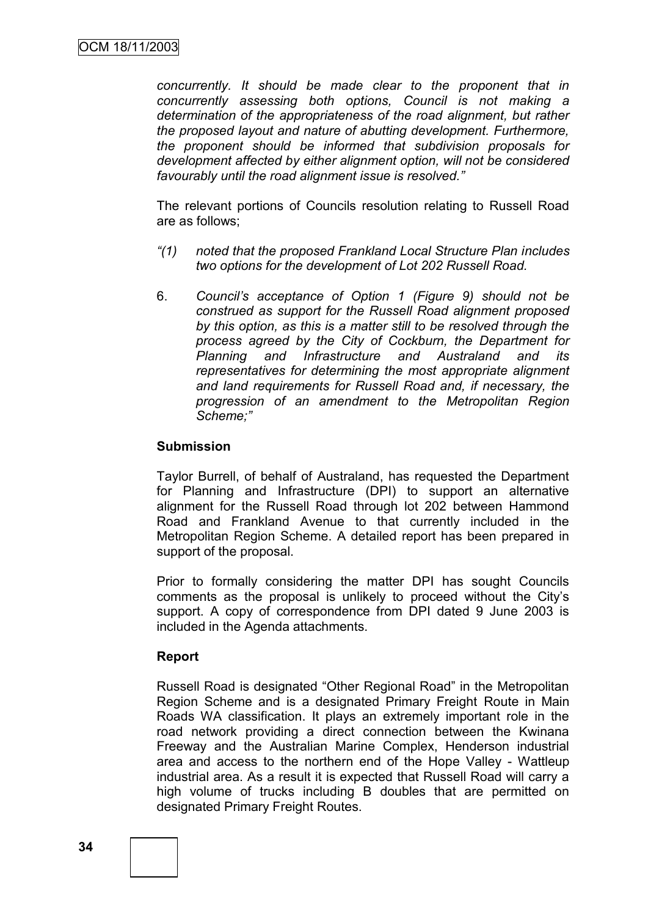*concurrently. It should be made clear to the proponent that in concurrently assessing both options, Council is not making a determination of the appropriateness of the road alignment, but rather the proposed layout and nature of abutting development. Furthermore, the proponent should be informed that subdivision proposals for development affected by either alignment option, will not be considered favourably until the road alignment issue is resolved."*

The relevant portions of Councils resolution relating to Russell Road are as follows;

*"(1) noted that the proposed Frankland Local Structure Plan includes two options for the development of Lot 202 Russell Road.*

6. *Council's acceptance of Option 1 (Figure 9) should not be construed as support for the Russell Road alignment proposed by this option, as this is a matter still to be resolved through the process agreed by the City of Cockburn, the Department for Planning and Infrastructure and Australand and its representatives for determining the most appropriate alignment and land requirements for Russell Road and, if necessary, the progression of an amendment to the Metropolitan Region Scheme;"*

**Submission**

Taylor Burrell, of behalf of Australand, has requested the Department for Planning and Infrastructure (DPI) to support an alternative alignment for the Russell Road through lot 202 between Hammond Road and Frankland Avenue to that currently included in the Metropolitan Region Scheme. A detailed report has been prepared in support of the proposal.

Prior to formally considering the matter DPI has sought Councils comments as the proposal is unlikely to proceed without the City's support. A copy of correspondence from DPI dated 9 June 2003 is included in the Agenda attachments.

**Report**

Russell Road is designated "Other Regional Road" in the Metropolitan Region Scheme and is a designated Primary Freight Route in Main Roads WA classification. It plays an extremely important role in the road network providing a direct connection between the Kwinana Freeway and the Australian Marine Complex, Henderson industrial area and access to the northern end of the Hope Valley - Wattleup industrial area. As a result it is expected that Russell Road will carry a high volume of trucks including B doubles that are permitted on designated Primary Freight Routes.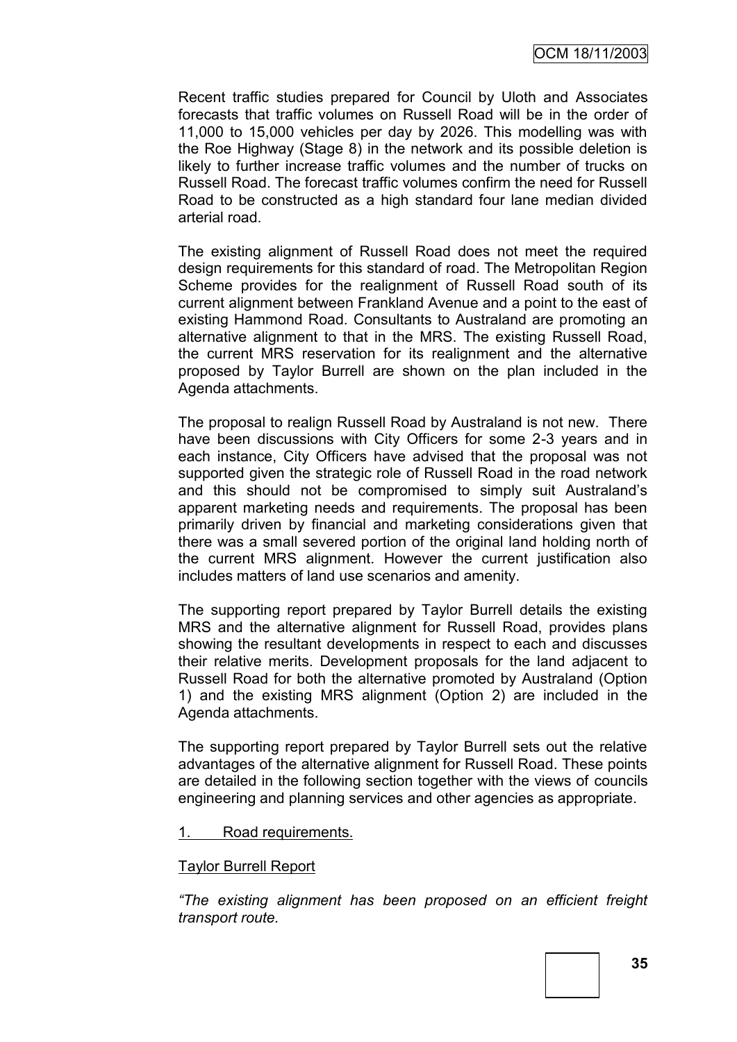Recent traffic studies prepared for Council by Uloth and Associates forecasts that traffic volumes on Russell Road will be in the order of 11,000 to 15,000 vehicles per day by 2026. This modelling was with the Roe Highway (Stage 8) in the network and its possible deletion is likely to further increase traffic volumes and the number of trucks on Russell Road. The forecast traffic volumes confirm the need for Russell Road to be constructed as a high standard four lane median divided arterial road.

The existing alignment of Russell Road does not meet the required design requirements for this standard of road. The Metropolitan Region Scheme provides for the realignment of Russell Road south of its current alignment between Frankland Avenue and a point to the east of existing Hammond Road. Consultants to Australand are promoting an alternative alignment to that in the MRS. The existing Russell Road, the current MRS reservation for its realignment and the alternative proposed by Taylor Burrell are shown on the plan included in the Agenda attachments.

The proposal to realign Russell Road by Australand is not new. There have been discussions with City Officers for some 2-3 years and in each instance, City Officers have advised that the proposal was not supported given the strategic role of Russell Road in the road network and this should not be compromised to simply suit Australand's apparent marketing needs and requirements. The proposal has been primarily driven by financial and marketing considerations given that there was a small severed portion of the original land holding north of the current MRS alignment. However the current justification also includes matters of land use scenarios and amenity.

The supporting report prepared by Taylor Burrell details the existing MRS and the alternative alignment for Russell Road, provides plans showing the resultant developments in respect to each and discusses their relative merits. Development proposals for the land adjacent to Russell Road for both the alternative promoted by Australand (Option 1) and the existing MRS alignment (Option 2) are included in the Agenda attachments.

The supporting report prepared by Taylor Burrell sets out the relative advantages of the alternative alignment for Russell Road. These points are detailed in the following section together with the views of councils engineering and planning services and other agencies as appropriate.

1. Road requirements.

Taylor Burrell Report

*"The existing alignment has been proposed on an efficient freight transport route.*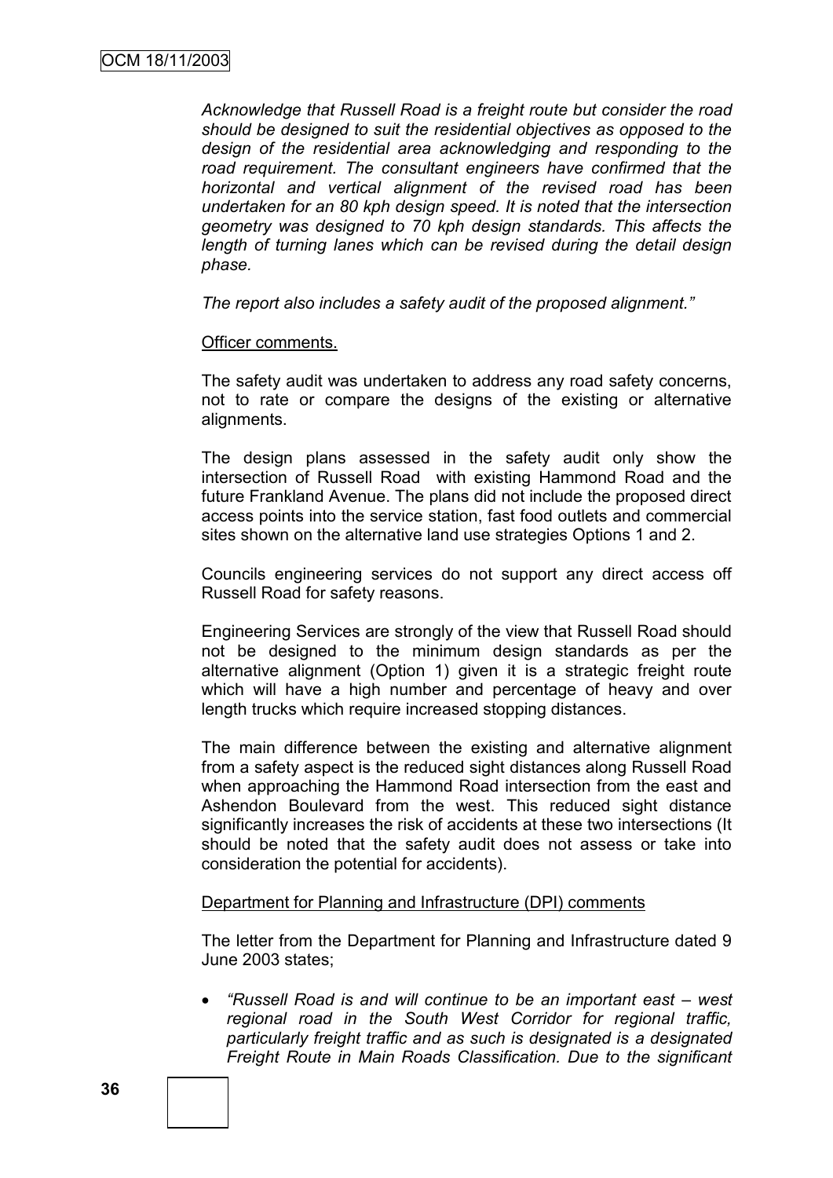*Acknowledge that Russell Road is a freight route but consider the road should be designed to suit the residential objectives as opposed to the design of the residential area acknowledging and responding to the road requirement. The consultant engineers have confirmed that the horizontal and vertical alignment of the revised road has been undertaken for an 80 kph design speed. It is noted that the intersection geometry was designed to 70 kph design standards. This affects the length of turning lanes which can be revised during the detail design phase.*

*The report also includes a safety audit of the proposed alignment."*

Officer comments.

The safety audit was undertaken to address any road safety concerns, not to rate or compare the designs of the existing or alternative alignments.

The design plans assessed in the safety audit only show the intersection of Russell Road with existing Hammond Road and the future Frankland Avenue. The plans did not include the proposed direct access points into the service station, fast food outlets and commercial sites shown on the alternative land use strategies Options 1 and 2.

Councils engineering services do not support any direct access off Russell Road for safety reasons.

Engineering Services are strongly of the view that Russell Road should not be designed to the minimum design standards as per the alternative alignment (Option 1) given it is a strategic freight route which will have a high number and percentage of heavy and over length trucks which require increased stopping distances.

The main difference between the existing and alternative alignment from a safety aspect is the reduced sight distances along Russell Road when approaching the Hammond Road intersection from the east and Ashendon Boulevard from the west. This reduced sight distance significantly increases the risk of accidents at these two intersections (It should be noted that the safety audit does not assess or take into consideration the potential for accidents).

Department for Planning and Infrastructure (DPI) comments

The letter from the Department for Planning and Infrastructure dated 9 June 2003 states;

- *"Russell Road is and will continue to be an important east – west regional road in the South West Corridor for regional traffic, particularly freight traffic and as such is designated is a designated Freight Route in Main Roads Classification. Due to the significant*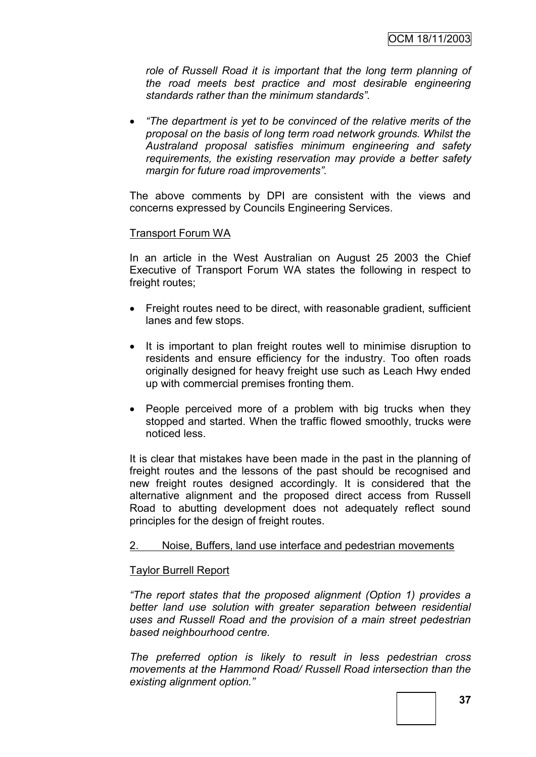*role of Russell Road it is important that the long term planning of the road meets best practice and most desirable engineering standards rather than the minimum standards".*

- *"The department is yet to be convinced of the relative merits of the proposal on the basis of long term road network grounds. Whilst the Australand proposal satisfies minimum engineering and safety requirements, the existing reservation may provide a better safety margin for future road improvements".*

The above comments by DPI are consistent with the views and concerns expressed by Councils Engineering Services.

Transport Forum WA

In an article in the West Australian on August 25 2003 the Chief Executive of Transport Forum WA states the following in respect to freight routes;

- Freight routes need to be direct, with reasonable gradient, sufficient lanes and few stops.
- It is important to plan freight routes well to minimise disruption to residents and ensure efficiency for the industry. Too often roads originally designed for heavy freight use such as Leach Hwy ended up with commercial premises fronting them.
- People perceived more of a problem with big trucks when they stopped and started. When the traffic flowed smoothly, trucks were noticed less.

It is clear that mistakes have been made in the past in the planning of freight routes and the lessons of the past should be recognised and new freight routes designed accordingly. It is considered that the alternative alignment and the proposed direct access from Russell Road to abutting development does not adequately reflect sound principles for the design of freight routes.

2. Noise, Buffers, land use interface and pedestrian movements

Taylor Burrell Report

*"The report states that the proposed alignment (Option 1) provides a better land use solution with greater separation between residential uses and Russell Road and the provision of a main street pedestrian based neighbourhood centre.*

*The preferred option is likely to result in less pedestrian cross movements at the Hammond Road/ Russell Road intersection than the existing alignment option."*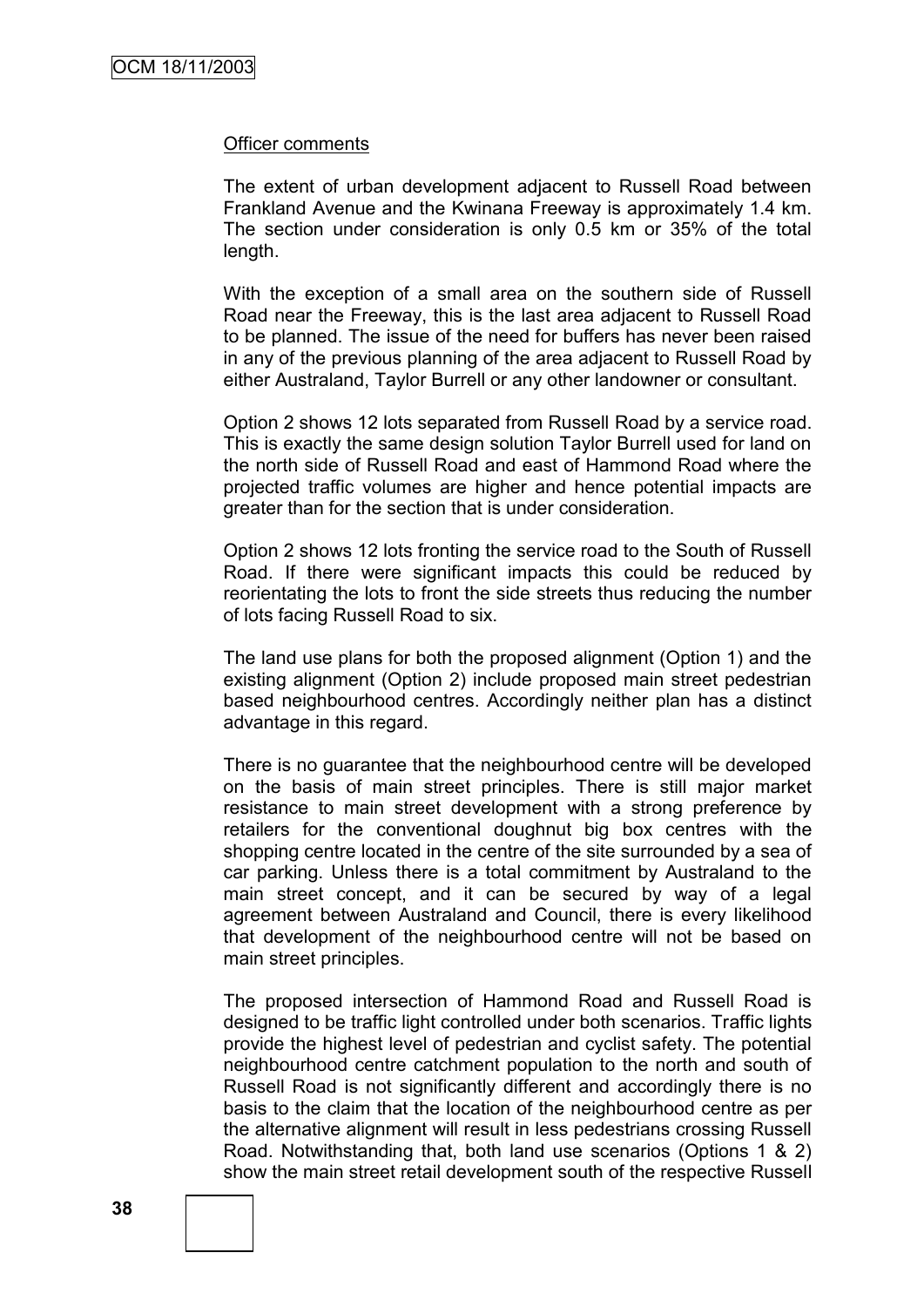Officer comments

The extent of urban development adjacent to Russell Road between Frankland Avenue and the Kwinana Freeway is approximately 1.4 km. The section under consideration is only 0.5 km or 35% of the total length.

With the exception of a small area on the southern side of Russell Road near the Freeway, this is the last area adjacent to Russell Road to be planned. The issue of the need for buffers has never been raised in any of the previous planning of the area adjacent to Russell Road by either Australand, Taylor Burrell or any other landowner or consultant.

Option 2 shows 12 lots separated from Russell Road by a service road. This is exactly the same design solution Taylor Burrell used for land on the north side of Russell Road and east of Hammond Road where the projected traffic volumes are higher and hence potential impacts are greater than for the section that is under consideration.

Option 2 shows 12 lots fronting the service road to the South of Russell Road. If there were significant impacts this could be reduced by reorientating the lots to front the side streets thus reducing the number of lots facing Russell Road to six.

The land use plans for both the proposed alignment (Option 1) and the existing alignment (Option 2) include proposed main street pedestrian based neighbourhood centres. Accordingly neither plan has a distinct advantage in this regard.

There is no guarantee that the neighbourhood centre will be developed on the basis of main street principles. There is still major market resistance to main street development with a strong preference by retailers for the conventional doughnut big box centres with the shopping centre located in the centre of the site surrounded by a sea of car parking. Unless there is a total commitment by Australand to the main street concept, and it can be secured by way of a legal agreement between Australand and Council, there is every likelihood that development of the neighbourhood centre will not be based on main street principles.

The proposed intersection of Hammond Road and Russell Road is designed to be traffic light controlled under both scenarios. Traffic lights provide the highest level of pedestrian and cyclist safety. The potential neighbourhood centre catchment population to the north and south of Russell Road is not significantly different and accordingly there is no basis to the claim that the location of the neighbourhood centre as per the alternative alignment will result in less pedestrians crossing Russell Road. Notwithstanding that, both land use scenarios (Options 1 & 2) show the main street retail development south of the respective Russell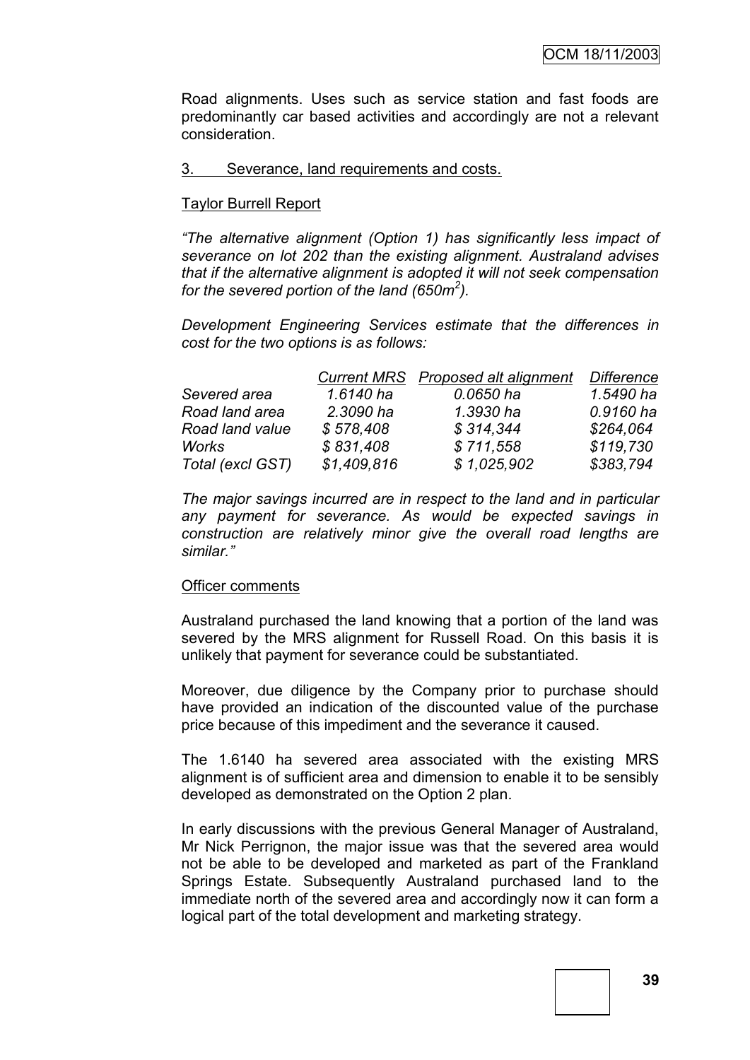Road alignments. Uses such as service station and fast foods are predominantly car based activities and accordingly are not a relevant consideration.

3. Severance, land requirements and costs.

Taylor Burrell Report

*"The alternative alignment (Option 1) has significantly less impact of severance on lot 202 than the existing alignment. Australand advises that if the alternative alignment is adopted it will not seek compensation for the severed portion of the land (650m$^2$).*

*Development Engineering Services estimate that the differences in cost for the two options is as follows:*

| | *Current MRS* | *Proposed alt alignment* | *Difference* |
|---|---|---|---|
| *Severed area* | *1.6140 ha* | *0.0650 ha* | *1.5490 ha* |
| *Road land area* | *2.3090 ha* | *1.3930 ha* | *0.9160 ha* |
| *Road land value* | *$ 578,408* | *$ 314,344* | *$264,064* |
| *Works* | *$ 831,408* | *$ 711,558* | *$119,730* |
| *Total (excl GST)* | *$1,409,816* | *$ 1,025,902* | *$383,794* |

*The major savings incurred are in respect to the land and in particular any payment for severance. As would be expected savings in construction are relatively minor give the overall road lengths are similar."*

Officer comments

Australand purchased the land knowing that a portion of the land was severed by the MRS alignment for Russell Road. On this basis it is unlikely that payment for severance could be substantiated.

Moreover, due diligence by the Company prior to purchase should have provided an indication of the discounted value of the purchase price because of this impediment and the severance it caused.

The 1.6140 ha severed area associated with the existing MRS alignment is of sufficient area and dimension to enable it to be sensibly developed as demonstrated on the Option 2 plan.

In early discussions with the previous General Manager of Australand, Mr Nick Perrignon, the major issue was that the severed area would not be able to be developed and marketed as part of the Frankland Springs Estate. Subsequently Australand purchased land to the immediate north of the severed area and accordingly now it can form a logical part of the total development and marketing strategy.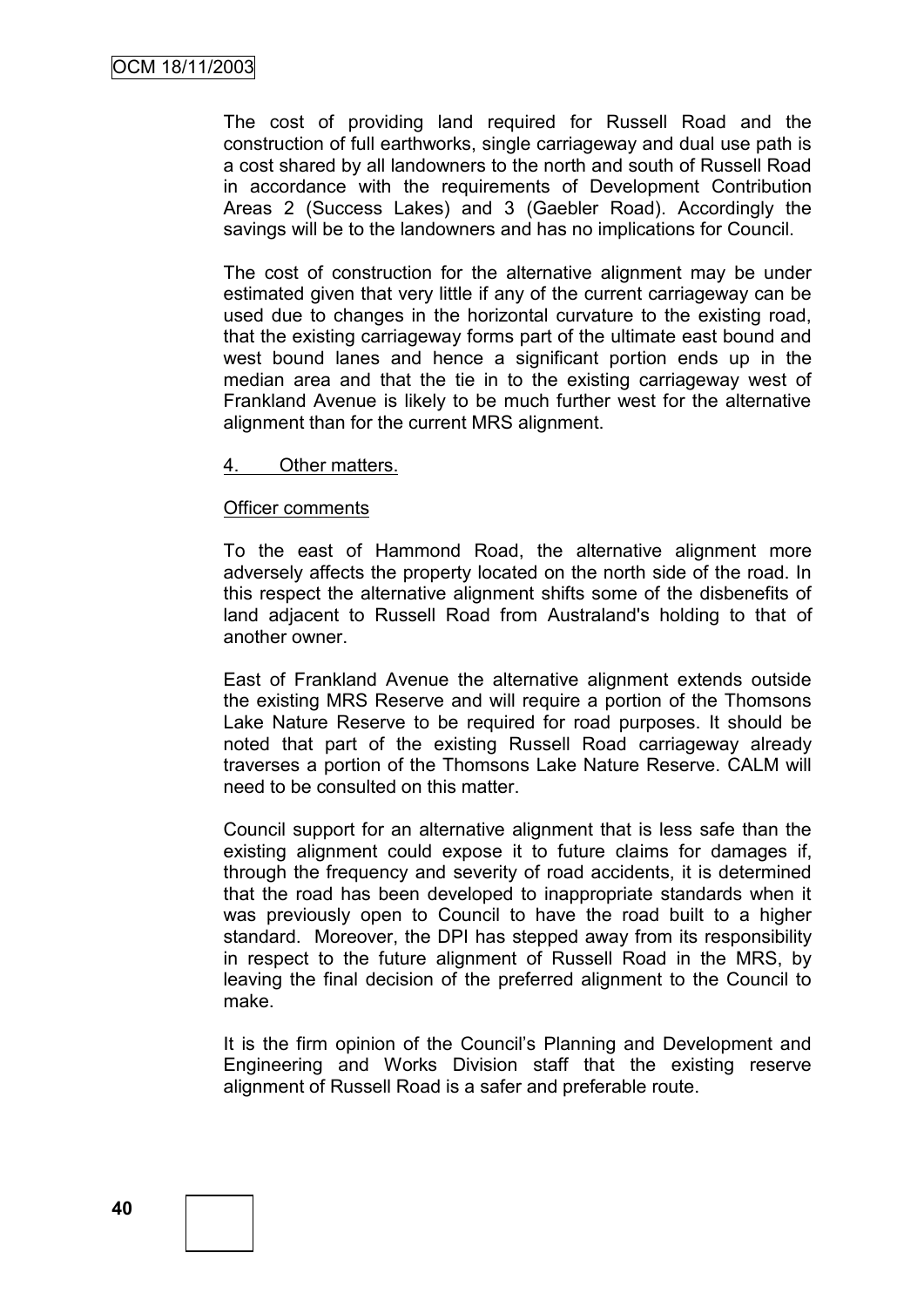The cost of providing land required for Russell Road and the construction of full earthworks, single carriageway and dual use path is a cost shared by all landowners to the north and south of Russell Road in accordance with the requirements of Development Contribution Areas 2 (Success Lakes) and 3 (Gaebler Road). Accordingly the savings will be to the landowners and has no implications for Council.

The cost of construction for the alternative alignment may be under estimated given that very little if any of the current carriageway can be used due to changes in the horizontal curvature to the existing road, that the existing carriageway forms part of the ultimate east bound and west bound lanes and hence a significant portion ends up in the median area and that the tie in to the existing carriageway west of Frankland Avenue is likely to be much further west for the alternative alignment than for the current MRS alignment.

4. Other matters.

Officer comments

To the east of Hammond Road, the alternative alignment more adversely affects the property located on the north side of the road. In this respect the alternative alignment shifts some of the disbenefits of land adjacent to Russell Road from Australand's holding to that of another owner.

East of Frankland Avenue the alternative alignment extends outside the existing MRS Reserve and will require a portion of the Thomsons Lake Nature Reserve to be required for road purposes. It should be noted that part of the existing Russell Road carriageway already traverses a portion of the Thomsons Lake Nature Reserve. CALM will need to be consulted on this matter.

Council support for an alternative alignment that is less safe than the existing alignment could expose it to future claims for damages if, through the frequency and severity of road accidents, it is determined that the road has been developed to inappropriate standards when it was previously open to Council to have the road built to a higher standard. Moreover, the DPI has stepped away from its responsibility in respect to the future alignment of Russell Road in the MRS, by leaving the final decision of the preferred alignment to the Council to make.

It is the firm opinion of the Council's Planning and Development and Engineering and Works Division staff that the existing reserve alignment of Russell Road is a safer and preferable route.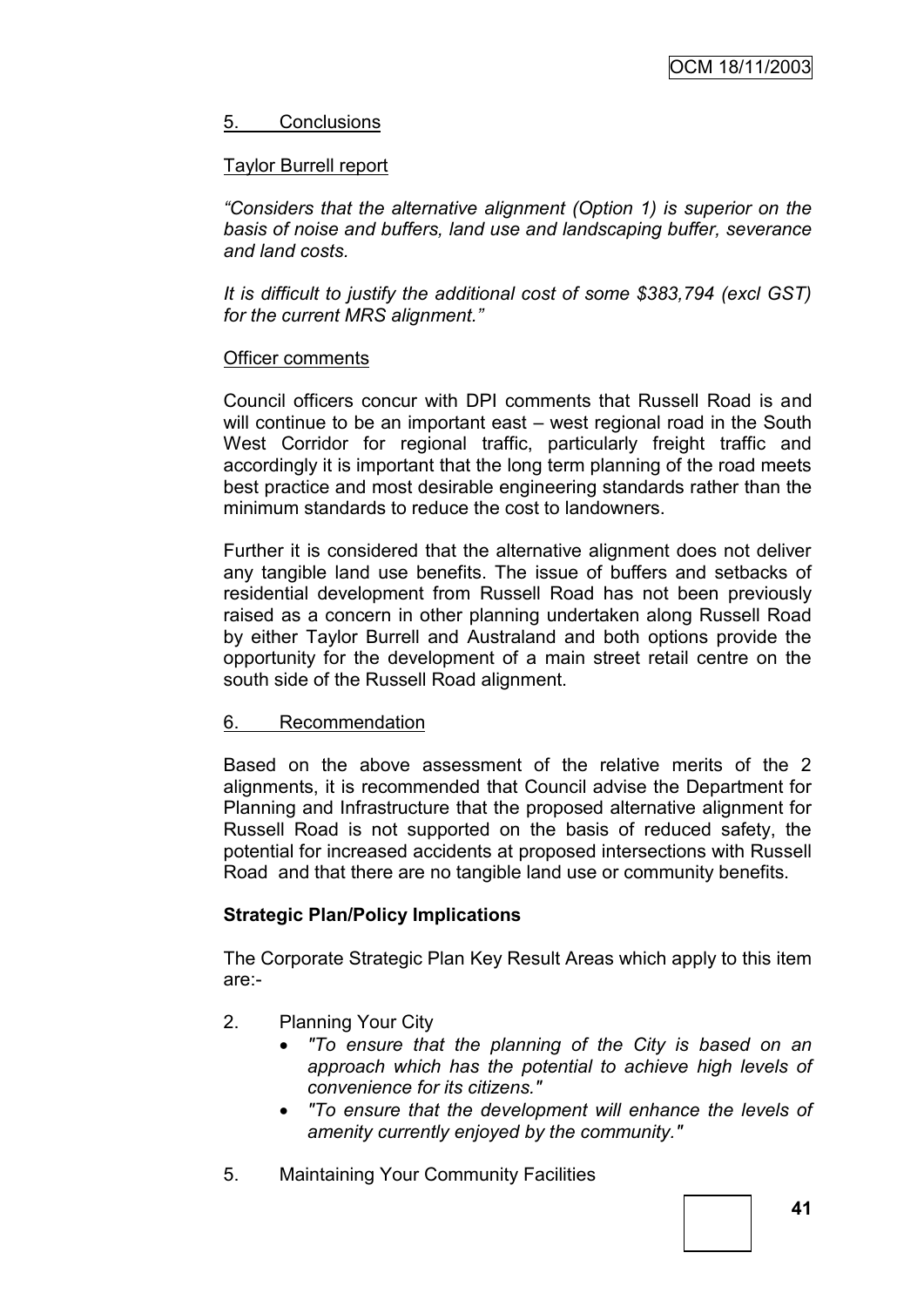## 5. Conclusions

### Taylor Burrell report

*"Considers that the alternative alignment (Option 1) is superior on the basis of noise and buffers, land use and landscaping buffer, severance and land costs.*

*It is difficult to justify the additional cost of some $383,794 (excl GST) for the current MRS alignment."*

### Officer comments

Council officers concur with DPI comments that Russell Road is and will continue to be an important east – west regional road in the South West Corridor for regional traffic, particularly freight traffic and accordingly it is important that the long term planning of the road meets best practice and most desirable engineering standards rather than the minimum standards to reduce the cost to landowners.

Further it is considered that the alternative alignment does not deliver any tangible land use benefits. The issue of buffers and setbacks of residential development from Russell Road has not been previously raised as a concern in other planning undertaken along Russell Road by either Taylor Burrell and Australand and both options provide the opportunity for the development of a main street retail centre on the south side of the Russell Road alignment.

## 6. Recommendation

Based on the above assessment of the relative merits of the 2 alignments, it is recommended that Council advise the Department for Planning and Infrastructure that the proposed alternative alignment for Russell Road is not supported on the basis of reduced safety, the potential for increased accidents at proposed intersections with Russell Road and that there are no tangible land use or community benefits.

**Strategic Plan/Policy Implications**

The Corporate Strategic Plan Key Result Areas which apply to this item are:-

2. Planning Your City
   - *"To ensure that the planning of the City is based on an approach which has the potential to achieve high levels of convenience for its citizens."*
   - *"To ensure that the development will enhance the levels of amenity currently enjoyed by the community."*
5. Maintaining Your Community Facilities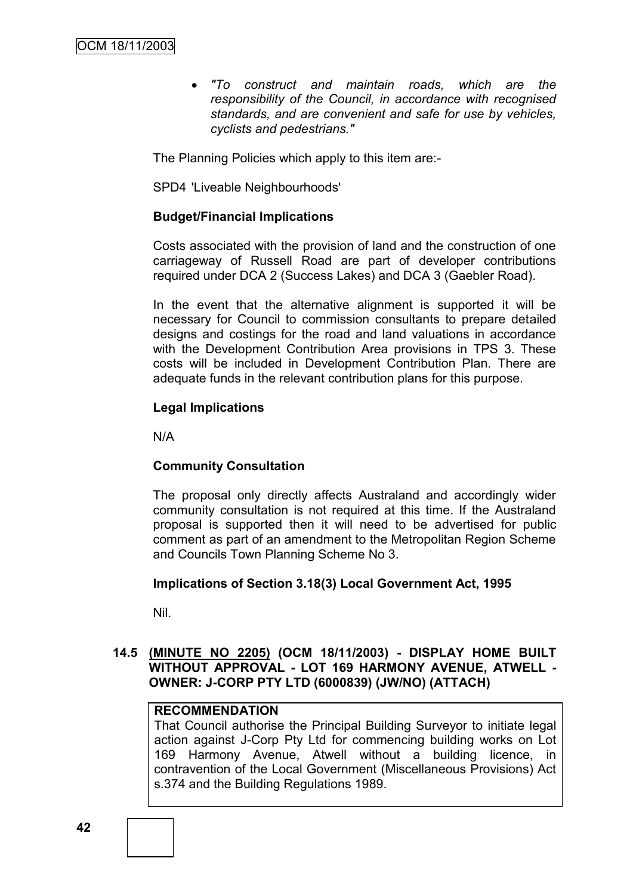- *"To construct and maintain roads, which are the responsibility of the Council, in accordance with recognised standards, and are convenient and safe for use by vehicles, cyclists and pedestrians."*

The Planning Policies which apply to this item are:-

SPD4 'Liveable Neighbourhoods'

**Budget/Financial Implications**

Costs associated with the provision of land and the construction of one carriageway of Russell Road are part of developer contributions required under DCA 2 (Success Lakes) and DCA 3 (Gaebler Road).

In the event that the alternative alignment is supported it will be necessary for Council to commission consultants to prepare detailed designs and costings for the road and land valuations in accordance with the Development Contribution Area provisions in TPS 3. These costs will be included in Development Contribution Plan. There are adequate funds in the relevant contribution plans for this purpose.

**Legal Implications**

N/A

**Community Consultation**

The proposal only directly affects Australand and accordingly wider community consultation is not required at this time. If the Australand proposal is supported then it will need to be advertised for public comment as part of an amendment to the Metropolitan Region Scheme and Councils Town Planning Scheme No 3.

**Implications of Section 3.18(3) Local Government Act, 1995**

Nil.

### 14.5 (MINUTE NO 2205) (OCM 18/11/2003) - DISPLAY HOME BUILT WITHOUT APPROVAL - LOT 169 HARMONY AVENUE, ATWELL - OWNER: J-CORP PTY LTD (6000839) (JW/NO) (ATTACH)

**RECOMMENDATION**

That Council authorise the Principal Building Surveyor to initiate legal action against J-Corp Pty Ltd for commencing building works on Lot 169 Harmony Avenue, Atwell without a building licence, in contravention of the Local Government (Miscellaneous Provisions) Act s.374 and the Building Regulations 1989.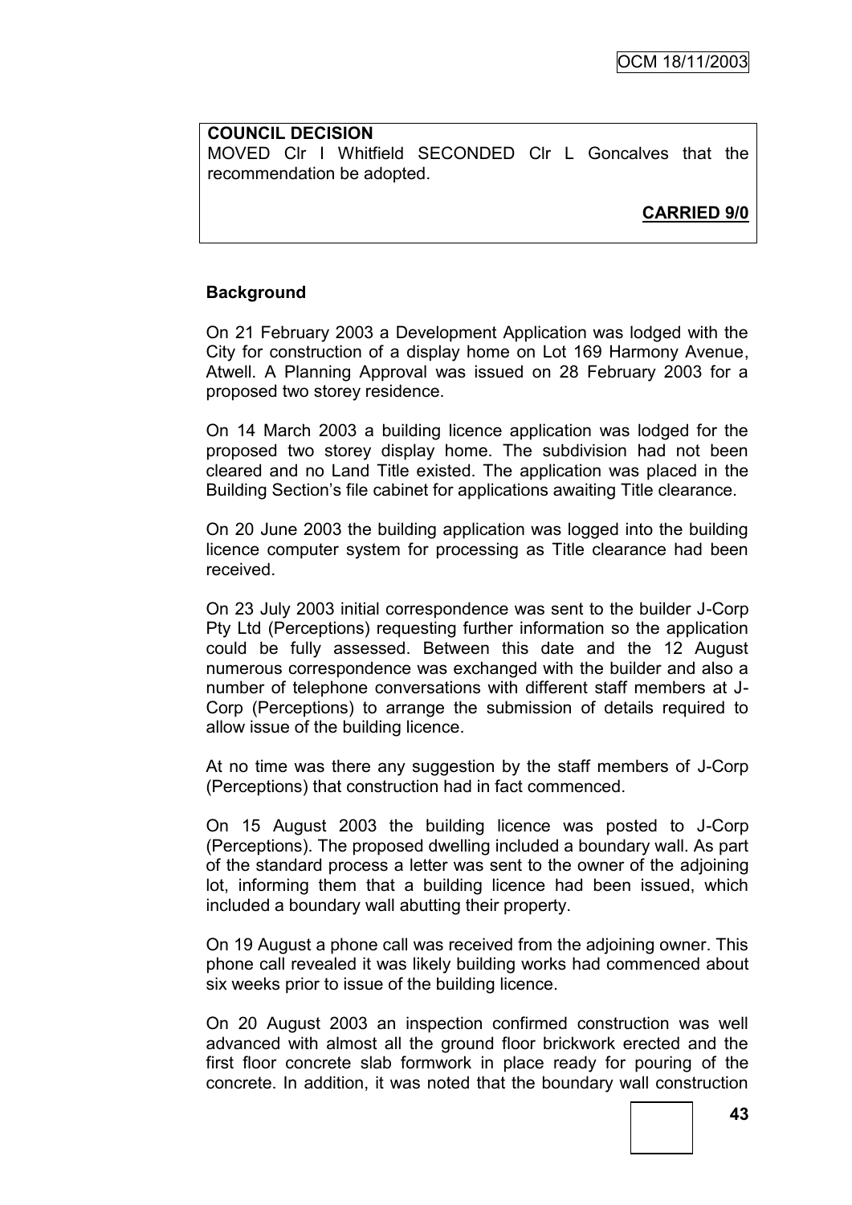**COUNCIL DECISION**

MOVED Clr I Whitfield SECONDED Clr L Goncalves that the recommendation be adopted.

**CARRIED 9/0**

**Background**

On 21 February 2003 a Development Application was lodged with the City for construction of a display home on Lot 169 Harmony Avenue, Atwell. A Planning Approval was issued on 28 February 2003 for a proposed two storey residence.

On 14 March 2003 a building licence application was lodged for the proposed two storey display home. The subdivision had not been cleared and no Land Title existed. The application was placed in the Building Section's file cabinet for applications awaiting Title clearance.

On 20 June 2003 the building application was logged into the building licence computer system for processing as Title clearance had been received.

On 23 July 2003 initial correspondence was sent to the builder J-Corp Pty Ltd (Perceptions) requesting further information so the application could be fully assessed. Between this date and the 12 August numerous correspondence was exchanged with the builder and also a number of telephone conversations with different staff members at J-Corp (Perceptions) to arrange the submission of details required to allow issue of the building licence.

At no time was there any suggestion by the staff members of J-Corp (Perceptions) that construction had in fact commenced.

On 15 August 2003 the building licence was posted to J-Corp (Perceptions). The proposed dwelling included a boundary wall. As part of the standard process a letter was sent to the owner of the adjoining lot, informing them that a building licence had been issued, which included a boundary wall abutting their property.

On 19 August a phone call was received from the adjoining owner. This phone call revealed it was likely building works had commenced about six weeks prior to issue of the building licence.

On 20 August 2003 an inspection confirmed construction was well advanced with almost all the ground floor brickwork erected and the first floor concrete slab formwork in place ready for pouring of the concrete. In addition, it was noted that the boundary wall construction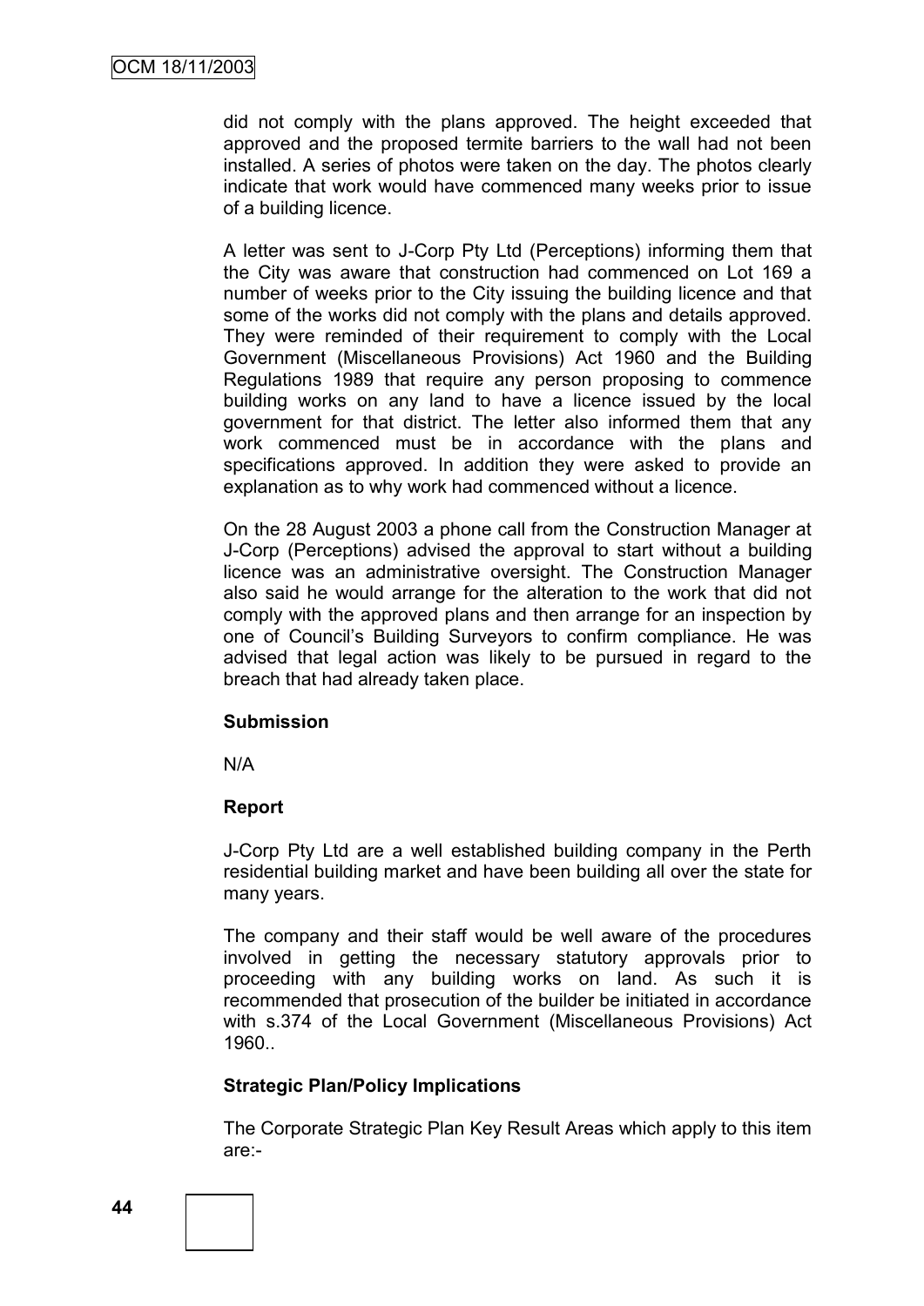did not comply with the plans approved. The height exceeded that approved and the proposed termite barriers to the wall had not been installed. A series of photos were taken on the day. The photos clearly indicate that work would have commenced many weeks prior to issue of a building licence.

A letter was sent to J-Corp Pty Ltd (Perceptions) informing them that the City was aware that construction had commenced on Lot 169 a number of weeks prior to the City issuing the building licence and that some of the works did not comply with the plans and details approved. They were reminded of their requirement to comply with the Local Government (Miscellaneous Provisions) Act 1960 and the Building Regulations 1989 that require any person proposing to commence building works on any land to have a licence issued by the local government for that district. The letter also informed them that any work commenced must be in accordance with the plans and specifications approved. In addition they were asked to provide an explanation as to why work had commenced without a licence.

On the 28 August 2003 a phone call from the Construction Manager at J-Corp (Perceptions) advised the approval to start without a building licence was an administrative oversight. The Construction Manager also said he would arrange for the alteration to the work that did not comply with the approved plans and then arrange for an inspection by one of Council's Building Surveyors to confirm compliance. He was advised that legal action was likely to be pursued in regard to the breach that had already taken place.

**Submission**

N/A

**Report**

J-Corp Pty Ltd are a well established building company in the Perth residential building market and have been building all over the state for many years.

The company and their staff would be well aware of the procedures involved in getting the necessary statutory approvals prior to proceeding with any building works on land. As such it is recommended that prosecution of the builder be initiated in accordance with s.374 of the Local Government (Miscellaneous Provisions) Act 1960..

**Strategic Plan/Policy Implications**

The Corporate Strategic Plan Key Result Areas which apply to this item are:-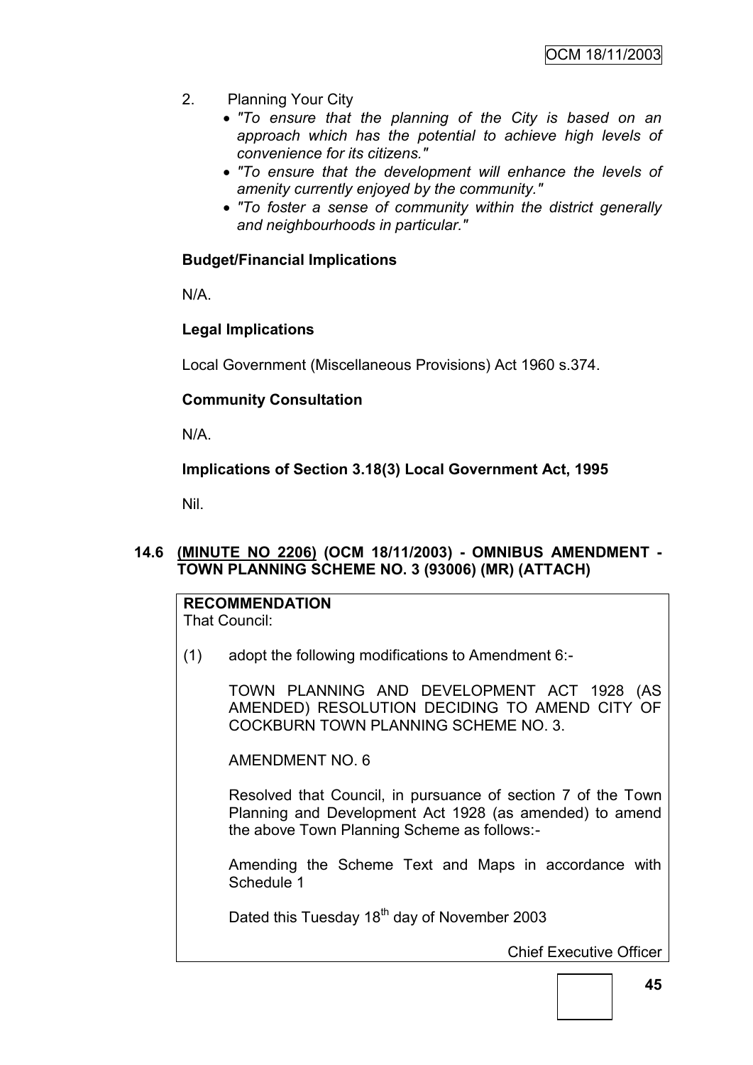2. Planning Your City
   - *"To ensure that the planning of the City is based on an approach which has the potential to achieve high levels of convenience for its citizens."*
   - *"To ensure that the development will enhance the levels of amenity currently enjoyed by the community."*
   - *"To foster a sense of community within the district generally and neighbourhoods in particular."*

**Budget/Financial Implications**

N/A.

**Legal Implications**

Local Government (Miscellaneous Provisions) Act 1960 s.374.

**Community Consultation**

N/A.

**Implications of Section 3.18(3) Local Government Act, 1995**

Nil.

### 14.6 (MINUTE NO 2206) (OCM 18/11/2003) - OMNIBUS AMENDMENT - TOWN PLANNING SCHEME NO. 3 (93006) (MR) (ATTACH)

**RECOMMENDATION**
That Council:

(1) adopt the following modifications to Amendment 6:-

TOWN PLANNING AND DEVELOPMENT ACT 1928 (AS AMENDED) RESOLUTION DECIDING TO AMEND CITY OF COCKBURN TOWN PLANNING SCHEME NO. 3.

AMENDMENT NO. 6

Resolved that Council, in pursuance of section 7 of the Town Planning and Development Act 1928 (as amended) to amend the above Town Planning Scheme as follows:-

Amending the Scheme Text and Maps in accordance with Schedule 1

Dated this Tuesday 18th day of November 2003

Chief Executive Officer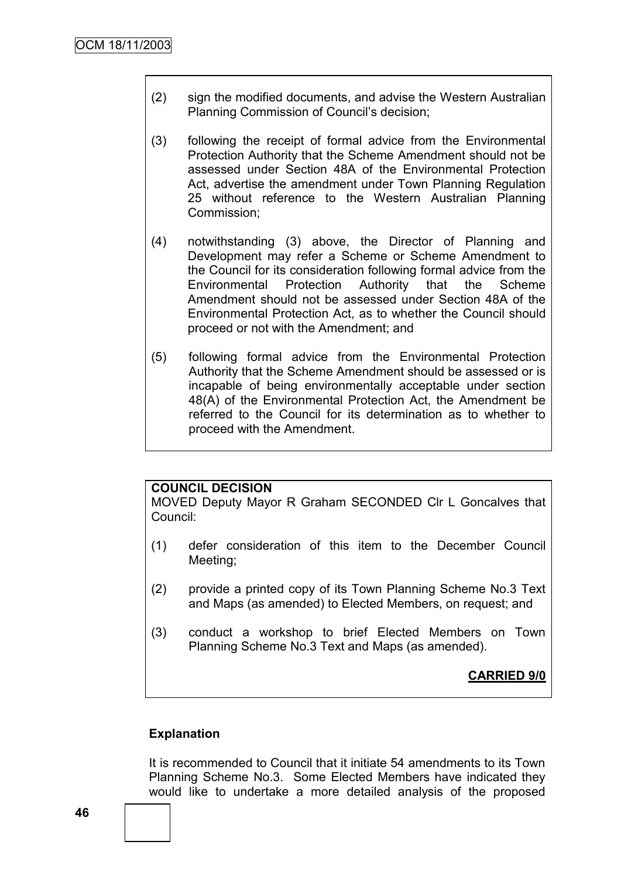(2) sign the modified documents, and advise the Western Australian Planning Commission of Council's decision;

(3) following the receipt of formal advice from the Environmental Protection Authority that the Scheme Amendment should not be assessed under Section 48A of the Environmental Protection Act, advertise the amendment under Town Planning Regulation 25 without reference to the Western Australian Planning Commission;

(4) notwithstanding (3) above, the Director of Planning and Development may refer a Scheme or Scheme Amendment to the Council for its consideration following formal advice from the Environmental Protection Authority that the Scheme Amendment should not be assessed under Section 48A of the Environmental Protection Act, as to whether the Council should proceed or not with the Amendment; and

(5) following formal advice from the Environmental Protection Authority that the Scheme Amendment should be assessed or is incapable of being environmentally acceptable under section 48(A) of the Environmental Protection Act, the Amendment be referred to the Council for its determination as to whether to proceed with the Amendment.

**COUNCIL DECISION**

MOVED Deputy Mayor R Graham SECONDED Clr L Goncalves that Council:

(1) defer consideration of this item to the December Council Meeting;

(2) provide a printed copy of its Town Planning Scheme No.3 Text and Maps (as amended) to Elected Members, on request; and

(3) conduct a workshop to brief Elected Members on Town Planning Scheme No.3 Text and Maps (as amended).

**CARRIED 9/0**

**Explanation**

It is recommended to Council that it initiate 54 amendments to its Town Planning Scheme No.3. Some Elected Members have indicated they would like to undertake a more detailed analysis of the proposed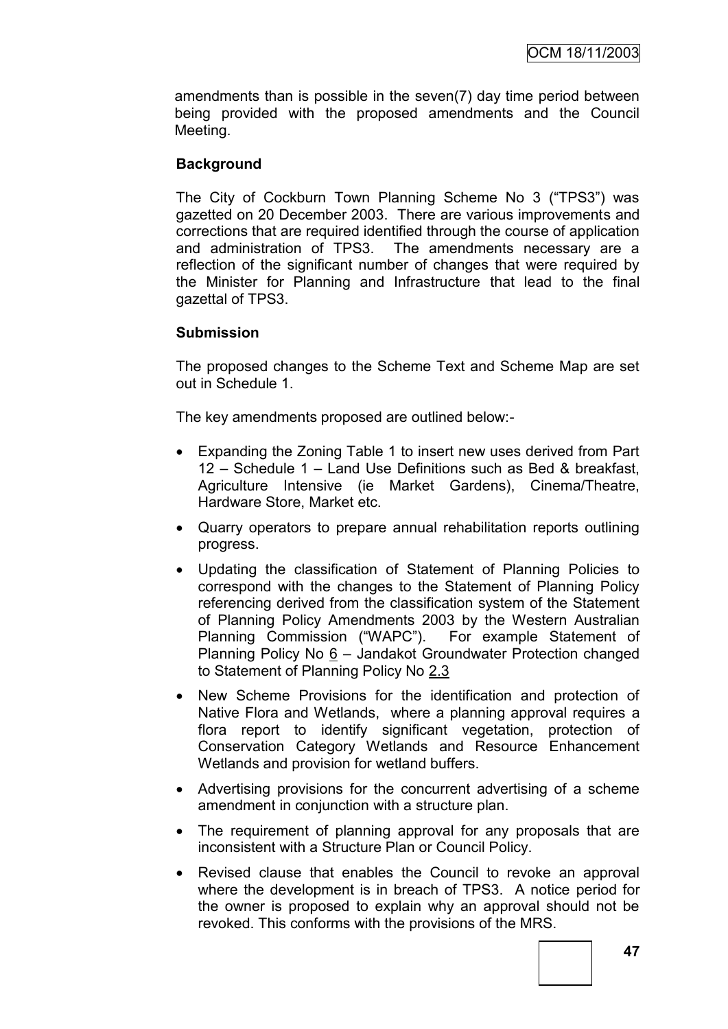amendments than is possible in the seven(7) day time period between being provided with the proposed amendments and the Council Meeting.

**Background**

The City of Cockburn Town Planning Scheme No 3 ("TPS3") was gazetted on 20 December 2003. There are various improvements and corrections that are required identified through the course of application and administration of TPS3. The amendments necessary are a reflection of the significant number of changes that were required by the Minister for Planning and Infrastructure that lead to the final gazettal of TPS3.

**Submission**

The proposed changes to the Scheme Text and Scheme Map are set out in Schedule 1.

The key amendments proposed are outlined below:-

- Expanding the Zoning Table 1 to insert new uses derived from Part 12 – Schedule 1 – Land Use Definitions such as Bed & breakfast, Agriculture Intensive (ie Market Gardens), Cinema/Theatre, Hardware Store, Market etc.
- Quarry operators to prepare annual rehabilitation reports outlining progress.
- Updating the classification of Statement of Planning Policies to correspond with the changes to the Statement of Planning Policy referencing derived from the classification system of the Statement of Planning Policy Amendments 2003 by the Western Australian Planning Commission ("WAPC"). For example Statement of Planning Policy No 6 – Jandakot Groundwater Protection changed to Statement of Planning Policy No 2.3
- New Scheme Provisions for the identification and protection of Native Flora and Wetlands, where a planning approval requires a flora report to identify significant vegetation, protection of Conservation Category Wetlands and Resource Enhancement Wetlands and provision for wetland buffers.
- Advertising provisions for the concurrent advertising of a scheme amendment in conjunction with a structure plan.
- The requirement of planning approval for any proposals that are inconsistent with a Structure Plan or Council Policy.
- Revised clause that enables the Council to revoke an approval where the development is in breach of TPS3. A notice period for the owner is proposed to explain why an approval should not be revoked. This conforms with the provisions of the MRS.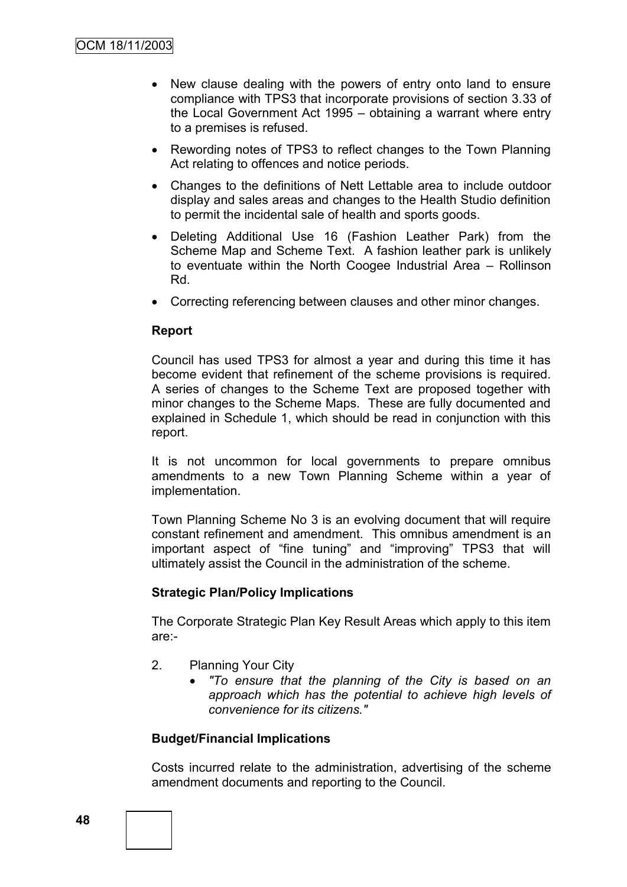- New clause dealing with the powers of entry onto land to ensure compliance with TPS3 that incorporate provisions of section 3.33 of the Local Government Act 1995 – obtaining a warrant where entry to a premises is refused.
- Rewording notes of TPS3 to reflect changes to the Town Planning Act relating to offences and notice periods.
- Changes to the definitions of Nett Lettable area to include outdoor display and sales areas and changes to the Health Studio definition to permit the incidental sale of health and sports goods.
- Deleting Additional Use 16 (Fashion Leather Park) from the Scheme Map and Scheme Text. A fashion leather park is unlikely to eventuate within the North Coogee Industrial Area – Rollinson Rd.
- Correcting referencing between clauses and other minor changes.

**Report**

Council has used TPS3 for almost a year and during this time it has become evident that refinement of the scheme provisions is required. A series of changes to the Scheme Text are proposed together with minor changes to the Scheme Maps. These are fully documented and explained in Schedule 1, which should be read in conjunction with this report.

It is not uncommon for local governments to prepare omnibus amendments to a new Town Planning Scheme within a year of implementation.

Town Planning Scheme No 3 is an evolving document that will require constant refinement and amendment. This omnibus amendment is an important aspect of "fine tuning" and "improving" TPS3 that will ultimately assist the Council in the administration of the scheme.

**Strategic Plan/Policy Implications**

The Corporate Strategic Plan Key Result Areas which apply to this item are:-

2. Planning Your City
   - *"To ensure that the planning of the City is based on an approach which has the potential to achieve high levels of convenience for its citizens."*

**Budget/Financial Implications**

Costs incurred relate to the administration, advertising of the scheme amendment documents and reporting to the Council.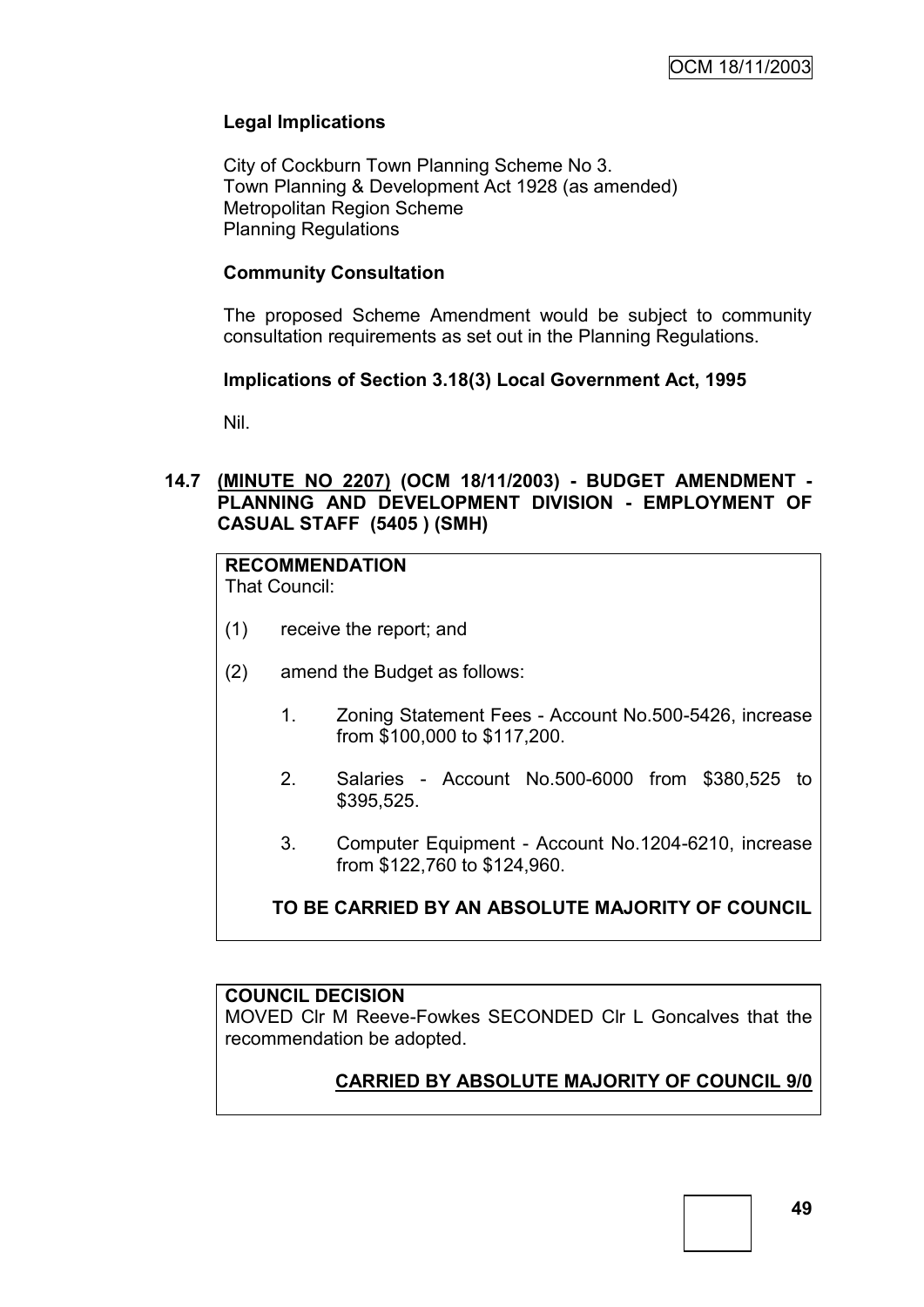**Legal Implications**

City of Cockburn Town Planning Scheme No 3.
Town Planning & Development Act 1928 (as amended)
Metropolitan Region Scheme
Planning Regulations

**Community Consultation**

The proposed Scheme Amendment would be subject to community consultation requirements as set out in the Planning Regulations.

**Implications of Section 3.18(3) Local Government Act, 1995**

Nil.

### 14.7 (MINUTE NO 2207) (OCM 18/11/2003) - BUDGET AMENDMENT - PLANNING AND DEVELOPMENT DIVISION - EMPLOYMENT OF CASUAL STAFF (5405 ) (SMH)

**RECOMMENDATION**
That Council:

(1) receive the report; and

(2) amend the Budget as follows:

1. Zoning Statement Fees - Account No.500-5426, increase from $100,000 to $117,200.

2. Salaries - Account No.500-6000 from $380,525 to $395,525.

3. Computer Equipment - Account No.1204-6210, increase from $122,760 to $124,960.

**TO BE CARRIED BY AN ABSOLUTE MAJORITY OF COUNCIL**

**COUNCIL DECISION**
MOVED Clr M Reeve-Fowkes SECONDED Clr L Goncalves that the recommendation be adopted.

**CARRIED BY ABSOLUTE MAJORITY OF COUNCIL 9/0**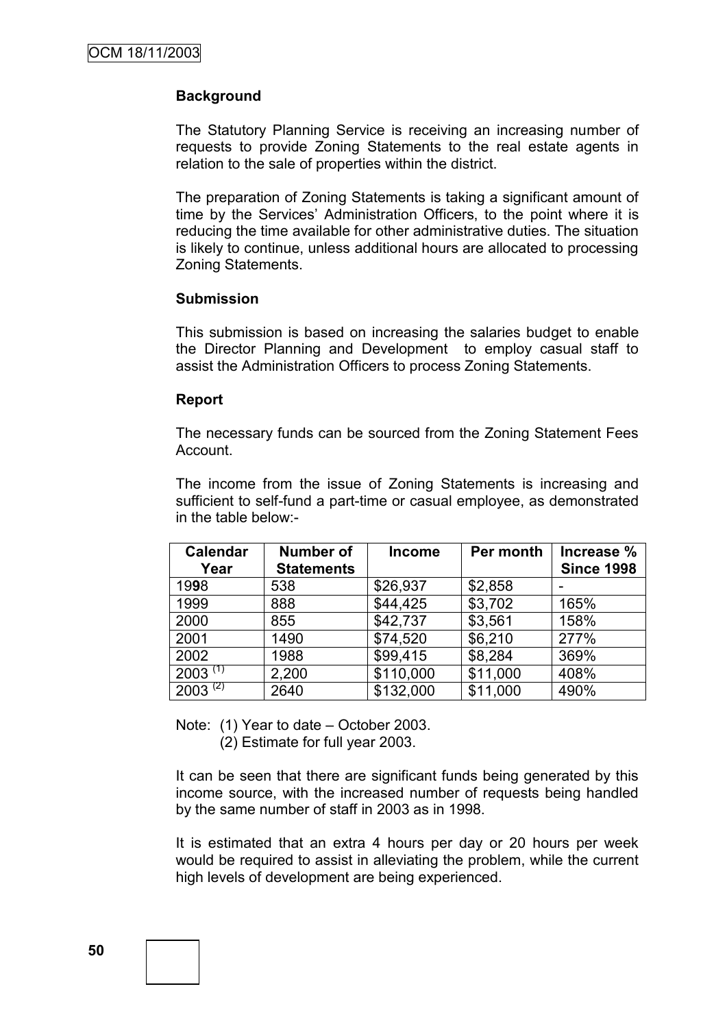**Background**

The Statutory Planning Service is receiving an increasing number of requests to provide Zoning Statements to the real estate agents in relation to the sale of properties within the district.

The preparation of Zoning Statements is taking a significant amount of time by the Services' Administration Officers, to the point where it is reducing the time available for other administrative duties. The situation is likely to continue, unless additional hours are allocated to processing Zoning Statements.

**Submission**

This submission is based on increasing the salaries budget to enable the Director Planning and Development to employ casual staff to assist the Administration Officers to process Zoning Statements.

**Report**

The necessary funds can be sourced from the Zoning Statement Fees Account.

The income from the issue of Zoning Statements is increasing and sufficient to self-fund a part-time or casual employee, as demonstrated in the table below:-

| Calendar Year | Number of Statements | Income | Per month | Increase % Since 1998 |
|---|---|---|---|---|
| 1998 | 538 | $26,937 | $2,858 | - |
| 1999 | 888 | $44,425 | $3,702 | 165% |
| 2000 | 855 | $42,737 | $3,561 | 158% |
| 2001 | 1490 | $74,520 | $6,210 | 277% |
| 2002 | 1988 | $99,415 | $8,284 | 369% |
| 2003 (1) | 2,200 | $110,000 | $11,000 | 408% |
| 2003 (2) | 2640 | $132,000 | $11,000 | 490% |

Note: (1) Year to date – October 2003.
(2) Estimate for full year 2003.

It can be seen that there are significant funds being generated by this income source, with the increased number of requests being handled by the same number of staff in 2003 as in 1998.

It is estimated that an extra 4 hours per day or 20 hours per week would be required to assist in alleviating the problem, while the current high levels of development are being experienced.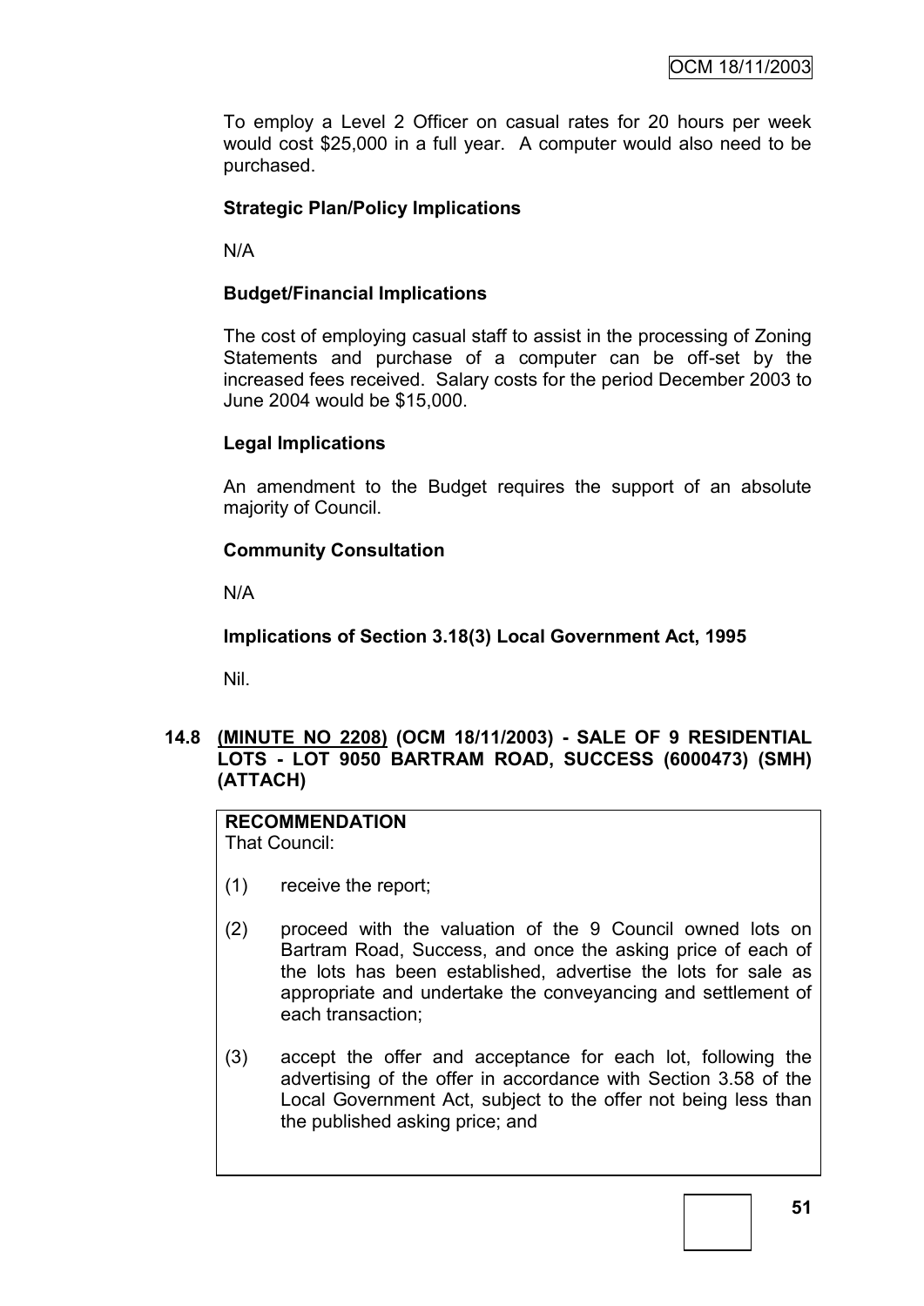To employ a Level 2 Officer on casual rates for 20 hours per week would cost $25,000 in a full year. A computer would also need to be purchased.

**Strategic Plan/Policy Implications**

N/A

**Budget/Financial Implications**

The cost of employing casual staff to assist in the processing of Zoning Statements and purchase of a computer can be off-set by the increased fees received. Salary costs for the period December 2003 to June 2004 would be $15,000.

**Legal Implications**

An amendment to the Budget requires the support of an absolute majority of Council.

**Community Consultation**

N/A

**Implications of Section 3.18(3) Local Government Act, 1995**

Nil.

### 14.8 (MINUTE NO 2208) (OCM 18/11/2003) - SALE OF 9 RESIDENTIAL LOTS - LOT 9050 BARTRAM ROAD, SUCCESS (6000473) (SMH) (ATTACH)

**RECOMMENDATION**
That Council:

(1) receive the report;

(2) proceed with the valuation of the 9 Council owned lots on Bartram Road, Success, and once the asking price of each of the lots has been established, advertise the lots for sale as appropriate and undertake the conveyancing and settlement of each transaction;

(3) accept the offer and acceptance for each lot, following the advertising of the offer in accordance with Section 3.58 of the Local Government Act, subject to the offer not being less than the published asking price; and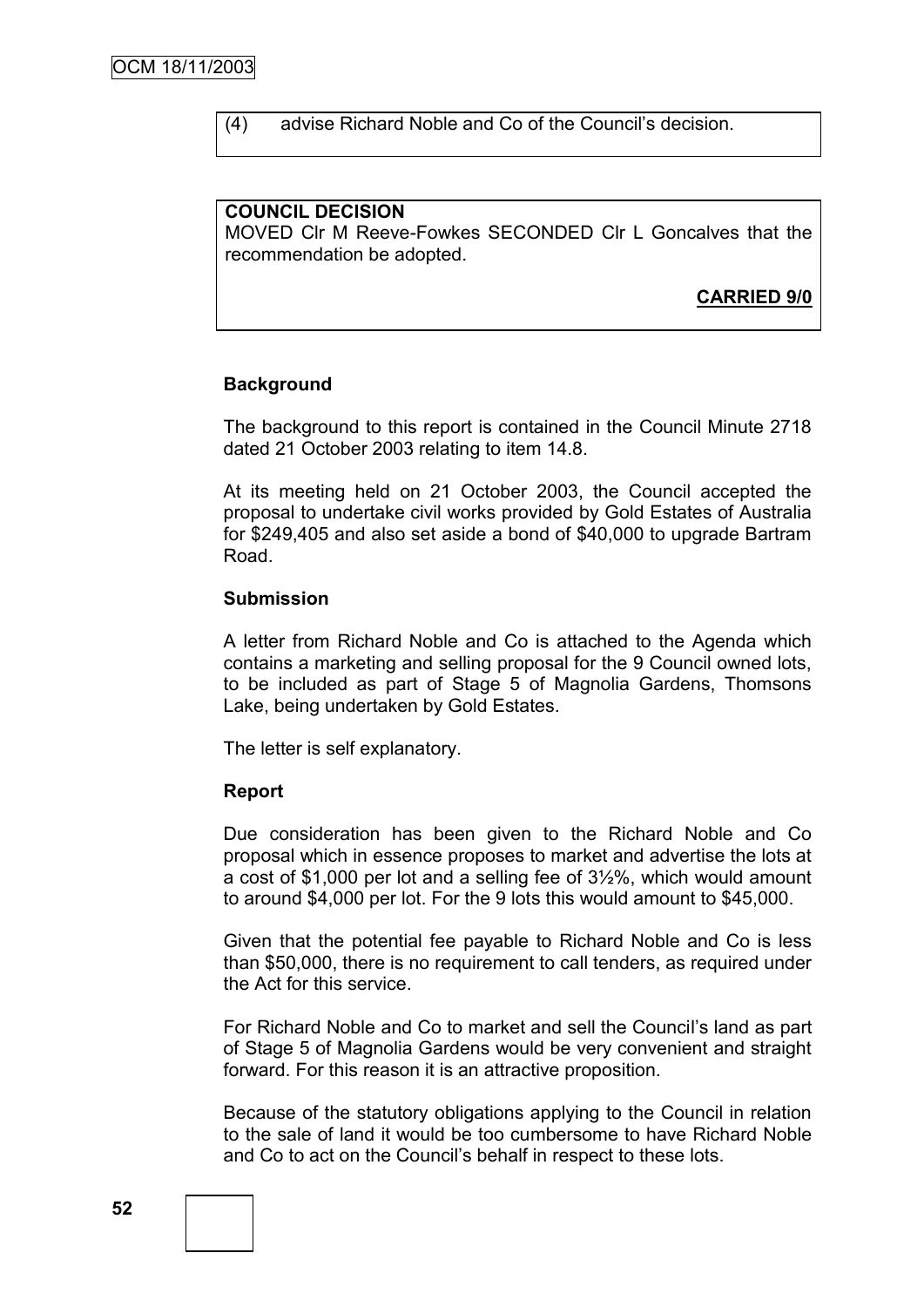(4) advise Richard Noble and Co of the Council's decision.

**COUNCIL DECISION**

MOVED Clr M Reeve-Fowkes SECONDED Clr L Goncalves that the recommendation be adopted.

**CARRIED 9/0**

**Background**

The background to this report is contained in the Council Minute 2718 dated 21 October 2003 relating to item 14.8.

At its meeting held on 21 October 2003, the Council accepted the proposal to undertake civil works provided by Gold Estates of Australia for $249,405 and also set aside a bond of $40,000 to upgrade Bartram Road.

**Submission**

A letter from Richard Noble and Co is attached to the Agenda which contains a marketing and selling proposal for the 9 Council owned lots, to be included as part of Stage 5 of Magnolia Gardens, Thomsons Lake, being undertaken by Gold Estates.

The letter is self explanatory.

**Report**

Due consideration has been given to the Richard Noble and Co proposal which in essence proposes to market and advertise the lots at a cost of $1,000 per lot and a selling fee of 3½%, which would amount to around $4,000 per lot. For the 9 lots this would amount to $45,000.

Given that the potential fee payable to Richard Noble and Co is less than $50,000, there is no requirement to call tenders, as required under the Act for this service.

For Richard Noble and Co to market and sell the Council's land as part of Stage 5 of Magnolia Gardens would be very convenient and straight forward. For this reason it is an attractive proposition.

Because of the statutory obligations applying to the Council in relation to the sale of land it would be too cumbersome to have Richard Noble and Co to act on the Council's behalf in respect to these lots.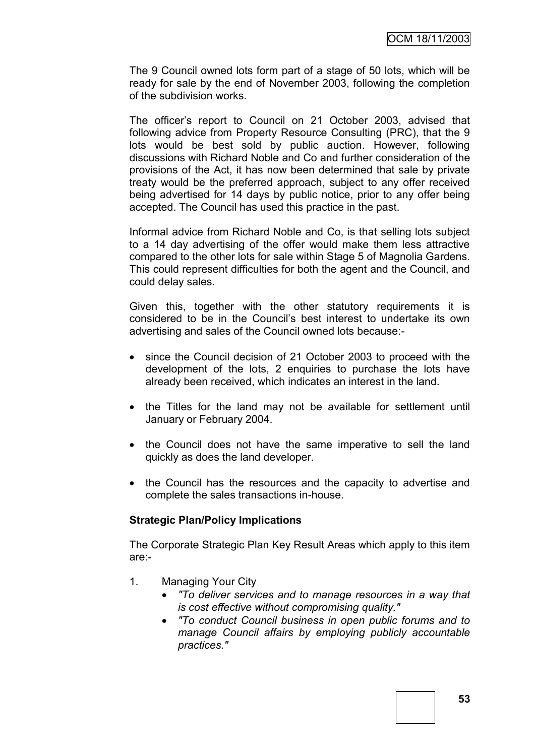The 9 Council owned lots form part of a stage of 50 lots, which will be ready for sale by the end of November 2003, following the completion of the subdivision works.

The officer's report to Council on 21 October 2003, advised that following advice from Property Resource Consulting (PRC), that the 9 lots would be best sold by public auction. However, following discussions with Richard Noble and Co and further consideration of the provisions of the Act, it has now been determined that sale by private treaty would be the preferred approach, subject to any offer received being advertised for 14 days by public notice, prior to any offer being accepted. The Council has used this practice in the past.

Informal advice from Richard Noble and Co, is that selling lots subject to a 14 day advertising of the offer would make them less attractive compared to the other lots for sale within Stage 5 of Magnolia Gardens. This could represent difficulties for both the agent and the Council, and could delay sales.

Given this, together with the other statutory requirements it is considered to be in the Council's best interest to undertake its own advertising and sales of the Council owned lots because:-

- since the Council decision of 21 October 2003 to proceed with the development of the lots, 2 enquiries to purchase the lots have already been received, which indicates an interest in the land.
- the Titles for the land may not be available for settlement until January or February 2004.
- the Council does not have the same imperative to sell the land quickly as does the land developer.
- the Council has the resources and the capacity to advertise and complete the sales transactions in-house.

**Strategic Plan/Policy Implications**

The Corporate Strategic Plan Key Result Areas which apply to this item are:-

1. Managing Your City
    - *"To deliver services and to manage resources in a way that is cost effective without compromising quality."*
    - *"To conduct Council business in open public forums and to manage Council affairs by employing publicly accountable practices."*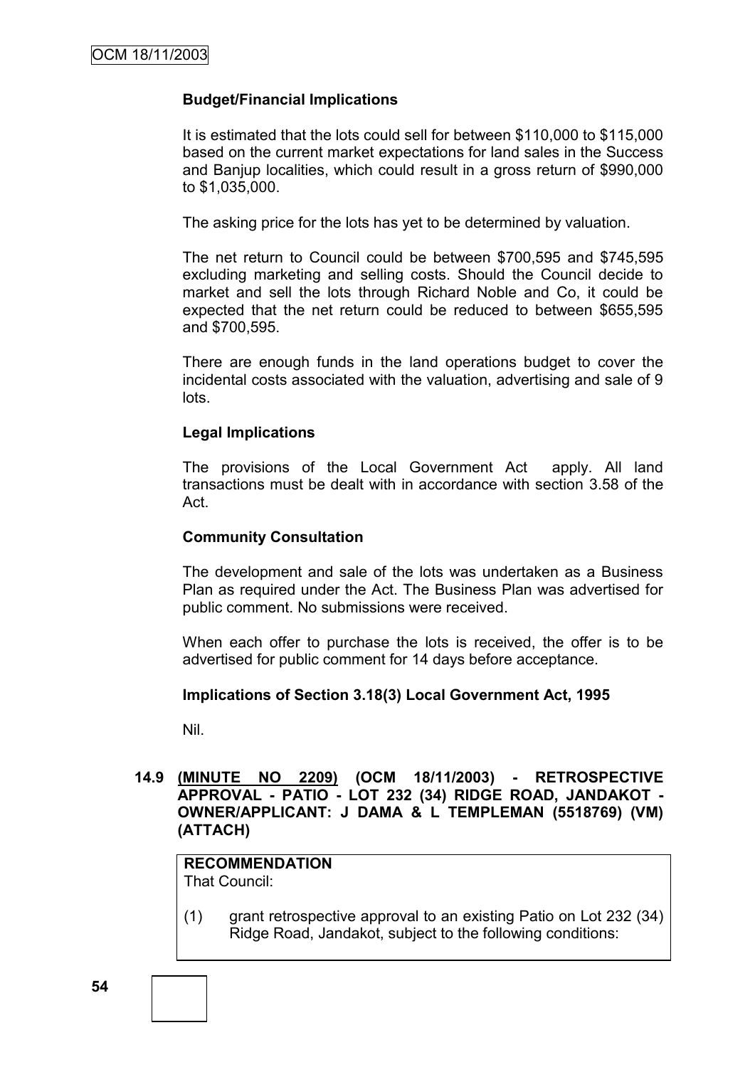**Budget/Financial Implications**

It is estimated that the lots could sell for between $110,000 to $115,000 based on the current market expectations for land sales in the Success and Banjup localities, which could result in a gross return of $990,000 to $1,035,000.

The asking price for the lots has yet to be determined by valuation.

The net return to Council could be between $700,595 and $745,595 excluding marketing and selling costs. Should the Council decide to market and sell the lots through Richard Noble and Co, it could be expected that the net return could be reduced to between $655,595 and $700,595.

There are enough funds in the land operations budget to cover the incidental costs associated with the valuation, advertising and sale of 9 lots.

**Legal Implications**

The provisions of the Local Government Act apply. All land transactions must be dealt with in accordance with section 3.58 of the Act.

**Community Consultation**

The development and sale of the lots was undertaken as a Business Plan as required under the Act. The Business Plan was advertised for public comment. No submissions were received.

When each offer to purchase the lots is received, the offer is to be advertised for public comment for 14 days before acceptance.

**Implications of Section 3.18(3) Local Government Act, 1995**

Nil.

### 14.9 (MINUTE NO 2209) (OCM 18/11/2003) - RETROSPECTIVE APPROVAL - PATIO - LOT 232 (34) RIDGE ROAD, JANDAKOT - OWNER/APPLICANT: J DAMA & L TEMPLEMAN (5518769) (VM) (ATTACH)

**RECOMMENDATION**
That Council:

(1) grant retrospective approval to an existing Patio on Lot 232 (34) Ridge Road, Jandakot, subject to the following conditions: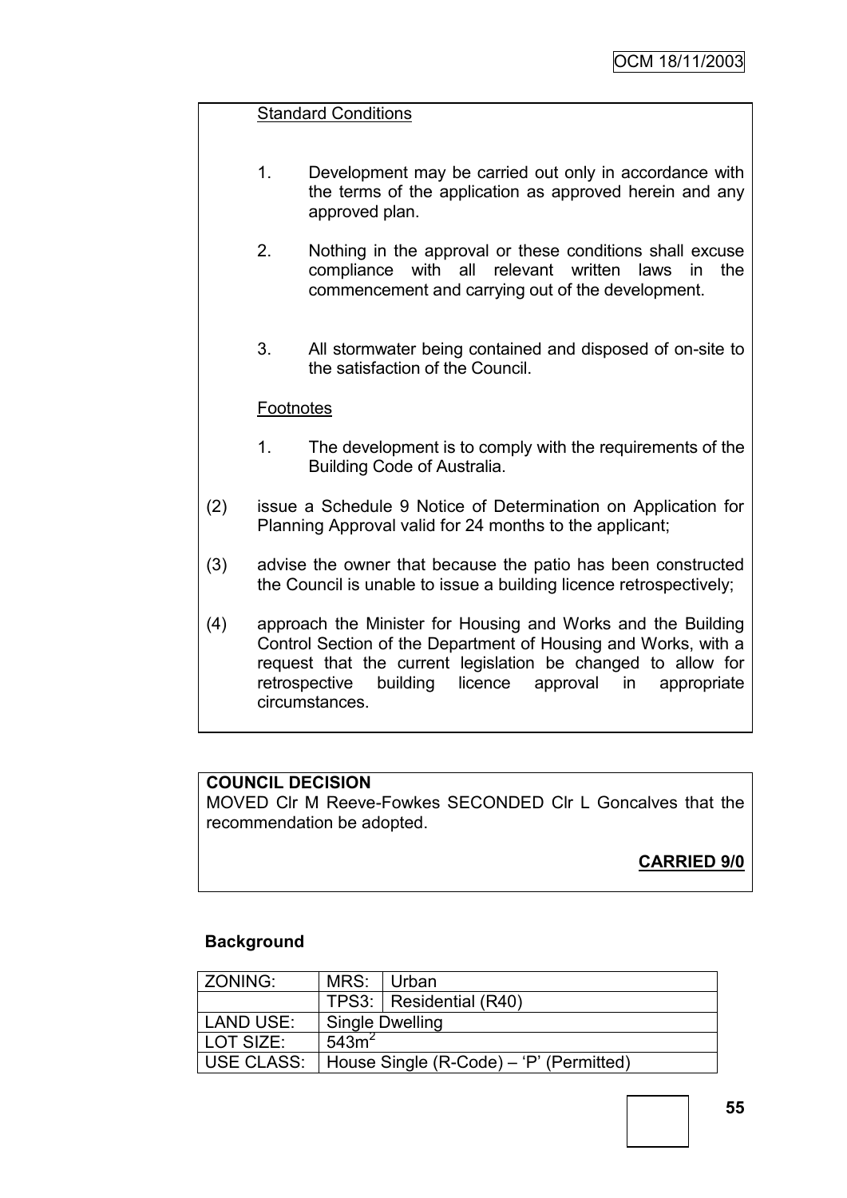Standard Conditions

1. Development may be carried out only in accordance with the terms of the application as approved herein and any approved plan.

2. Nothing in the approval or these conditions shall excuse compliance with all relevant written laws in the commencement and carrying out of the development.

3. All stormwater being contained and disposed of on-site to the satisfaction of the Council.

Footnotes

1. The development is to comply with the requirements of the Building Code of Australia.

(2) issue a Schedule 9 Notice of Determination on Application for Planning Approval valid for 24 months to the applicant;

(3) advise the owner that because the patio has been constructed the Council is unable to issue a building licence retrospectively;

(4) approach the Minister for Housing and Works and the Building Control Section of the Department of Housing and Works, with a request that the current legislation be changed to allow for retrospective building licence approval in appropriate circumstances.

**COUNCIL DECISION**

MOVED Clr M Reeve-Fowkes SECONDED Clr L Goncalves that the recommendation be adopted.

**CARRIED 9/0**

**Background**

| | | |
|---|---|---|
| ZONING: | MRS: | Urban |
| | TPS3: | Residential (R40) |
| LAND USE: | Single Dwelling | |
| LOT SIZE: | 543m² | |
| USE CLASS: | House Single (R-Code) – 'P' (Permitted) | |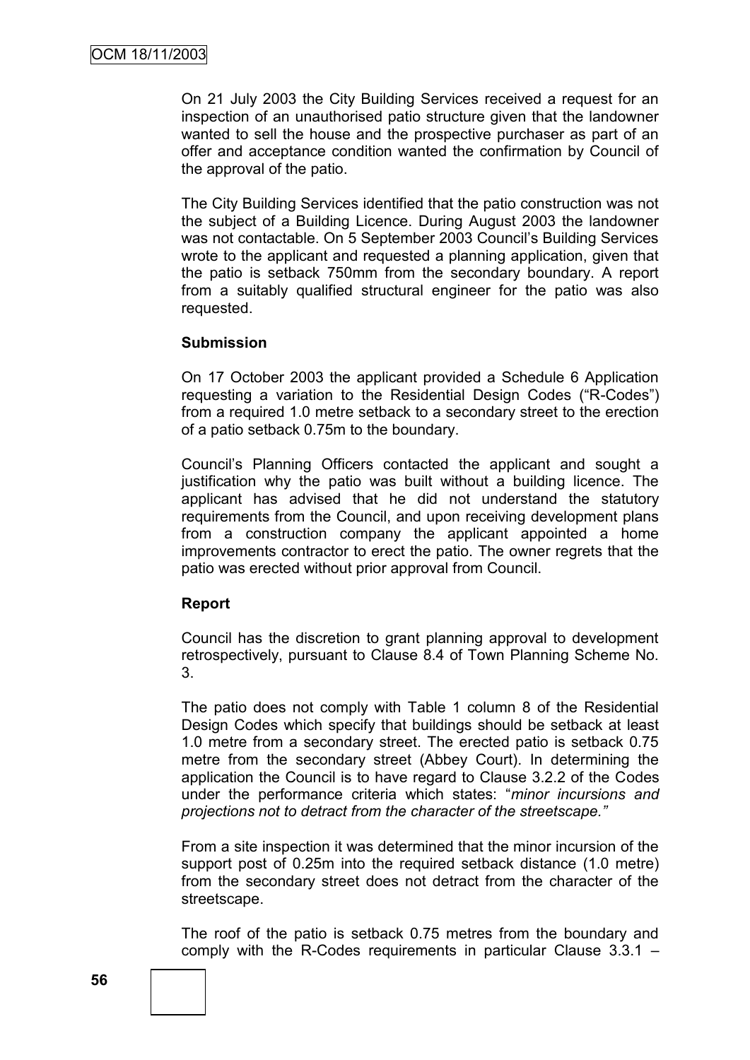On 21 July 2003 the City Building Services received a request for an inspection of an unauthorised patio structure given that the landowner wanted to sell the house and the prospective purchaser as part of an offer and acceptance condition wanted the confirmation by Council of the approval of the patio.

The City Building Services identified that the patio construction was not the subject of a Building Licence. During August 2003 the landowner was not contactable. On 5 September 2003 Council's Building Services wrote to the applicant and requested a planning application, given that the patio is setback 750mm from the secondary boundary. A report from a suitably qualified structural engineer for the patio was also requested.

**Submission**

On 17 October 2003 the applicant provided a Schedule 6 Application requesting a variation to the Residential Design Codes ("R-Codes") from a required 1.0 metre setback to a secondary street to the erection of a patio setback 0.75m to the boundary.

Council's Planning Officers contacted the applicant and sought a justification why the patio was built without a building licence. The applicant has advised that he did not understand the statutory requirements from the Council, and upon receiving development plans from a construction company the applicant appointed a home improvements contractor to erect the patio. The owner regrets that the patio was erected without prior approval from Council.

**Report**

Council has the discretion to grant planning approval to development retrospectively, pursuant to Clause 8.4 of Town Planning Scheme No. 3.

The patio does not comply with Table 1 column 8 of the Residential Design Codes which specify that buildings should be setback at least 1.0 metre from a secondary street. The erected patio is setback 0.75 metre from the secondary street (Abbey Court). In determining the application the Council is to have regard to Clause 3.2.2 of the Codes under the performance criteria which states: "*minor incursions and projections not to detract from the character of the streetscape.*"

From a site inspection it was determined that the minor incursion of the support post of 0.25m into the required setback distance (1.0 metre) from the secondary street does not detract from the character of the streetscape.

The roof of the patio is setback 0.75 metres from the boundary and comply with the R-Codes requirements in particular Clause 3.3.1 –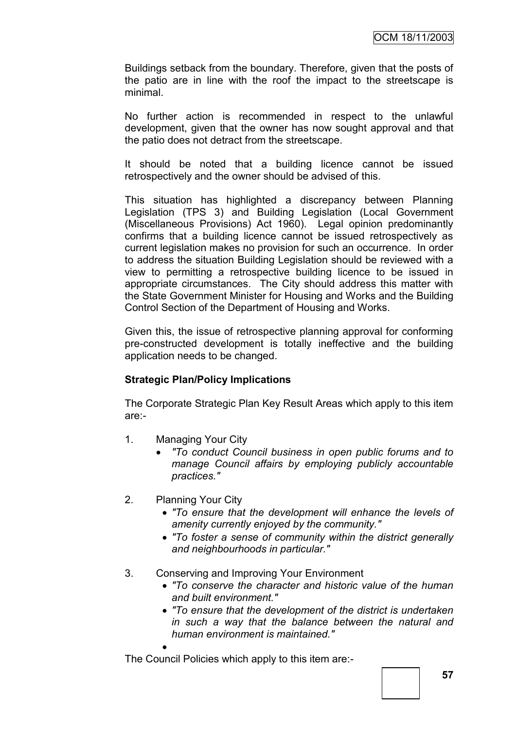Buildings setback from the boundary. Therefore, given that the posts of the patio are in line with the roof the impact to the streetscape is minimal.

No further action is recommended in respect to the unlawful development, given that the owner has now sought approval and that the patio does not detract from the streetscape.

It should be noted that a building licence cannot be issued retrospectively and the owner should be advised of this.

This situation has highlighted a discrepancy between Planning Legislation (TPS 3) and Building Legislation (Local Government (Miscellaneous Provisions) Act 1960). Legal opinion predominantly confirms that a building licence cannot be issued retrospectively as current legislation makes no provision for such an occurrence. In order to address the situation Building Legislation should be reviewed with a view to permitting a retrospective building licence to be issued in appropriate circumstances. The City should address this matter with the State Government Minister for Housing and Works and the Building Control Section of the Department of Housing and Works.

Given this, the issue of retrospective planning approval for conforming pre-constructed development is totally ineffective and the building application needs to be changed.

**Strategic Plan/Policy Implications**

The Corporate Strategic Plan Key Result Areas which apply to this item are:-

1. Managing Your City
   - *"To conduct Council business in open public forums and to manage Council affairs by employing publicly accountable practices."*

2. Planning Your City
   - *"To ensure that the development will enhance the levels of amenity currently enjoyed by the community."*
   - *"To foster a sense of community within the district generally and neighbourhoods in particular."*

3. Conserving and Improving Your Environment
   - *"To conserve the character and historic value of the human and built environment."*
   - *"To ensure that the development of the district is undertaken in such a way that the balance between the natural and human environment is maintained."*

The Council Policies which apply to this item are:-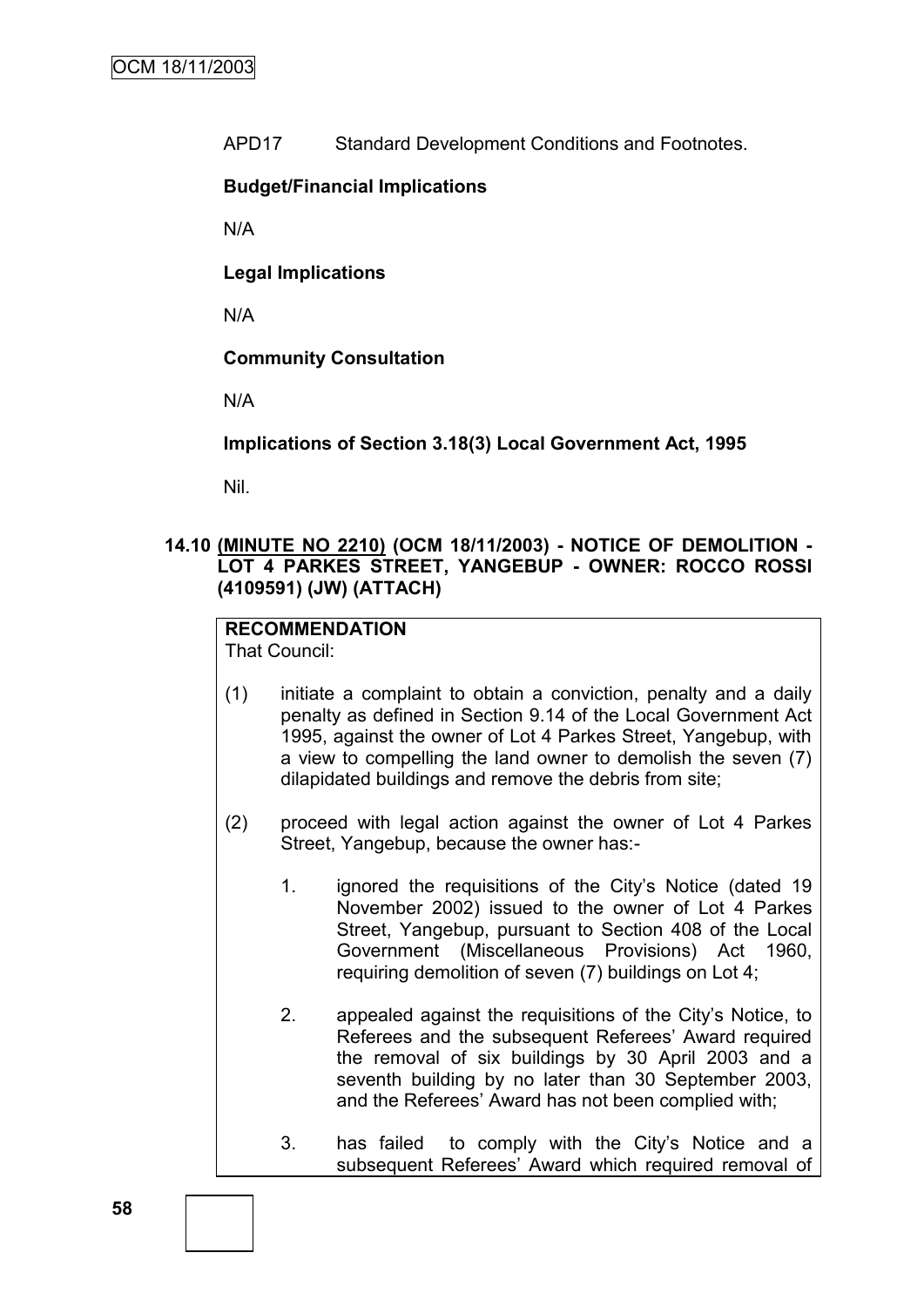APD17 Standard Development Conditions and Footnotes.

**Budget/Financial Implications**

N/A

**Legal Implications**

N/A

**Community Consultation**

N/A

**Implications of Section 3.18(3) Local Government Act, 1995**

Nil.

### 14.10 (MINUTE NO 2210) (OCM 18/11/2003) - NOTICE OF DEMOLITION - LOT 4 PARKES STREET, YANGEBUP - OWNER: ROCCO ROSSI (4109591) (JW) (ATTACH)

**RECOMMENDATION**

That Council:

(1) initiate a complaint to obtain a conviction, penalty and a daily penalty as defined in Section 9.14 of the Local Government Act 1995, against the owner of Lot 4 Parkes Street, Yangebup, with a view to compelling the land owner to demolish the seven (7) dilapidated buildings and remove the debris from site;

(2) proceed with legal action against the owner of Lot 4 Parkes Street, Yangebup, because the owner has:-

1. ignored the requisitions of the City's Notice (dated 19 November 2002) issued to the owner of Lot 4 Parkes Street, Yangebup, pursuant to Section 408 of the Local Government (Miscellaneous Provisions) Act 1960, requiring demolition of seven (7) buildings on Lot 4;

2. appealed against the requisitions of the City's Notice, to Referees and the subsequent Referees' Award required the removal of six buildings by 30 April 2003 and a seventh building by no later than 30 September 2003, and the Referees' Award has not been complied with;

3. has failed to comply with the City's Notice and a subsequent Referees' Award which required removal of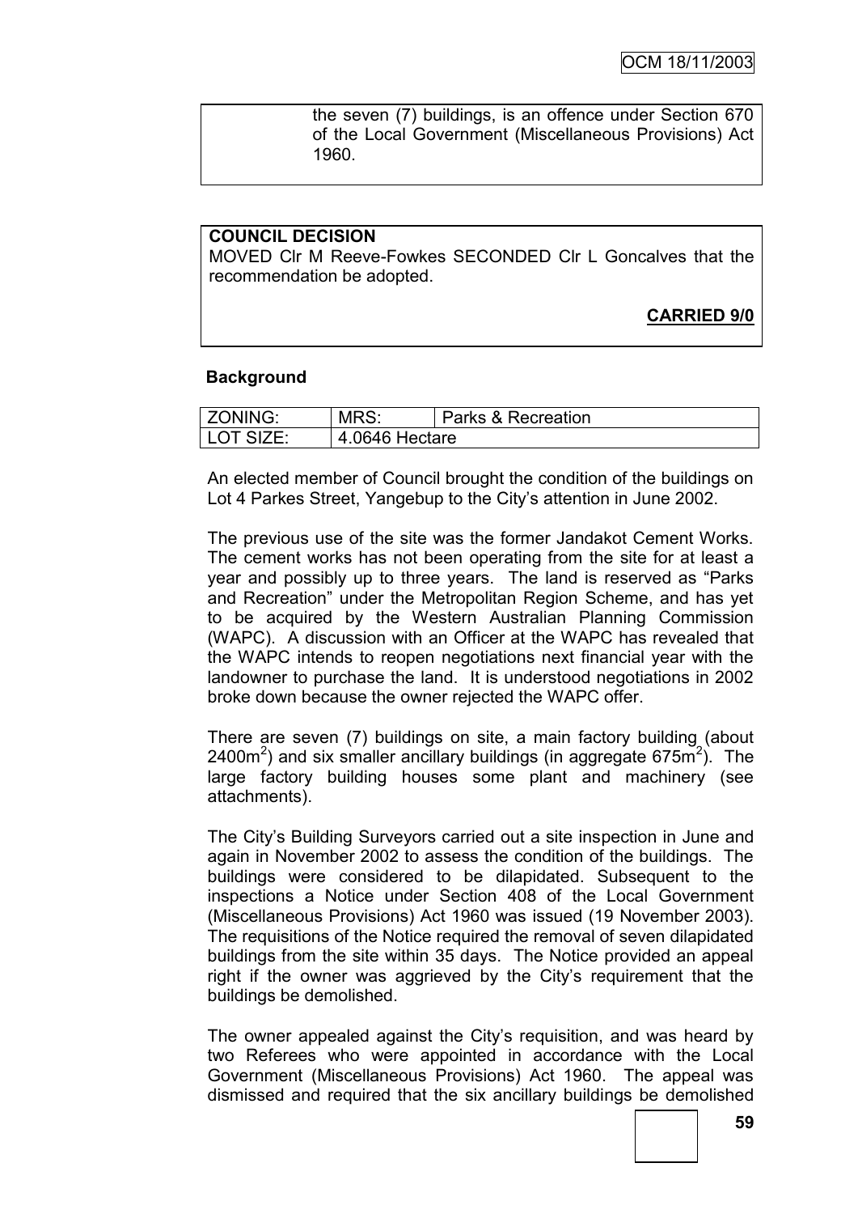the seven (7) buildings, is an offence under Section 670 of the Local Government (Miscellaneous Provisions) Act 1960.

**COUNCIL DECISION**

MOVED Clr M Reeve-Fowkes SECONDED Clr L Goncalves that the recommendation be adopted.

**CARRIED 9/0**

**Background**

| ZONING: | MRS: | Parks & Recreation |
|---|---|---|
| LOT SIZE: | 4.0646 Hectare | |

An elected member of Council brought the condition of the buildings on Lot 4 Parkes Street, Yangebup to the City's attention in June 2002.

The previous use of the site was the former Jandakot Cement Works. The cement works has not been operating from the site for at least a year and possibly up to three years. The land is reserved as "Parks and Recreation" under the Metropolitan Region Scheme, and has yet to be acquired by the Western Australian Planning Commission (WAPC). A discussion with an Officer at the WAPC has revealed that the WAPC intends to reopen negotiations next financial year with the landowner to purchase the land. It is understood negotiations in 2002 broke down because the owner rejected the WAPC offer.

There are seven (7) buildings on site, a main factory building (about $2400m^2$) and six smaller ancillary buildings (in aggregate $675m^2$). The large factory building houses some plant and machinery (see attachments).

The City's Building Surveyors carried out a site inspection in June and again in November 2002 to assess the condition of the buildings. The buildings were considered to be dilapidated. Subsequent to the inspections a Notice under Section 408 of the Local Government (Miscellaneous Provisions) Act 1960 was issued (19 November 2003). The requisitions of the Notice required the removal of seven dilapidated buildings from the site within 35 days. The Notice provided an appeal right if the owner was aggrieved by the City's requirement that the buildings be demolished.

The owner appealed against the City's requisition, and was heard by two Referees who were appointed in accordance with the Local Government (Miscellaneous Provisions) Act 1960. The appeal was dismissed and required that the six ancillary buildings be demolished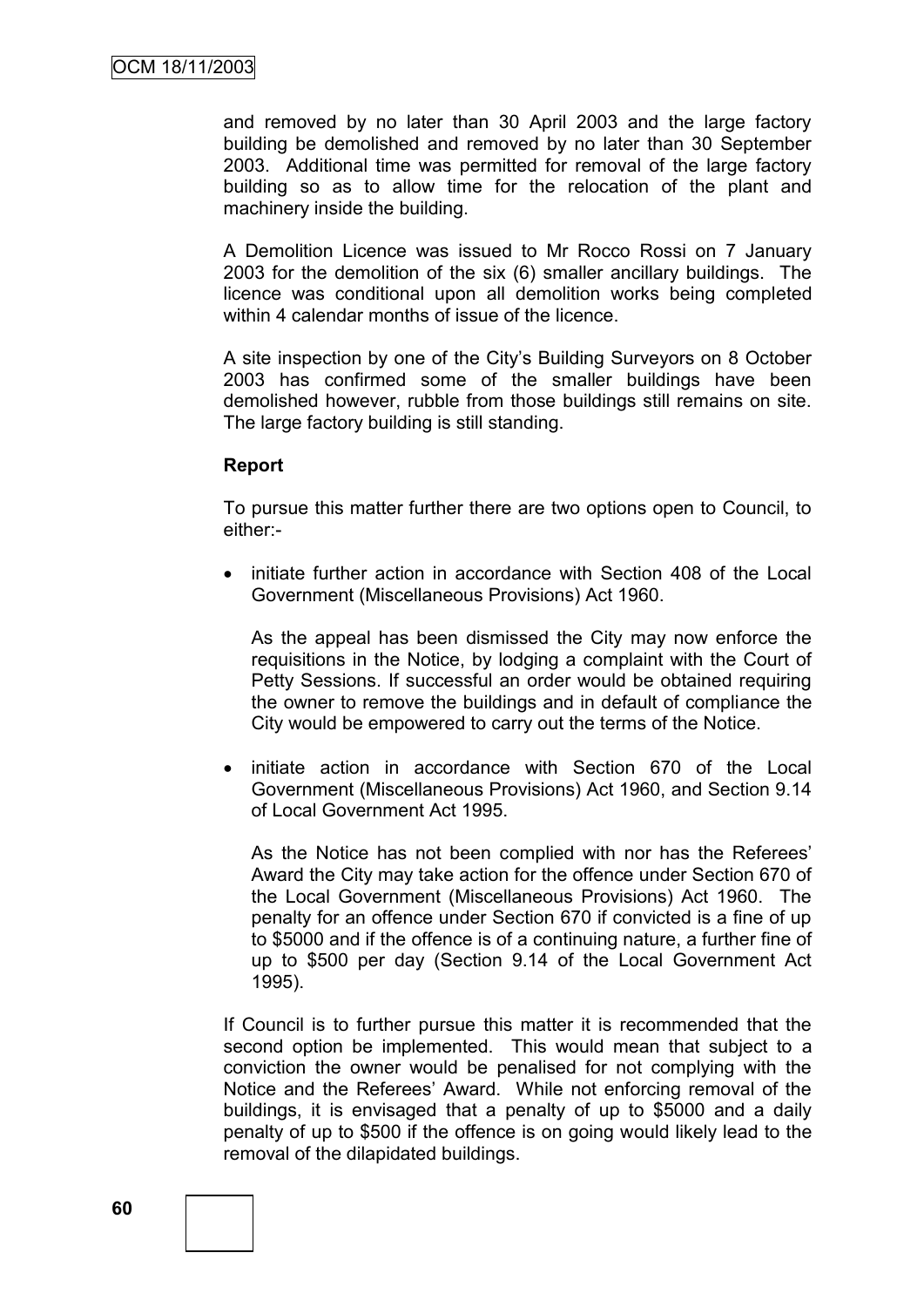and removed by no later than 30 April 2003 and the large factory building be demolished and removed by no later than 30 September 2003. Additional time was permitted for removal of the large factory building so as to allow time for the relocation of the plant and machinery inside the building.

A Demolition Licence was issued to Mr Rocco Rossi on 7 January 2003 for the demolition of the six (6) smaller ancillary buildings. The licence was conditional upon all demolition works being completed within 4 calendar months of issue of the licence.

A site inspection by one of the City's Building Surveyors on 8 October 2003 has confirmed some of the smaller buildings have been demolished however, rubble from those buildings still remains on site. The large factory building is still standing.

**Report**

To pursue this matter further there are two options open to Council, to either:-

- initiate further action in accordance with Section 408 of the Local Government (Miscellaneous Provisions) Act 1960.

  As the appeal has been dismissed the City may now enforce the requisitions in the Notice, by lodging a complaint with the Court of Petty Sessions. If successful an order would be obtained requiring the owner to remove the buildings and in default of compliance the City would be empowered to carry out the terms of the Notice.

- initiate action in accordance with Section 670 of the Local Government (Miscellaneous Provisions) Act 1960, and Section 9.14 of Local Government Act 1995.

  As the Notice has not been complied with nor has the Referees' Award the City may take action for the offence under Section 670 of the Local Government (Miscellaneous Provisions) Act 1960. The penalty for an offence under Section 670 if convicted is a fine of up to $5000 and if the offence is of a continuing nature, a further fine of up to $500 per day (Section 9.14 of the Local Government Act 1995).

If Council is to further pursue this matter it is recommended that the second option be implemented. This would mean that subject to a conviction the owner would be penalised for not complying with the Notice and the Referees' Award. While not enforcing removal of the buildings, it is envisaged that a penalty of up to $5000 and a daily penalty of up to $500 if the offence is on going would likely lead to the removal of the dilapidated buildings.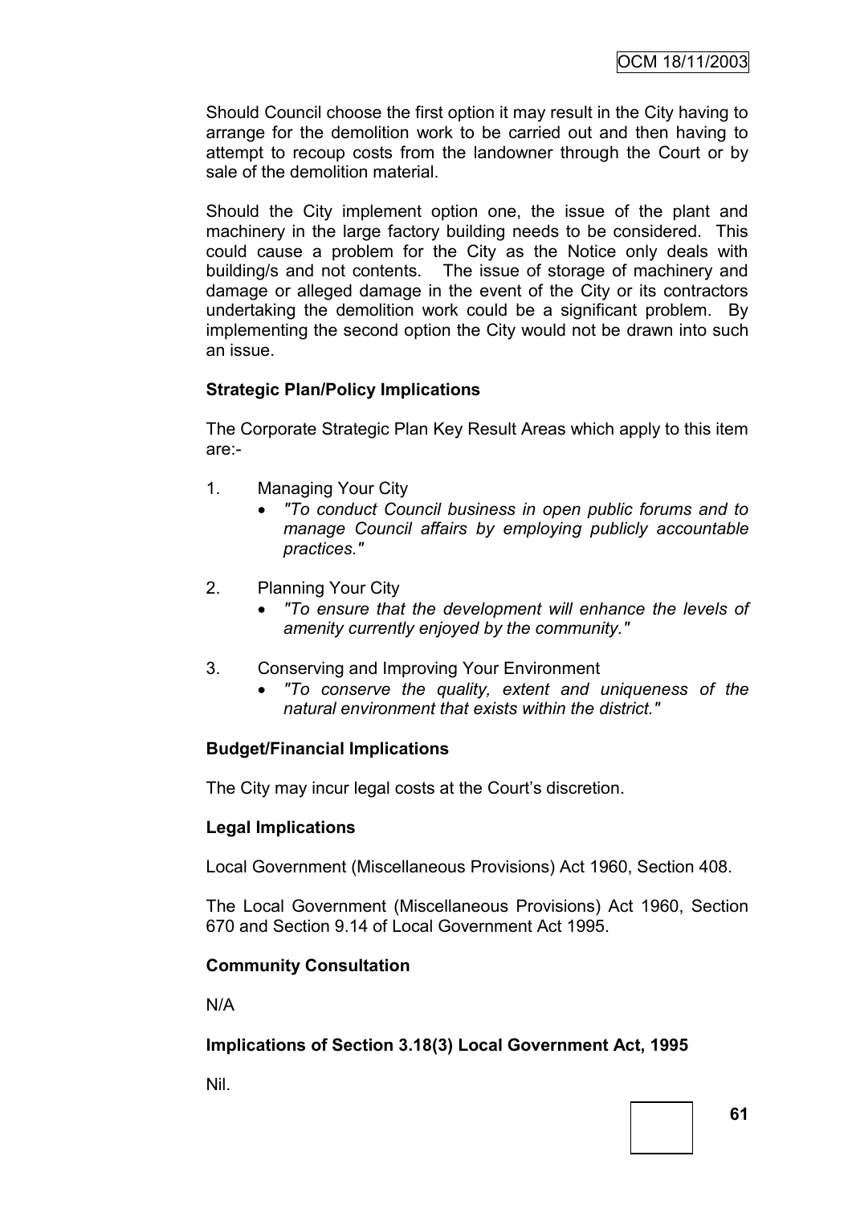Should Council choose the first option it may result in the City having to arrange for the demolition work to be carried out and then having to attempt to recoup costs from the landowner through the Court or by sale of the demolition material.

Should the City implement option one, the issue of the plant and machinery in the large factory building needs to be considered. This could cause a problem for the City as the Notice only deals with building/s and not contents. The issue of storage of machinery and damage or alleged damage in the event of the City or its contractors undertaking the demolition work could be a significant problem. By implementing the second option the City would not be drawn into such an issue.

**Strategic Plan/Policy Implications**

The Corporate Strategic Plan Key Result Areas which apply to this item are:-

1. Managing Your City
   - *"To conduct Council business in open public forums and to manage Council affairs by employing publicly accountable practices."*

2. Planning Your City
   - *"To ensure that the development will enhance the levels of amenity currently enjoyed by the community."*

3. Conserving and Improving Your Environment
   - *"To conserve the quality, extent and uniqueness of the natural environment that exists within the district."*

**Budget/Financial Implications**

The City may incur legal costs at the Court's discretion.

**Legal Implications**

Local Government (Miscellaneous Provisions) Act 1960, Section 408.

The Local Government (Miscellaneous Provisions) Act 1960, Section 670 and Section 9.14 of Local Government Act 1995.

**Community Consultation**

N/A

**Implications of Section 3.18(3) Local Government Act, 1995**

Nil.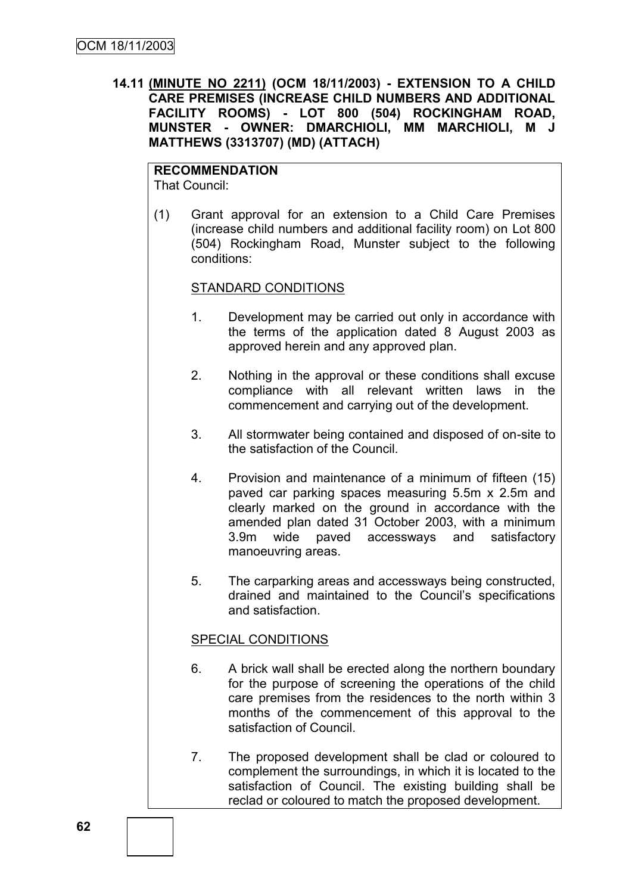**14.11 (MINUTE NO 2211) (OCM 18/11/2003) - EXTENSION TO A CHILD CARE PREMISES (INCREASE CHILD NUMBERS AND ADDITIONAL FACILITY ROOMS) - LOT 800 (504) ROCKINGHAM ROAD, MUNSTER - OWNER: DMARCHIOLI, MM MARCHIOLI, M J MATTHEWS (3313707) (MD) (ATTACH)**

**RECOMMENDATION**

That Council:

(1) Grant approval for an extension to a Child Care Premises (increase child numbers and additional facility room) on Lot 800 (504) Rockingham Road, Munster subject to the following conditions:

STANDARD CONDITIONS

1. Development may be carried out only in accordance with the terms of the application dated 8 August 2003 as approved herein and any approved plan.

2. Nothing in the approval or these conditions shall excuse compliance with all relevant written laws in the commencement and carrying out of the development.

3. All stormwater being contained and disposed of on-site to the satisfaction of the Council.

4. Provision and maintenance of a minimum of fifteen (15) paved car parking spaces measuring 5.5m x 2.5m and clearly marked on the ground in accordance with the amended plan dated 31 October 2003, with a minimum 3.9m wide paved accessways and satisfactory manoeuvring areas.

5. The carparking areas and accessways being constructed, drained and maintained to the Council's specifications and satisfaction.

SPECIAL CONDITIONS

6. A brick wall shall be erected along the northern boundary for the purpose of screening the operations of the child care premises from the residences to the north within 3 months of the commencement of this approval to the satisfaction of Council.

7. The proposed development shall be clad or coloured to complement the surroundings, in which it is located to the satisfaction of Council. The existing building shall be reclad or coloured to match the proposed development.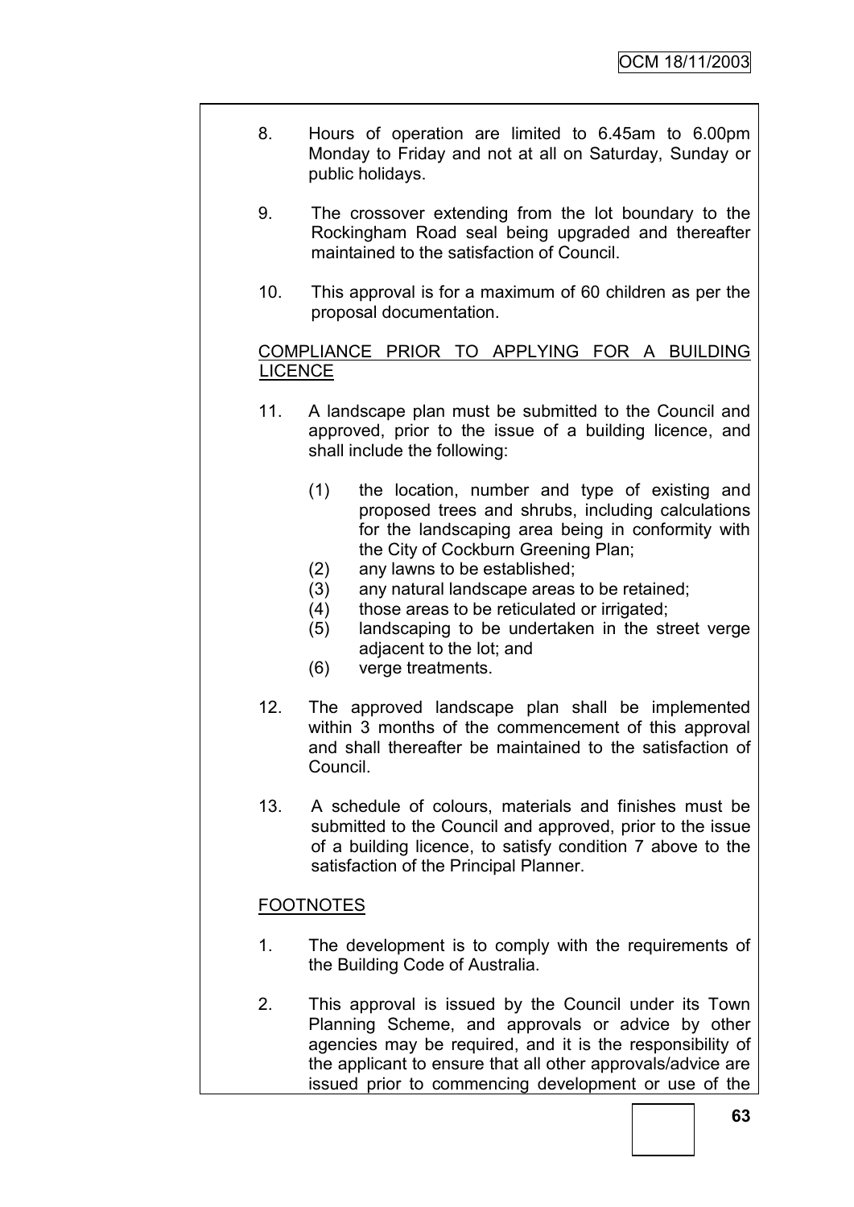8. Hours of operation are limited to 6.45am to 6.00pm Monday to Friday and not at all on Saturday, Sunday or public holidays.

9. The crossover extending from the lot boundary to the Rockingham Road seal being upgraded and thereafter maintained to the satisfaction of Council.

10. This approval is for a maximum of 60 children as per the proposal documentation.

COMPLIANCE PRIOR TO APPLYING FOR A BUILDING LICENCE

11. A landscape plan must be submitted to the Council and approved, prior to the issue of a building licence, and shall include the following:

    (1) the location, number and type of existing and proposed trees and shrubs, including calculations for the landscaping area being in conformity with the City of Cockburn Greening Plan;
    (2) any lawns to be established;
    (3) any natural landscape areas to be retained;
    (4) those areas to be reticulated or irrigated;
    (5) landscaping to be undertaken in the street verge adjacent to the lot; and
    (6) verge treatments.

12. The approved landscape plan shall be implemented within 3 months of the commencement of this approval and shall thereafter be maintained to the satisfaction of Council.

13. A schedule of colours, materials and finishes must be submitted to the Council and approved, prior to the issue of a building licence, to satisfy condition 7 above to the satisfaction of the Principal Planner.

FOOTNOTES

1. The development is to comply with the requirements of the Building Code of Australia.

2. This approval is issued by the Council under its Town Planning Scheme, and approvals or advice by other agencies may be required, and it is the responsibility of the applicant to ensure that all other approvals/advice are issued prior to commencing development or use of the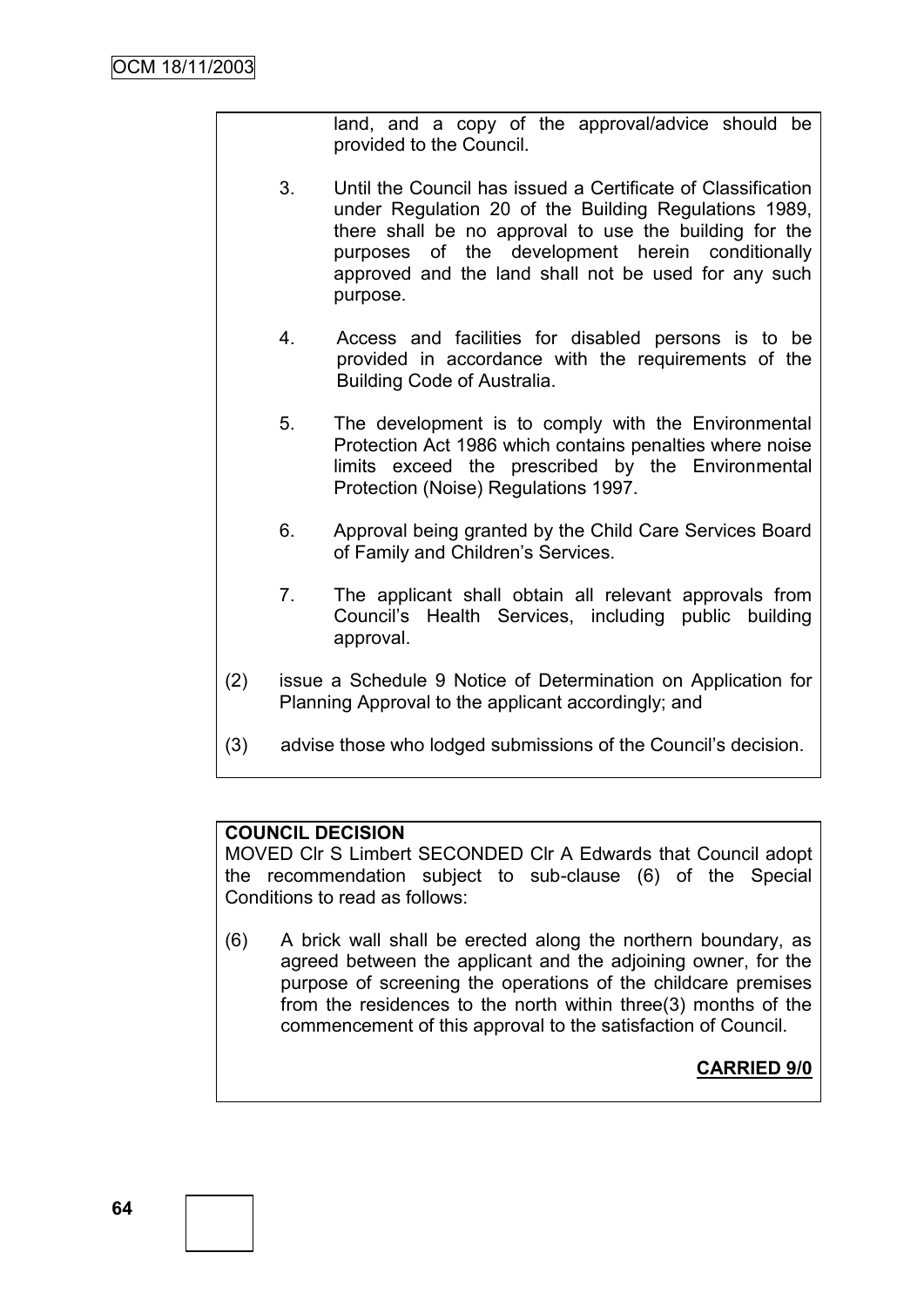land, and a copy of the approval/advice should be provided to the Council.

3. Until the Council has issued a Certificate of Classification under Regulation 20 of the Building Regulations 1989, there shall be no approval to use the building for the purposes of the development herein conditionally approved and the land shall not be used for any such purpose.

4. Access and facilities for disabled persons is to be provided in accordance with the requirements of the Building Code of Australia.

5. The development is to comply with the Environmental Protection Act 1986 which contains penalties where noise limits exceed the prescribed by the Environmental Protection (Noise) Regulations 1997.

6. Approval being granted by the Child Care Services Board of Family and Children's Services.

7. The applicant shall obtain all relevant approvals from Council's Health Services, including public building approval.

(2) issue a Schedule 9 Notice of Determination on Application for Planning Approval to the applicant accordingly; and

(3) advise those who lodged submissions of the Council's decision.

**COUNCIL DECISION**

MOVED Clr S Limbert SECONDED Clr A Edwards that Council adopt the recommendation subject to sub-clause (6) of the Special Conditions to read as follows:

(6) A brick wall shall be erected along the northern boundary, as agreed between the applicant and the adjoining owner, for the purpose of screening the operations of the childcare premises from the residences to the north within three(3) months of the commencement of this approval to the satisfaction of Council.

**CARRIED 9/0**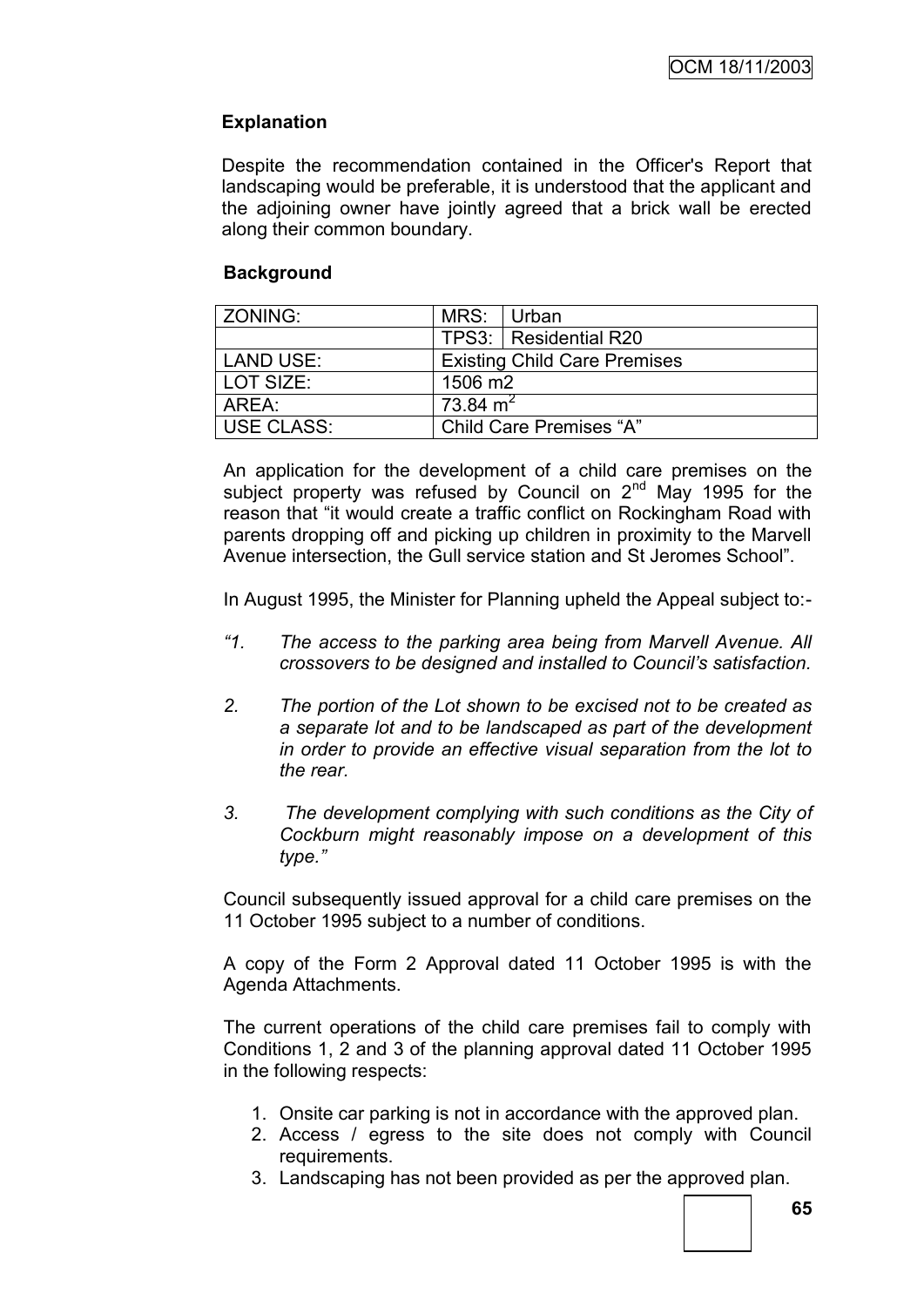**Explanation**

Despite the recommendation contained in the Officer's Report that landscaping would be preferable, it is understood that the applicant and the adjoining owner have jointly agreed that a brick wall be erected along their common boundary.

**Background**

| | | |
|---|---|---|
| ZONING: | MRS: | Urban |
| | TPS3: | Residential R20 |
| LAND USE: | Existing Child Care Premises | |
| LOT SIZE: | 1506 m2 | |
| AREA: | 73.84 $m^2$ | |
| USE CLASS: | Child Care Premises "A" | |

An application for the development of a child care premises on the subject property was refused by Council on 2nd May 1995 for the reason that "it would create a traffic conflict on Rockingham Road with parents dropping off and picking up children in proximity to the Marvell Avenue intersection, the Gull service station and St Jeromes School".

In August 1995, the Minister for Planning upheld the Appeal subject to:-

*"1. The access to the parking area being from Marvell Avenue. All crossovers to be designed and installed to Council's satisfaction.*

*2. The portion of the Lot shown to be excised not to be created as a separate lot and to be landscaped as part of the development in order to provide an effective visual separation from the lot to the rear.*

*3. The development complying with such conditions as the City of Cockburn might reasonably impose on a development of this type."*

Council subsequently issued approval for a child care premises on the 11 October 1995 subject to a number of conditions.

A copy of the Form 2 Approval dated 11 October 1995 is with the Agenda Attachments.

The current operations of the child care premises fail to comply with Conditions 1, 2 and 3 of the planning approval dated 11 October 1995 in the following respects:

1. Onsite car parking is not in accordance with the approved plan.
2. Access / egress to the site does not comply with Council requirements.
3. Landscaping has not been provided as per the approved plan.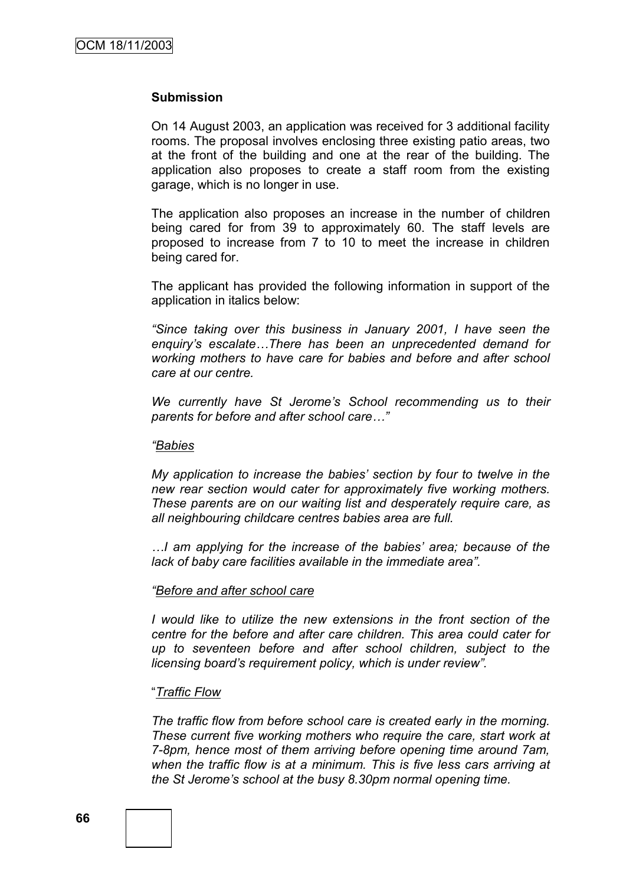**Submission**

On 14 August 2003, an application was received for 3 additional facility rooms. The proposal involves enclosing three existing patio areas, two at the front of the building and one at the rear of the building. The application also proposes to create a staff room from the existing garage, which is no longer in use.

The application also proposes an increase in the number of children being cared for from 39 to approximately 60. The staff levels are proposed to increase from 7 to 10 to meet the increase in children being cared for.

The applicant has provided the following information in support of the application in italics below:

*"Since taking over this business in January 2001, I have seen the enquiry's escalate…There has been an unprecedented demand for working mothers to have care for babies and before and after school care at our centre.*

*We currently have St Jerome's School recommending us to their parents for before and after school care…"*

*"Babies*

*My application to increase the babies' section by four to twelve in the new rear section would cater for approximately five working mothers. These parents are on our waiting list and desperately require care, as all neighbouring childcare centres babies area are full.*

*…I am applying for the increase of the babies' area; because of the lack of baby care facilities available in the immediate area".*

*"Before and after school care*

*I would like to utilize the new extensions in the front section of the centre for the before and after care children. This area could cater for up to seventeen before and after school children, subject to the licensing board's requirement policy, which is under review".*

"*Traffic Flow*

*The traffic flow from before school care is created early in the morning. These current five working mothers who require the care, start work at 7-8pm, hence most of them arriving before opening time around 7am, when the traffic flow is at a minimum. This is five less cars arriving at the St Jerome's school at the busy 8.30pm normal opening time.*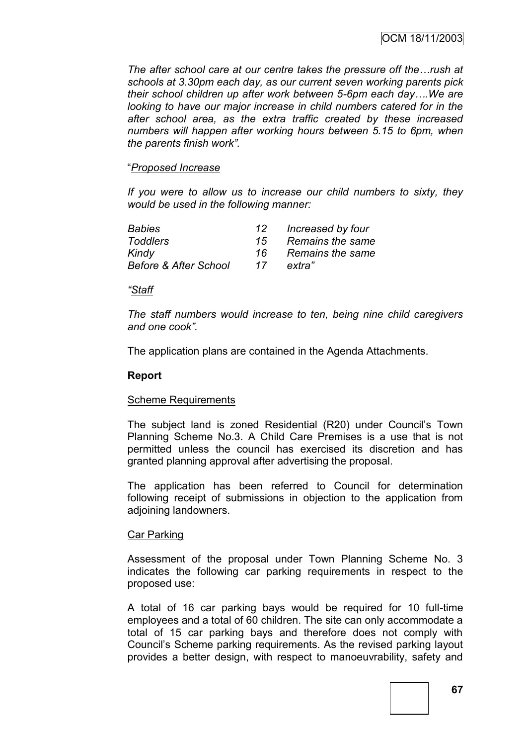*The after school care at our centre takes the pressure off the…rush at schools at 3.30pm each day, as our current seven working parents pick their school children up after work between 5-6pm each day….We are looking to have our major increase in child numbers catered for in the after school area, as the extra traffic created by these increased numbers will happen after working hours between 5.15 to 6pm, when the parents finish work".*

"*Proposed Increase*

*If you were to allow us to increase our child numbers to sixty, they would be used in the following manner:*

| | | |
|---|---|---|
| *Babies* | *12* | *Increased by four* |
| *Toddlers* | *15* | *Remains the same* |
| *Kindy* | *16* | *Remains the same* |
| *Before & After School* | *17* | *extra"* |

*"Staff*

*The staff numbers would increase to ten, being nine child caregivers and one cook".*

The application plans are contained in the Agenda Attachments.

**Report**

Scheme Requirements

The subject land is zoned Residential (R20) under Council's Town Planning Scheme No.3. A Child Care Premises is a use that is not permitted unless the council has exercised its discretion and has granted planning approval after advertising the proposal.

The application has been referred to Council for determination following receipt of submissions in objection to the application from adjoining landowners.

Car Parking

Assessment of the proposal under Town Planning Scheme No. 3 indicates the following car parking requirements in respect to the proposed use:

A total of 16 car parking bays would be required for 10 full-time employees and a total of 60 children. The site can only accommodate a total of 15 car parking bays and therefore does not comply with Council's Scheme parking requirements. As the revised parking layout provides a better design, with respect to manoeuvrability, safety and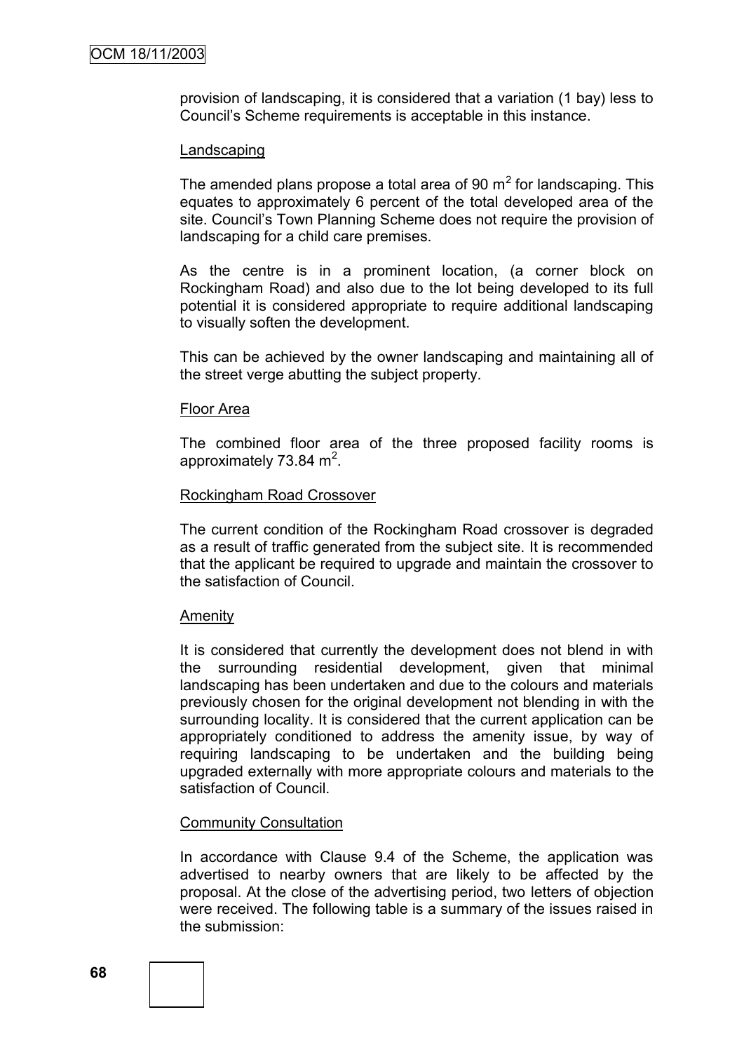provision of landscaping, it is considered that a variation (1 bay) less to Council's Scheme requirements is acceptable in this instance.

<u>Landscaping</u>

The amended plans propose a total area of 90 $m^2$ for landscaping. This equates to approximately 6 percent of the total developed area of the site. Council's Town Planning Scheme does not require the provision of landscaping for a child care premises.

As the centre is in a prominent location, (a corner block on Rockingham Road) and also due to the lot being developed to its full potential it is considered appropriate to require additional landscaping to visually soften the development.

This can be achieved by the owner landscaping and maintaining all of the street verge abutting the subject property.

<u>Floor Area</u>

The combined floor area of the three proposed facility rooms is approximately 73.84 $m^2$.

<u>Rockingham Road Crossover</u>

The current condition of the Rockingham Road crossover is degraded as a result of traffic generated from the subject site. It is recommended that the applicant be required to upgrade and maintain the crossover to the satisfaction of Council.

<u>Amenity</u>

It is considered that currently the development does not blend in with the surrounding residential development, given that minimal landscaping has been undertaken and due to the colours and materials previously chosen for the original development not blending in with the surrounding locality. It is considered that the current application can be appropriately conditioned to address the amenity issue, by way of requiring landscaping to be undertaken and the building being upgraded externally with more appropriate colours and materials to the satisfaction of Council.

<u>Community Consultation</u>

In accordance with Clause 9.4 of the Scheme, the application was advertised to nearby owners that are likely to be affected by the proposal. At the close of the advertising period, two letters of objection were received. The following table is a summary of the issues raised in the submission: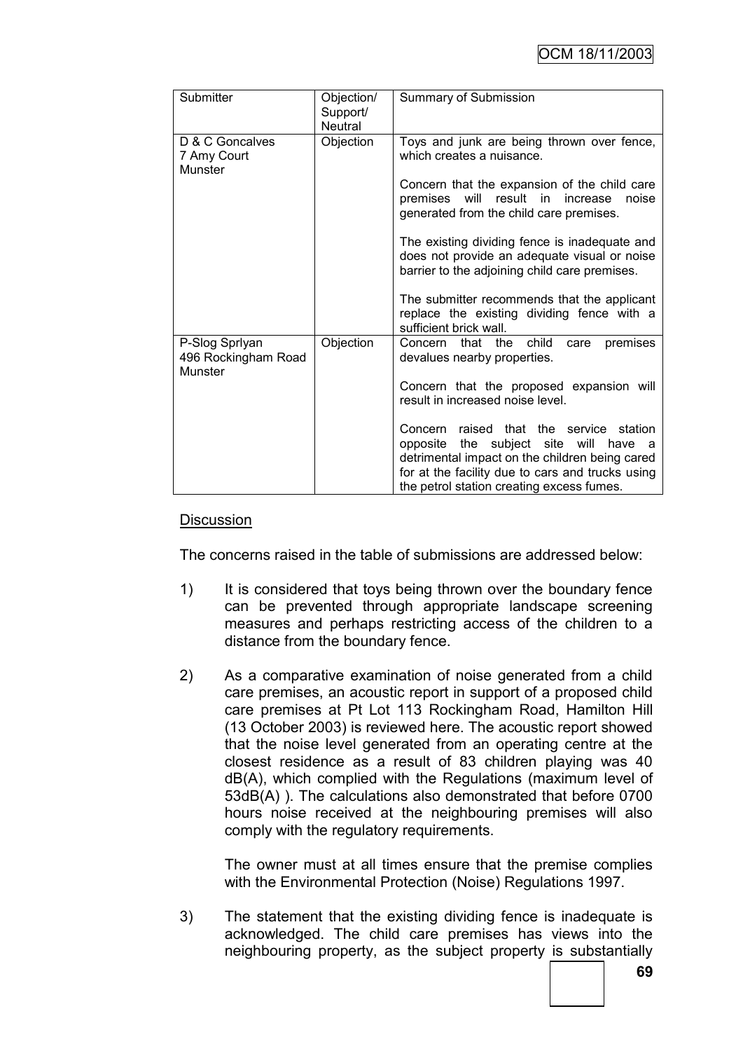| Submitter | Objection/ Support/ Neutral | Summary of Submission |
|---|---|---|
| D & C Goncalves<br>7 Amy Court<br>Munster | Objection | Toys and junk are being thrown over fence, which creates a nuisance.<br><br>Concern that the expansion of the child care premises will result in increase noise generated from the child care premises.<br><br>The existing dividing fence is inadequate and does not provide an adequate visual or noise barrier to the adjoining child care premises.<br><br>The submitter recommends that the applicant replace the existing dividing fence with a sufficient brick wall. |
| P-Slog Sprlyan<br>496 Rockingham Road<br>Munster | Objection | Concern that the child care premises devalues nearby properties.<br><br>Concern that the proposed expansion will result in increased noise level.<br><br>Concern raised that the service station opposite the subject site will have a detrimental impact on the children being cared for at the facility due to cars and trucks using the petrol station creating excess fumes. |

<u>Discussion</u>

The concerns raised in the table of submissions are addressed below:

1) It is considered that toys being thrown over the boundary fence can be prevented through appropriate landscape screening measures and perhaps restricting access of the children to a distance from the boundary fence.

2) As a comparative examination of noise generated from a child care premises, an acoustic report in support of a proposed child care premises at Pt Lot 113 Rockingham Road, Hamilton Hill (13 October 2003) is reviewed here. The acoustic report showed that the noise level generated from an operating centre at the closest residence as a result of 83 children playing was 40 dB(A), which complied with the Regulations (maximum level of 53dB(A) ). The calculations also demonstrated that before 0700 hours noise received at the neighbouring premises will also comply with the regulatory requirements.

   The owner must at all times ensure that the premise complies with the Environmental Protection (Noise) Regulations 1997.

3) The statement that the existing dividing fence is inadequate is acknowledged. The child care premises has views into the neighbouring property, as the subject property is substantially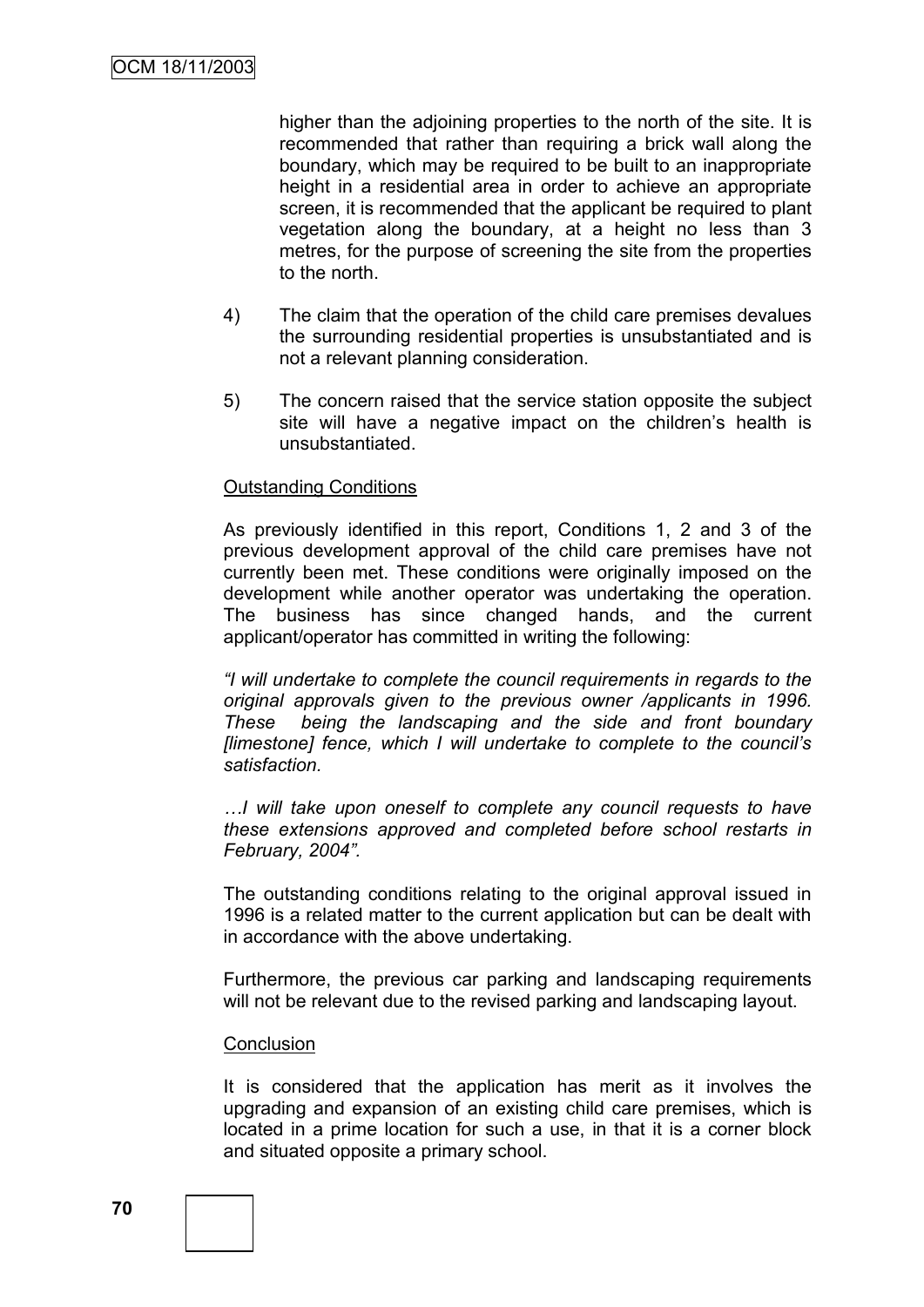higher than the adjoining properties to the north of the site. It is recommended that rather than requiring a brick wall along the boundary, which may be required to be built to an inappropriate height in a residential area in order to achieve an appropriate screen, it is recommended that the applicant be required to plant vegetation along the boundary, at a height no less than 3 metres, for the purpose of screening the site from the properties to the north.

4) The claim that the operation of the child care premises devalues the surrounding residential properties is unsubstantiated and is not a relevant planning consideration.

5) The concern raised that the service station opposite the subject site will have a negative impact on the children's health is unsubstantiated.

Outstanding Conditions

As previously identified in this report, Conditions 1, 2 and 3 of the previous development approval of the child care premises have not currently been met. These conditions were originally imposed on the development while another operator was undertaking the operation. The business has since changed hands, and the current applicant/operator has committed in writing the following:

*"I will undertake to complete the council requirements in regards to the original approvals given to the previous owner /applicants in 1996. These being the landscaping and the side and front boundary [limestone] fence, which I will undertake to complete to the council's satisfaction.*

*…I will take upon oneself to complete any council requests to have these extensions approved and completed before school restarts in February, 2004".*

The outstanding conditions relating to the original approval issued in 1996 is a related matter to the current application but can be dealt with in accordance with the above undertaking.

Furthermore, the previous car parking and landscaping requirements will not be relevant due to the revised parking and landscaping layout.

Conclusion

It is considered that the application has merit as it involves the upgrading and expansion of an existing child care premises, which is located in a prime location for such a use, in that it is a corner block and situated opposite a primary school.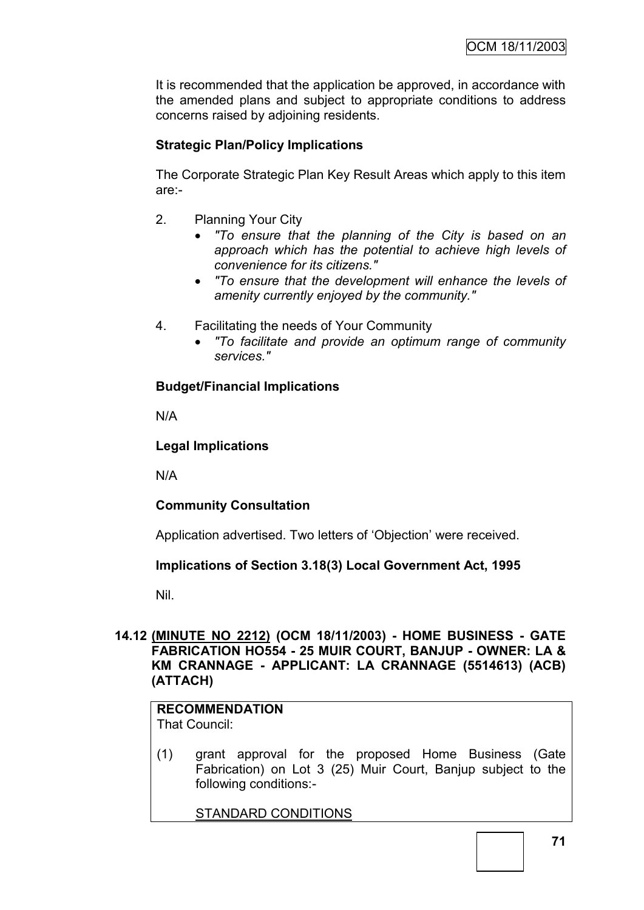It is recommended that the application be approved, in accordance with the amended plans and subject to appropriate conditions to address concerns raised by adjoining residents.

**Strategic Plan/Policy Implications**

The Corporate Strategic Plan Key Result Areas which apply to this item are:-

2. Planning Your City
   - *"To ensure that the planning of the City is based on an approach which has the potential to achieve high levels of convenience for its citizens."*
   - *"To ensure that the development will enhance the levels of amenity currently enjoyed by the community."*

4. Facilitating the needs of Your Community
   - *"To facilitate and provide an optimum range of community services."*

**Budget/Financial Implications**

N/A

**Legal Implications**

N/A

**Community Consultation**

Application advertised. Two letters of 'Objection' were received.

**Implications of Section 3.18(3) Local Government Act, 1995**

Nil.

### 14.12 (MINUTE NO 2212) (OCM 18/11/2003) - HOME BUSINESS - GATE FABRICATION HO554 - 25 MUIR COURT, BANJUP - OWNER: LA & KM CRANNAGE - APPLICANT: LA CRANNAGE (5514613) (ACB) (ATTACH)

**RECOMMENDATION**
That Council:

(1) grant approval for the proposed Home Business (Gate Fabrication) on Lot 3 (25) Muir Court, Banjup subject to the following conditions:-

STANDARD CONDITIONS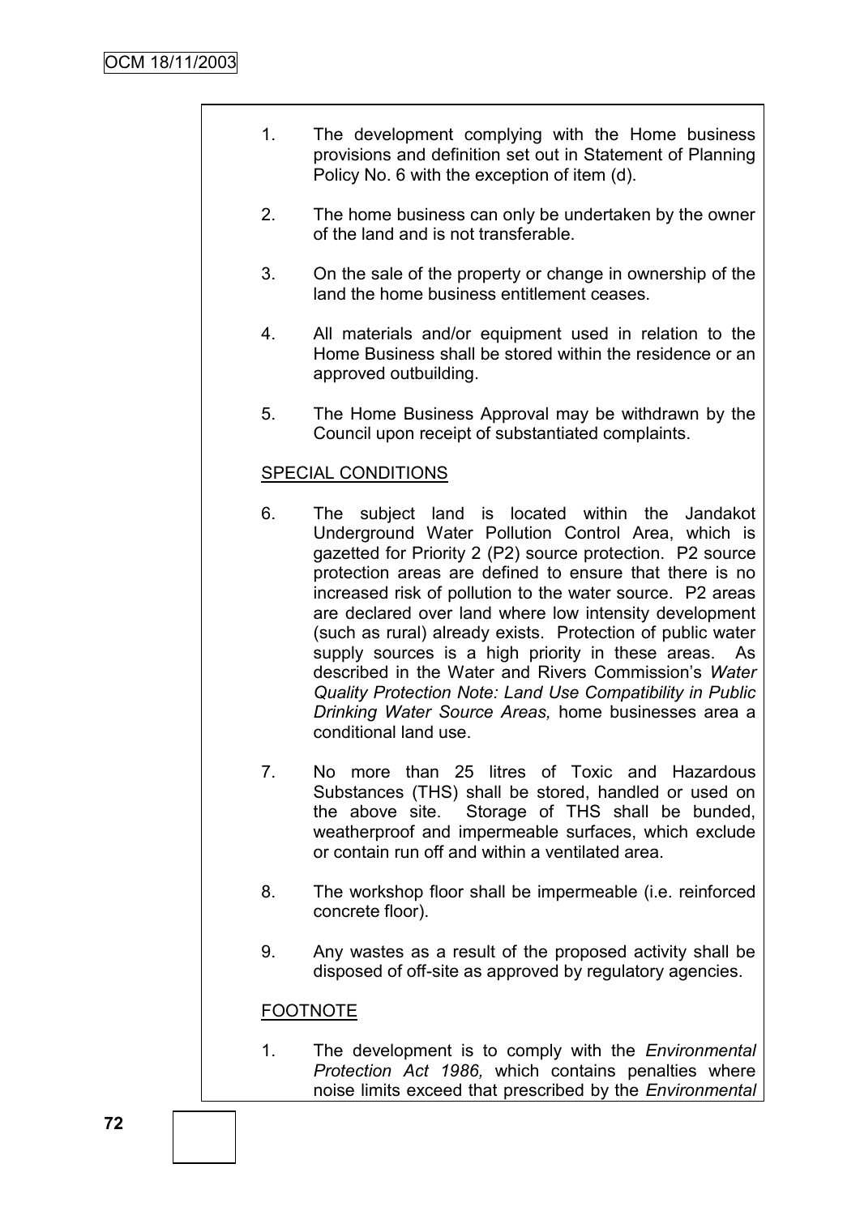1. The development complying with the Home business provisions and definition set out in Statement of Planning Policy No. 6 with the exception of item (d).

2. The home business can only be undertaken by the owner of the land and is not transferable.

3. On the sale of the property or change in ownership of the land the home business entitlement ceases.

4. All materials and/or equipment used in relation to the Home Business shall be stored within the residence or an approved outbuilding.

5. The Home Business Approval may be withdrawn by the Council upon receipt of substantiated complaints.

SPECIAL CONDITIONS

6. The subject land is located within the Jandakot Underground Water Pollution Control Area, which is gazetted for Priority 2 (P2) source protection. P2 source protection areas are defined to ensure that there is no increased risk of pollution to the water source. P2 areas are declared over land where low intensity development (such as rural) already exists. Protection of public water supply sources is a high priority in these areas. As described in the Water and Rivers Commission's *Water Quality Protection Note: Land Use Compatibility in Public Drinking Water Source Areas,* home businesses area a conditional land use.

7. No more than 25 litres of Toxic and Hazardous Substances (THS) shall be stored, handled or used on the above site. Storage of THS shall be bunded, weatherproof and impermeable surfaces, which exclude or contain run off and within a ventilated area.

8. The workshop floor shall be impermeable (i.e. reinforced concrete floor).

9. Any wastes as a result of the proposed activity shall be disposed of off-site as approved by regulatory agencies.

FOOTNOTE

1. The development is to comply with the *Environmental Protection Act 1986,* which contains penalties where noise limits exceed that prescribed by the *Environmental*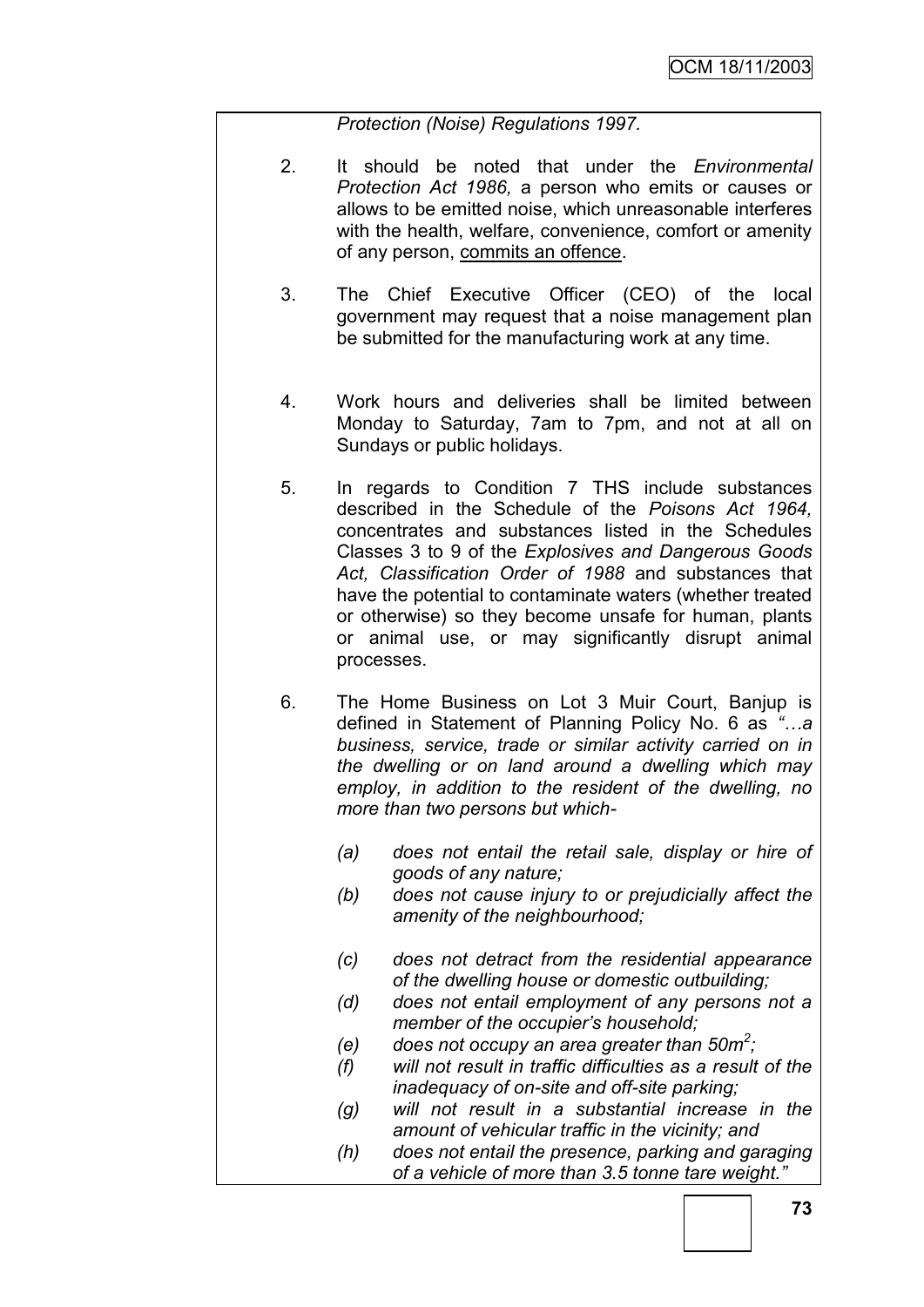*Protection (Noise) Regulations 1997.*

2. It should be noted that under the *Environmental Protection Act 1986,* a person who emits or causes or allows to be emitted noise, which unreasonable interferes with the health, welfare, convenience, comfort or amenity of any person, commits an offence.

3. The Chief Executive Officer (CEO) of the local government may request that a noise management plan be submitted for the manufacturing work at any time.

4. Work hours and deliveries shall be limited between Monday to Saturday, 7am to 7pm, and not at all on Sundays or public holidays.

5. In regards to Condition 7 THS include substances described in the Schedule of the *Poisons Act 1964,* concentrates and substances listed in the Schedules Classes 3 to 9 of the *Explosives and Dangerous Goods Act, Classification Order of 1988* and substances that have the potential to contaminate waters (whether treated or otherwise) so they become unsafe for human, plants or animal use, or may significantly disrupt animal processes.

6. The Home Business on Lot 3 Muir Court, Banjup is defined in Statement of Planning Policy No. 6 as *"…a business, service, trade or similar activity carried on in the dwelling or on land around a dwelling which may employ, in addition to the resident of the dwelling, no more than two persons but which-*

   *(a) does not entail the retail sale, display or hire of goods of any nature;*
   *(b) does not cause injury to or prejudicially affect the amenity of the neighbourhood;*
   *(c) does not detract from the residential appearance of the dwelling house or domestic outbuilding;*
   *(d) does not entail employment of any persons not a member of the occupier's household;*
   *(e) does not occupy an area greater than 50m$^2$;*
   *(f) will not result in traffic difficulties as a result of the inadequacy of on-site and off-site parking;*
   *(g) will not result in a substantial increase in the amount of vehicular traffic in the vicinity; and*
   *(h) does not entail the presence, parking and garaging of a vehicle of more than 3.5 tonne tare weight."*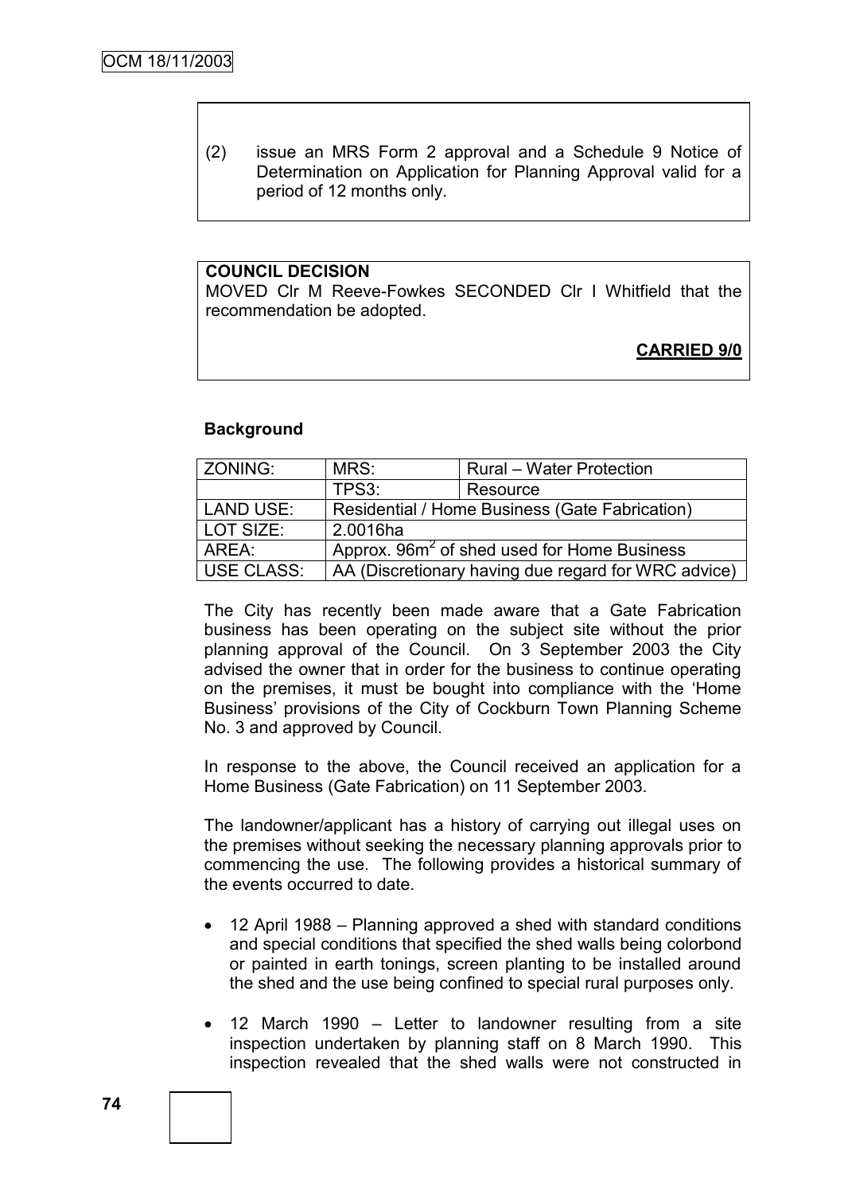(2) issue an MRS Form 2 approval and a Schedule 9 Notice of Determination on Application for Planning Approval valid for a period of 12 months only.

**COUNCIL DECISION**

MOVED Clr M Reeve-Fowkes SECONDED Clr I Whitfield that the recommendation be adopted.

**CARRIED 9/0**

**Background**

| | | |
|---|---|---|
| ZONING: | MRS: | Rural – Water Protection |
| | TPS3: | Resource |
| LAND USE: | Residential / Home Business (Gate Fabrication) | |
| LOT SIZE: | 2.0016ha | |
| AREA: | Approx. 96m$^2$ of shed used for Home Business | |
| USE CLASS: | AA (Discretionary having due regard for WRC advice) | |

The City has recently been made aware that a Gate Fabrication business has been operating on the subject site without the prior planning approval of the Council. On 3 September 2003 the City advised the owner that in order for the business to continue operating on the premises, it must be bought into compliance with the 'Home Business' provisions of the City of Cockburn Town Planning Scheme No. 3 and approved by Council.

In response to the above, the Council received an application for a Home Business (Gate Fabrication) on 11 September 2003.

The landowner/applicant has a history of carrying out illegal uses on the premises without seeking the necessary planning approvals prior to commencing the use. The following provides a historical summary of the events occurred to date.

- 12 April 1988 – Planning approved a shed with standard conditions and special conditions that specified the shed walls being colorbond or painted in earth tonings, screen planting to be installed around the shed and the use being confined to special rural purposes only.
- 12 March 1990 – Letter to landowner resulting from a site inspection undertaken by planning staff on 8 March 1990. This inspection revealed that the shed walls were not constructed in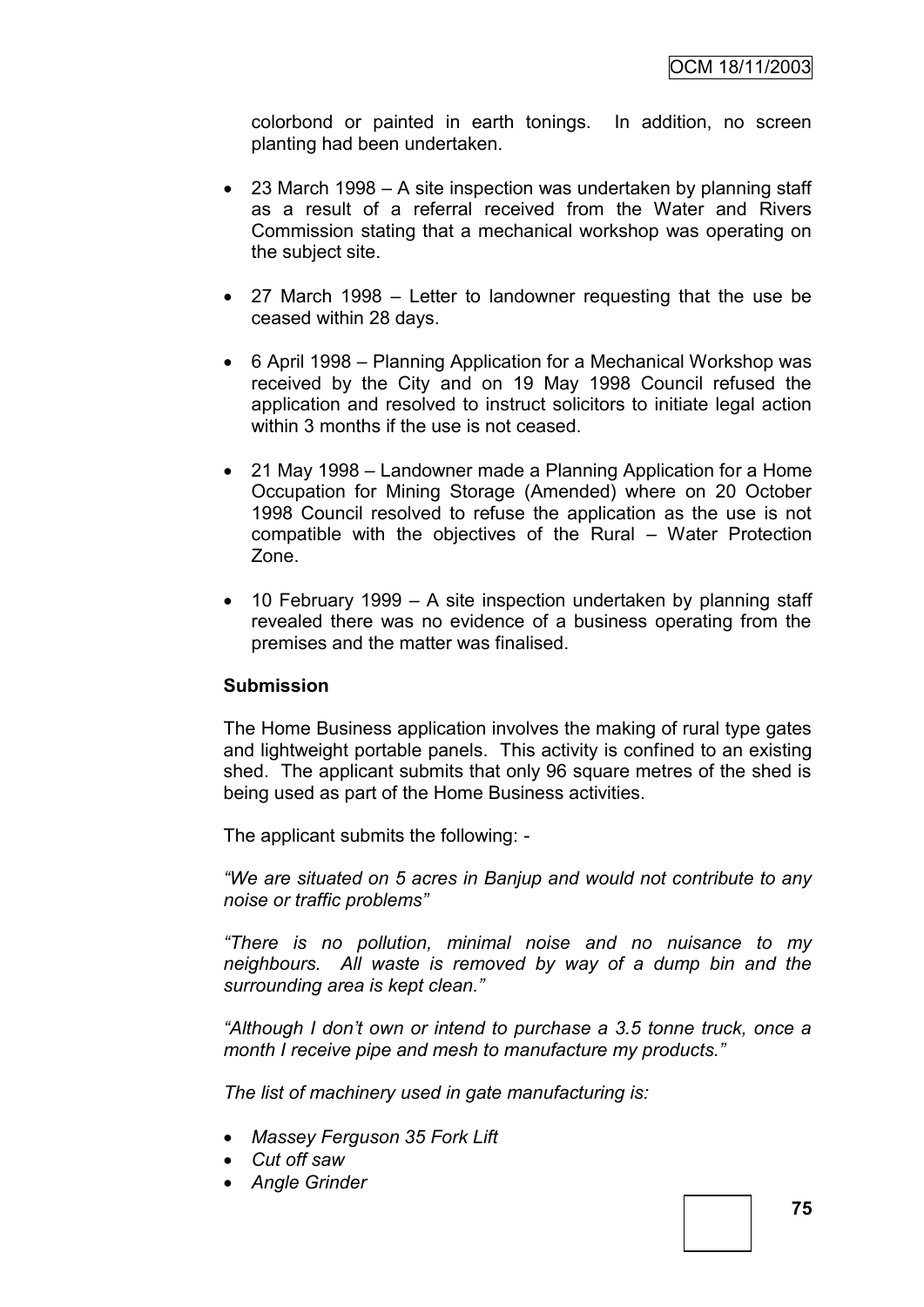colorbond or painted in earth tonings. In addition, no screen planting had been undertaken.

- 23 March 1998 – A site inspection was undertaken by planning staff as a result of a referral received from the Water and Rivers Commission stating that a mechanical workshop was operating on the subject site.
- 27 March 1998 – Letter to landowner requesting that the use be ceased within 28 days.
- 6 April 1998 – Planning Application for a Mechanical Workshop was received by the City and on 19 May 1998 Council refused the application and resolved to instruct solicitors to initiate legal action within 3 months if the use is not ceased.
- 21 May 1998 – Landowner made a Planning Application for a Home Occupation for Mining Storage (Amended) where on 20 October 1998 Council resolved to refuse the application as the use is not compatible with the objectives of the Rural – Water Protection Zone.
- 10 February 1999 – A site inspection undertaken by planning staff revealed there was no evidence of a business operating from the premises and the matter was finalised.

**Submission**

The Home Business application involves the making of rural type gates and lightweight portable panels. This activity is confined to an existing shed. The applicant submits that only 96 square metres of the shed is being used as part of the Home Business activities.

The applicant submits the following: -

*"We are situated on 5 acres in Banjup and would not contribute to any noise or traffic problems"*

*"There is no pollution, minimal noise and no nuisance to my neighbours. All waste is removed by way of a dump bin and the surrounding area is kept clean."*

*"Although I don't own or intend to purchase a 3.5 tonne truck, once a month I receive pipe and mesh to manufacture my products."*

*The list of machinery used in gate manufacturing is:*

- *Massey Ferguson 35 Fork Lift*
- *Cut off saw*
- *Angle Grinder*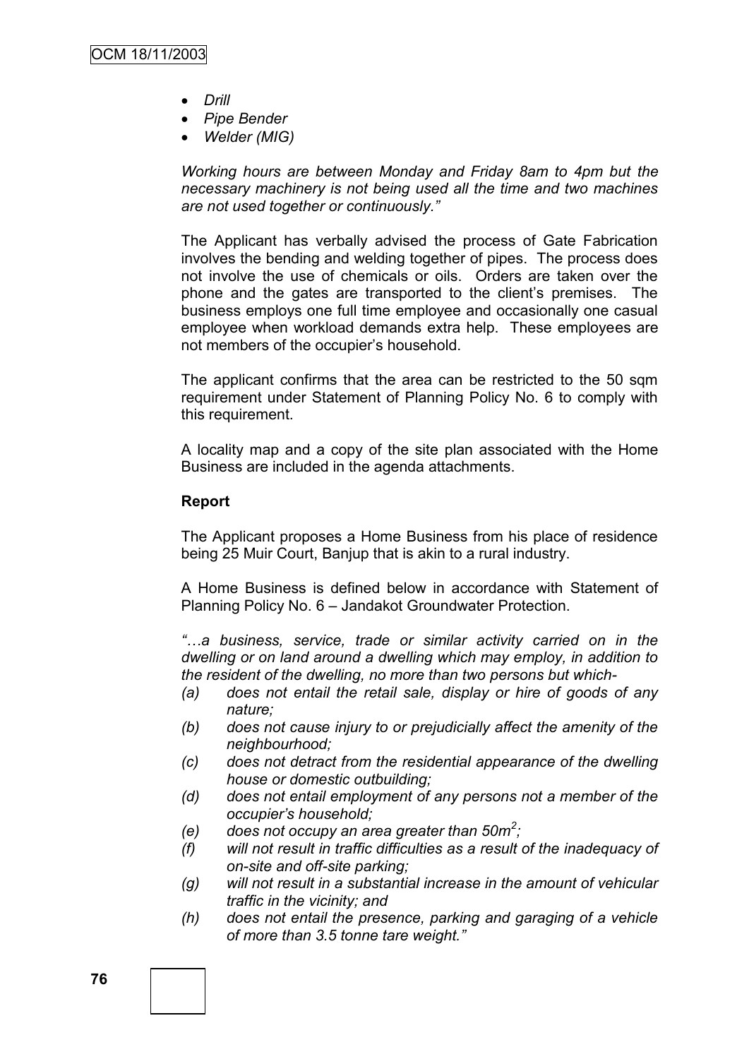- *Drill*
- *Pipe Bender*
- *Welder (MIG)*

*Working hours are between Monday and Friday 8am to 4pm but the necessary machinery is not being used all the time and two machines are not used together or continuously."*

The Applicant has verbally advised the process of Gate Fabrication involves the bending and welding together of pipes. The process does not involve the use of chemicals or oils. Orders are taken over the phone and the gates are transported to the client's premises. The business employs one full time employee and occasionally one casual employee when workload demands extra help. These employees are not members of the occupier's household.

The applicant confirms that the area can be restricted to the 50 sqm requirement under Statement of Planning Policy No. 6 to comply with this requirement.

A locality map and a copy of the site plan associated with the Home Business are included in the agenda attachments.

**Report**

The Applicant proposes a Home Business from his place of residence being 25 Muir Court, Banjup that is akin to a rural industry.

A Home Business is defined below in accordance with Statement of Planning Policy No. 6 – Jandakot Groundwater Protection.

*"…a business, service, trade or similar activity carried on in the dwelling or on land around a dwelling which may employ, in addition to the resident of the dwelling, no more than two persons but which-*

*(a) does not entail the retail sale, display or hire of goods of any nature;*

*(b) does not cause injury to or prejudicially affect the amenity of the neighbourhood;*

*(c) does not detract from the residential appearance of the dwelling house or domestic outbuilding;*

*(d) does not entail employment of any persons not a member of the occupier's household;*

*(e) does not occupy an area greater than 50m$^2$;*

*(f) will not result in traffic difficulties as a result of the inadequacy of on-site and off-site parking;*

*(g) will not result in a substantial increase in the amount of vehicular traffic in the vicinity; and*

*(h) does not entail the presence, parking and garaging of a vehicle of more than 3.5 tonne tare weight."*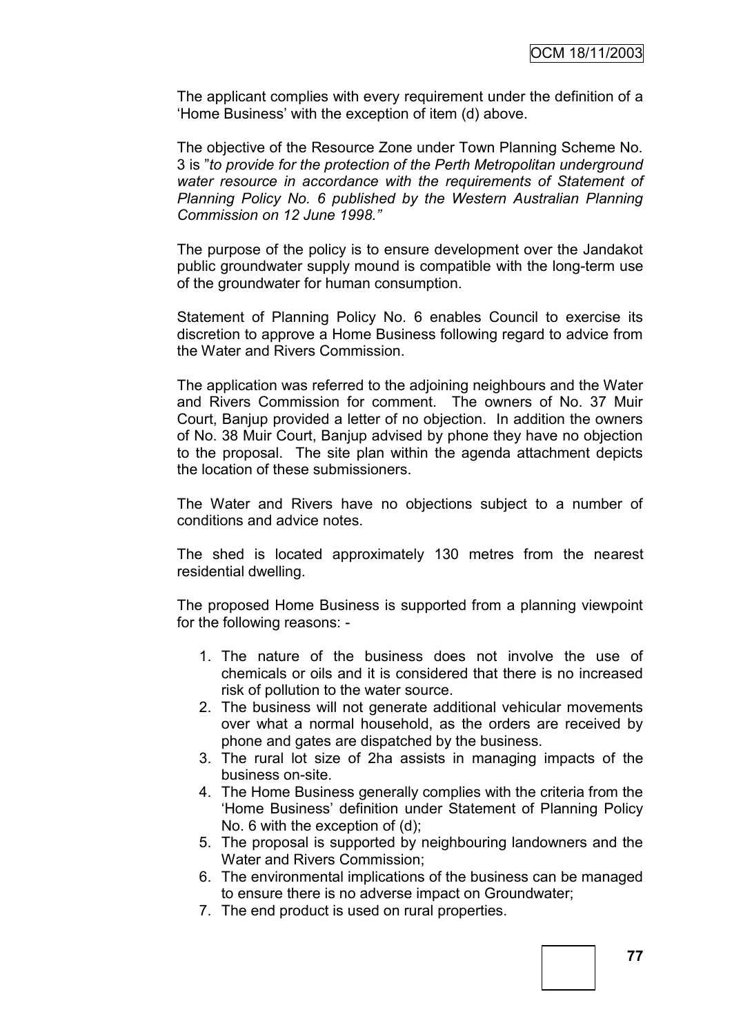The applicant complies with every requirement under the definition of a 'Home Business' with the exception of item (d) above.

The objective of the Resource Zone under Town Planning Scheme No. 3 is "*to provide for the protection of the Perth Metropolitan underground water resource in accordance with the requirements of Statement of Planning Policy No. 6 published by the Western Australian Planning Commission on 12 June 1998."*

The purpose of the policy is to ensure development over the Jandakot public groundwater supply mound is compatible with the long-term use of the groundwater for human consumption.

Statement of Planning Policy No. 6 enables Council to exercise its discretion to approve a Home Business following regard to advice from the Water and Rivers Commission.

The application was referred to the adjoining neighbours and the Water and Rivers Commission for comment. The owners of No. 37 Muir Court, Banjup provided a letter of no objection. In addition the owners of No. 38 Muir Court, Banjup advised by phone they have no objection to the proposal. The site plan within the agenda attachment depicts the location of these submissioners.

The Water and Rivers have no objections subject to a number of conditions and advice notes.

The shed is located approximately 130 metres from the nearest residential dwelling.

The proposed Home Business is supported from a planning viewpoint for the following reasons: -

1. The nature of the business does not involve the use of chemicals or oils and it is considered that there is no increased risk of pollution to the water source.
2. The business will not generate additional vehicular movements over what a normal household, as the orders are received by phone and gates are dispatched by the business.
3. The rural lot size of 2ha assists in managing impacts of the business on-site.
4. The Home Business generally complies with the criteria from the 'Home Business' definition under Statement of Planning Policy No. 6 with the exception of (d);
5. The proposal is supported by neighbouring landowners and the Water and Rivers Commission;
6. The environmental implications of the business can be managed to ensure there is no adverse impact on Groundwater;
7. The end product is used on rural properties.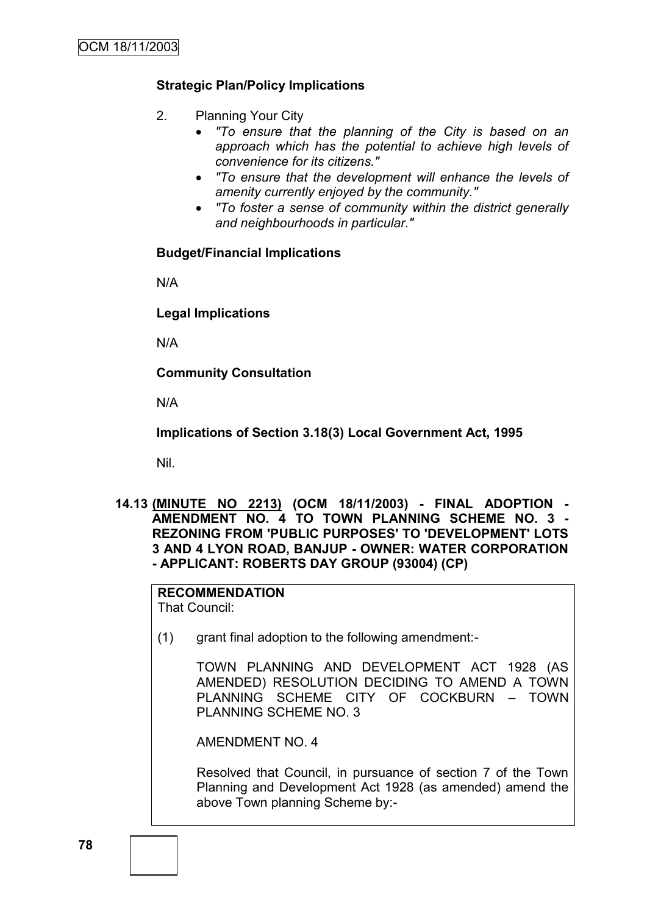**Strategic Plan/Policy Implications**

2. Planning Your City
   - *"To ensure that the planning of the City is based on an approach which has the potential to achieve high levels of convenience for its citizens."*
   - *"To ensure that the development will enhance the levels of amenity currently enjoyed by the community."*
   - *"To foster a sense of community within the district generally and neighbourhoods in particular."*

**Budget/Financial Implications**

N/A

**Legal Implications**

N/A

**Community Consultation**

N/A

**Implications of Section 3.18(3) Local Government Act, 1995**

Nil.

**14.13 (MINUTE NO 2213) (OCM 18/11/2003) - FINAL ADOPTION - AMENDMENT NO. 4 TO TOWN PLANNING SCHEME NO. 3 - REZONING FROM 'PUBLIC PURPOSES' TO 'DEVELOPMENT' LOTS 3 AND 4 LYON ROAD, BANJUP - OWNER: WATER CORPORATION - APPLICANT: ROBERTS DAY GROUP (93004) (CP)**

**RECOMMENDATION**
That Council:

(1) grant final adoption to the following amendment:-

TOWN PLANNING AND DEVELOPMENT ACT 1928 (AS AMENDED) RESOLUTION DECIDING TO AMEND A TOWN PLANNING SCHEME CITY OF COCKBURN – TOWN PLANNING SCHEME NO. 3

AMENDMENT NO. 4

Resolved that Council, in pursuance of section 7 of the Town Planning and Development Act 1928 (as amended) amend the above Town planning Scheme by:-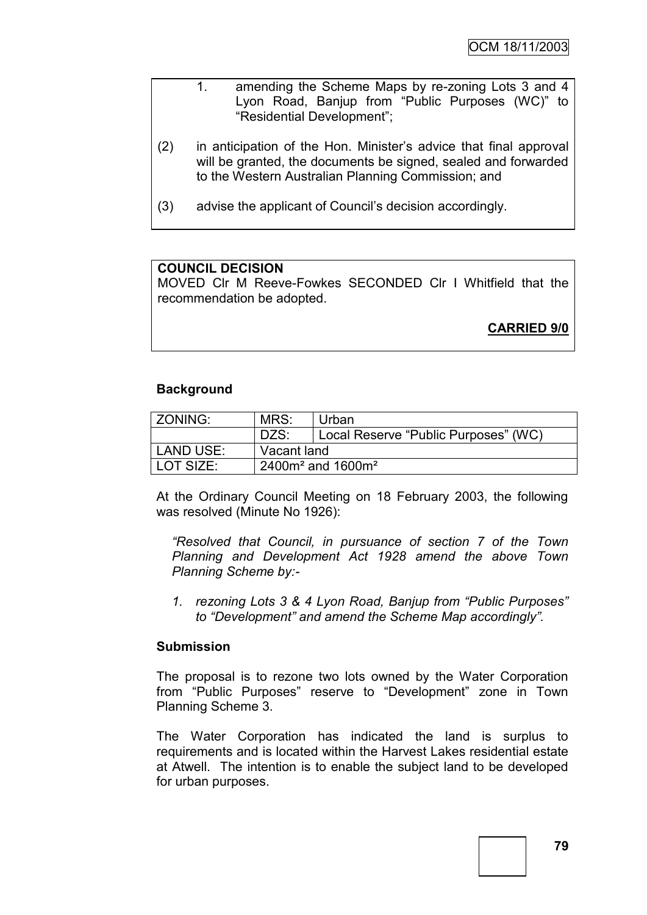1. amending the Scheme Maps by re-zoning Lots 3 and 4 Lyon Road, Banjup from "Public Purposes (WC)" to "Residential Development";

(2) in anticipation of the Hon. Minister's advice that final approval will be granted, the documents be signed, sealed and forwarded to the Western Australian Planning Commission; and

(3) advise the applicant of Council's decision accordingly.

**COUNCIL DECISION**
MOVED Clr M Reeve-Fowkes SECONDED Clr I Whitfield that the recommendation be adopted.

**CARRIED 9/0**

**Background**

| | | |
|---|---|---|
| ZONING: | MRS: | Urban |
| | DZS: | Local Reserve "Public Purposes" (WC) |
| LAND USE: | Vacant land | |
| LOT SIZE: | 2400m² and 1600m² | |

At the Ordinary Council Meeting on 18 February 2003, the following was resolved (Minute No 1926):

*"Resolved that Council, in pursuance of section 7 of the Town Planning and Development Act 1928 amend the above Town Planning Scheme by:-*

*1. rezoning Lots 3 & 4 Lyon Road, Banjup from "Public Purposes" to "Development" and amend the Scheme Map accordingly".*

**Submission**

The proposal is to rezone two lots owned by the Water Corporation from "Public Purposes" reserve to "Development" zone in Town Planning Scheme 3.

The Water Corporation has indicated the land is surplus to requirements and is located within the Harvest Lakes residential estate at Atwell. The intention is to enable the subject land to be developed for urban purposes.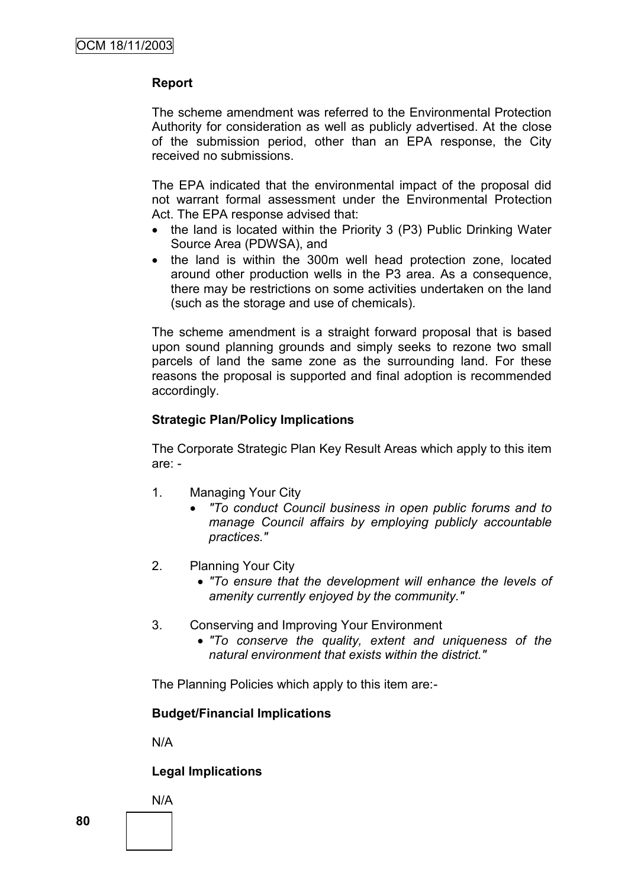**Report**

The scheme amendment was referred to the Environmental Protection Authority for consideration as well as publicly advertised. At the close of the submission period, other than an EPA response, the City received no submissions.

The EPA indicated that the environmental impact of the proposal did not warrant formal assessment under the Environmental Protection Act. The EPA response advised that:

- the land is located within the Priority 3 (P3) Public Drinking Water Source Area (PDWSA), and
- the land is within the 300m well head protection zone, located around other production wells in the P3 area. As a consequence, there may be restrictions on some activities undertaken on the land (such as the storage and use of chemicals).

The scheme amendment is a straight forward proposal that is based upon sound planning grounds and simply seeks to rezone two small parcels of land the same zone as the surrounding land. For these reasons the proposal is supported and final adoption is recommended accordingly.

**Strategic Plan/Policy Implications**

The Corporate Strategic Plan Key Result Areas which apply to this item are: -

1. Managing Your City
   - *"To conduct Council business in open public forums and to manage Council affairs by employing publicly accountable practices."*

2. Planning Your City
   - *"To ensure that the development will enhance the levels of amenity currently enjoyed by the community."*

3. Conserving and Improving Your Environment
   - *"To conserve the quality, extent and uniqueness of the natural environment that exists within the district."*

The Planning Policies which apply to this item are:-

**Budget/Financial Implications**

N/A

**Legal Implications**

N/A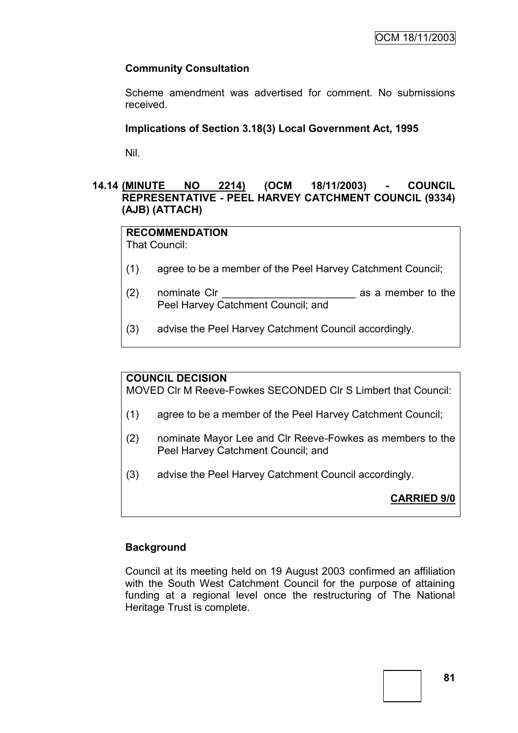**Community Consultation**

Scheme amendment was advertised for comment. No submissions received.

**Implications of Section 3.18(3) Local Government Act, 1995**

Nil.

## 14.14 (MINUTE NO 2214) (OCM 18/11/2003) - COUNCIL REPRESENTATIVE - PEEL HARVEY CATCHMENT COUNCIL (9334) (AJB) (ATTACH)

**RECOMMENDATION**

That Council:

(1) agree to be a member of the Peel Harvey Catchment Council;

(2) nominate Clr ________________________ as a member to the Peel Harvey Catchment Council; and

(3) advise the Peel Harvey Catchment Council accordingly.

**COUNCIL DECISION**

MOVED Clr M Reeve-Fowkes SECONDED Clr S Limbert that Council:

(1) agree to be a member of the Peel Harvey Catchment Council;

(2) nominate Mayor Lee and Clr Reeve-Fowkes as members to the Peel Harvey Catchment Council; and

(3) advise the Peel Harvey Catchment Council accordingly.

**CARRIED 9/0**

**Background**

Council at its meeting held on 19 August 2003 confirmed an affiliation with the South West Catchment Council for the purpose of attaining funding at a regional level once the restructuring of The National Heritage Trust is complete.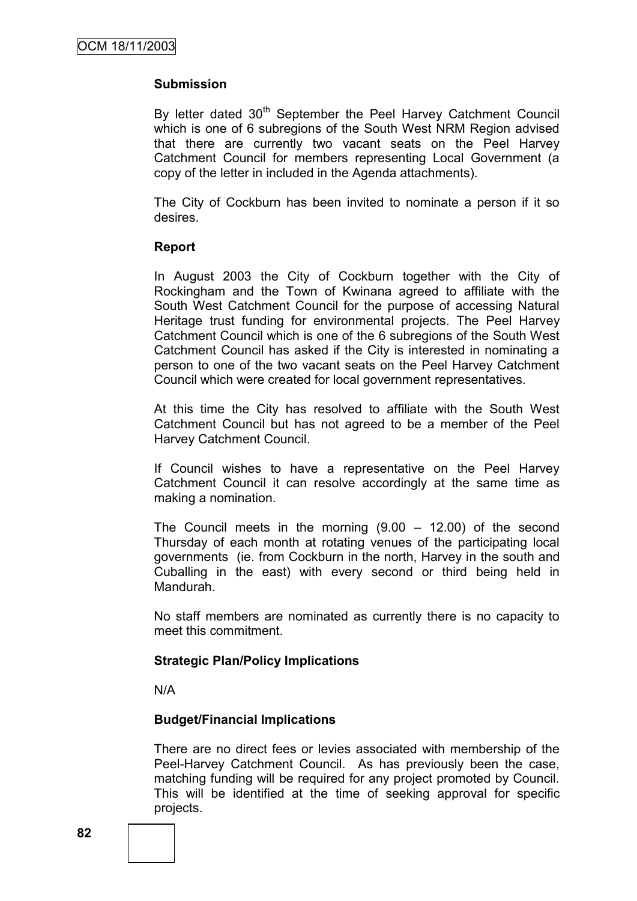### Submission

By letter dated 30th September the Peel Harvey Catchment Council which is one of 6 subregions of the South West NRM Region advised that there are currently two vacant seats on the Peel Harvey Catchment Council for members representing Local Government (a copy of the letter in included in the Agenda attachments).

The City of Cockburn has been invited to nominate a person if it so desires.

### Report

In August 2003 the City of Cockburn together with the City of Rockingham and the Town of Kwinana agreed to affiliate with the South West Catchment Council for the purpose of accessing Natural Heritage trust funding for environmental projects. The Peel Harvey Catchment Council which is one of the 6 subregions of the South West Catchment Council has asked if the City is interested in nominating a person to one of the two vacant seats on the Peel Harvey Catchment Council which were created for local government representatives.

At this time the City has resolved to affiliate with the South West Catchment Council but has not agreed to be a member of the Peel Harvey Catchment Council.

If Council wishes to have a representative on the Peel Harvey Catchment Council it can resolve accordingly at the same time as making a nomination.

The Council meets in the morning (9.00 – 12.00) of the second Thursday of each month at rotating venues of the participating local governments (ie. from Cockburn in the north, Harvey in the south and Cuballing in the east) with every second or third being held in Mandurah.

No staff members are nominated as currently there is no capacity to meet this commitment.

### Strategic Plan/Policy Implications

N/A

### Budget/Financial Implications

There are no direct fees or levies associated with membership of the Peel-Harvey Catchment Council. As has previously been the case, matching funding will be required for any project promoted by Council. This will be identified at the time of seeking approval for specific projects.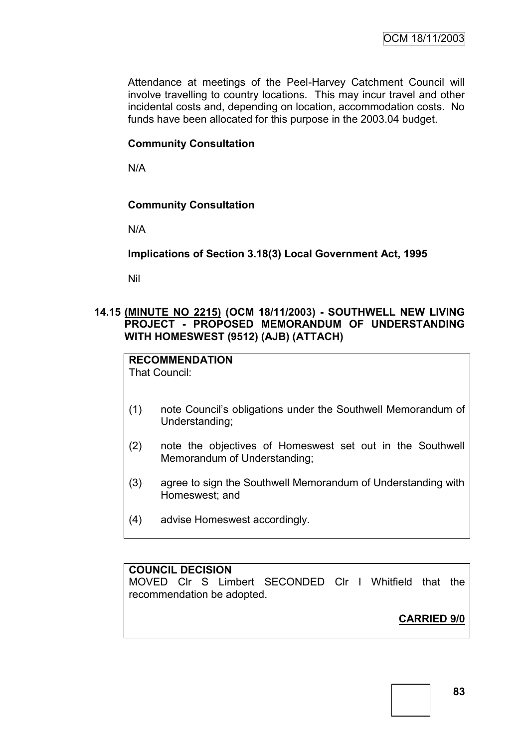Attendance at meetings of the Peel-Harvey Catchment Council will involve travelling to country locations. This may incur travel and other incidental costs and, depending on location, accommodation costs. No funds have been allocated for this purpose in the 2003.04 budget.

**Community Consultation**

N/A

**Community Consultation**

N/A

**Implications of Section 3.18(3) Local Government Act, 1995**

Nil

**14.15 (MINUTE NO 2215) (OCM 18/11/2003) - SOUTHWELL NEW LIVING PROJECT - PROPOSED MEMORANDUM OF UNDERSTANDING WITH HOMESWEST (9512) (AJB) (ATTACH)**

**RECOMMENDATION**

That Council:

(1) note Council's obligations under the Southwell Memorandum of Understanding;

(2) note the objectives of Homeswest set out in the Southwell Memorandum of Understanding;

(3) agree to sign the Southwell Memorandum of Understanding with Homeswest; and

(4) advise Homeswest accordingly.

**COUNCIL DECISION**

MOVED Clr S Limbert SECONDED Clr I Whitfield that the recommendation be adopted.

**CARRIED 9/0**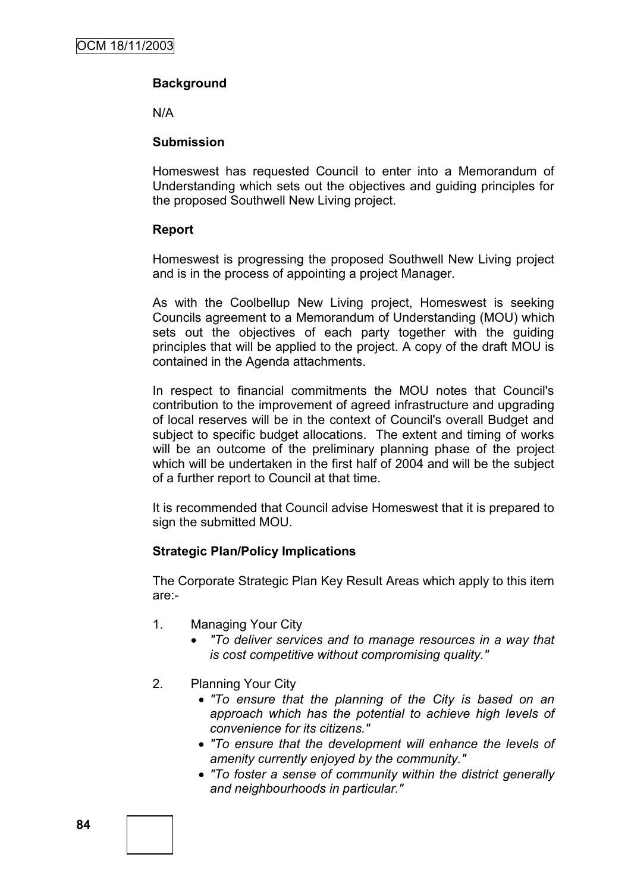**Background**

N/A

**Submission**

Homeswest has requested Council to enter into a Memorandum of Understanding which sets out the objectives and guiding principles for the proposed Southwell New Living project.

**Report**

Homeswest is progressing the proposed Southwell New Living project and is in the process of appointing a project Manager.

As with the Coolbellup New Living project, Homeswest is seeking Councils agreement to a Memorandum of Understanding (MOU) which sets out the objectives of each party together with the guiding principles that will be applied to the project. A copy of the draft MOU is contained in the Agenda attachments.

In respect to financial commitments the MOU notes that Council's contribution to the improvement of agreed infrastructure and upgrading of local reserves will be in the context of Council's overall Budget and subject to specific budget allocations. The extent and timing of works will be an outcome of the preliminary planning phase of the project which will be undertaken in the first half of 2004 and will be the subject of a further report to Council at that time.

It is recommended that Council advise Homeswest that it is prepared to sign the submitted MOU.

**Strategic Plan/Policy Implications**

The Corporate Strategic Plan Key Result Areas which apply to this item are:-

1. Managing Your City
   - *"To deliver services and to manage resources in a way that is cost competitive without compromising quality."*
2. Planning Your City
   - *"To ensure that the planning of the City is based on an approach which has the potential to achieve high levels of convenience for its citizens."*
   - *"To ensure that the development will enhance the levels of amenity currently enjoyed by the community."*
   - *"To foster a sense of community within the district generally and neighbourhoods in particular."*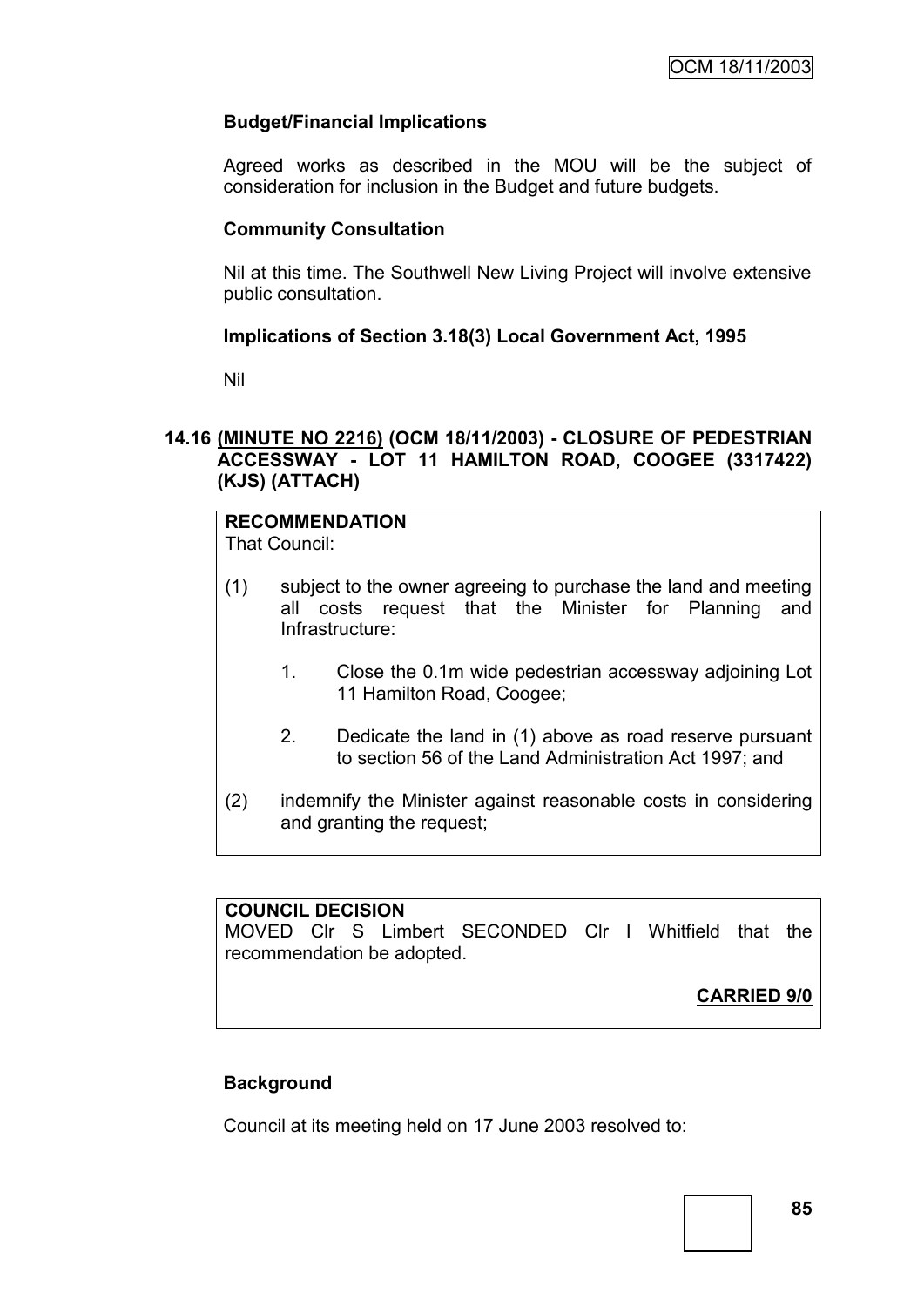**Budget/Financial Implications**

Agreed works as described in the MOU will be the subject of consideration for inclusion in the Budget and future budgets.

**Community Consultation**

Nil at this time. The Southwell New Living Project will involve extensive public consultation.

**Implications of Section 3.18(3) Local Government Act, 1995**

Nil

## 14.16 (MINUTE NO 2216) (OCM 18/11/2003) - CLOSURE OF PEDESTRIAN ACCESSWAY - LOT 11 HAMILTON ROAD, COOGEE (3317422) (KJS) (ATTACH)

**RECOMMENDATION**
That Council:

(1) subject to the owner agreeing to purchase the land and meeting all costs request that the Minister for Planning and Infrastructure:

   1. Close the 0.1m wide pedestrian accessway adjoining Lot 11 Hamilton Road, Coogee;

   2. Dedicate the land in (1) above as road reserve pursuant to section 56 of the Land Administration Act 1997; and

(2) indemnify the Minister against reasonable costs in considering and granting the request;

**COUNCIL DECISION**
MOVED Clr S Limbert SECONDED Clr I Whitfield that the recommendation be adopted.

**CARRIED 9/0**

**Background**

Council at its meeting held on 17 June 2003 resolved to: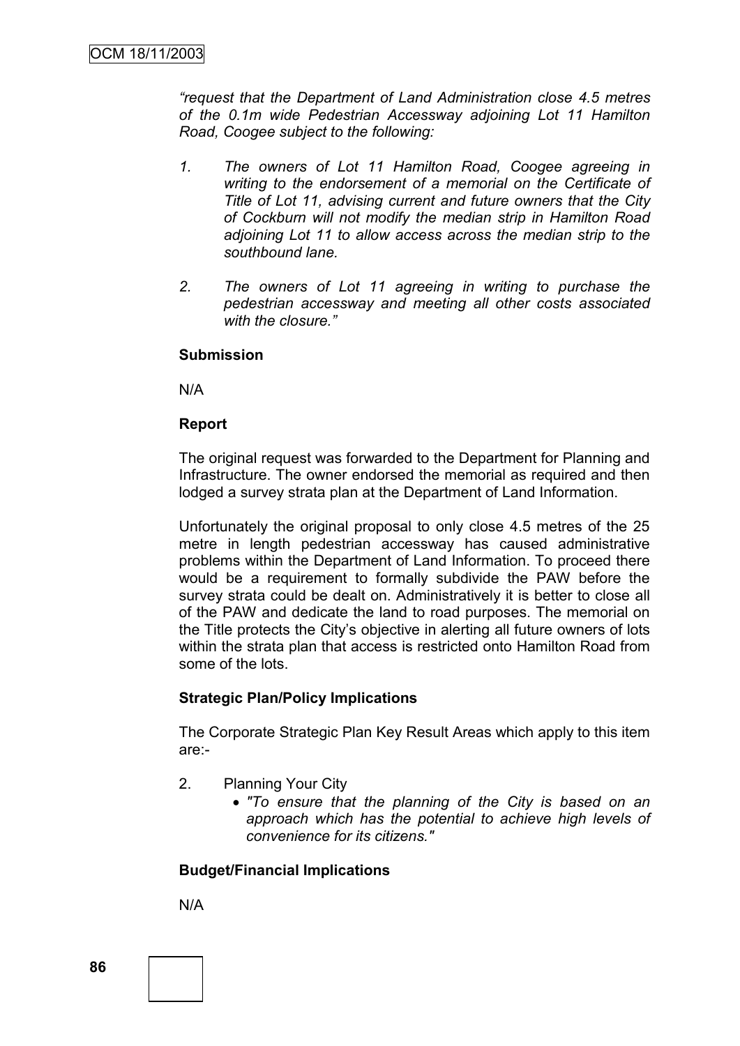*"request that the Department of Land Administration close 4.5 metres of the 0.1m wide Pedestrian Accessway adjoining Lot 11 Hamilton Road, Coogee subject to the following:*

1. *The owners of Lot 11 Hamilton Road, Coogee agreeing in writing to the endorsement of a memorial on the Certificate of Title of Lot 11, advising current and future owners that the City of Cockburn will not modify the median strip in Hamilton Road adjoining Lot 11 to allow access across the median strip to the southbound lane.*

2. *The owners of Lot 11 agreeing in writing to purchase the pedestrian accessway and meeting all other costs associated with the closure."*

**Submission**

N/A

**Report**

The original request was forwarded to the Department for Planning and Infrastructure. The owner endorsed the memorial as required and then lodged a survey strata plan at the Department of Land Information.

Unfortunately the original proposal to only close 4.5 metres of the 25 metre in length pedestrian accessway has caused administrative problems within the Department of Land Information. To proceed there would be a requirement to formally subdivide the PAW before the survey strata could be dealt on. Administratively it is better to close all of the PAW and dedicate the land to road purposes. The memorial on the Title protects the City's objective in alerting all future owners of lots within the strata plan that access is restricted onto Hamilton Road from some of the lots.

**Strategic Plan/Policy Implications**

The Corporate Strategic Plan Key Result Areas which apply to this item are:-

2. Planning Your City
   - *"To ensure that the planning of the City is based on an approach which has the potential to achieve high levels of convenience for its citizens."*

**Budget/Financial Implications**

N/A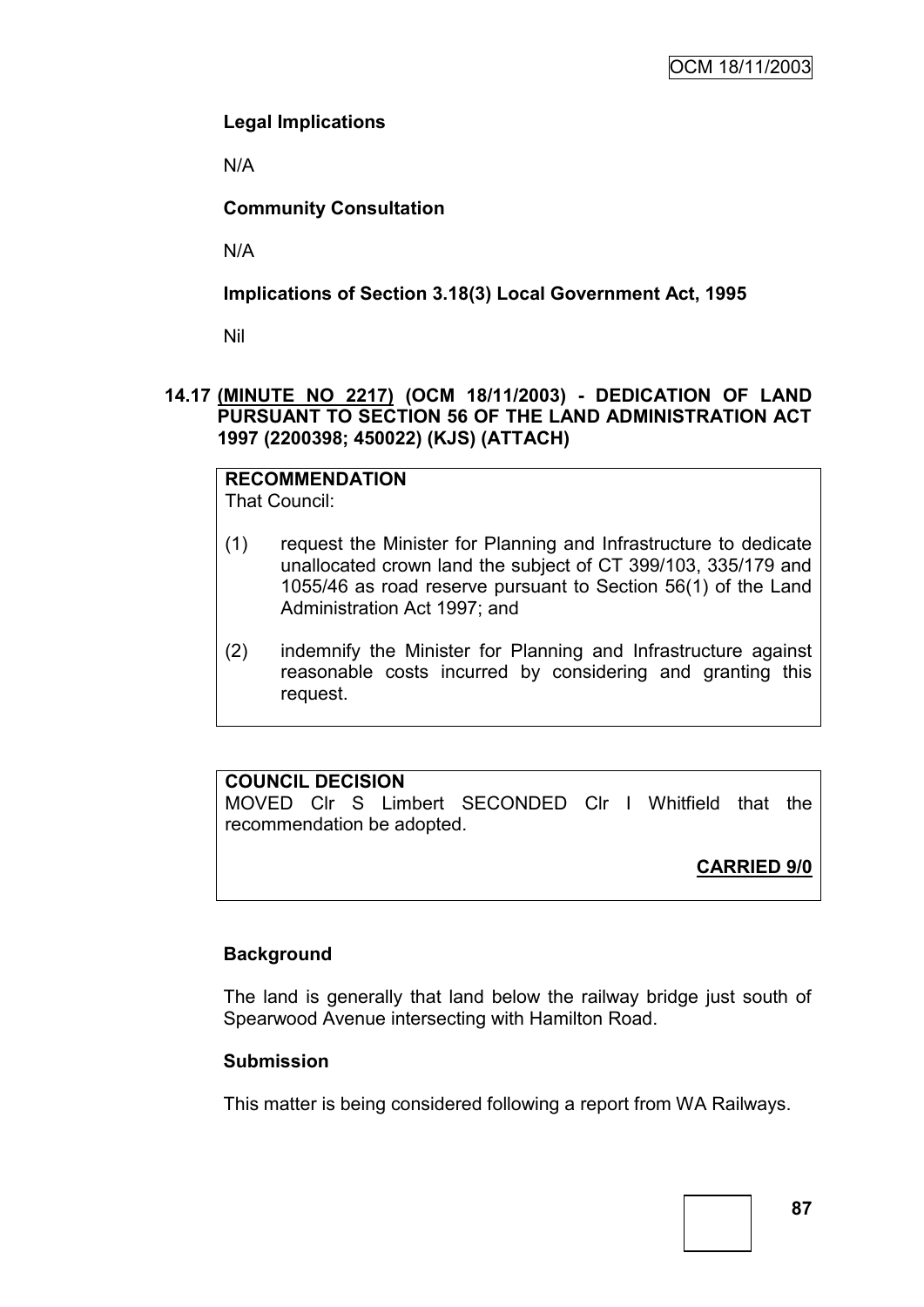**Legal Implications**

N/A

**Community Consultation**

N/A

**Implications of Section 3.18(3) Local Government Act, 1995**

Nil

### 14.17 (MINUTE NO 2217) (OCM 18/11/2003) - DEDICATION OF LAND PURSUANT TO SECTION 56 OF THE LAND ADMINISTRATION ACT 1997 (2200398; 450022) (KJS) (ATTACH)

**RECOMMENDATION**

That Council:

(1) request the Minister for Planning and Infrastructure to dedicate unallocated crown land the subject of CT 399/103, 335/179 and 1055/46 as road reserve pursuant to Section 56(1) of the Land Administration Act 1997; and

(2) indemnify the Minister for Planning and Infrastructure against reasonable costs incurred by considering and granting this request.

**COUNCIL DECISION**

MOVED Clr S Limbert SECONDED Clr I Whitfield that the recommendation be adopted.

**CARRIED 9/0**

**Background**

The land is generally that land below the railway bridge just south of Spearwood Avenue intersecting with Hamilton Road.

**Submission**

This matter is being considered following a report from WA Railways.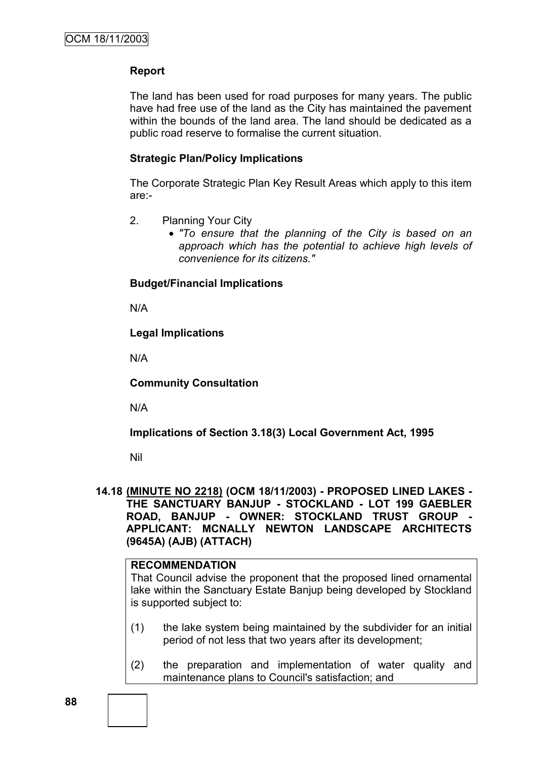**Report**

The land has been used for road purposes for many years. The public have had free use of the land as the City has maintained the pavement within the bounds of the land area. The land should be dedicated as a public road reserve to formalise the current situation.

**Strategic Plan/Policy Implications**

The Corporate Strategic Plan Key Result Areas which apply to this item are:-

2. Planning Your City
   - *"To ensure that the planning of the City is based on an approach which has the potential to achieve high levels of convenience for its citizens."*

**Budget/Financial Implications**

N/A

**Legal Implications**

N/A

**Community Consultation**

N/A

**Implications of Section 3.18(3) Local Government Act, 1995**

Nil

**14.18 (MINUTE NO 2218) (OCM 18/11/2003) - PROPOSED LINED LAKES - THE SANCTUARY BANJUP - STOCKLAND - LOT 199 GAEBLER ROAD, BANJUP - OWNER: STOCKLAND TRUST GROUP - APPLICANT: MCNALLY NEWTON LANDSCAPE ARCHITECTS (9645A) (AJB) (ATTACH)**

**RECOMMENDATION**

That Council advise the proponent that the proposed lined ornamental lake within the Sanctuary Estate Banjup being developed by Stockland is supported subject to:

(1) the lake system being maintained by the subdivider for an initial period of not less that two years after its development;

(2) the preparation and implementation of water quality and maintenance plans to Council's satisfaction; and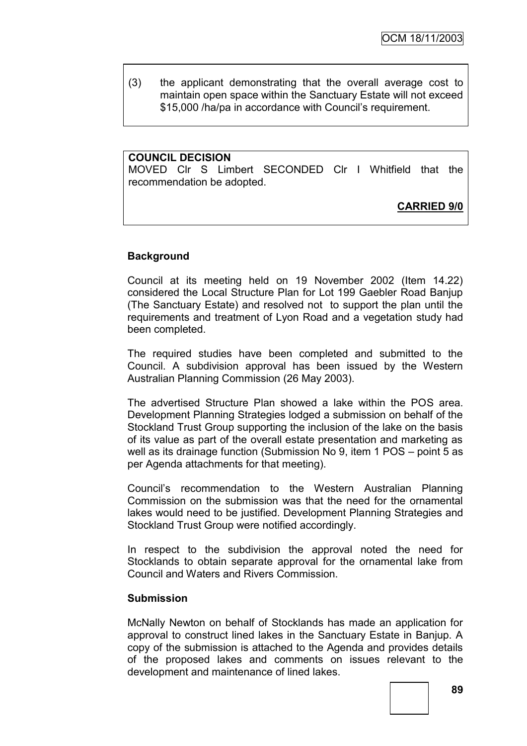(3) the applicant demonstrating that the overall average cost to maintain open space within the Sanctuary Estate will not exceed $15,000 /ha/pa in accordance with Council's requirement.

**COUNCIL DECISION**

MOVED Clr S Limbert SECONDED Clr I Whitfield that the recommendation be adopted.

**CARRIED 9/0**

### Background

Council at its meeting held on 19 November 2002 (Item 14.22) considered the Local Structure Plan for Lot 199 Gaebler Road Banjup (The Sanctuary Estate) and resolved not to support the plan until the requirements and treatment of Lyon Road and a vegetation study had been completed.

The required studies have been completed and submitted to the Council. A subdivision approval has been issued by the Western Australian Planning Commission (26 May 2003).

The advertised Structure Plan showed a lake within the POS area. Development Planning Strategies lodged a submission on behalf of the Stockland Trust Group supporting the inclusion of the lake on the basis of its value as part of the overall estate presentation and marketing as well as its drainage function (Submission No 9, item 1 POS – point 5 as per Agenda attachments for that meeting).

Council's recommendation to the Western Australian Planning Commission on the submission was that the need for the ornamental lakes would need to be justified. Development Planning Strategies and Stockland Trust Group were notified accordingly.

In respect to the subdivision the approval noted the need for Stocklands to obtain separate approval for the ornamental lake from Council and Waters and Rivers Commission.

### Submission

McNally Newton on behalf of Stocklands has made an application for approval to construct lined lakes in the Sanctuary Estate in Banjup. A copy of the submission is attached to the Agenda and provides details of the proposed lakes and comments on issues relevant to the development and maintenance of lined lakes.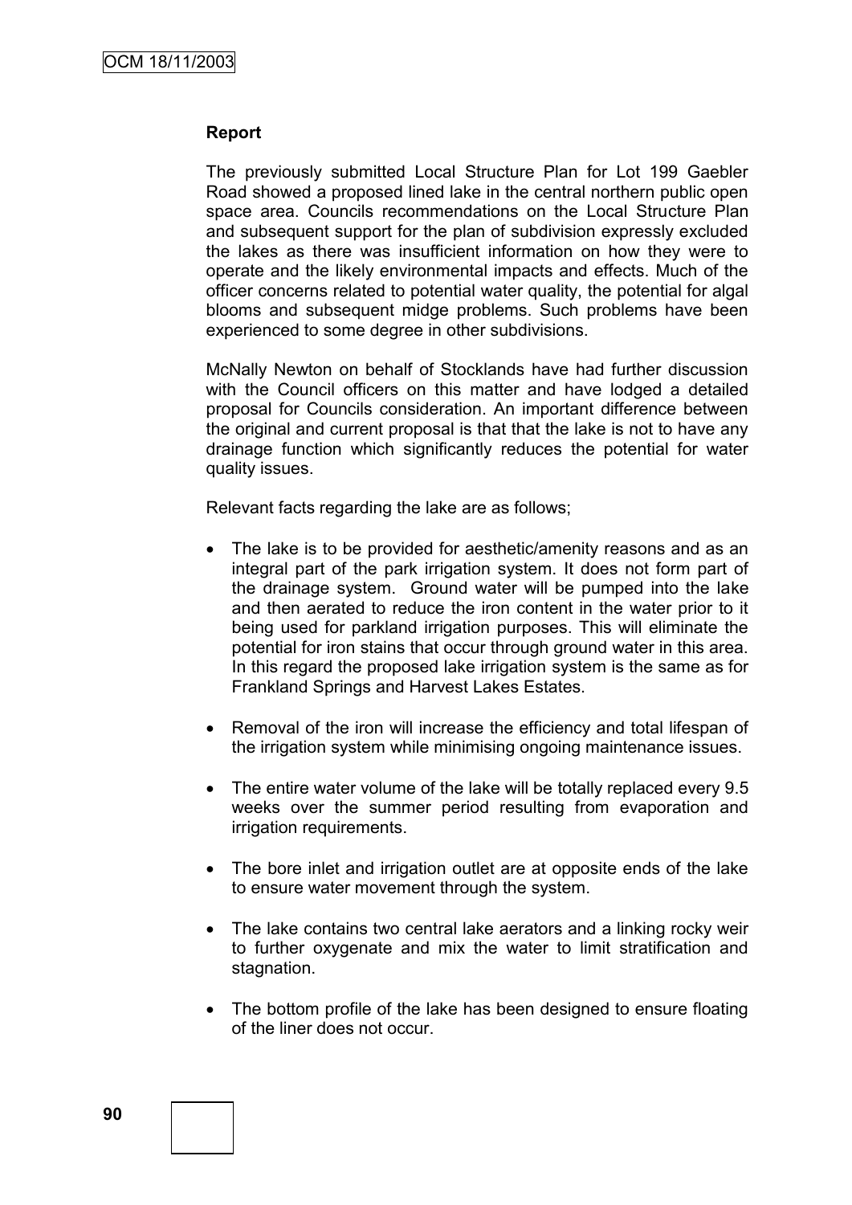**Report**

The previously submitted Local Structure Plan for Lot 199 Gaebler Road showed a proposed lined lake in the central northern public open space area. Councils recommendations on the Local Structure Plan and subsequent support for the plan of subdivision expressly excluded the lakes as there was insufficient information on how they were to operate and the likely environmental impacts and effects. Much of the officer concerns related to potential water quality, the potential for algal blooms and subsequent midge problems. Such problems have been experienced to some degree in other subdivisions.

McNally Newton on behalf of Stocklands have had further discussion with the Council officers on this matter and have lodged a detailed proposal for Councils consideration. An important difference between the original and current proposal is that that the lake is not to have any drainage function which significantly reduces the potential for water quality issues.

Relevant facts regarding the lake are as follows;

- The lake is to be provided for aesthetic/amenity reasons and as an integral part of the park irrigation system. It does not form part of the drainage system. Ground water will be pumped into the lake and then aerated to reduce the iron content in the water prior to it being used for parkland irrigation purposes. This will eliminate the potential for iron stains that occur through ground water in this area. In this regard the proposed lake irrigation system is the same as for Frankland Springs and Harvest Lakes Estates.
- Removal of the iron will increase the efficiency and total lifespan of the irrigation system while minimising ongoing maintenance issues.
- The entire water volume of the lake will be totally replaced every 9.5 weeks over the summer period resulting from evaporation and irrigation requirements.
- The bore inlet and irrigation outlet are at opposite ends of the lake to ensure water movement through the system.
- The lake contains two central lake aerators and a linking rocky weir to further oxygenate and mix the water to limit stratification and stagnation.
- The bottom profile of the lake has been designed to ensure floating of the liner does not occur.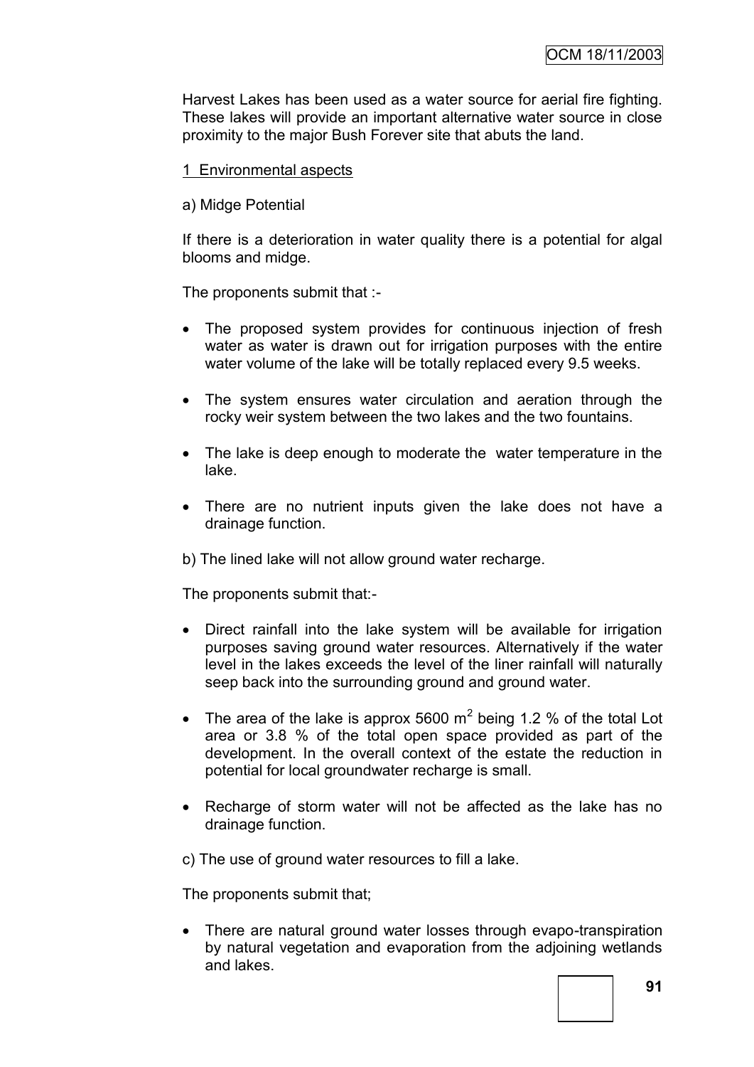Harvest Lakes has been used as a water source for aerial fire fighting. These lakes will provide an important alternative water source in close proximity to the major Bush Forever site that abuts the land.

1 Environmental aspects

a) Midge Potential

If there is a deterioration in water quality there is a potential for algal blooms and midge.

The proponents submit that :-

- The proposed system provides for continuous injection of fresh water as water is drawn out for irrigation purposes with the entire water volume of the lake will be totally replaced every 9.5 weeks.
- The system ensures water circulation and aeration through the rocky weir system between the two lakes and the two fountains.
- The lake is deep enough to moderate the water temperature in the lake.
- There are no nutrient inputs given the lake does not have a drainage function.

b) The lined lake will not allow ground water recharge.

The proponents submit that:-

- Direct rainfall into the lake system will be available for irrigation purposes saving ground water resources. Alternatively if the water level in the lakes exceeds the level of the liner rainfall will naturally seep back into the surrounding ground and ground water.
- The area of the lake is approx 5600 $m^2$ being 1.2 % of the total Lot area or 3.8 % of the total open space provided as part of the development. In the overall context of the estate the reduction in potential for local groundwater recharge is small.
- Recharge of storm water will not be affected as the lake has no drainage function.

c) The use of ground water resources to fill a lake.

The proponents submit that;

- There are natural ground water losses through evapo-transpiration by natural vegetation and evaporation from the adjoining wetlands and lakes.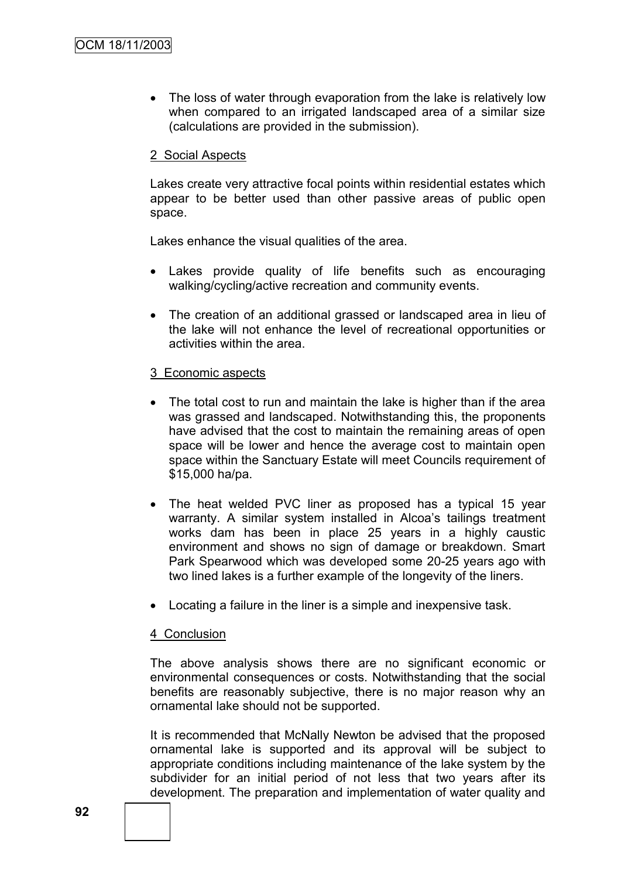- The loss of water through evaporation from the lake is relatively low when compared to an irrigated landscaped area of a similar size (calculations are provided in the submission).

2 Social Aspects

Lakes create very attractive focal points within residential estates which appear to be better used than other passive areas of public open space.

Lakes enhance the visual qualities of the area.

- Lakes provide quality of life benefits such as encouraging walking/cycling/active recreation and community events.
- The creation of an additional grassed or landscaped area in lieu of the lake will not enhance the level of recreational opportunities or activities within the area.

3 Economic aspects

- The total cost to run and maintain the lake is higher than if the area was grassed and landscaped. Notwithstanding this, the proponents have advised that the cost to maintain the remaining areas of open space will be lower and hence the average cost to maintain open space within the Sanctuary Estate will meet Councils requirement of $15,000 ha/pa.
- The heat welded PVC liner as proposed has a typical 15 year warranty. A similar system installed in Alcoa's tailings treatment works dam has been in place 25 years in a highly caustic environment and shows no sign of damage or breakdown. Smart Park Spearwood which was developed some 20-25 years ago with two lined lakes is a further example of the longevity of the liners.
- Locating a failure in the liner is a simple and inexpensive task.

4 Conclusion

The above analysis shows there are no significant economic or environmental consequences or costs. Notwithstanding that the social benefits are reasonably subjective, there is no major reason why an ornamental lake should not be supported.

It is recommended that McNally Newton be advised that the proposed ornamental lake is supported and its approval will be subject to appropriate conditions including maintenance of the lake system by the subdivider for an initial period of not less that two years after its development. The preparation and implementation of water quality and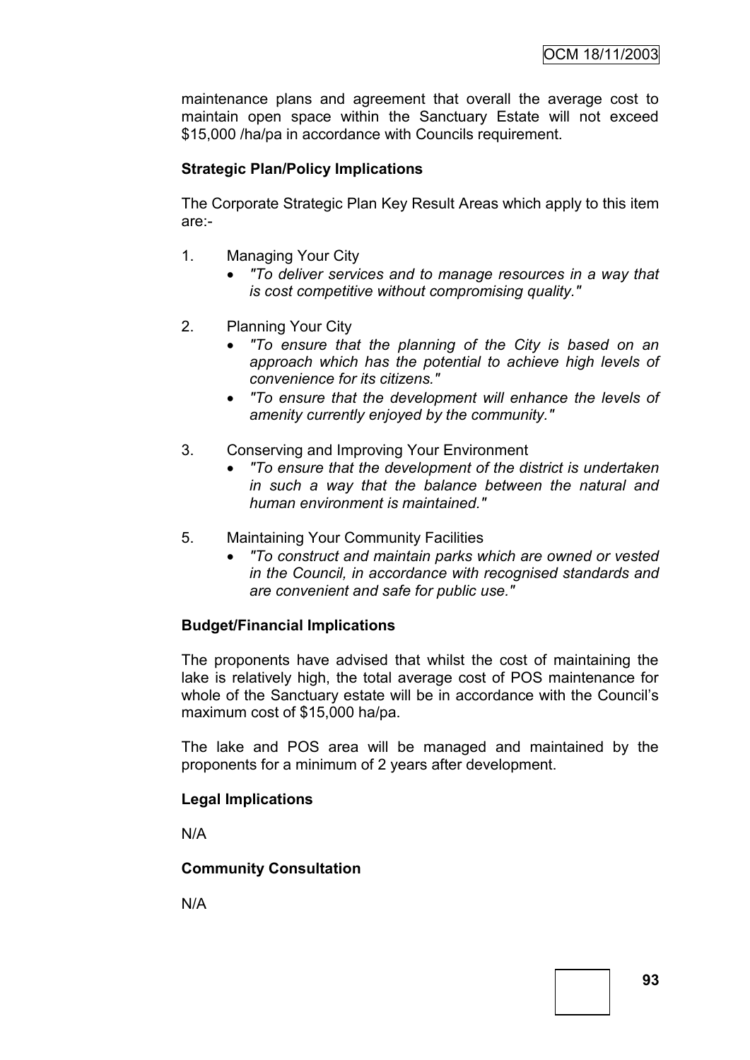maintenance plans and agreement that overall the average cost to maintain open space within the Sanctuary Estate will not exceed \$15,000 /ha/pa in accordance with Councils requirement.

**Strategic Plan/Policy Implications**

The Corporate Strategic Plan Key Result Areas which apply to this item are:-

1. Managing Your City
   - *"To deliver services and to manage resources in a way that is cost competitive without compromising quality."*

2. Planning Your City
   - *"To ensure that the planning of the City is based on an approach which has the potential to achieve high levels of convenience for its citizens."*
   - *"To ensure that the development will enhance the levels of amenity currently enjoyed by the community."*

3. Conserving and Improving Your Environment
   - *"To ensure that the development of the district is undertaken in such a way that the balance between the natural and human environment is maintained."*

5. Maintaining Your Community Facilities
   - *"To construct and maintain parks which are owned or vested in the Council, in accordance with recognised standards and are convenient and safe for public use."*

**Budget/Financial Implications**

The proponents have advised that whilst the cost of maintaining the lake is relatively high, the total average cost of POS maintenance for whole of the Sanctuary estate will be in accordance with the Council's maximum cost of \$15,000 ha/pa.

The lake and POS area will be managed and maintained by the proponents for a minimum of 2 years after development.

**Legal Implications**

N/A

**Community Consultation**

N/A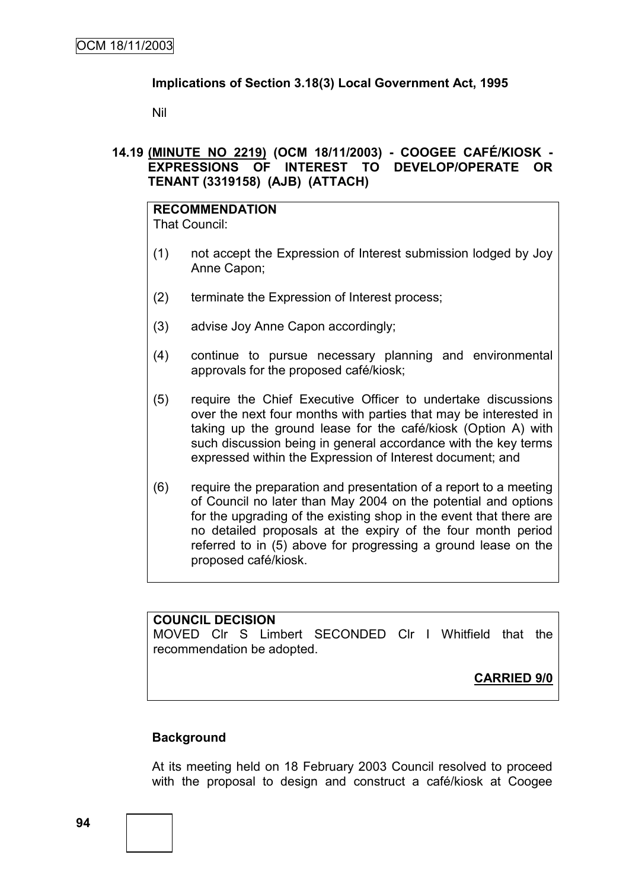**Implications of Section 3.18(3) Local Government Act, 1995**

Nil

**14.19 (MINUTE NO 2219) (OCM 18/11/2003) - COOGEE CAFÉ/KIOSK - EXPRESSIONS OF INTEREST TO DEVELOP/OPERATE OR TENANT (3319158) (AJB) (ATTACH)**

**RECOMMENDATION**
That Council:

(1) not accept the Expression of Interest submission lodged by Joy Anne Capon;

(2) terminate the Expression of Interest process;

(3) advise Joy Anne Capon accordingly;

(4) continue to pursue necessary planning and environmental approvals for the proposed café/kiosk;

(5) require the Chief Executive Officer to undertake discussions over the next four months with parties that may be interested in taking up the ground lease for the café/kiosk (Option A) with such discussion being in general accordance with the key terms expressed within the Expression of Interest document; and

(6) require the preparation and presentation of a report to a meeting of Council no later than May 2004 on the potential and options for the upgrading of the existing shop in the event that there are no detailed proposals at the expiry of the four month period referred to in (5) above for progressing a ground lease on the proposed café/kiosk.

**COUNCIL DECISION**
MOVED Clr S Limbert SECONDED Clr I Whitfield that the recommendation be adopted.

**CARRIED 9/0**

**Background**

At its meeting held on 18 February 2003 Council resolved to proceed with the proposal to design and construct a café/kiosk at Coogee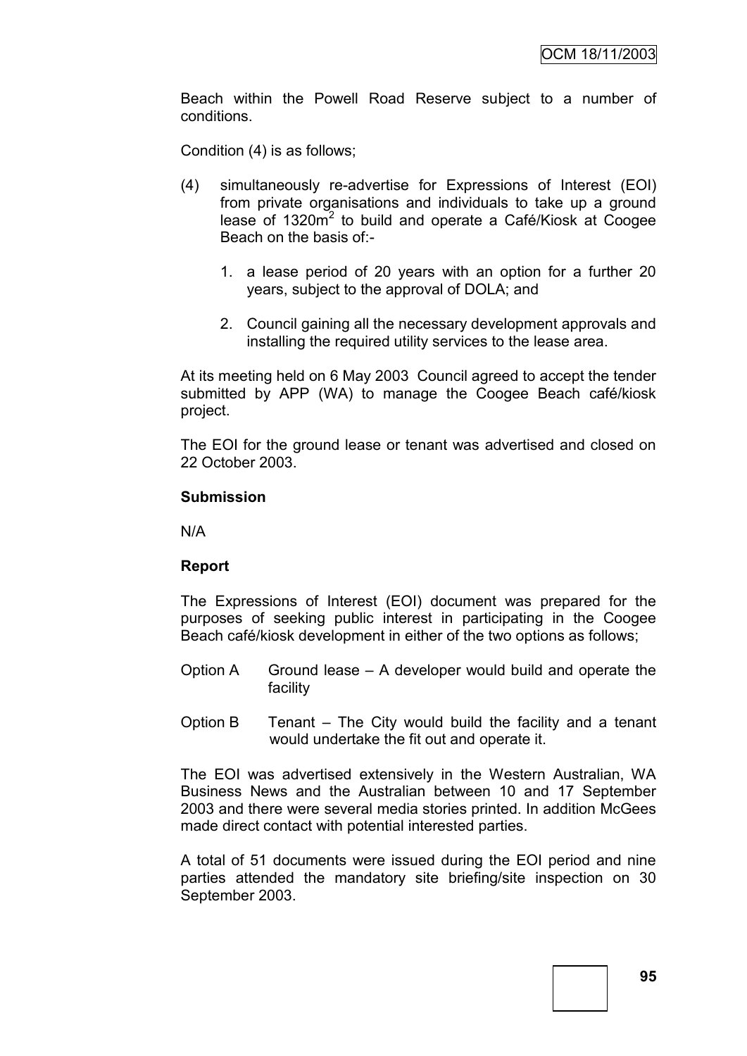Beach within the Powell Road Reserve subject to a number of conditions.

Condition (4) is as follows;

(4) simultaneously re-advertise for Expressions of Interest (EOI) from private organisations and individuals to take up a ground lease of 1320m$^2$ to build and operate a Café/Kiosk at Coogee Beach on the basis of:-

   1. a lease period of 20 years with an option for a further 20 years, subject to the approval of DOLA; and

   2. Council gaining all the necessary development approvals and installing the required utility services to the lease area.

At its meeting held on 6 May 2003 Council agreed to accept the tender submitted by APP (WA) to manage the Coogee Beach café/kiosk project.

The EOI for the ground lease or tenant was advertised and closed on 22 October 2003.

**Submission**

N/A

**Report**

The Expressions of Interest (EOI) document was prepared for the purposes of seeking public interest in participating in the Coogee Beach café/kiosk development in either of the two options as follows;

Option A Ground lease – A developer would build and operate the facility

Option B Tenant – The City would build the facility and a tenant would undertake the fit out and operate it.

The EOI was advertised extensively in the Western Australian, WA Business News and the Australian between 10 and 17 September 2003 and there were several media stories printed. In addition McGees made direct contact with potential interested parties.

A total of 51 documents were issued during the EOI period and nine parties attended the mandatory site briefing/site inspection on 30 September 2003.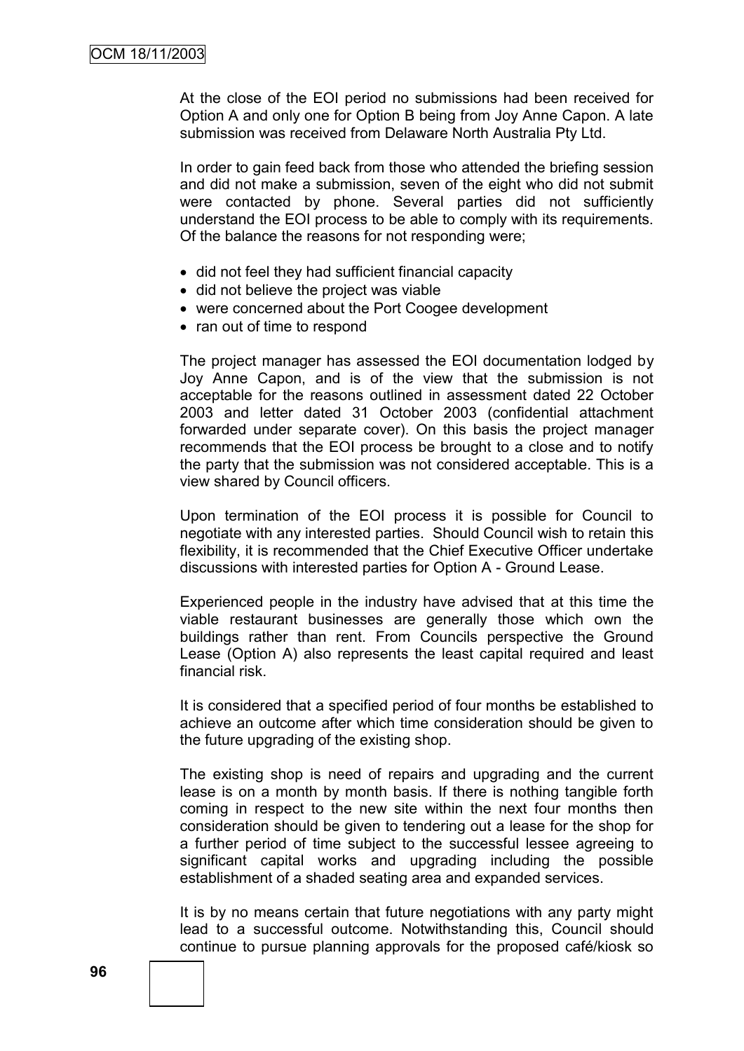At the close of the EOI period no submissions had been received for Option A and only one for Option B being from Joy Anne Capon. A late submission was received from Delaware North Australia Pty Ltd.

In order to gain feed back from those who attended the briefing session and did not make a submission, seven of the eight who did not submit were contacted by phone. Several parties did not sufficiently understand the EOI process to be able to comply with its requirements. Of the balance the reasons for not responding were;

- did not feel they had sufficient financial capacity
- did not believe the project was viable
- were concerned about the Port Coogee development
- ran out of time to respond

The project manager has assessed the EOI documentation lodged by Joy Anne Capon, and is of the view that the submission is not acceptable for the reasons outlined in assessment dated 22 October 2003 and letter dated 31 October 2003 (confidential attachment forwarded under separate cover). On this basis the project manager recommends that the EOI process be brought to a close and to notify the party that the submission was not considered acceptable. This is a view shared by Council officers.

Upon termination of the EOI process it is possible for Council to negotiate with any interested parties. Should Council wish to retain this flexibility, it is recommended that the Chief Executive Officer undertake discussions with interested parties for Option A - Ground Lease.

Experienced people in the industry have advised that at this time the viable restaurant businesses are generally those which own the buildings rather than rent. From Councils perspective the Ground Lease (Option A) also represents the least capital required and least financial risk.

It is considered that a specified period of four months be established to achieve an outcome after which time consideration should be given to the future upgrading of the existing shop.

The existing shop is need of repairs and upgrading and the current lease is on a month by month basis. If there is nothing tangible forth coming in respect to the new site within the next four months then consideration should be given to tendering out a lease for the shop for a further period of time subject to the successful lessee agreeing to significant capital works and upgrading including the possible establishment of a shaded seating area and expanded services.

It is by no means certain that future negotiations with any party might lead to a successful outcome. Notwithstanding this, Council should continue to pursue planning approvals for the proposed café/kiosk so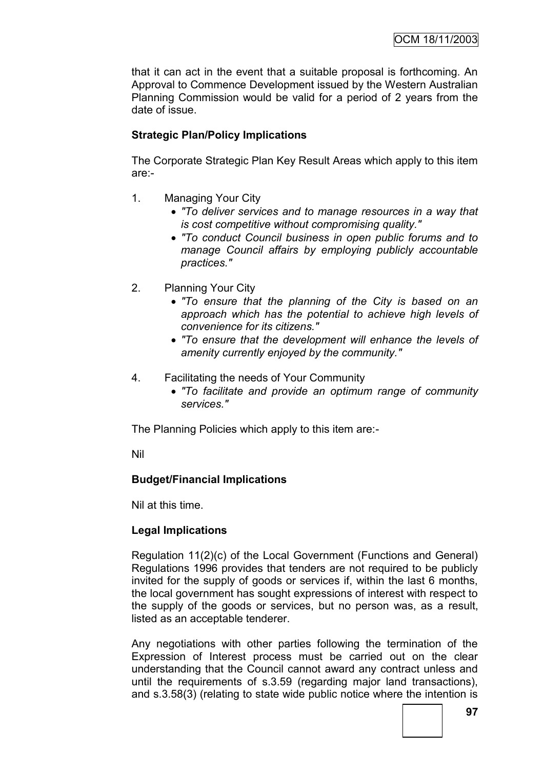that it can act in the event that a suitable proposal is forthcoming. An Approval to Commence Development issued by the Western Australian Planning Commission would be valid for a period of 2 years from the date of issue.

**Strategic Plan/Policy Implications**

The Corporate Strategic Plan Key Result Areas which apply to this item are:-

1. Managing Your City
   - *"To deliver services and to manage resources in a way that is cost competitive without compromising quality."*
   - *"To conduct Council business in open public forums and to manage Council affairs by employing publicly accountable practices."*

2. Planning Your City
   - *"To ensure that the planning of the City is based on an approach which has the potential to achieve high levels of convenience for its citizens."*
   - *"To ensure that the development will enhance the levels of amenity currently enjoyed by the community."*

4. Facilitating the needs of Your Community
   - *"To facilitate and provide an optimum range of community services."*

The Planning Policies which apply to this item are:-

Nil

**Budget/Financial Implications**

Nil at this time.

**Legal Implications**

Regulation 11(2)(c) of the Local Government (Functions and General) Regulations 1996 provides that tenders are not required to be publicly invited for the supply of goods or services if, within the last 6 months, the local government has sought expressions of interest with respect to the supply of the goods or services, but no person was, as a result, listed as an acceptable tenderer.

Any negotiations with other parties following the termination of the Expression of Interest process must be carried out on the clear understanding that the Council cannot award any contract unless and until the requirements of s.3.59 (regarding major land transactions), and s.3.58(3) (relating to state wide public notice where the intention is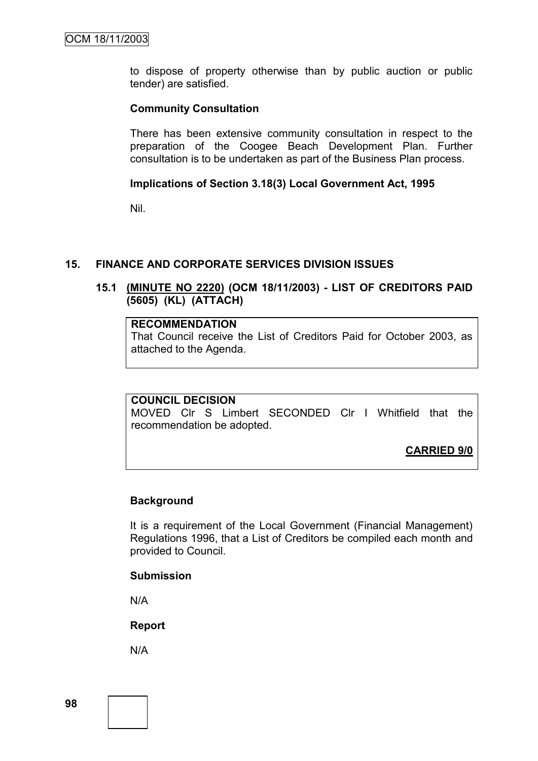to dispose of property otherwise than by public auction or public tender) are satisfied.

**Community Consultation**

There has been extensive community consultation in respect to the preparation of the Coogee Beach Development Plan. Further consultation is to be undertaken as part of the Business Plan process.

**Implications of Section 3.18(3) Local Government Act, 1995**

Nil.

## 15. FINANCE AND CORPORATE SERVICES DIVISION ISSUES

### 15.1 (MINUTE NO 2220) (OCM 18/11/2003) - LIST OF CREDITORS PAID (5605) (KL) (ATTACH)

**RECOMMENDATION**
That Council receive the List of Creditors Paid for October 2003, as attached to the Agenda.

**COUNCIL DECISION**
MOVED Clr S Limbert SECONDED Clr I Whitfield that the recommendation be adopted.

**CARRIED 9/0**

**Background**

It is a requirement of the Local Government (Financial Management) Regulations 1996, that a List of Creditors be compiled each month and provided to Council.

**Submission**

N/A

**Report**

N/A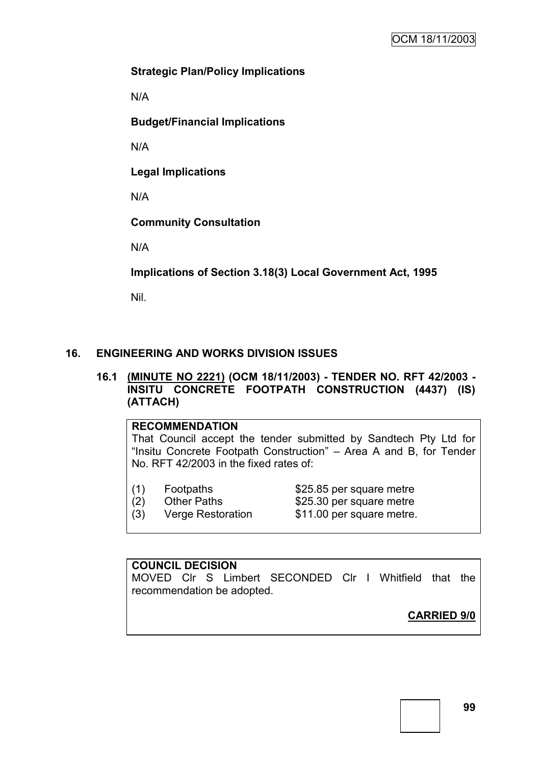**Strategic Plan/Policy Implications**

N/A

**Budget/Financial Implications**

N/A

**Legal Implications**

N/A

**Community Consultation**

N/A

**Implications of Section 3.18(3) Local Government Act, 1995**

Nil.

## 16. ENGINEERING AND WORKS DIVISION ISSUES

### 16.1 (MINUTE NO 2221) (OCM 18/11/2003) - TENDER NO. RFT 42/2003 - INSITU CONCRETE FOOTPATH CONSTRUCTION (4437) (IS) (ATTACH)

**RECOMMENDATION**

That Council accept the tender submitted by Sandtech Pty Ltd for "Insitu Concrete Footpath Construction" – Area A and B, for Tender No. RFT 42/2003 in the fixed rates of:

(1) Footpaths $25.85 per square metre

(2) Other Paths $25.30 per square metre

(3) Verge Restoration $11.00 per square metre.

**COUNCIL DECISION**

MOVED Clr S Limbert SECONDED Clr I Whitfield that the recommendation be adopted.

**CARRIED 9/0**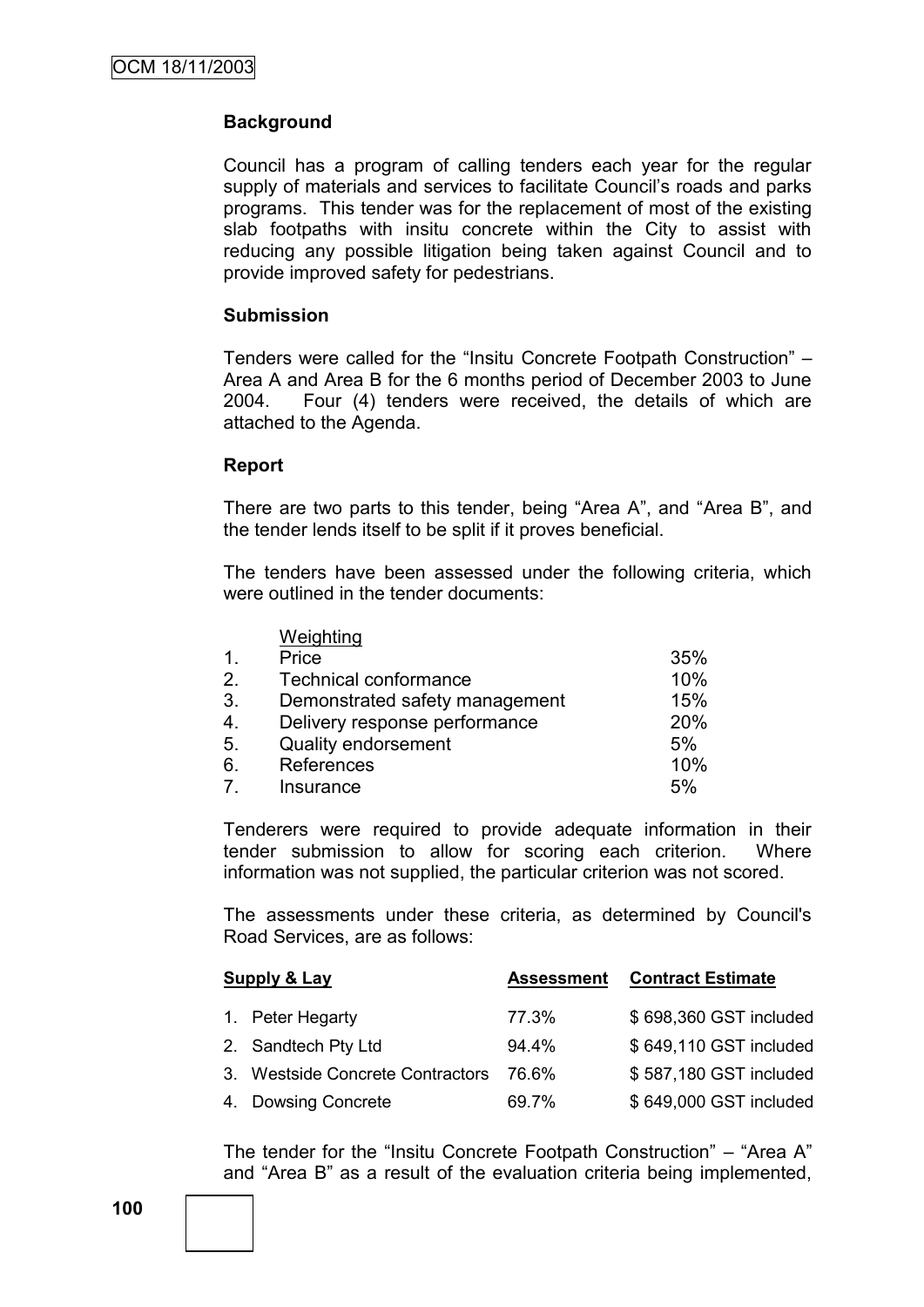**Background**

Council has a program of calling tenders each year for the regular supply of materials and services to facilitate Council's roads and parks programs. This tender was for the replacement of most of the existing slab footpaths with insitu concrete within the City to assist with reducing any possible litigation being taken against Council and to provide improved safety for pedestrians.

**Submission**

Tenders were called for the "Insitu Concrete Footpath Construction" – Area A and Area B for the 6 months period of December 2003 to June 2004. Four (4) tenders were received, the details of which are attached to the Agenda.

**Report**

There are two parts to this tender, being "Area A", and "Area B", and the tender lends itself to be split if it proves beneficial.

The tenders have been assessed under the following criteria, which were outlined in the tender documents:

| | Weighting | |
|---|---|---|
| 1. | Price | 35% |
| 2. | Technical conformance | 10% |
| 3. | Demonstrated safety management | 15% |
| 4. | Delivery response performance | 20% |
| 5. | Quality endorsement | 5% |
| 6. | References | 10% |
| 7. | Insurance | 5% |

Tenderers were required to provide adequate information in their tender submission to allow for scoring each criterion. Where information was not supplied, the particular criterion was not scored.

The assessments under these criteria, as determined by Council's Road Services, are as follows:

| Supply & Lay | Assessment | Contract Estimate |
|---|---|---|
| 1. Peter Hegarty | 77.3% | $ 698,360 GST included |
| 2. Sandtech Pty Ltd | 94.4% | $ 649,110 GST included |
| 3. Westside Concrete Contractors | 76.6% | $ 587,180 GST included |
| 4. Dowsing Concrete | 69.7% | $ 649,000 GST included |

The tender for the "Insitu Concrete Footpath Construction" – "Area A" and "Area B" as a result of the evaluation criteria being implemented,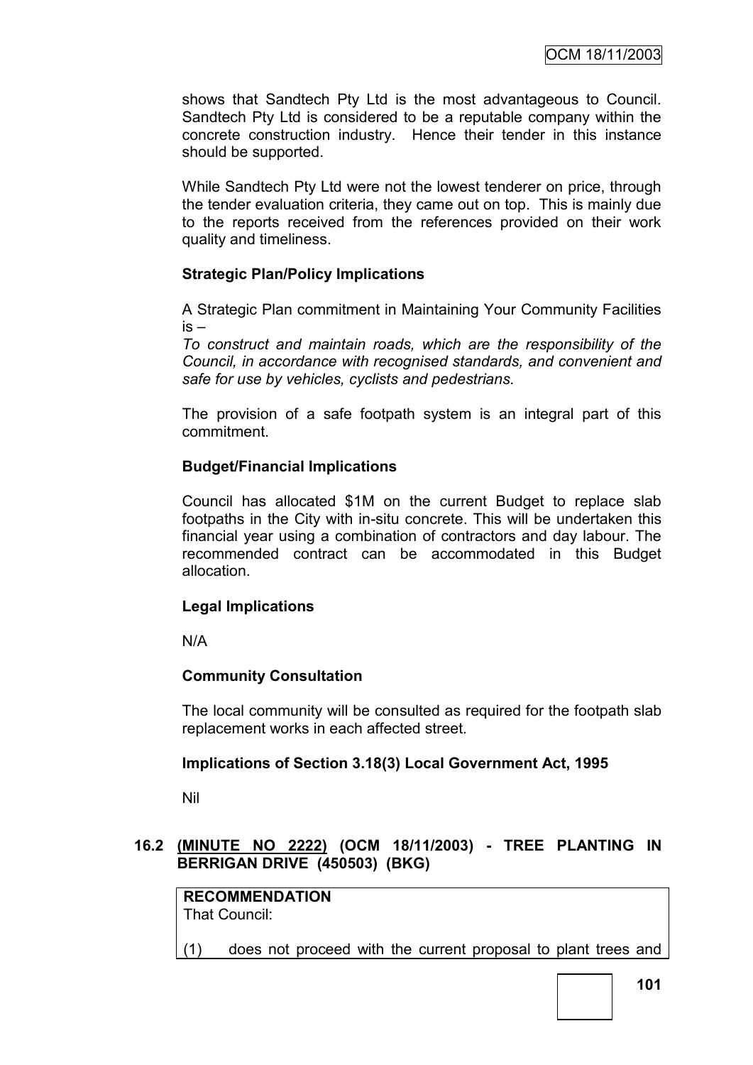shows that Sandtech Pty Ltd is the most advantageous to Council. Sandtech Pty Ltd is considered to be a reputable company within the concrete construction industry. Hence their tender in this instance should be supported.

While Sandtech Pty Ltd were not the lowest tenderer on price, through the tender evaluation criteria, they came out on top. This is mainly due to the reports received from the references provided on their work quality and timeliness.

**Strategic Plan/Policy Implications**

A Strategic Plan commitment in Maintaining Your Community Facilities is –

*To construct and maintain roads, which are the responsibility of the Council, in accordance with recognised standards, and convenient and safe for use by vehicles, cyclists and pedestrians.*

The provision of a safe footpath system is an integral part of this commitment.

**Budget/Financial Implications**

Council has allocated $1M on the current Budget to replace slab footpaths in the City with in-situ concrete. This will be undertaken this financial year using a combination of contractors and day labour. The recommended contract can be accommodated in this Budget allocation.

**Legal Implications**

N/A

**Community Consultation**

The local community will be consulted as required for the footpath slab replacement works in each affected street.

**Implications of Section 3.18(3) Local Government Act, 1995**

Nil

### 16.2 (MINUTE NO 2222) (OCM 18/11/2003) - TREE PLANTING IN BERRIGAN DRIVE (450503) (BKG)

**RECOMMENDATION**
That Council:

(1) does not proceed with the current proposal to plant trees and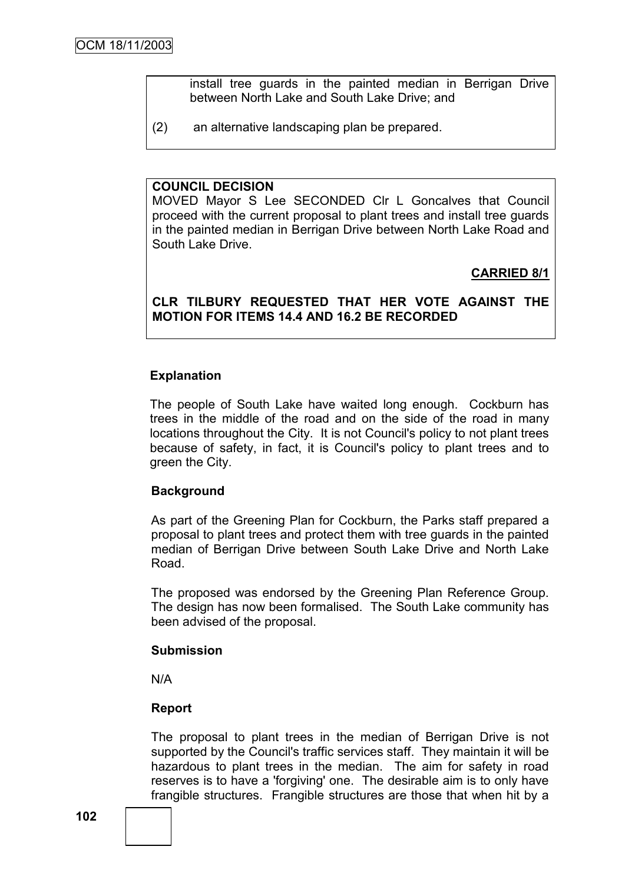install tree guards in the painted median in Berrigan Drive between North Lake and South Lake Drive; and

(2) an alternative landscaping plan be prepared.

**COUNCIL DECISION**
MOVED Mayor S Lee SECONDED Clr L Goncalves that Council proceed with the current proposal to plant trees and install tree guards in the painted median in Berrigan Drive between North Lake Road and South Lake Drive.

**CARRIED 8/1**

**CLR TILBURY REQUESTED THAT HER VOTE AGAINST THE MOTION FOR ITEMS 14.4 AND 16.2 BE RECORDED**

**Explanation**

The people of South Lake have waited long enough. Cockburn has trees in the middle of the road and on the side of the road in many locations throughout the City. It is not Council's policy to not plant trees because of safety, in fact, it is Council's policy to plant trees and to green the City.

**Background**

As part of the Greening Plan for Cockburn, the Parks staff prepared a proposal to plant trees and protect them with tree guards in the painted median of Berrigan Drive between South Lake Drive and North Lake Road.

The proposed was endorsed by the Greening Plan Reference Group. The design has now been formalised. The South Lake community has been advised of the proposal.

**Submission**

N/A

**Report**

The proposal to plant trees in the median of Berrigan Drive is not supported by the Council's traffic services staff. They maintain it will be hazardous to plant trees in the median. The aim for safety in road reserves is to have a 'forgiving' one. The desirable aim is to only have frangible structures. Frangible structures are those that when hit by a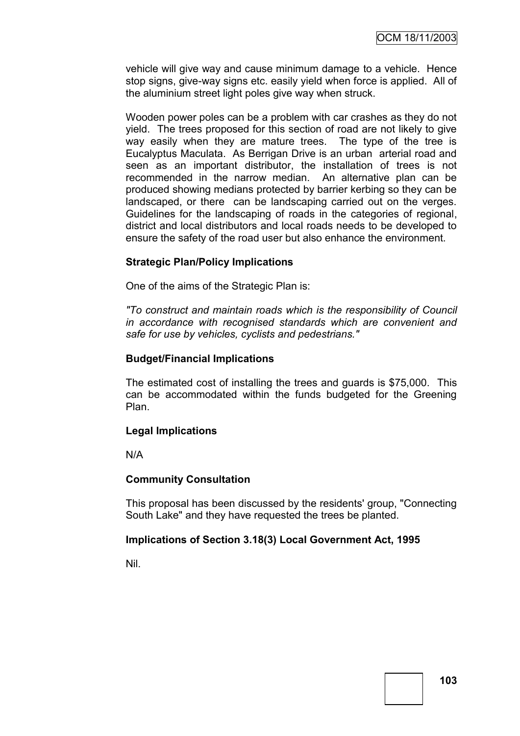vehicle will give way and cause minimum damage to a vehicle. Hence stop signs, give-way signs etc. easily yield when force is applied. All of the aluminium street light poles give way when struck.

Wooden power poles can be a problem with car crashes as they do not yield. The trees proposed for this section of road are not likely to give way easily when they are mature trees. The type of the tree is Eucalyptus Maculata. As Berrigan Drive is an urban arterial road and seen as an important distributor, the installation of trees is not recommended in the narrow median. An alternative plan can be produced showing medians protected by barrier kerbing so they can be landscaped, or there can be landscaping carried out on the verges. Guidelines for the landscaping of roads in the categories of regional, district and local distributors and local roads needs to be developed to ensure the safety of the road user but also enhance the environment.

**Strategic Plan/Policy Implications**

One of the aims of the Strategic Plan is:

*"To construct and maintain roads which is the responsibility of Council in accordance with recognised standards which are convenient and safe for use by vehicles, cyclists and pedestrians."*

**Budget/Financial Implications**

The estimated cost of installing the trees and guards is $75,000. This can be accommodated within the funds budgeted for the Greening Plan.

**Legal Implications**

N/A

**Community Consultation**

This proposal has been discussed by the residents' group, "Connecting South Lake" and they have requested the trees be planted.

**Implications of Section 3.18(3) Local Government Act, 1995**

Nil.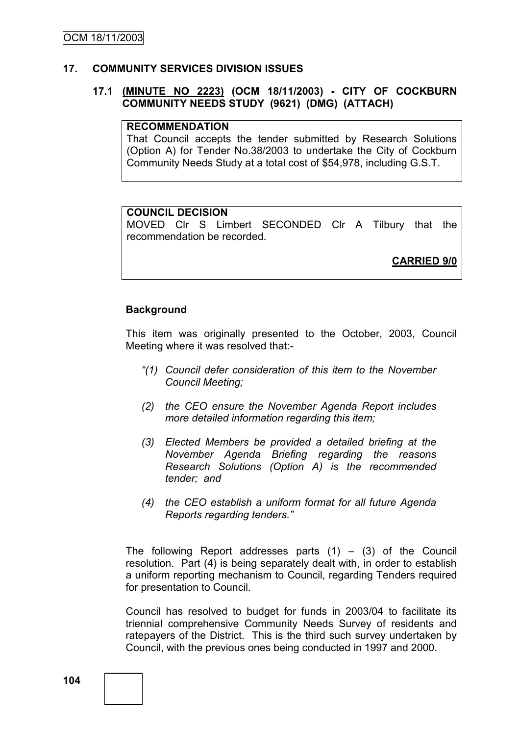## 17. COMMUNITY SERVICES DIVISION ISSUES

### 17.1 (MINUTE NO 2223) (OCM 18/11/2003) - CITY OF COCKBURN COMMUNITY NEEDS STUDY (9621) (DMG) (ATTACH)

**RECOMMENDATION**
That Council accepts the tender submitted by Research Solutions (Option A) for Tender No.38/2003 to undertake the City of Cockburn Community Needs Study at a total cost of $54,978, including G.S.T.

**COUNCIL DECISION**
MOVED Clr S Limbert SECONDED Clr A Tilbury that the recommendation be recorded.

**CARRIED 9/0**

**Background**

This item was originally presented to the October, 2003, Council Meeting where it was resolved that:-

*"(1) Council defer consideration of this item to the November Council Meeting;*

*(2) the CEO ensure the November Agenda Report includes more detailed information regarding this item;*

*(3) Elected Members be provided a detailed briefing at the November Agenda Briefing regarding the reasons Research Solutions (Option A) is the recommended tender; and*

*(4) the CEO establish a uniform format for all future Agenda Reports regarding tenders."*

The following Report addresses parts (1) – (3) of the Council resolution. Part (4) is being separately dealt with, in order to establish a uniform reporting mechanism to Council, regarding Tenders required for presentation to Council.

Council has resolved to budget for funds in 2003/04 to facilitate its triennial comprehensive Community Needs Survey of residents and ratepayers of the District. This is the third such survey undertaken by Council, with the previous ones being conducted in 1997 and 2000.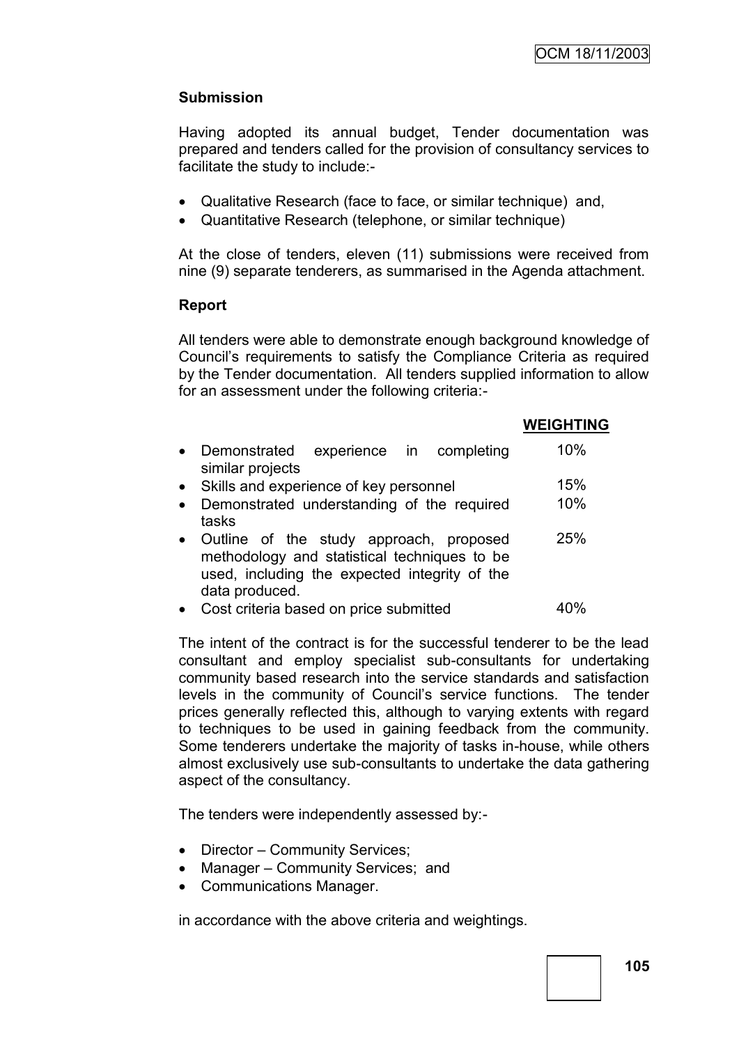### Submission

Having adopted its annual budget, Tender documentation was prepared and tenders called for the provision of consultancy services to facilitate the study to include:-

- Qualitative Research (face to face, or similar technique) and,
- Quantitative Research (telephone, or similar technique)

At the close of tenders, eleven (11) submissions were received from nine (9) separate tenderers, as summarised in the Agenda attachment.

### Report

All tenders were able to demonstrate enough background knowledge of Council's requirements to satisfy the Compliance Criteria as required by the Tender documentation. All tenders supplied information to allow for an assessment under the following criteria:-

| | **WEIGHTING** |
|---|---|
| • Demonstrated experience in completing similar projects | 10% |
| • Skills and experience of key personnel | 15% |
| • Demonstrated understanding of the required tasks | 10% |
| • Outline of the study approach, proposed methodology and statistical techniques to be used, including the expected integrity of the data produced. | 25% |
| • Cost criteria based on price submitted | 40% |

The intent of the contract is for the successful tenderer to be the lead consultant and employ specialist sub-consultants for undertaking community based research into the service standards and satisfaction levels in the community of Council's service functions. The tender prices generally reflected this, although to varying extents with regard to techniques to be used in gaining feedback from the community. Some tenderers undertake the majority of tasks in-house, while others almost exclusively use sub-consultants to undertake the data gathering aspect of the consultancy.

The tenders were independently assessed by:-

- Director – Community Services;
- Manager – Community Services; and
- Communications Manager.

in accordance with the above criteria and weightings.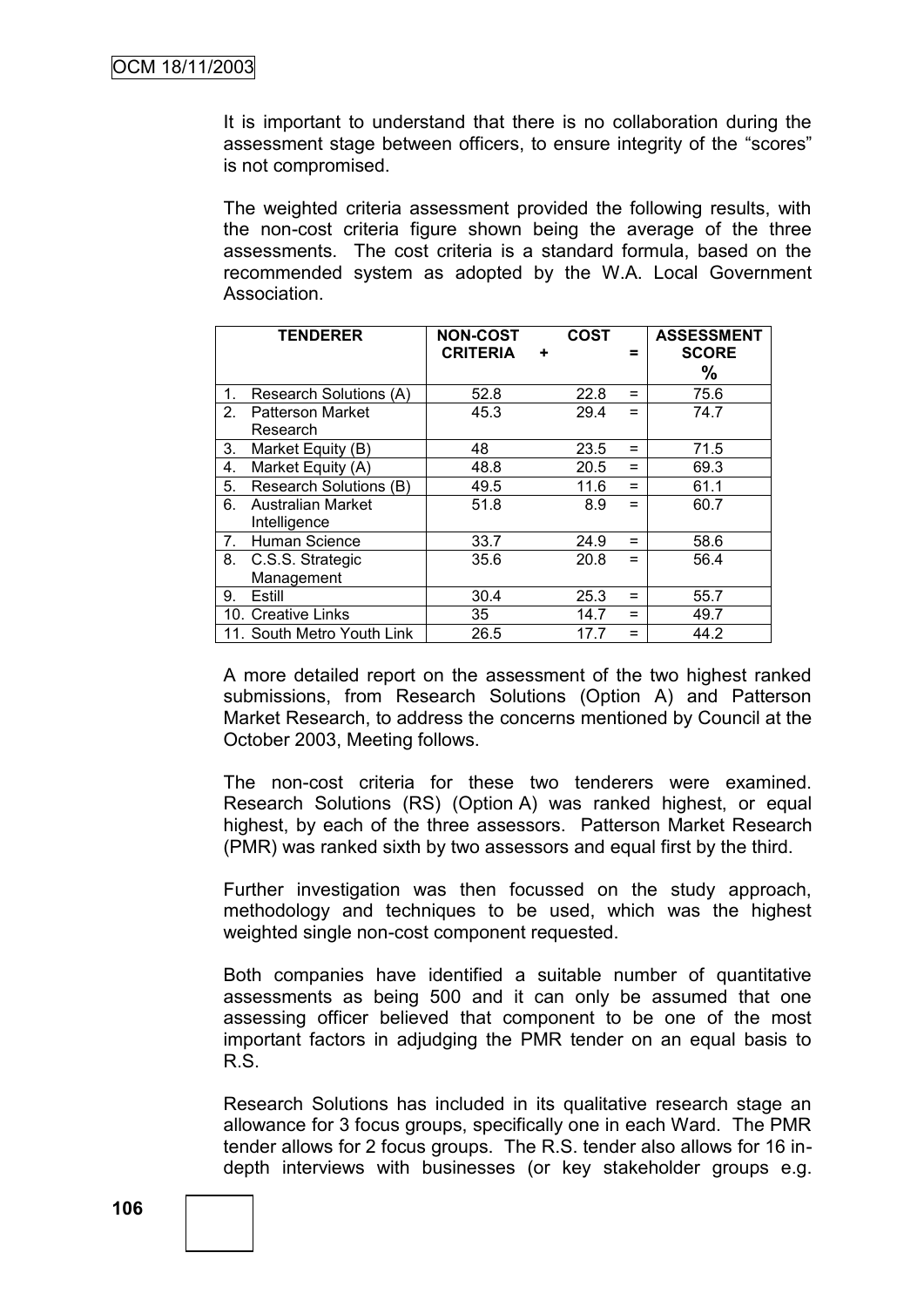It is important to understand that there is no collaboration during the assessment stage between officers, to ensure integrity of the "scores" is not compromised.

The weighted criteria assessment provided the following results, with the non-cost criteria figure shown being the average of the three assessments. The cost criteria is a standard formula, based on the recommended system as adopted by the W.A. Local Government Association.

| TENDERER | NON-COST CRITERIA + | COST | = | ASSESSMENT SCORE % |
|---|---|---|---|---|
| 1. Research Solutions (A) | 52.8 | 22.8 | = | 75.6 |
| 2. Patterson Market Research | 45.3 | 29.4 | = | 74.7 |
| 3. Market Equity (B) | 48 | 23.5 | = | 71.5 |
| 4. Market Equity (A) | 48.8 | 20.5 | = | 69.3 |
| 5. Research Solutions (B) | 49.5 | 11.6 | = | 61.1 |
| 6. Australian Market Intelligence | 51.8 | 8.9 | = | 60.7 |
| 7. Human Science | 33.7 | 24.9 | = | 58.6 |
| 8. C.S.S. Strategic Management | 35.6 | 20.8 | = | 56.4 |
| 9. Estill | 30.4 | 25.3 | = | 55.7 |
| 10. Creative Links | 35 | 14.7 | = | 49.7 |
| 11. South Metro Youth Link | 26.5 | 17.7 | = | 44.2 |

A more detailed report on the assessment of the two highest ranked submissions, from Research Solutions (Option A) and Patterson Market Research, to address the concerns mentioned by Council at the October 2003, Meeting follows.

The non-cost criteria for these two tenderers were examined. Research Solutions (RS) (Option A) was ranked highest, or equal highest, by each of the three assessors. Patterson Market Research (PMR) was ranked sixth by two assessors and equal first by the third.

Further investigation was then focussed on the study approach, methodology and techniques to be used, which was the highest weighted single non-cost component requested.

Both companies have identified a suitable number of quantitative assessments as being 500 and it can only be assumed that one assessing officer believed that component to be one of the most important factors in adjudging the PMR tender on an equal basis to R.S.

Research Solutions has included in its qualitative research stage an allowance for 3 focus groups, specifically one in each Ward. The PMR tender allows for 2 focus groups. The R.S. tender also allows for 16 in-depth interviews with businesses (or key stakeholder groups e.g.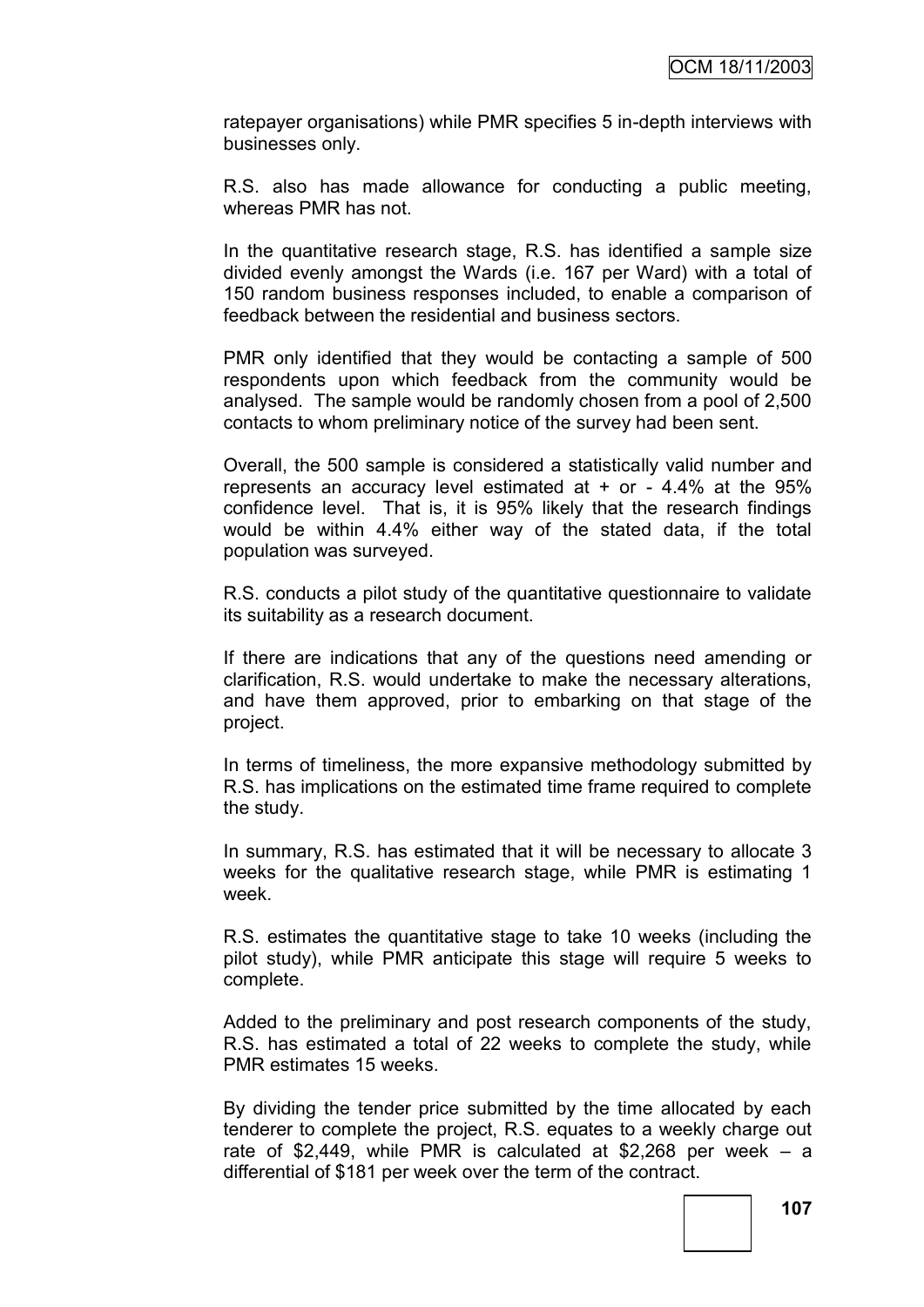ratepayer organisations) while PMR specifies 5 in-depth interviews with businesses only.

R.S. also has made allowance for conducting a public meeting, whereas PMR has not.

In the quantitative research stage, R.S. has identified a sample size divided evenly amongst the Wards (i.e. 167 per Ward) with a total of 150 random business responses included, to enable a comparison of feedback between the residential and business sectors.

PMR only identified that they would be contacting a sample of 500 respondents upon which feedback from the community would be analysed. The sample would be randomly chosen from a pool of 2,500 contacts to whom preliminary notice of the survey had been sent.

Overall, the 500 sample is considered a statistically valid number and represents an accuracy level estimated at + or - 4.4% at the 95% confidence level. That is, it is 95% likely that the research findings would be within 4.4% either way of the stated data, if the total population was surveyed.

R.S. conducts a pilot study of the quantitative questionnaire to validate its suitability as a research document.

If there are indications that any of the questions need amending or clarification, R.S. would undertake to make the necessary alterations, and have them approved, prior to embarking on that stage of the project.

In terms of timeliness, the more expansive methodology submitted by R.S. has implications on the estimated time frame required to complete the study.

In summary, R.S. has estimated that it will be necessary to allocate 3 weeks for the qualitative research stage, while PMR is estimating 1 week.

R.S. estimates the quantitative stage to take 10 weeks (including the pilot study), while PMR anticipate this stage will require 5 weeks to complete.

Added to the preliminary and post research components of the study, R.S. has estimated a total of 22 weeks to complete the study, while PMR estimates 15 weeks.

By dividing the tender price submitted by the time allocated by each tenderer to complete the project, R.S. equates to a weekly charge out rate of $2,449, while PMR is calculated at $2,268 per week – a differential of $181 per week over the term of the contract.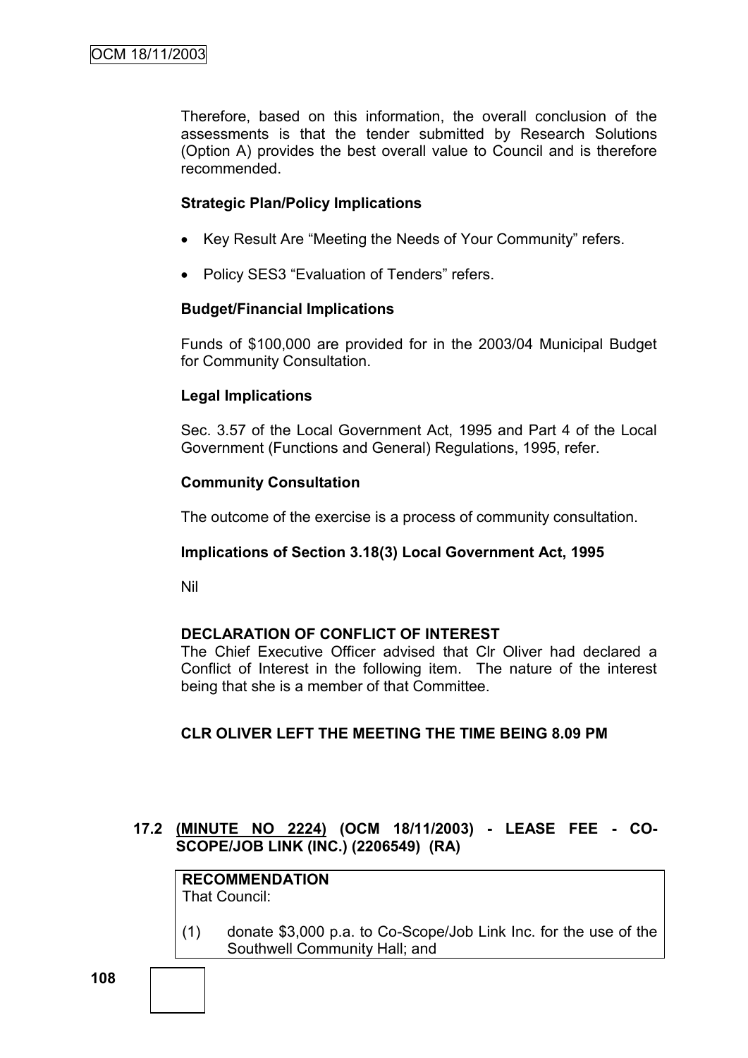Therefore, based on this information, the overall conclusion of the assessments is that the tender submitted by Research Solutions (Option A) provides the best overall value to Council and is therefore recommended.

**Strategic Plan/Policy Implications**

- Key Result Are "Meeting the Needs of Your Community" refers.
- Policy SES3 "Evaluation of Tenders" refers.

**Budget/Financial Implications**

Funds of $100,000 are provided for in the 2003/04 Municipal Budget for Community Consultation.

**Legal Implications**

Sec. 3.57 of the Local Government Act, 1995 and Part 4 of the Local Government (Functions and General) Regulations, 1995, refer.

**Community Consultation**

The outcome of the exercise is a process of community consultation.

**Implications of Section 3.18(3) Local Government Act, 1995**

Nil

**DECLARATION OF CONFLICT OF INTEREST**

The Chief Executive Officer advised that Clr Oliver had declared a Conflict of Interest in the following item. The nature of the interest being that she is a member of that Committee.

**CLR OLIVER LEFT THE MEETING THE TIME BEING 8.09 PM**

### 17.2 (MINUTE NO 2224) (OCM 18/11/2003) - LEASE FEE - CO-SCOPE/JOB LINK (INC.) (2206549) (RA)

**RECOMMENDATION**
That Council:

(1) donate $3,000 p.a. to Co-Scope/Job Link Inc. for the use of the Southwell Community Hall; and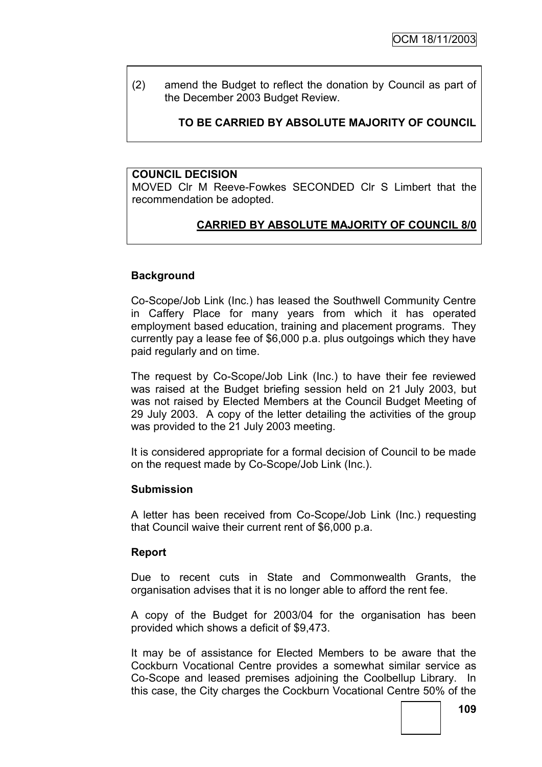(2) amend the Budget to reflect the donation by Council as part of the December 2003 Budget Review.

**TO BE CARRIED BY ABSOLUTE MAJORITY OF COUNCIL**

**COUNCIL DECISION**

MOVED Clr M Reeve-Fowkes SECONDED Clr S Limbert that the recommendation be adopted.

**CARRIED BY ABSOLUTE MAJORITY OF COUNCIL 8/0**

**Background**

Co-Scope/Job Link (Inc.) has leased the Southwell Community Centre in Caffery Place for many years from which it has operated employment based education, training and placement programs. They currently pay a lease fee of $6,000 p.a. plus outgoings which they have paid regularly and on time.

The request by Co-Scope/Job Link (Inc.) to have their fee reviewed was raised at the Budget briefing session held on 21 July 2003, but was not raised by Elected Members at the Council Budget Meeting of 29 July 2003. A copy of the letter detailing the activities of the group was provided to the 21 July 2003 meeting.

It is considered appropriate for a formal decision of Council to be made on the request made by Co-Scope/Job Link (Inc.).

**Submission**

A letter has been received from Co-Scope/Job Link (Inc.) requesting that Council waive their current rent of $6,000 p.a.

**Report**

Due to recent cuts in State and Commonwealth Grants, the organisation advises that it is no longer able to afford the rent fee.

A copy of the Budget for 2003/04 for the organisation has been provided which shows a deficit of $9,473.

It may be of assistance for Elected Members to be aware that the Cockburn Vocational Centre provides a somewhat similar service as Co-Scope and leased premises adjoining the Coolbellup Library. In this case, the City charges the Cockburn Vocational Centre 50% of the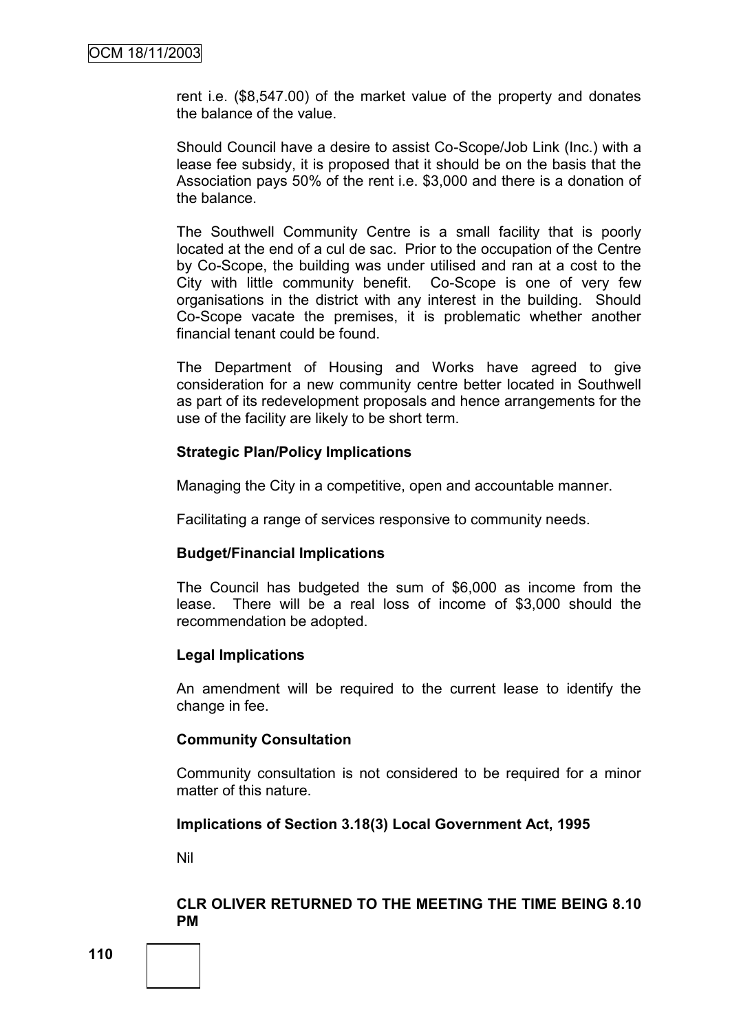rent i.e. ($8,547.00) of the market value of the property and donates the balance of the value.

Should Council have a desire to assist Co-Scope/Job Link (Inc.) with a lease fee subsidy, it is proposed that it should be on the basis that the Association pays 50% of the rent i.e. $3,000 and there is a donation of the balance.

The Southwell Community Centre is a small facility that is poorly located at the end of a cul de sac. Prior to the occupation of the Centre by Co-Scope, the building was under utilised and ran at a cost to the City with little community benefit. Co-Scope is one of very few organisations in the district with any interest in the building. Should Co-Scope vacate the premises, it is problematic whether another financial tenant could be found.

The Department of Housing and Works have agreed to give consideration for a new community centre better located in Southwell as part of its redevelopment proposals and hence arrangements for the use of the facility are likely to be short term.

**Strategic Plan/Policy Implications**

Managing the City in a competitive, open and accountable manner.

Facilitating a range of services responsive to community needs.

**Budget/Financial Implications**

The Council has budgeted the sum of $6,000 as income from the lease. There will be a real loss of income of $3,000 should the recommendation be adopted.

**Legal Implications**

An amendment will be required to the current lease to identify the change in fee.

**Community Consultation**

Community consultation is not considered to be required for a minor matter of this nature.

**Implications of Section 3.18(3) Local Government Act, 1995**

Nil

**CLR OLIVER RETURNED TO THE MEETING THE TIME BEING 8.10 PM**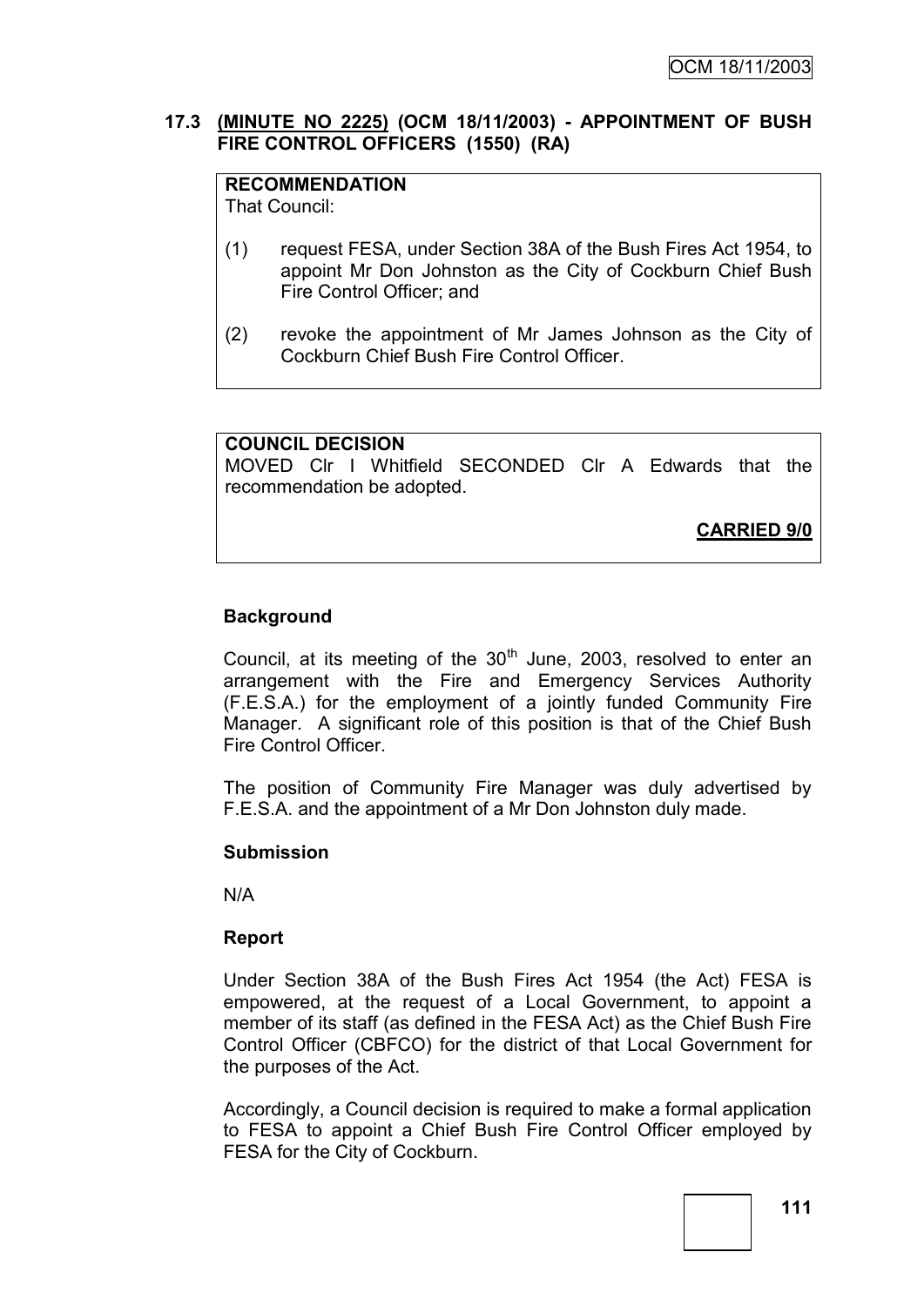### 17.3 (MINUTE NO 2225) (OCM 18/11/2003) - APPOINTMENT OF BUSH FIRE CONTROL OFFICERS (1550) (RA)

**RECOMMENDATION**
That Council:

(1) request FESA, under Section 38A of the Bush Fires Act 1954, to appoint Mr Don Johnston as the City of Cockburn Chief Bush Fire Control Officer; and

(2) revoke the appointment of Mr James Johnson as the City of Cockburn Chief Bush Fire Control Officer.

**COUNCIL DECISION**
MOVED Clr I Whitfield SECONDED Clr A Edwards that the recommendation be adopted.

**CARRIED 9/0**

**Background**

Council, at its meeting of the 30th June, 2003, resolved to enter an arrangement with the Fire and Emergency Services Authority (F.E.S.A.) for the employment of a jointly funded Community Fire Manager. A significant role of this position is that of the Chief Bush Fire Control Officer.

The position of Community Fire Manager was duly advertised by F.E.S.A. and the appointment of a Mr Don Johnston duly made.

**Submission**

N/A

**Report**

Under Section 38A of the Bush Fires Act 1954 (the Act) FESA is empowered, at the request of a Local Government, to appoint a member of its staff (as defined in the FESA Act) as the Chief Bush Fire Control Officer (CBFCO) for the district of that Local Government for the purposes of the Act.

Accordingly, a Council decision is required to make a formal application to FESA to appoint a Chief Bush Fire Control Officer employed by FESA for the City of Cockburn.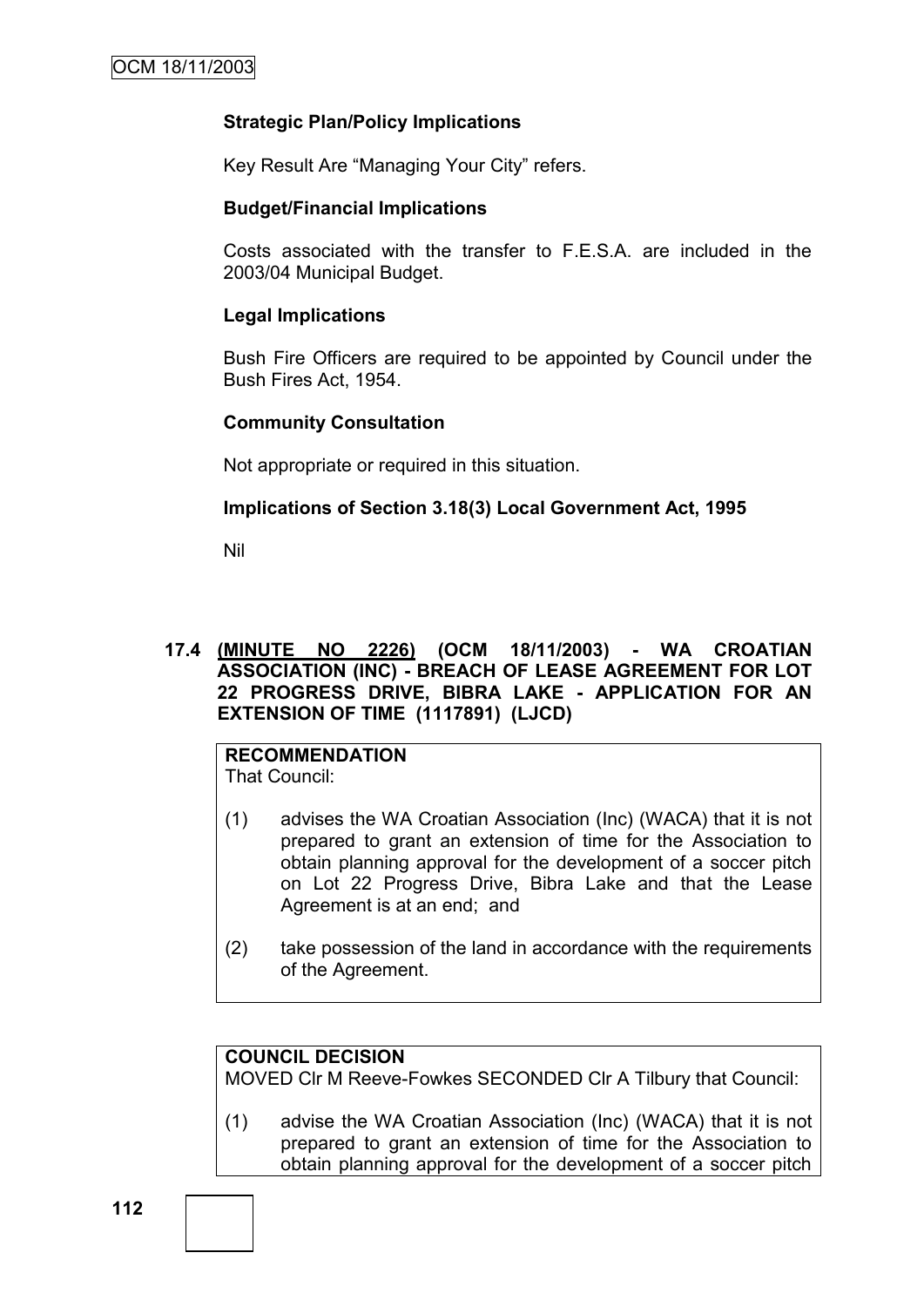**Strategic Plan/Policy Implications**

Key Result Are "Managing Your City" refers.

**Budget/Financial Implications**

Costs associated with the transfer to F.E.S.A. are included in the 2003/04 Municipal Budget.

**Legal Implications**

Bush Fire Officers are required to be appointed by Council under the Bush Fires Act, 1954.

**Community Consultation**

Not appropriate or required in this situation.

**Implications of Section 3.18(3) Local Government Act, 1995**

Nil

### 17.4 (MINUTE NO 2226) (OCM 18/11/2003) - WA CROATIAN ASSOCIATION (INC) - BREACH OF LEASE AGREEMENT FOR LOT 22 PROGRESS DRIVE, BIBRA LAKE - APPLICATION FOR AN EXTENSION OF TIME (1117891) (LJCD)

**RECOMMENDATION**

That Council:

(1) advises the WA Croatian Association (Inc) (WACA) that it is not prepared to grant an extension of time for the Association to obtain planning approval for the development of a soccer pitch on Lot 22 Progress Drive, Bibra Lake and that the Lease Agreement is at an end; and

(2) take possession of the land in accordance with the requirements of the Agreement.

**COUNCIL DECISION**

MOVED Clr M Reeve-Fowkes SECONDED Clr A Tilbury that Council:

(1) advise the WA Croatian Association (Inc) (WACA) that it is not prepared to grant an extension of time for the Association to obtain planning approval for the development of a soccer pitch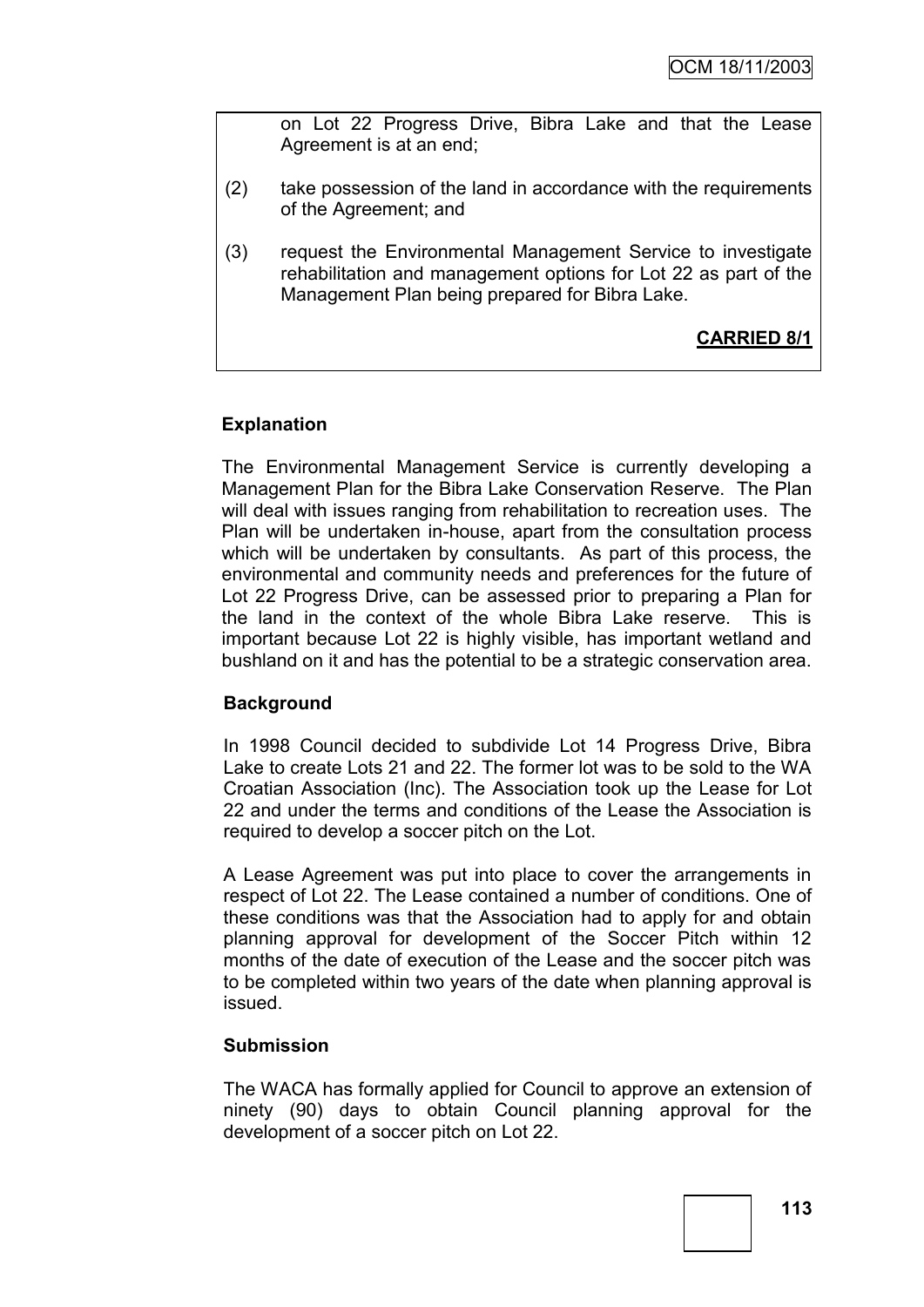on Lot 22 Progress Drive, Bibra Lake and that the Lease Agreement is at an end;

(2) take possession of the land in accordance with the requirements of the Agreement; and

(3) request the Environmental Management Service to investigate rehabilitation and management options for Lot 22 as part of the Management Plan being prepared for Bibra Lake.

**CARRIED 8/1**

## Explanation

The Environmental Management Service is currently developing a Management Plan for the Bibra Lake Conservation Reserve. The Plan will deal with issues ranging from rehabilitation to recreation uses. The Plan will be undertaken in-house, apart from the consultation process which will be undertaken by consultants. As part of this process, the environmental and community needs and preferences for the future of Lot 22 Progress Drive, can be assessed prior to preparing a Plan for the land in the context of the whole Bibra Lake reserve. This is important because Lot 22 is highly visible, has important wetland and bushland on it and has the potential to be a strategic conservation area.

## Background

In 1998 Council decided to subdivide Lot 14 Progress Drive, Bibra Lake to create Lots 21 and 22. The former lot was to be sold to the WA Croatian Association (Inc). The Association took up the Lease for Lot 22 and under the terms and conditions of the Lease the Association is required to develop a soccer pitch on the Lot.

A Lease Agreement was put into place to cover the arrangements in respect of Lot 22. The Lease contained a number of conditions. One of these conditions was that the Association had to apply for and obtain planning approval for development of the Soccer Pitch within 12 months of the date of execution of the Lease and the soccer pitch was to be completed within two years of the date when planning approval is issued.

## Submission

The WACA has formally applied for Council to approve an extension of ninety (90) days to obtain Council planning approval for the development of a soccer pitch on Lot 22.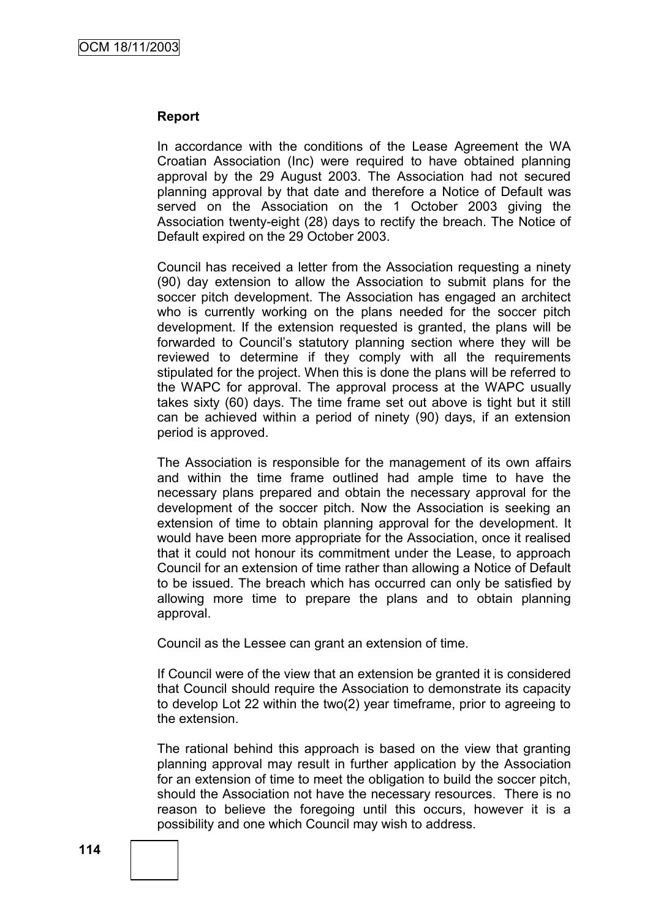**Report**

In accordance with the conditions of the Lease Agreement the WA Croatian Association (Inc) were required to have obtained planning approval by the 29 August 2003. The Association had not secured planning approval by that date and therefore a Notice of Default was served on the Association on the 1 October 2003 giving the Association twenty-eight (28) days to rectify the breach. The Notice of Default expired on the 29 October 2003.

Council has received a letter from the Association requesting a ninety (90) day extension to allow the Association to submit plans for the soccer pitch development. The Association has engaged an architect who is currently working on the plans needed for the soccer pitch development. If the extension requested is granted, the plans will be forwarded to Council's statutory planning section where they will be reviewed to determine if they comply with all the requirements stipulated for the project. When this is done the plans will be referred to the WAPC for approval. The approval process at the WAPC usually takes sixty (60) days. The time frame set out above is tight but it still can be achieved within a period of ninety (90) days, if an extension period is approved.

The Association is responsible for the management of its own affairs and within the time frame outlined had ample time to have the necessary plans prepared and obtain the necessary approval for the development of the soccer pitch. Now the Association is seeking an extension of time to obtain planning approval for the development. It would have been more appropriate for the Association, once it realised that it could not honour its commitment under the Lease, to approach Council for an extension of time rather than allowing a Notice of Default to be issued. The breach which has occurred can only be satisfied by allowing more time to prepare the plans and to obtain planning approval.

Council as the Lessee can grant an extension of time.

If Council were of the view that an extension be granted it is considered that Council should require the Association to demonstrate its capacity to develop Lot 22 within the two(2) year timeframe, prior to agreeing to the extension.

The rational behind this approach is based on the view that granting planning approval may result in further application by the Association for an extension of time to meet the obligation to build the soccer pitch, should the Association not have the necessary resources. There is no reason to believe the foregoing until this occurs, however it is a possibility and one which Council may wish to address.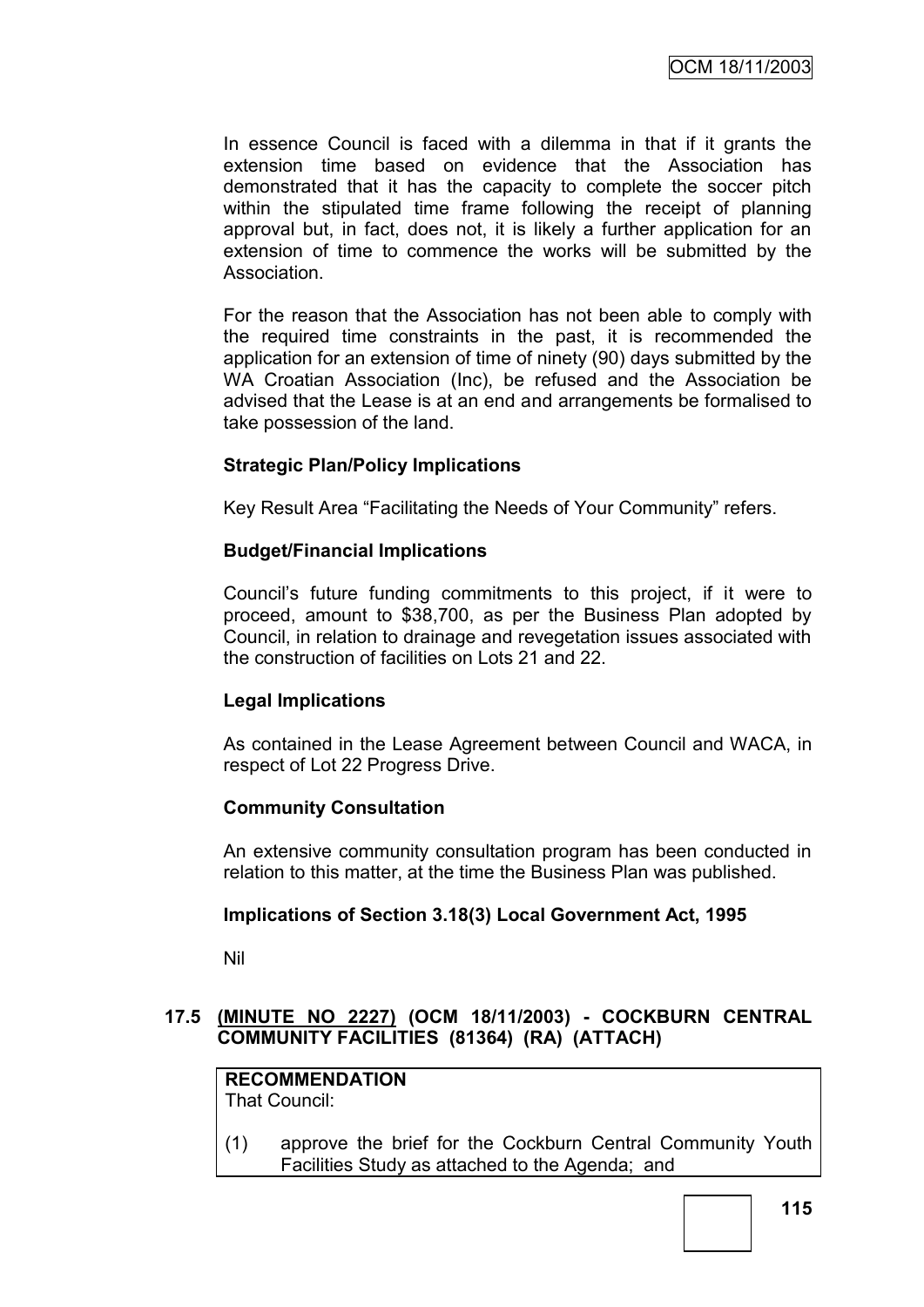In essence Council is faced with a dilemma in that if it grants the extension time based on evidence that the Association has demonstrated that it has the capacity to complete the soccer pitch within the stipulated time frame following the receipt of planning approval but, in fact, does not, it is likely a further application for an extension of time to commence the works will be submitted by the Association.

For the reason that the Association has not been able to comply with the required time constraints in the past, it is recommended the application for an extension of time of ninety (90) days submitted by the WA Croatian Association (Inc), be refused and the Association be advised that the Lease is at an end and arrangements be formalised to take possession of the land.

**Strategic Plan/Policy Implications**

Key Result Area "Facilitating the Needs of Your Community" refers.

**Budget/Financial Implications**

Council's future funding commitments to this project, if it were to proceed, amount to $38,700, as per the Business Plan adopted by Council, in relation to drainage and revegetation issues associated with the construction of facilities on Lots 21 and 22.

**Legal Implications**

As contained in the Lease Agreement between Council and WACA, in respect of Lot 22 Progress Drive.

**Community Consultation**

An extensive community consultation program has been conducted in relation to this matter, at the time the Business Plan was published.

**Implications of Section 3.18(3) Local Government Act, 1995**

Nil

### 17.5 (MINUTE NO 2227) (OCM 18/11/2003) - COCKBURN CENTRAL COMMUNITY FACILITIES (81364) (RA) (ATTACH)

**RECOMMENDATION**
That Council:

(1) approve the brief for the Cockburn Central Community Youth Facilities Study as attached to the Agenda; and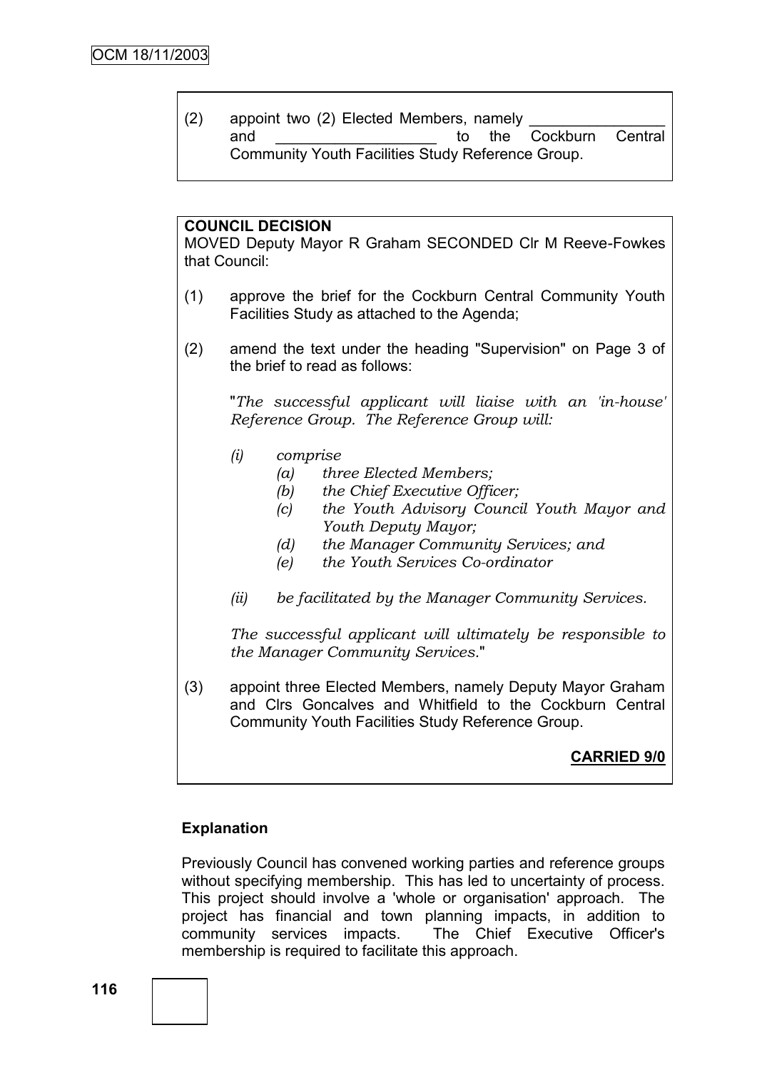(2) appoint two (2) Elected Members, namely ________________ and ___________________ to the Cockburn Central Community Youth Facilities Study Reference Group.

**COUNCIL DECISION**

MOVED Deputy Mayor R Graham SECONDED Clr M Reeve-Fowkes that Council:

(1) approve the brief for the Cockburn Central Community Youth Facilities Study as attached to the Agenda;

(2) amend the text under the heading "Supervision" on Page 3 of the brief to read as follows:

"*The successful applicant will liaise with an 'in-house' Reference Group. The Reference Group will:*

*(i) comprise*
- *(a) three Elected Members;*
- *(b) the Chief Executive Officer;*
- *(c) the Youth Advisory Council Youth Mayor and Youth Deputy Mayor;*
- *(d) the Manager Community Services; and*
- *(e) the Youth Services Co-ordinator*

*(ii) be facilitated by the Manager Community Services.*

*The successful applicant will ultimately be responsible to the Manager Community Services.*"

(3) appoint three Elected Members, namely Deputy Mayor Graham and Clrs Goncalves and Whitfield to the Cockburn Central Community Youth Facilities Study Reference Group.

**CARRIED 9/0**

**Explanation**

Previously Council has convened working parties and reference groups without specifying membership. This has led to uncertainty of process. This project should involve a 'whole or organisation' approach. The project has financial and town planning impacts, in addition to community services impacts. The Chief Executive Officer's membership is required to facilitate this approach.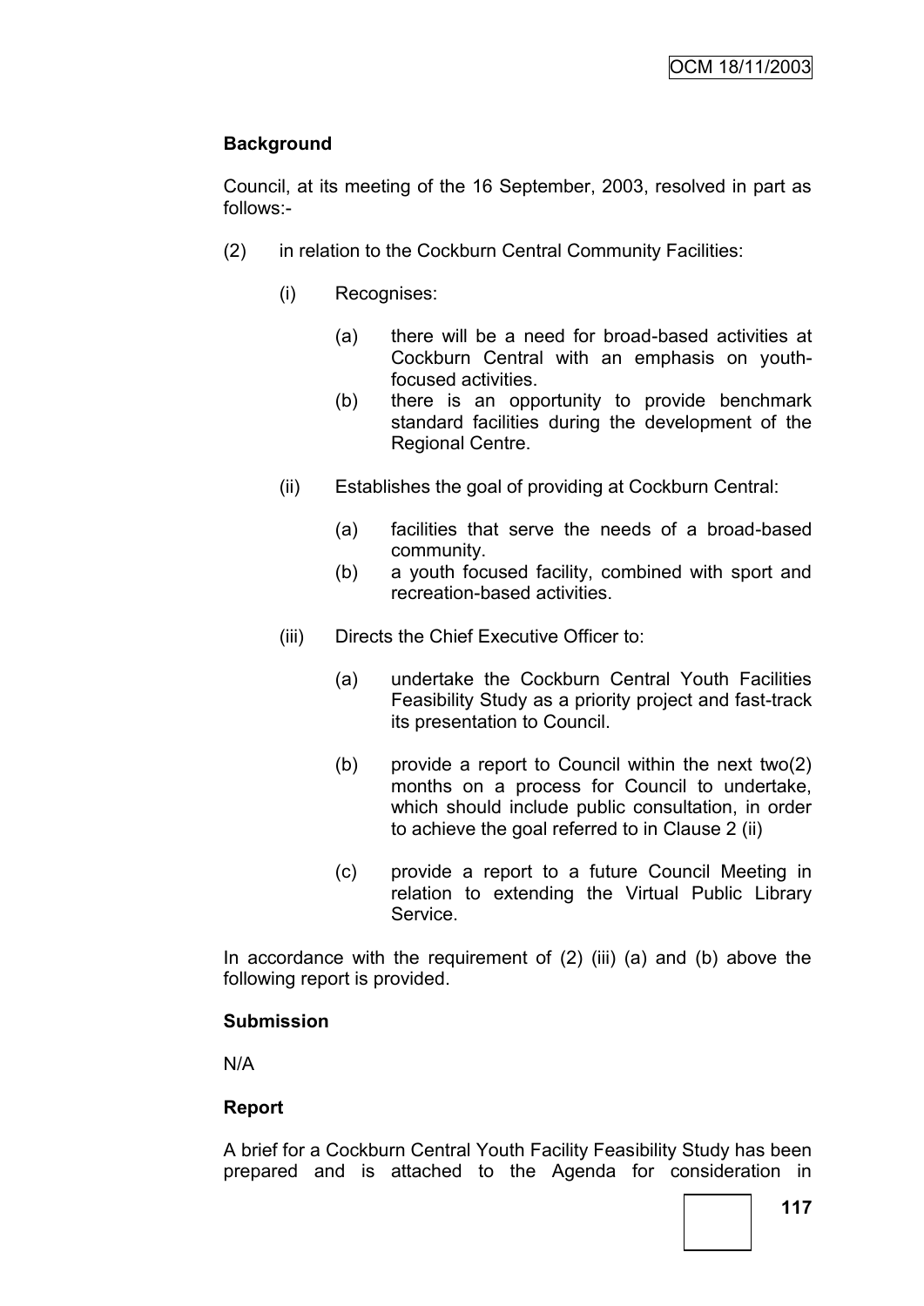### Background

Council, at its meeting of the 16 September, 2003, resolved in part as follows:-

(2) in relation to the Cockburn Central Community Facilities:

(i) Recognises:

(a) there will be a need for broad-based activities at Cockburn Central with an emphasis on youth-focused activities.

(b) there is an opportunity to provide benchmark standard facilities during the development of the Regional Centre.

(ii) Establishes the goal of providing at Cockburn Central:

(a) facilities that serve the needs of a broad-based community.

(b) a youth focused facility, combined with sport and recreation-based activities.

(iii) Directs the Chief Executive Officer to:

(a) undertake the Cockburn Central Youth Facilities Feasibility Study as a priority project and fast-track its presentation to Council.

(b) provide a report to Council within the next two(2) months on a process for Council to undertake, which should include public consultation, in order to achieve the goal referred to in Clause 2 (ii)

(c) provide a report to a future Council Meeting in relation to extending the Virtual Public Library Service.

In accordance with the requirement of (2) (iii) (a) and (b) above the following report is provided.

### Submission

N/A

### Report

A brief for a Cockburn Central Youth Facility Feasibility Study has been prepared and is attached to the Agenda for consideration in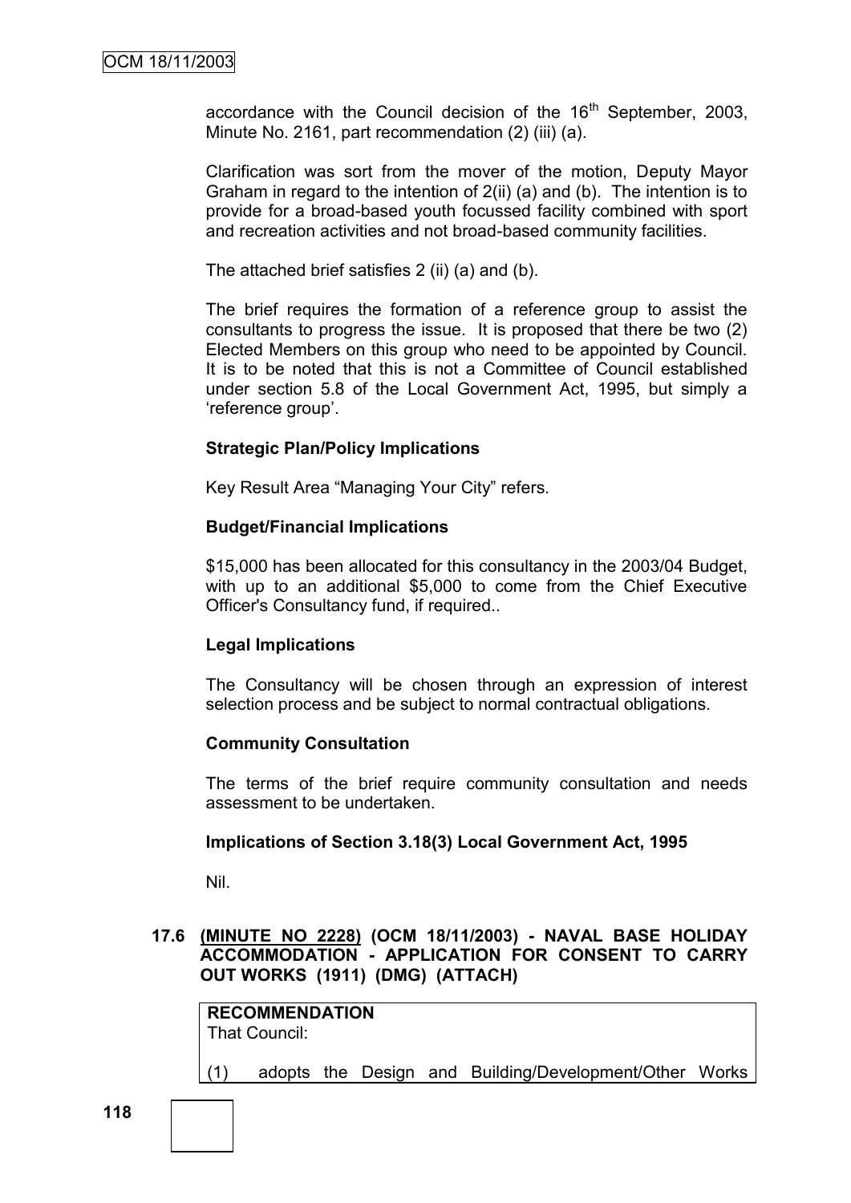accordance with the Council decision of the 16th September, 2003, Minute No. 2161, part recommendation (2) (iii) (a).

Clarification was sort from the mover of the motion, Deputy Mayor Graham in regard to the intention of 2(ii) (a) and (b). The intention is to provide for a broad-based youth focussed facility combined with sport and recreation activities and not broad-based community facilities.

The attached brief satisfies 2 (ii) (a) and (b).

The brief requires the formation of a reference group to assist the consultants to progress the issue. It is proposed that there be two (2) Elected Members on this group who need to be appointed by Council. It is to be noted that this is not a Committee of Council established under section 5.8 of the Local Government Act, 1995, but simply a 'reference group'.

**Strategic Plan/Policy Implications**

Key Result Area "Managing Your City" refers.

**Budget/Financial Implications**

$15,000 has been allocated for this consultancy in the 2003/04 Budget, with up to an additional $5,000 to come from the Chief Executive Officer's Consultancy fund, if required..

**Legal Implications**

The Consultancy will be chosen through an expression of interest selection process and be subject to normal contractual obligations.

**Community Consultation**

The terms of the brief require community consultation and needs assessment to be undertaken.

**Implications of Section 3.18(3) Local Government Act, 1995**

Nil.

### 17.6 (MINUTE NO 2228) (OCM 18/11/2003) - NAVAL BASE HOLIDAY ACCOMMODATION - APPLICATION FOR CONSENT TO CARRY OUT WORKS (1911) (DMG) (ATTACH)

**RECOMMENDATION**
That Council:

(1) adopts the Design and Building/Development/Other Works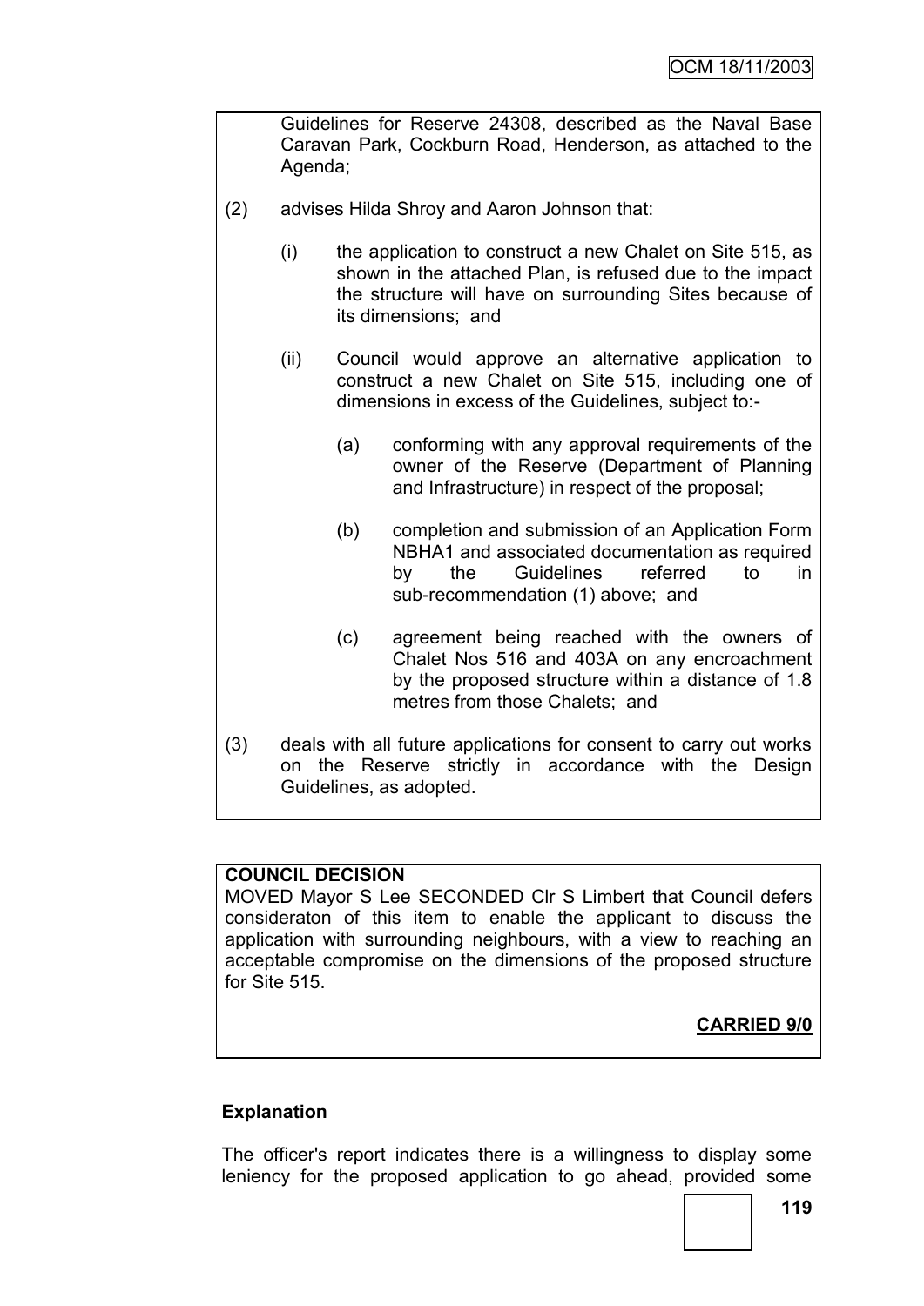Guidelines for Reserve 24308, described as the Naval Base Caravan Park, Cockburn Road, Henderson, as attached to the Agenda;

(2) advises Hilda Shroy and Aaron Johnson that:

   (i) the application to construct a new Chalet on Site 515, as shown in the attached Plan, is refused due to the impact the structure will have on surrounding Sites because of its dimensions; and

   (ii) Council would approve an alternative application to construct a new Chalet on Site 515, including one of dimensions in excess of the Guidelines, subject to:-

      (a) conforming with any approval requirements of the owner of the Reserve (Department of Planning and Infrastructure) in respect of the proposal;

      (b) completion and submission of an Application Form NBHA1 and associated documentation as required by the Guidelines referred to in sub-recommendation (1) above; and

      (c) agreement being reached with the owners of Chalet Nos 516 and 403A on any encroachment by the proposed structure within a distance of 1.8 metres from those Chalets; and

(3) deals with all future applications for consent to carry out works on the Reserve strictly in accordance with the Design Guidelines, as adopted.

**COUNCIL DECISION**
MOVED Mayor S Lee SECONDED Clr S Limbert that Council defers consideraton of this item to enable the applicant to discuss the application with surrounding neighbours, with a view to reaching an acceptable compromise on the dimensions of the proposed structure for Site 515.

**CARRIED 9/0**

**Explanation**

The officer's report indicates there is a willingness to display some leniency for the proposed application to go ahead, provided some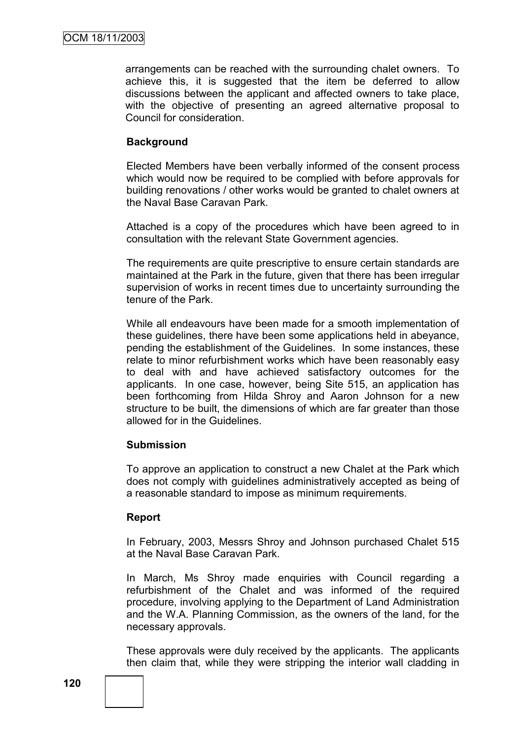arrangements can be reached with the surrounding chalet owners. To achieve this, it is suggested that the item be deferred to allow discussions between the applicant and affected owners to take place, with the objective of presenting an agreed alternative proposal to Council for consideration.

**Background**

Elected Members have been verbally informed of the consent process which would now be required to be complied with before approvals for building renovations / other works would be granted to chalet owners at the Naval Base Caravan Park.

Attached is a copy of the procedures which have been agreed to in consultation with the relevant State Government agencies.

The requirements are quite prescriptive to ensure certain standards are maintained at the Park in the future, given that there has been irregular supervision of works in recent times due to uncertainty surrounding the tenure of the Park.

While all endeavours have been made for a smooth implementation of these guidelines, there have been some applications held in abeyance, pending the establishment of the Guidelines. In some instances, these relate to minor refurbishment works which have been reasonably easy to deal with and have achieved satisfactory outcomes for the applicants. In one case, however, being Site 515, an application has been forthcoming from Hilda Shroy and Aaron Johnson for a new structure to be built, the dimensions of which are far greater than those allowed for in the Guidelines.

**Submission**

To approve an application to construct a new Chalet at the Park which does not comply with guidelines administratively accepted as being of a reasonable standard to impose as minimum requirements.

**Report**

In February, 2003, Messrs Shroy and Johnson purchased Chalet 515 at the Naval Base Caravan Park.

In March, Ms Shroy made enquiries with Council regarding a refurbishment of the Chalet and was informed of the required procedure, involving applying to the Department of Land Administration and the W.A. Planning Commission, as the owners of the land, for the necessary approvals.

These approvals were duly received by the applicants. The applicants then claim that, while they were stripping the interior wall cladding in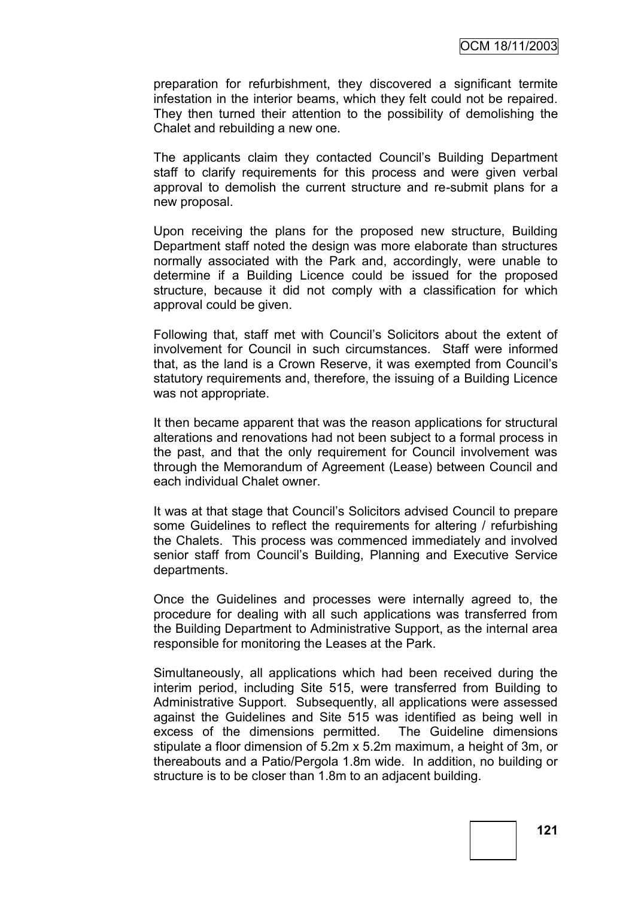preparation for refurbishment, they discovered a significant termite infestation in the interior beams, which they felt could not be repaired. They then turned their attention to the possibility of demolishing the Chalet and rebuilding a new one.

The applicants claim they contacted Council's Building Department staff to clarify requirements for this process and were given verbal approval to demolish the current structure and re-submit plans for a new proposal.

Upon receiving the plans for the proposed new structure, Building Department staff noted the design was more elaborate than structures normally associated with the Park and, accordingly, were unable to determine if a Building Licence could be issued for the proposed structure, because it did not comply with a classification for which approval could be given.

Following that, staff met with Council's Solicitors about the extent of involvement for Council in such circumstances. Staff were informed that, as the land is a Crown Reserve, it was exempted from Council's statutory requirements and, therefore, the issuing of a Building Licence was not appropriate.

It then became apparent that was the reason applications for structural alterations and renovations had not been subject to a formal process in the past, and that the only requirement for Council involvement was through the Memorandum of Agreement (Lease) between Council and each individual Chalet owner.

It was at that stage that Council's Solicitors advised Council to prepare some Guidelines to reflect the requirements for altering / refurbishing the Chalets. This process was commenced immediately and involved senior staff from Council's Building, Planning and Executive Service departments.

Once the Guidelines and processes were internally agreed to, the procedure for dealing with all such applications was transferred from the Building Department to Administrative Support, as the internal area responsible for monitoring the Leases at the Park.

Simultaneously, all applications which had been received during the interim period, including Site 515, were transferred from Building to Administrative Support. Subsequently, all applications were assessed against the Guidelines and Site 515 was identified as being well in excess of the dimensions permitted. The Guideline dimensions stipulate a floor dimension of 5.2m x 5.2m maximum, a height of 3m, or thereabouts and a Patio/Pergola 1.8m wide. In addition, no building or structure is to be closer than 1.8m to an adjacent building.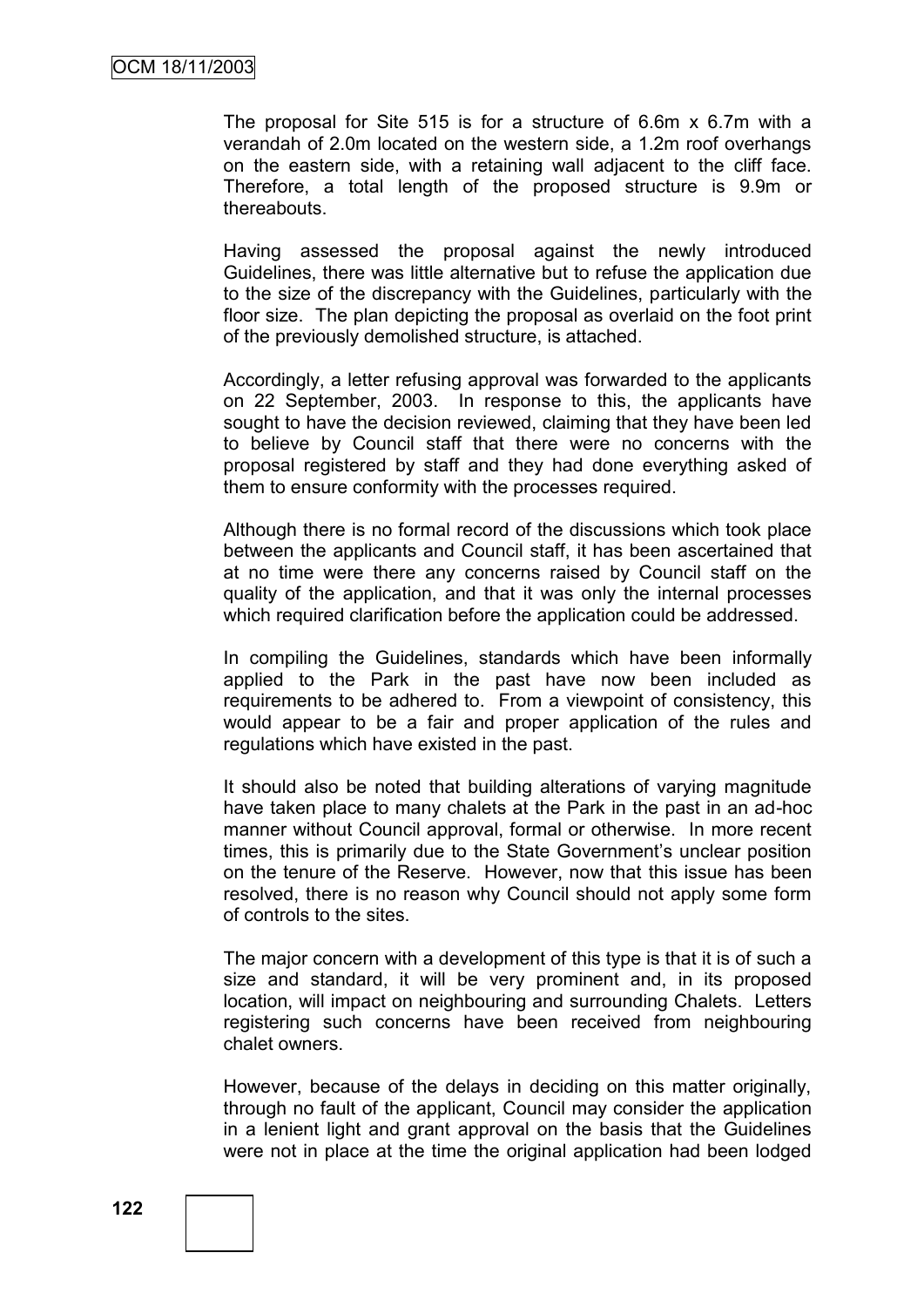The proposal for Site 515 is for a structure of 6.6m x 6.7m with a verandah of 2.0m located on the western side, a 1.2m roof overhangs on the eastern side, with a retaining wall adjacent to the cliff face. Therefore, a total length of the proposed structure is 9.9m or thereabouts.

Having assessed the proposal against the newly introduced Guidelines, there was little alternative but to refuse the application due to the size of the discrepancy with the Guidelines, particularly with the floor size. The plan depicting the proposal as overlaid on the foot print of the previously demolished structure, is attached.

Accordingly, a letter refusing approval was forwarded to the applicants on 22 September, 2003. In response to this, the applicants have sought to have the decision reviewed, claiming that they have been led to believe by Council staff that there were no concerns with the proposal registered by staff and they had done everything asked of them to ensure conformity with the processes required.

Although there is no formal record of the discussions which took place between the applicants and Council staff, it has been ascertained that at no time were there any concerns raised by Council staff on the quality of the application, and that it was only the internal processes which required clarification before the application could be addressed.

In compiling the Guidelines, standards which have been informally applied to the Park in the past have now been included as requirements to be adhered to. From a viewpoint of consistency, this would appear to be a fair and proper application of the rules and regulations which have existed in the past.

It should also be noted that building alterations of varying magnitude have taken place to many chalets at the Park in the past in an ad-hoc manner without Council approval, formal or otherwise. In more recent times, this is primarily due to the State Government's unclear position on the tenure of the Reserve. However, now that this issue has been resolved, there is no reason why Council should not apply some form of controls to the sites.

The major concern with a development of this type is that it is of such a size and standard, it will be very prominent and, in its proposed location, will impact on neighbouring and surrounding Chalets. Letters registering such concerns have been received from neighbouring chalet owners.

However, because of the delays in deciding on this matter originally, through no fault of the applicant, Council may consider the application in a lenient light and grant approval on the basis that the Guidelines were not in place at the time the original application had been lodged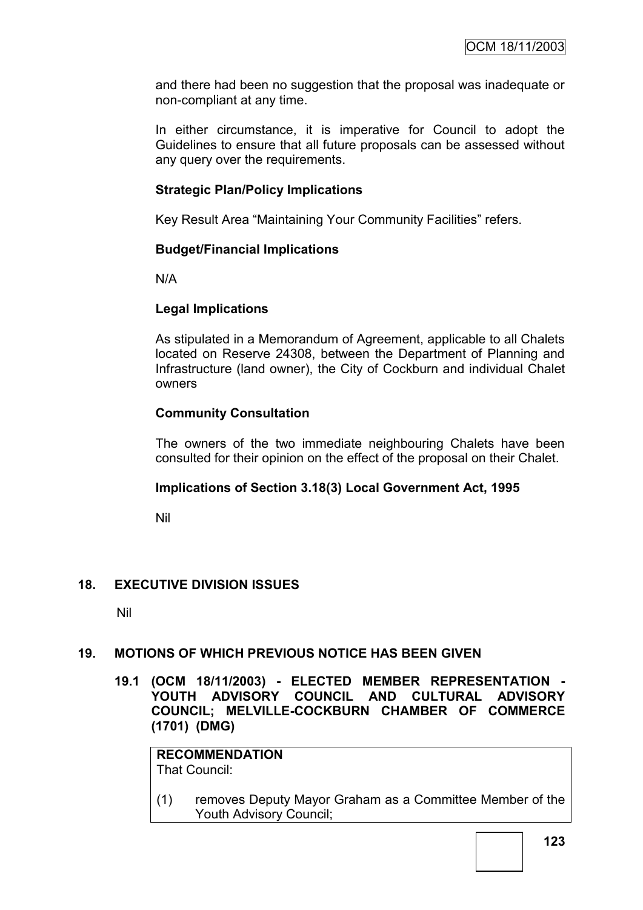and there had been no suggestion that the proposal was inadequate or non-compliant at any time.

In either circumstance, it is imperative for Council to adopt the Guidelines to ensure that all future proposals can be assessed without any query over the requirements.

**Strategic Plan/Policy Implications**

Key Result Area "Maintaining Your Community Facilities" refers.

**Budget/Financial Implications**

N/A

**Legal Implications**

As stipulated in a Memorandum of Agreement, applicable to all Chalets located on Reserve 24308, between the Department of Planning and Infrastructure (land owner), the City of Cockburn and individual Chalet owners

**Community Consultation**

The owners of the two immediate neighbouring Chalets have been consulted for their opinion on the effect of the proposal on their Chalet.

**Implications of Section 3.18(3) Local Government Act, 1995**

Nil

## 18. EXECUTIVE DIVISION ISSUES

Nil

## 19. MOTIONS OF WHICH PREVIOUS NOTICE HAS BEEN GIVEN

### 19.1 (OCM 18/11/2003) - ELECTED MEMBER REPRESENTATION - YOUTH ADVISORY COUNCIL AND CULTURAL ADVISORY COUNCIL; MELVILLE-COCKBURN CHAMBER OF COMMERCE (1701) (DMG)

**RECOMMENDATION**
That Council:

(1) removes Deputy Mayor Graham as a Committee Member of the Youth Advisory Council;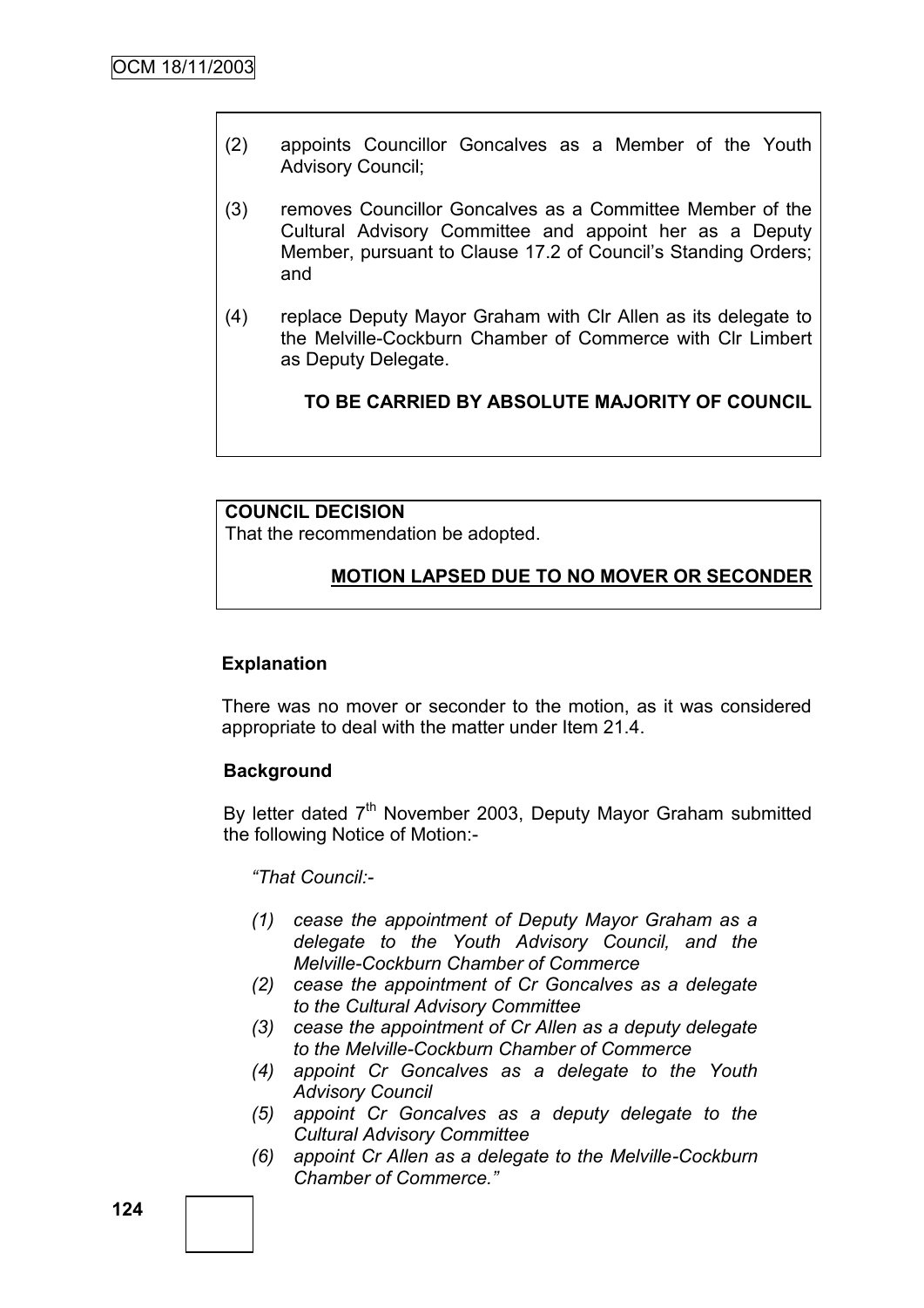(2) appoints Councillor Goncalves as a Member of the Youth Advisory Council;

(3) removes Councillor Goncalves as a Committee Member of the Cultural Advisory Committee and appoint her as a Deputy Member, pursuant to Clause 17.2 of Council's Standing Orders; and

(4) replace Deputy Mayor Graham with Clr Allen as its delegate to the Melville-Cockburn Chamber of Commerce with Clr Limbert as Deputy Delegate.

**TO BE CARRIED BY ABSOLUTE MAJORITY OF COUNCIL**

**COUNCIL DECISION**

That the recommendation be adopted.

**MOTION LAPSED DUE TO NO MOVER OR SECONDER**

**Explanation**

There was no mover or seconder to the motion, as it was considered appropriate to deal with the matter under Item 21.4.

**Background**

By letter dated 7th November 2003, Deputy Mayor Graham submitted the following Notice of Motion:-

*"That Council:-*

*(1) cease the appointment of Deputy Mayor Graham as a delegate to the Youth Advisory Council, and the Melville-Cockburn Chamber of Commerce*
*(2) cease the appointment of Cr Goncalves as a delegate to the Cultural Advisory Committee*
*(3) cease the appointment of Cr Allen as a deputy delegate to the Melville-Cockburn Chamber of Commerce*
*(4) appoint Cr Goncalves as a delegate to the Youth Advisory Council*
*(5) appoint Cr Goncalves as a deputy delegate to the Cultural Advisory Committee*
*(6) appoint Cr Allen as a delegate to the Melville-Cockburn Chamber of Commerce."*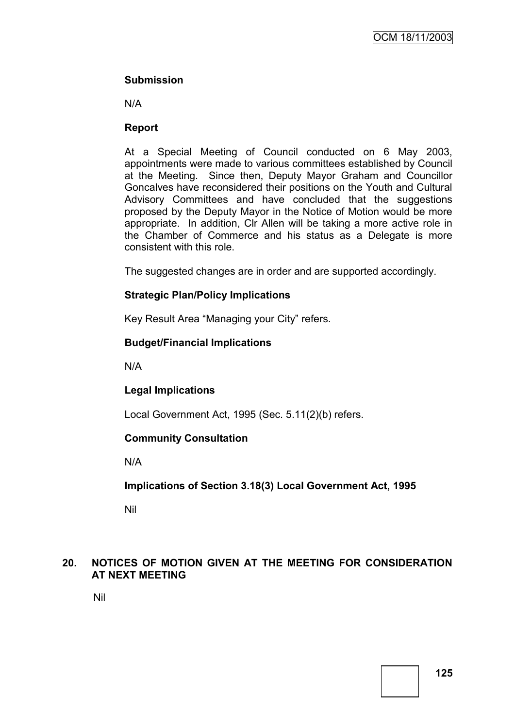**Submission**

N/A

**Report**

At a Special Meeting of Council conducted on 6 May 2003, appointments were made to various committees established by Council at the Meeting. Since then, Deputy Mayor Graham and Councillor Goncalves have reconsidered their positions on the Youth and Cultural Advisory Committees and have concluded that the suggestions proposed by the Deputy Mayor in the Notice of Motion would be more appropriate. In addition, Clr Allen will be taking a more active role in the Chamber of Commerce and his status as a Delegate is more consistent with this role.

The suggested changes are in order and are supported accordingly.

**Strategic Plan/Policy Implications**

Key Result Area "Managing your City" refers.

**Budget/Financial Implications**

N/A

**Legal Implications**

Local Government Act, 1995 (Sec. 5.11(2)(b) refers.

**Community Consultation**

N/A

**Implications of Section 3.18(3) Local Government Act, 1995**

Nil

## 20. NOTICES OF MOTION GIVEN AT THE MEETING FOR CONSIDERATION AT NEXT MEETING

Nil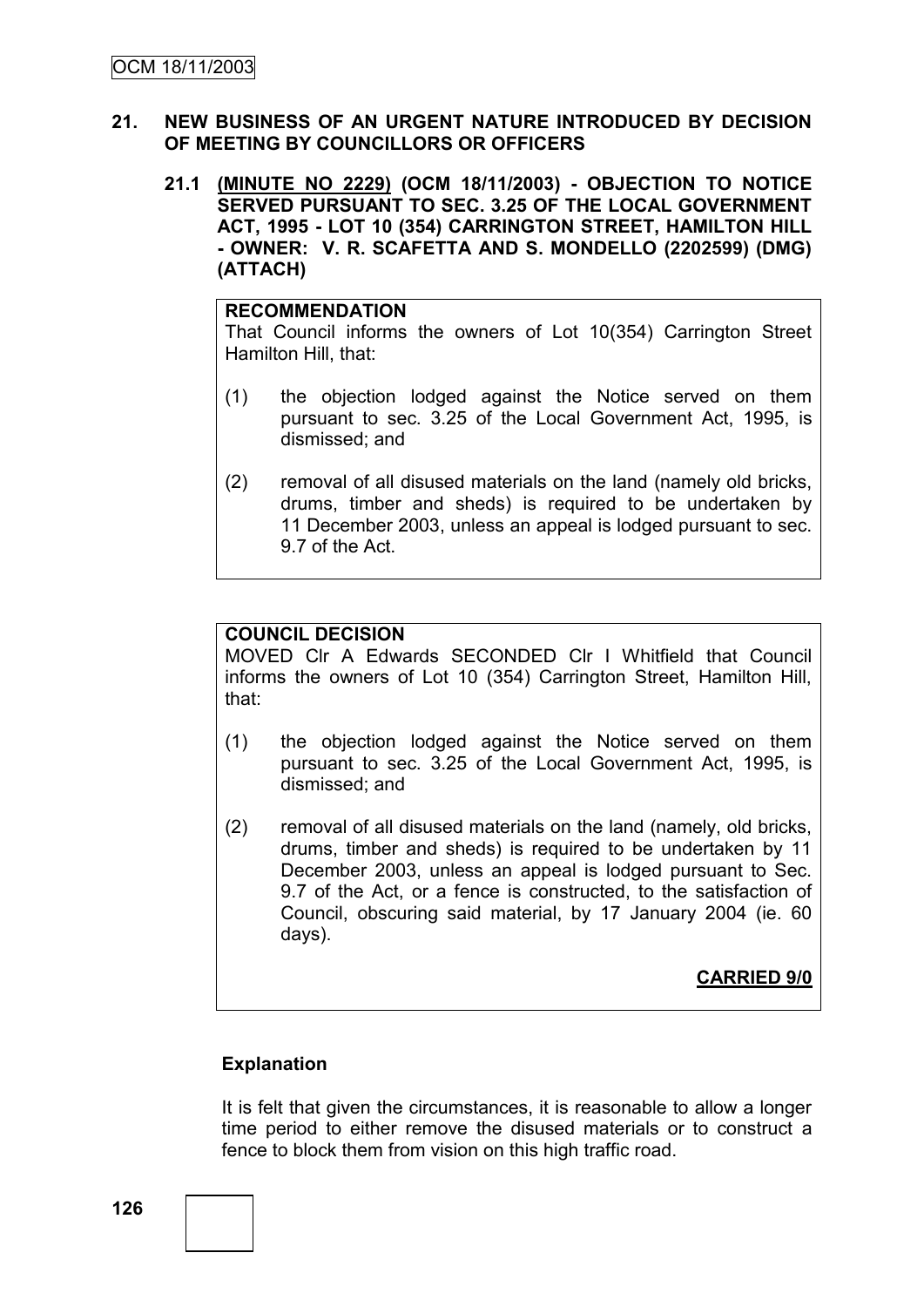## 21. NEW BUSINESS OF AN URGENT NATURE INTRODUCED BY DECISION OF MEETING BY COUNCILLORS OR OFFICERS

### 21.1 (MINUTE NO 2229) (OCM 18/11/2003) - OBJECTION TO NOTICE SERVED PURSUANT TO SEC. 3.25 OF THE LOCAL GOVERNMENT ACT, 1995 - LOT 10 (354) CARRINGTON STREET, HAMILTON HILL - OWNER: V. R. SCAFETTA AND S. MONDELLO (2202599) (DMG) (ATTACH)

**RECOMMENDATION**

That Council informs the owners of Lot 10(354) Carrington Street Hamilton Hill, that:

(1) the objection lodged against the Notice served on them pursuant to sec. 3.25 of the Local Government Act, 1995, is dismissed; and

(2) removal of all disused materials on the land (namely old bricks, drums, timber and sheds) is required to be undertaken by 11 December 2003, unless an appeal is lodged pursuant to sec. 9.7 of the Act.

**COUNCIL DECISION**

MOVED Clr A Edwards SECONDED Clr I Whitfield that Council informs the owners of Lot 10 (354) Carrington Street, Hamilton Hill, that:

(1) the objection lodged against the Notice served on them pursuant to sec. 3.25 of the Local Government Act, 1995, is dismissed; and

(2) removal of all disused materials on the land (namely, old bricks, drums, timber and sheds) is required to be undertaken by 11 December 2003, unless an appeal is lodged pursuant to Sec. 9.7 of the Act, or a fence is constructed, to the satisfaction of Council, obscuring said material, by 17 January 2004 (ie. 60 days).

**CARRIED 9/0**

**Explanation**

It is felt that given the circumstances, it is reasonable to allow a longer time period to either remove the disused materials or to construct a fence to block them from vision on this high traffic road.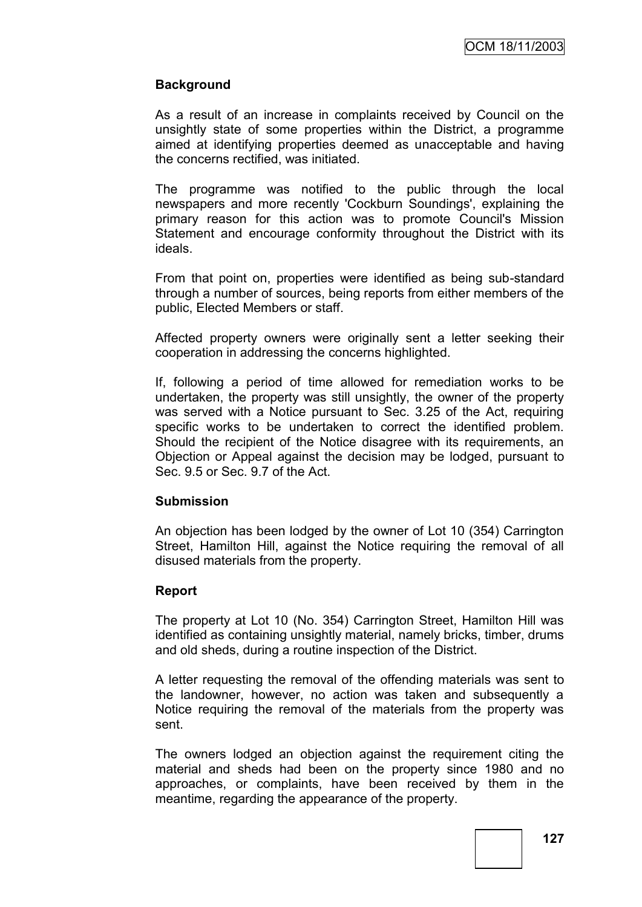**Background**

As a result of an increase in complaints received by Council on the unsightly state of some properties within the District, a programme aimed at identifying properties deemed as unacceptable and having the concerns rectified, was initiated.

The programme was notified to the public through the local newspapers and more recently 'Cockburn Soundings', explaining the primary reason for this action was to promote Council's Mission Statement and encourage conformity throughout the District with its ideals.

From that point on, properties were identified as being sub-standard through a number of sources, being reports from either members of the public, Elected Members or staff.

Affected property owners were originally sent a letter seeking their cooperation in addressing the concerns highlighted.

If, following a period of time allowed for remediation works to be undertaken, the property was still unsightly, the owner of the property was served with a Notice pursuant to Sec. 3.25 of the Act, requiring specific works to be undertaken to correct the identified problem. Should the recipient of the Notice disagree with its requirements, an Objection or Appeal against the decision may be lodged, pursuant to Sec. 9.5 or Sec. 9.7 of the Act.

**Submission**

An objection has been lodged by the owner of Lot 10 (354) Carrington Street, Hamilton Hill, against the Notice requiring the removal of all disused materials from the property.

**Report**

The property at Lot 10 (No. 354) Carrington Street, Hamilton Hill was identified as containing unsightly material, namely bricks, timber, drums and old sheds, during a routine inspection of the District.

A letter requesting the removal of the offending materials was sent to the landowner, however, no action was taken and subsequently a Notice requiring the removal of the materials from the property was sent.

The owners lodged an objection against the requirement citing the material and sheds had been on the property since 1980 and no approaches, or complaints, have been received by them in the meantime, regarding the appearance of the property.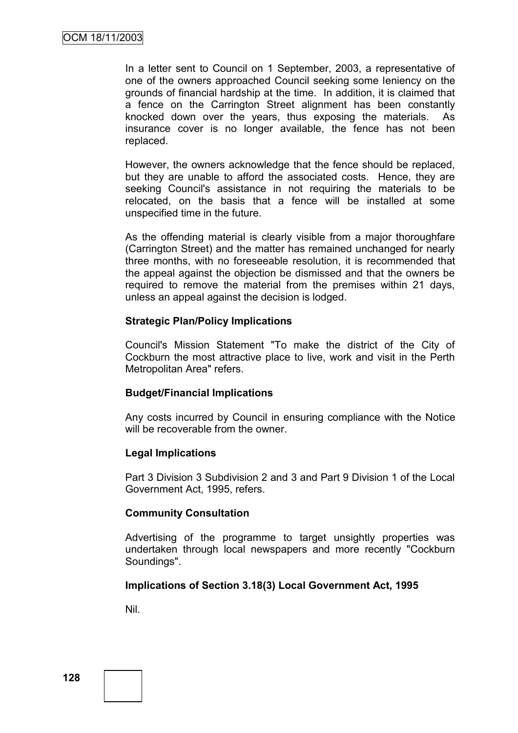In a letter sent to Council on 1 September, 2003, a representative of one of the owners approached Council seeking some leniency on the grounds of financial hardship at the time. In addition, it is claimed that a fence on the Carrington Street alignment has been constantly knocked down over the years, thus exposing the materials. As insurance cover is no longer available, the fence has not been replaced.

However, the owners acknowledge that the fence should be replaced, but they are unable to afford the associated costs. Hence, they are seeking Council's assistance in not requiring the materials to be relocated, on the basis that a fence will be installed at some unspecified time in the future.

As the offending material is clearly visible from a major thoroughfare (Carrington Street) and the matter has remained unchanged for nearly three months, with no foreseeable resolution, it is recommended that the appeal against the objection be dismissed and that the owners be required to remove the material from the premises within 21 days, unless an appeal against the decision is lodged.

**Strategic Plan/Policy Implications**

Council's Mission Statement "To make the district of the City of Cockburn the most attractive place to live, work and visit in the Perth Metropolitan Area" refers.

**Budget/Financial Implications**

Any costs incurred by Council in ensuring compliance with the Notice will be recoverable from the owner.

**Legal Implications**

Part 3 Division 3 Subdivision 2 and 3 and Part 9 Division 1 of the Local Government Act, 1995, refers.

**Community Consultation**

Advertising of the programme to target unsightly properties was undertaken through local newspapers and more recently "Cockburn Soundings".

**Implications of Section 3.18(3) Local Government Act, 1995**

Nil.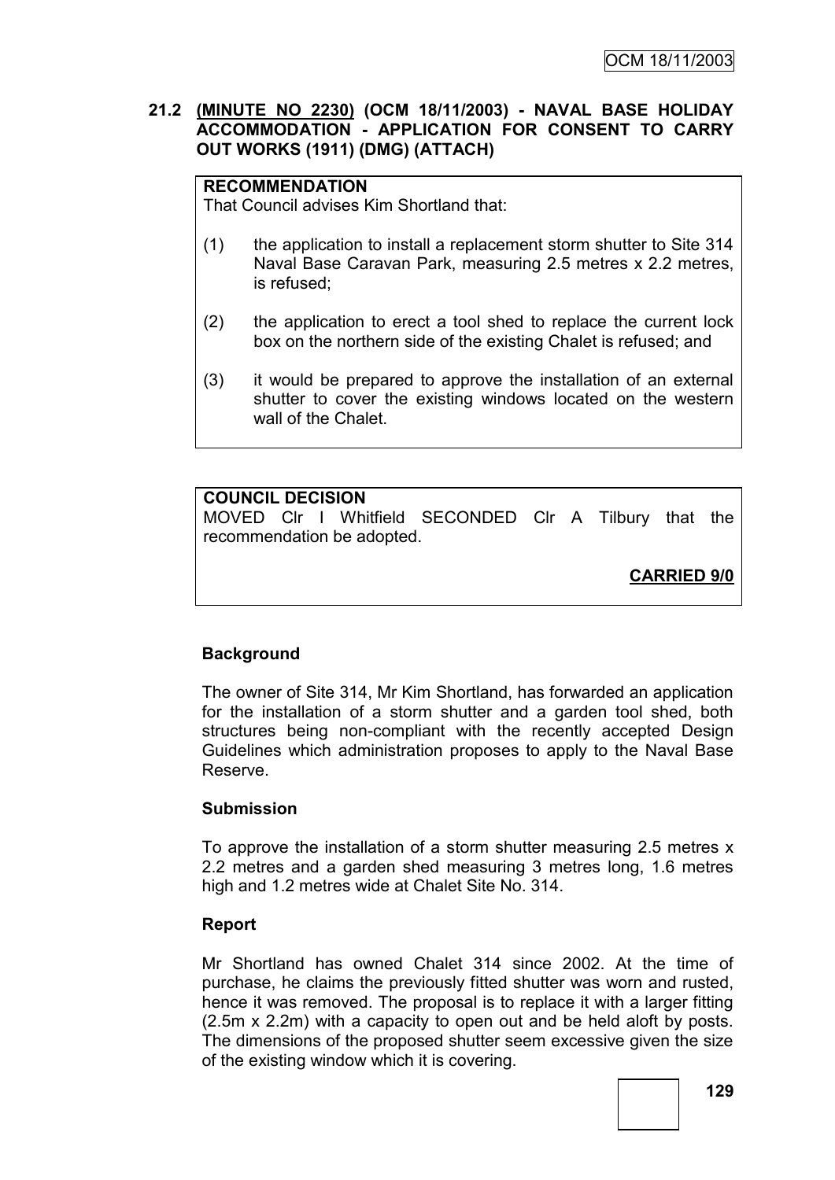## 21.2 (MINUTE NO 2230) (OCM 18/11/2003) - NAVAL BASE HOLIDAY ACCOMMODATION - APPLICATION FOR CONSENT TO CARRY OUT WORKS (1911) (DMG) (ATTACH)

**RECOMMENDATION**

That Council advises Kim Shortland that:

(1) the application to install a replacement storm shutter to Site 314 Naval Base Caravan Park, measuring 2.5 metres x 2.2 metres, is refused;

(2) the application to erect a tool shed to replace the current lock box on the northern side of the existing Chalet is refused; and

(3) it would be prepared to approve the installation of an external shutter to cover the existing windows located on the western wall of the Chalet.

**COUNCIL DECISION**

MOVED Clr I Whitfield SECONDED Clr A Tilbury that the recommendation be adopted.

**CARRIED 9/0**

### Background

The owner of Site 314, Mr Kim Shortland, has forwarded an application for the installation of a storm shutter and a garden tool shed, both structures being non-compliant with the recently accepted Design Guidelines which administration proposes to apply to the Naval Base Reserve.

### Submission

To approve the installation of a storm shutter measuring 2.5 metres x 2.2 metres and a garden shed measuring 3 metres long, 1.6 metres high and 1.2 metres wide at Chalet Site No. 314.

### Report

Mr Shortland has owned Chalet 314 since 2002. At the time of purchase, he claims the previously fitted shutter was worn and rusted, hence it was removed. The proposal is to replace it with a larger fitting (2.5m x 2.2m) with a capacity to open out and be held aloft by posts. The dimensions of the proposed shutter seem excessive given the size of the existing window which it is covering.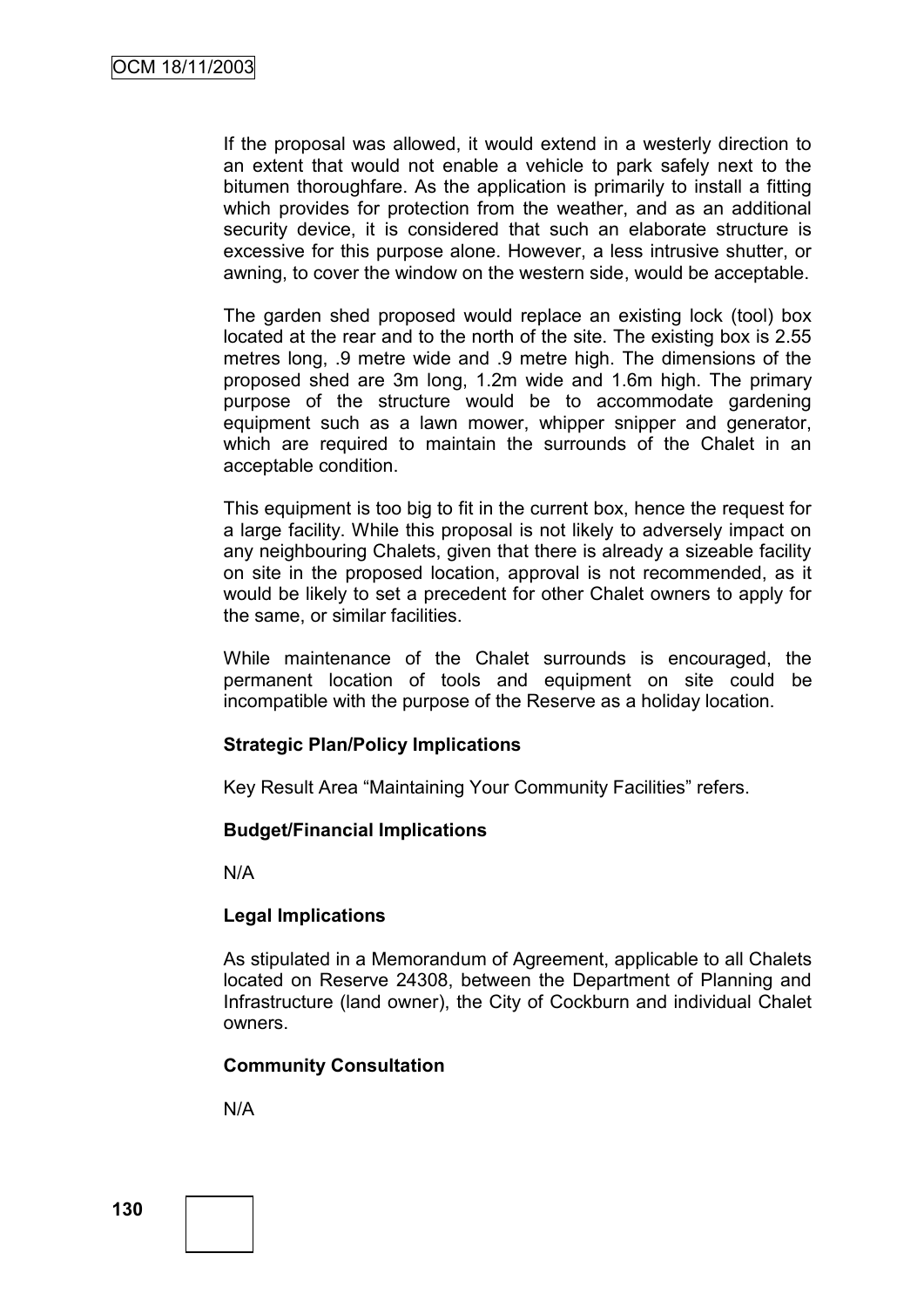If the proposal was allowed, it would extend in a westerly direction to an extent that would not enable a vehicle to park safely next to the bitumen thoroughfare. As the application is primarily to install a fitting which provides for protection from the weather, and as an additional security device, it is considered that such an elaborate structure is excessive for this purpose alone. However, a less intrusive shutter, or awning, to cover the window on the western side, would be acceptable.

The garden shed proposed would replace an existing lock (tool) box located at the rear and to the north of the site. The existing box is 2.55 metres long, .9 metre wide and .9 metre high. The dimensions of the proposed shed are 3m long, 1.2m wide and 1.6m high. The primary purpose of the structure would be to accommodate gardening equipment such as a lawn mower, whipper snipper and generator, which are required to maintain the surrounds of the Chalet in an acceptable condition.

This equipment is too big to fit in the current box, hence the request for a large facility. While this proposal is not likely to adversely impact on any neighbouring Chalets, given that there is already a sizeable facility on site in the proposed location, approval is not recommended, as it would be likely to set a precedent for other Chalet owners to apply for the same, or similar facilities.

While maintenance of the Chalet surrounds is encouraged, the permanent location of tools and equipment on site could be incompatible with the purpose of the Reserve as a holiday location.

**Strategic Plan/Policy Implications**

Key Result Area "Maintaining Your Community Facilities" refers.

**Budget/Financial Implications**

N/A

**Legal Implications**

As stipulated in a Memorandum of Agreement, applicable to all Chalets located on Reserve 24308, between the Department of Planning and Infrastructure (land owner), the City of Cockburn and individual Chalet owners.

**Community Consultation**

N/A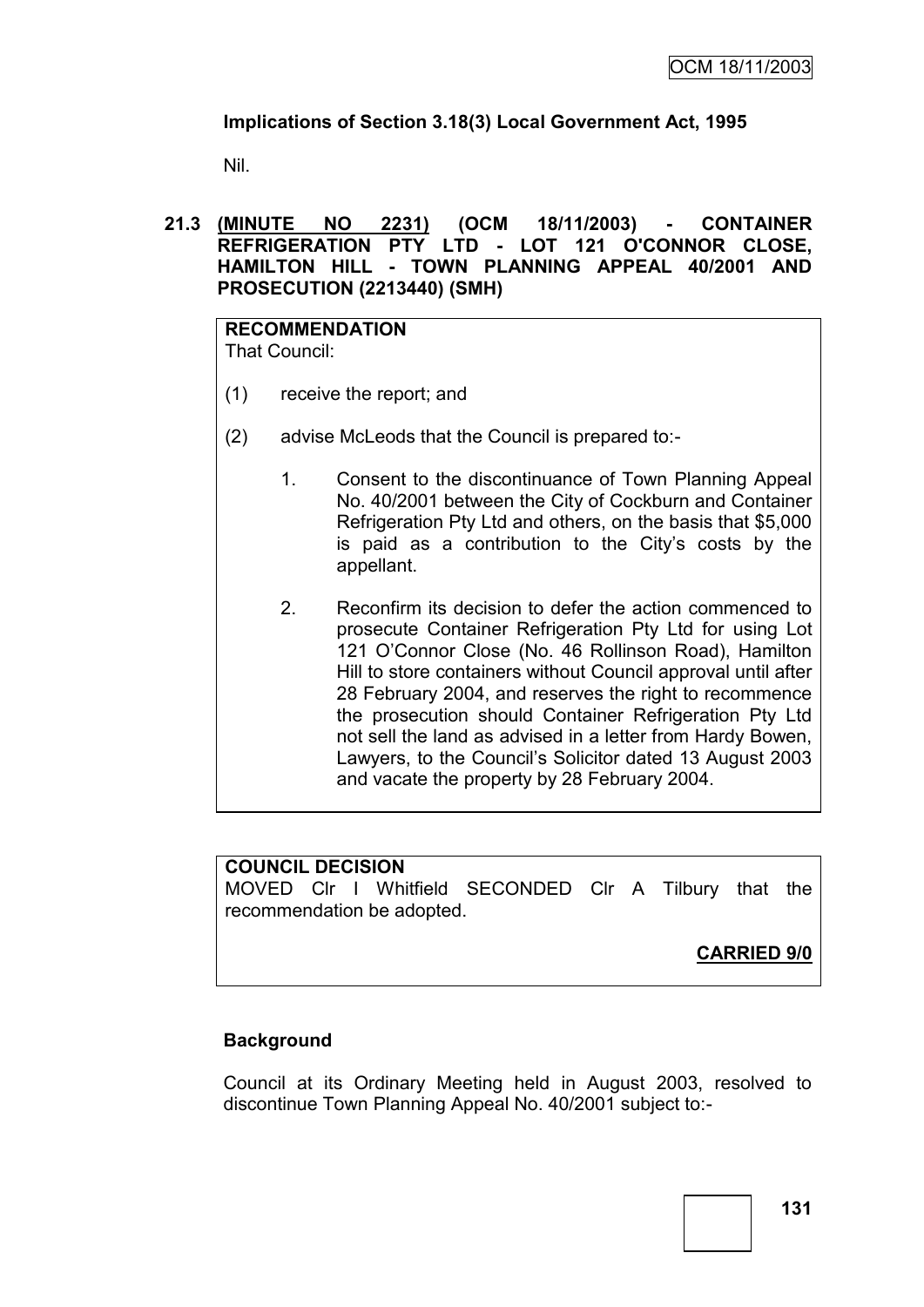**Implications of Section 3.18(3) Local Government Act, 1995**

Nil.

## 21.3 (MINUTE NO 2231) (OCM 18/11/2003) - CONTAINER REFRIGERATION PTY LTD - LOT 121 O'CONNOR CLOSE, HAMILTON HILL - TOWN PLANNING APPEAL 40/2001 AND PROSECUTION (2213440) (SMH)

**RECOMMENDATION**
That Council:

(1) receive the report; and

(2) advise McLeods that the Council is prepared to:-

1. Consent to the discontinuance of Town Planning Appeal No. 40/2001 between the City of Cockburn and Container Refrigeration Pty Ltd and others, on the basis that $5,000 is paid as a contribution to the City's costs by the appellant.

2. Reconfirm its decision to defer the action commenced to prosecute Container Refrigeration Pty Ltd for using Lot 121 O'Connor Close (No. 46 Rollinson Road), Hamilton Hill to store containers without Council approval until after 28 February 2004, and reserves the right to recommence the prosecution should Container Refrigeration Pty Ltd not sell the land as advised in a letter from Hardy Bowen, Lawyers, to the Council's Solicitor dated 13 August 2003 and vacate the property by 28 February 2004.

**COUNCIL DECISION**
MOVED Clr I Whitfield SECONDED Clr A Tilbury that the recommendation be adopted.

**CARRIED 9/0**

**Background**

Council at its Ordinary Meeting held in August 2003, resolved to discontinue Town Planning Appeal No. 40/2001 subject to:-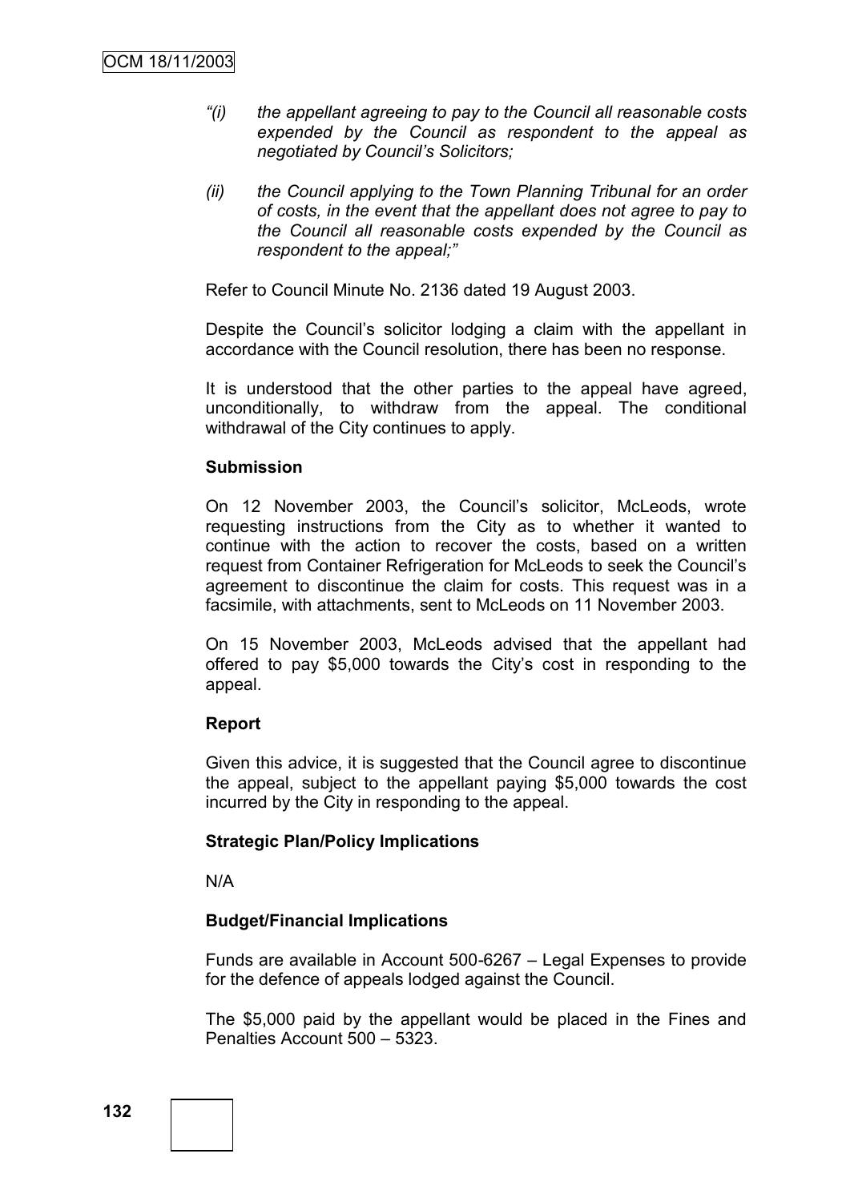*"(i) the appellant agreeing to pay to the Council all reasonable costs expended by the Council as respondent to the appeal as negotiated by Council's Solicitors;*

*(ii) the Council applying to the Town Planning Tribunal for an order of costs, in the event that the appellant does not agree to pay to the Council all reasonable costs expended by the Council as respondent to the appeal;"*

Refer to Council Minute No. 2136 dated 19 August 2003.

Despite the Council's solicitor lodging a claim with the appellant in accordance with the Council resolution, there has been no response.

It is understood that the other parties to the appeal have agreed, unconditionally, to withdraw from the appeal. The conditional withdrawal of the City continues to apply.

**Submission**

On 12 November 2003, the Council's solicitor, McLeods, wrote requesting instructions from the City as to whether it wanted to continue with the action to recover the costs, based on a written request from Container Refrigeration for McLeods to seek the Council's agreement to discontinue the claim for costs. This request was in a facsimile, with attachments, sent to McLeods on 11 November 2003.

On 15 November 2003, McLeods advised that the appellant had offered to pay $5,000 towards the City's cost in responding to the appeal.

**Report**

Given this advice, it is suggested that the Council agree to discontinue the appeal, subject to the appellant paying $5,000 towards the cost incurred by the City in responding to the appeal.

**Strategic Plan/Policy Implications**

N/A

**Budget/Financial Implications**

Funds are available in Account 500-6267 – Legal Expenses to provide for the defence of appeals lodged against the Council.

The $5,000 paid by the appellant would be placed in the Fines and Penalties Account 500 – 5323.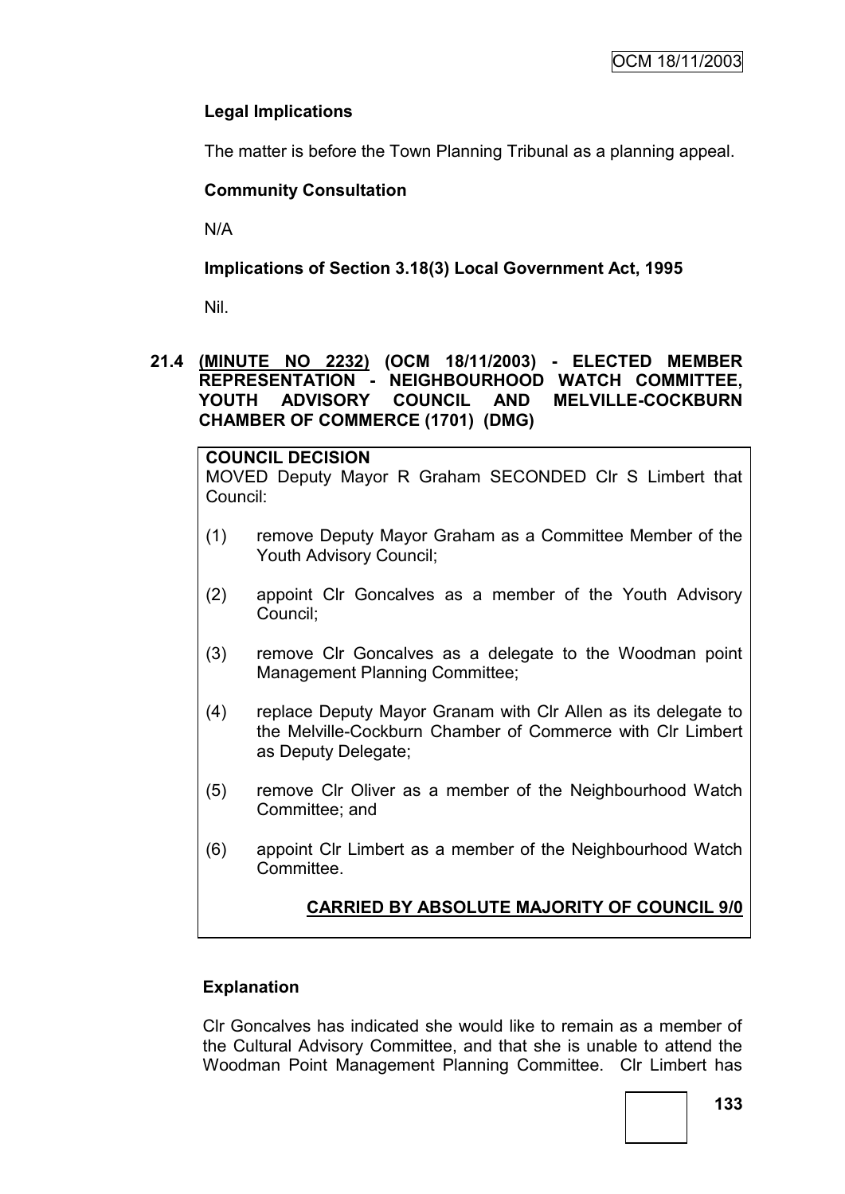**Legal Implications**

The matter is before the Town Planning Tribunal as a planning appeal.

**Community Consultation**

N/A

**Implications of Section 3.18(3) Local Government Act, 1995**

Nil.

**21.4 (MINUTE NO 2232) (OCM 18/11/2003) - ELECTED MEMBER REPRESENTATION - NEIGHBOURHOOD WATCH COMMITTEE, YOUTH ADVISORY COUNCIL AND MELVILLE-COCKBURN CHAMBER OF COMMERCE (1701) (DMG)**

**COUNCIL DECISION**

MOVED Deputy Mayor R Graham SECONDED Clr S Limbert that Council:

(1) remove Deputy Mayor Graham as a Committee Member of the Youth Advisory Council;

(2) appoint Clr Goncalves as a member of the Youth Advisory Council;

(3) remove Clr Goncalves as a delegate to the Woodman point Management Planning Committee;

(4) replace Deputy Mayor Granam with Clr Allen as its delegate to the Melville-Cockburn Chamber of Commerce with Clr Limbert as Deputy Delegate;

(5) remove Clr Oliver as a member of the Neighbourhood Watch Committee; and

(6) appoint Clr Limbert as a member of the Neighbourhood Watch Committee.

**CARRIED BY ABSOLUTE MAJORITY OF COUNCIL 9/0**

**Explanation**

Clr Goncalves has indicated she would like to remain as a member of the Cultural Advisory Committee, and that she is unable to attend the Woodman Point Management Planning Committee. Clr Limbert has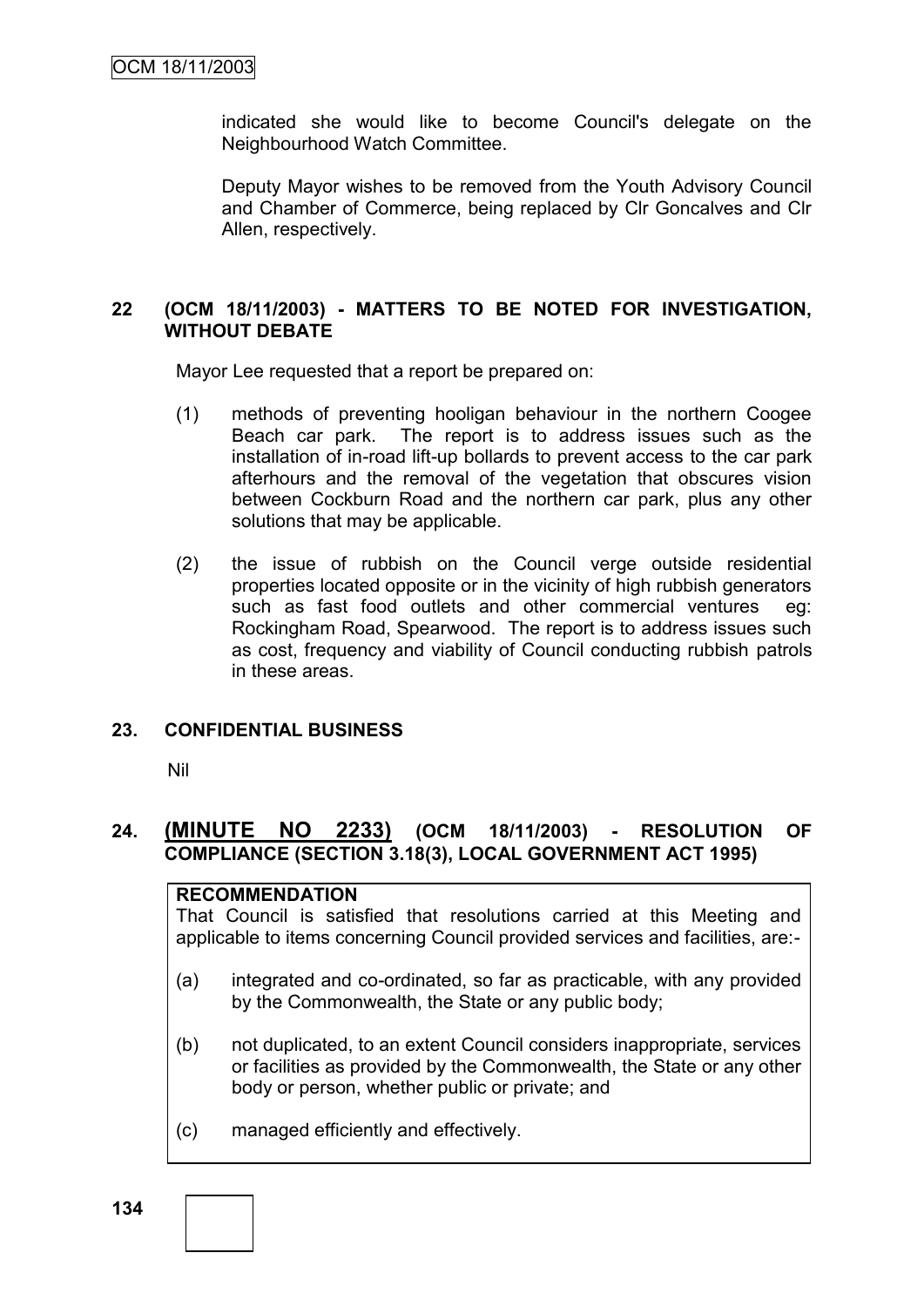indicated she would like to become Council's delegate on the Neighbourhood Watch Committee.

Deputy Mayor wishes to be removed from the Youth Advisory Council and Chamber of Commerce, being replaced by Clr Goncalves and Clr Allen, respectively.

## 22 (OCM 18/11/2003) - MATTERS TO BE NOTED FOR INVESTIGATION, WITHOUT DEBATE

Mayor Lee requested that a report be prepared on:

(1) methods of preventing hooligan behaviour in the northern Coogee Beach car park. The report is to address issues such as the installation of in-road lift-up bollards to prevent access to the car park afterhours and the removal of the vegetation that obscures vision between Cockburn Road and the northern car park, plus any other solutions that may be applicable.

(2) the issue of rubbish on the Council verge outside residential properties located opposite or in the vicinity of high rubbish generators such as fast food outlets and other commercial ventures eg: Rockingham Road, Spearwood. The report is to address issues such as cost, frequency and viability of Council conducting rubbish patrols in these areas.

## 23. CONFIDENTIAL BUSINESS

Nil

## 24. (MINUTE NO 2233) (OCM 18/11/2003) - RESOLUTION OF COMPLIANCE (SECTION 3.18(3), LOCAL GOVERNMENT ACT 1995)

**RECOMMENDATION**

That Council is satisfied that resolutions carried at this Meeting and applicable to items concerning Council provided services and facilities, are:-

(a) integrated and co-ordinated, so far as practicable, with any provided by the Commonwealth, the State or any public body;

(b) not duplicated, to an extent Council considers inappropriate, services or facilities as provided by the Commonwealth, the State or any other body or person, whether public or private; and

(c) managed efficiently and effectively.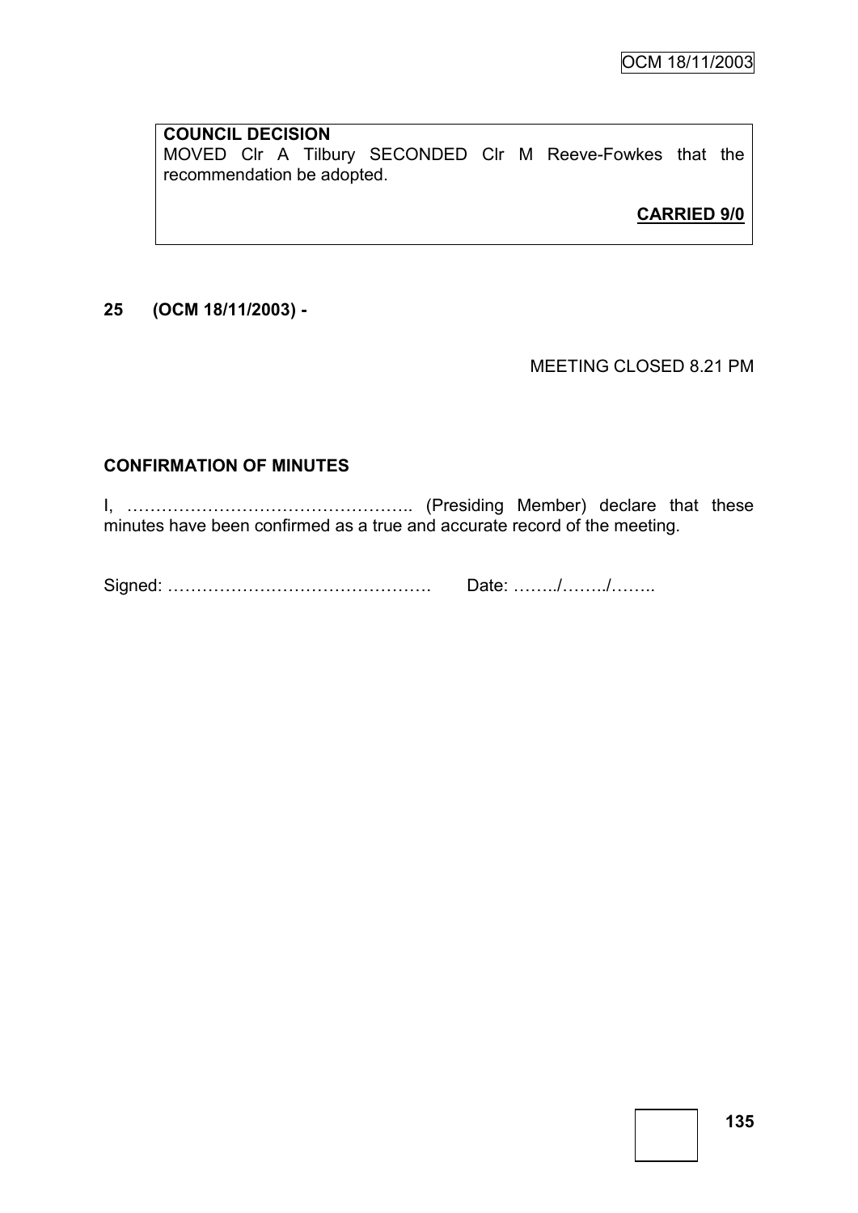**COUNCIL DECISION**
MOVED Clr A Tilbury SECONDED Clr M Reeve-Fowkes that the recommendation be adopted.

**CARRIED 9/0**

**25 (OCM 18/11/2003) -**

MEETING CLOSED 8.21 PM

**CONFIRMATION OF MINUTES**

I, ………………………………………….. (Presiding Member) declare that these minutes have been confirmed as a true and accurate record of the meeting.

Signed: ………………………………………. Date: ……../……../……..